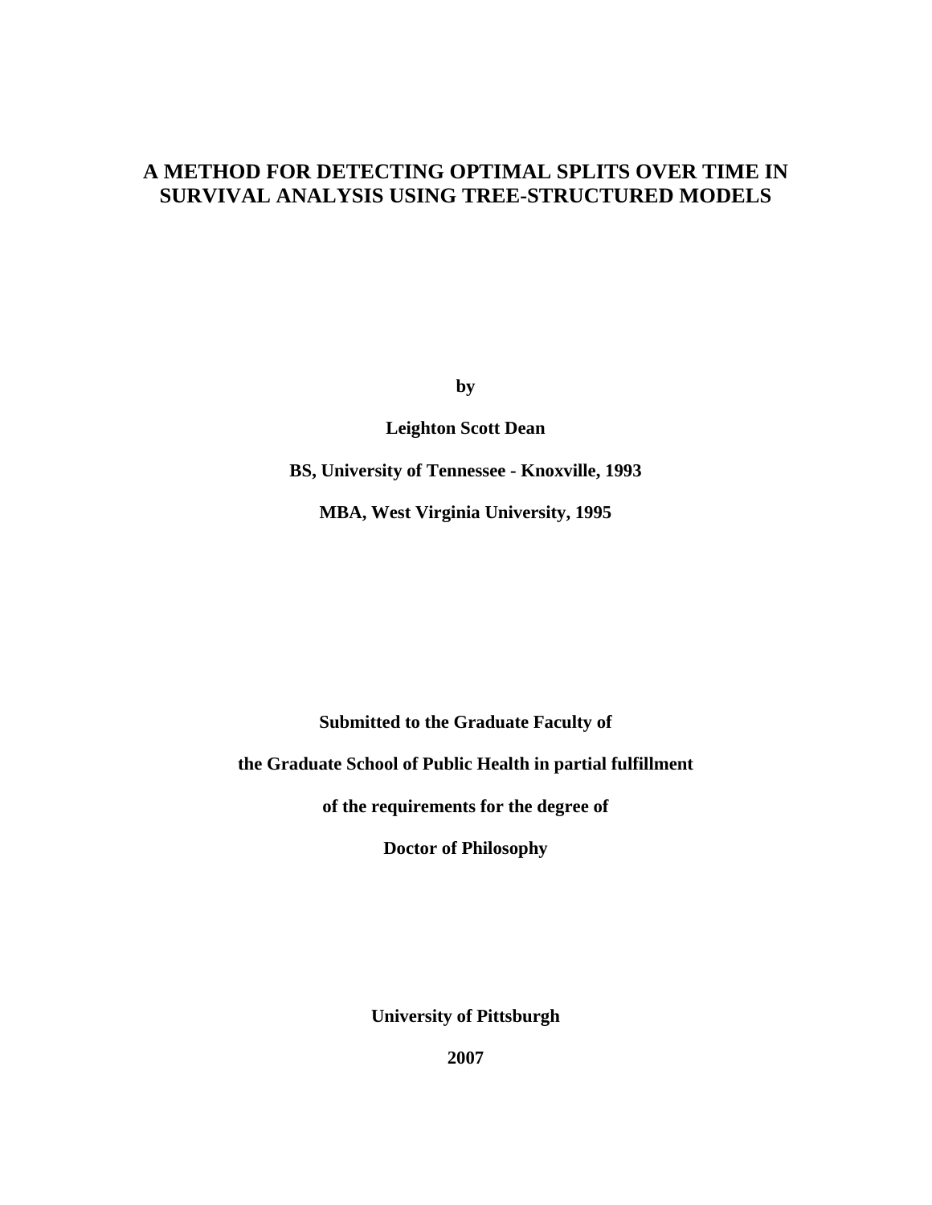# A METHOD FOR DETECTING OPTIMAL SPLITS OVER TIME IN SURVIVAL ANALYSIS USING TREE-STRUCTURED MODELS

**by**

**Leighton Scott Dean**

**BS, University of Tennessee - Knoxville, 1993**

**MBA, West Virginia University, 1995**

**Submitted to the Graduate Faculty of**

**the Graduate School of Public Health in partial fulfillment**

**of the requirements for the degree of**

**Doctor of Philosophy**

**University of Pittsburgh**

**2007**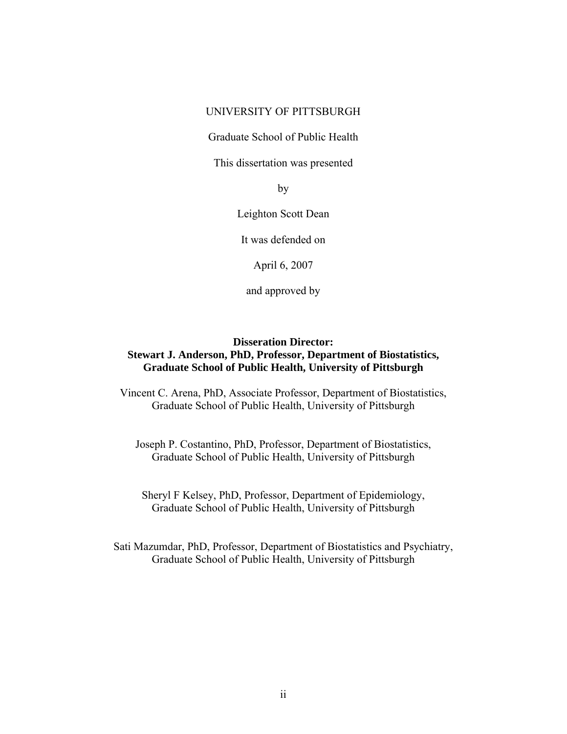UNIVERSITY OF PITTSBURGH

Graduate School of Public Health

This dissertation was presented

by

Leighton Scott Dean

It was defended on

April 6, 2007

and approved by

**Disseration Director:**
**Stewart J. Anderson, PhD, Professor, Department of Biostatistics, Graduate School of Public Health, University of Pittsburgh**

Vincent C. Arena, PhD, Associate Professor, Department of Biostatistics, Graduate School of Public Health, University of Pittsburgh

Joseph P. Costantino, PhD, Professor, Department of Biostatistics, Graduate School of Public Health, University of Pittsburgh

Sheryl F Kelsey, PhD, Professor, Department of Epidemiology, Graduate School of Public Health, University of Pittsburgh

Sati Mazumdar, PhD, Professor, Department of Biostatistics and Psychiatry, Graduate School of Public Health, University of Pittsburgh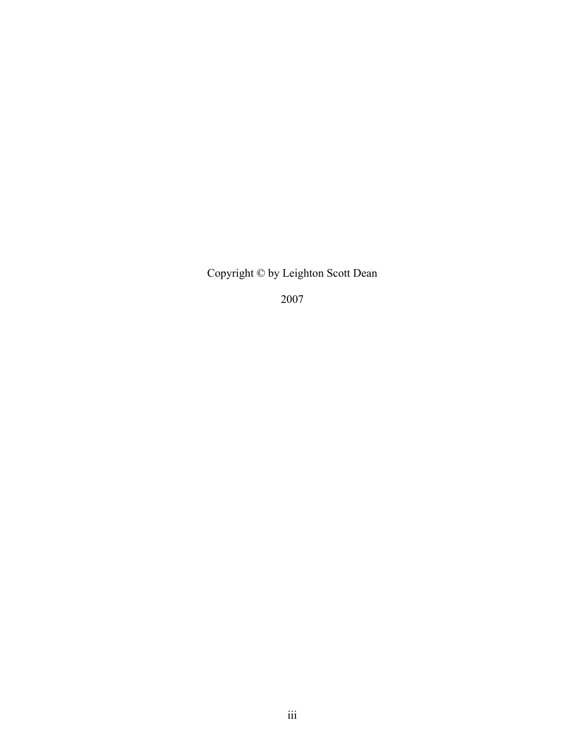Copyright © by Leighton Scott Dean

2007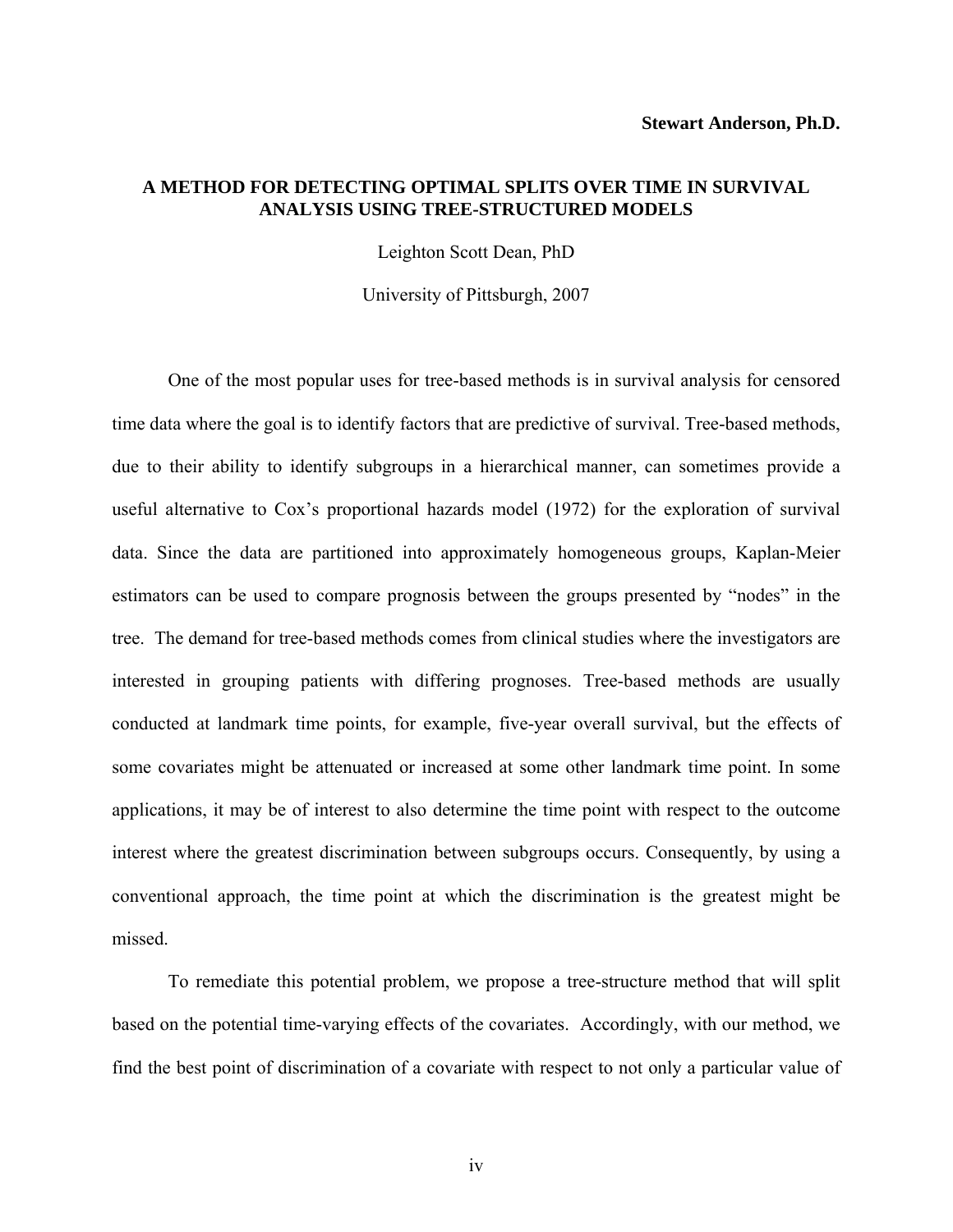**Stewart Anderson, Ph.D.**

# A METHOD FOR DETECTING OPTIMAL SPLITS OVER TIME IN SURVIVAL ANALYSIS USING TREE-STRUCTURED MODELS

Leighton Scott Dean, PhD

University of Pittsburgh, 2007

One of the most popular uses for tree-based methods is in survival analysis for censored time data where the goal is to identify factors that are predictive of survival. Tree-based methods, due to their ability to identify subgroups in a hierarchical manner, can sometimes provide a useful alternative to Cox's proportional hazards model (1972) for the exploration of survival data. Since the data are partitioned into approximately homogeneous groups, Kaplan-Meier estimators can be used to compare prognosis between the groups presented by "nodes" in the tree. The demand for tree-based methods comes from clinical studies where the investigators are interested in grouping patients with differing prognoses. Tree-based methods are usually conducted at landmark time points, for example, five-year overall survival, but the effects of some covariates might be attenuated or increased at some other landmark time point. In some applications, it may be of interest to also determine the time point with respect to the outcome interest where the greatest discrimination between subgroups occurs. Consequently, by using a conventional approach, the time point at which the discrimination is the greatest might be missed.

To remediate this potential problem, we propose a tree-structure method that will split based on the potential time-varying effects of the covariates. Accordingly, with our method, we find the best point of discrimination of a covariate with respect to not only a particular value of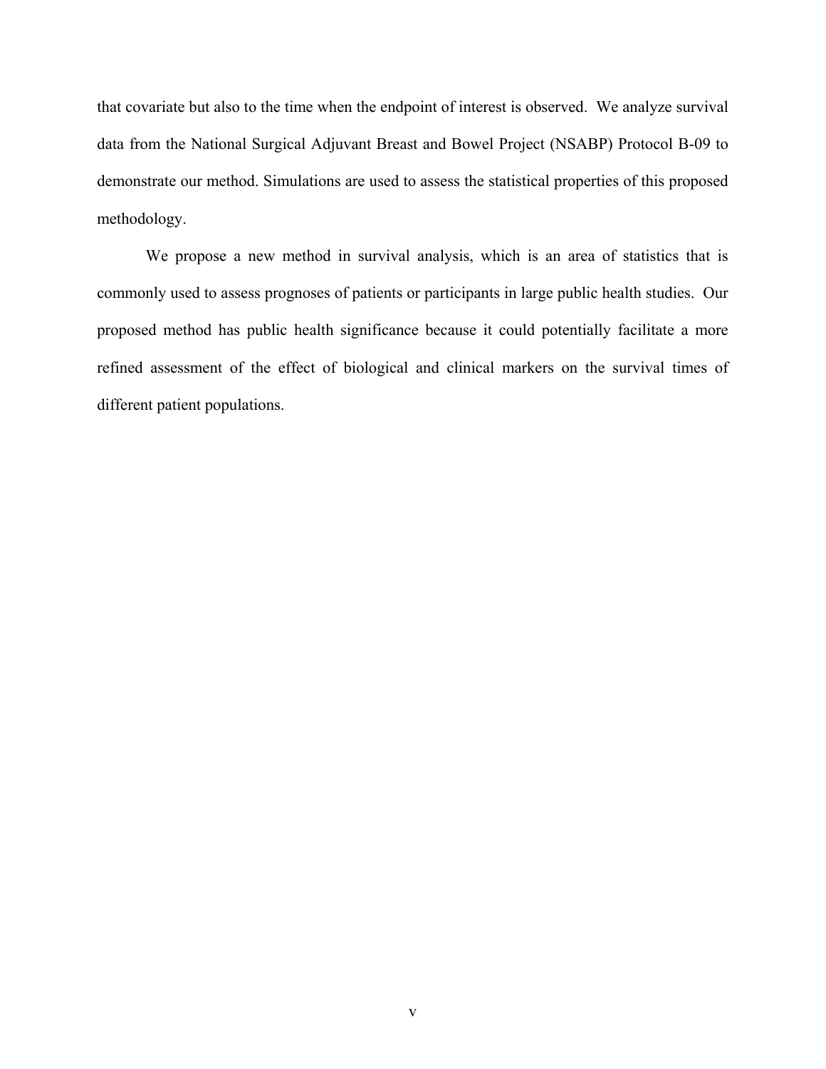that covariate but also to the time when the endpoint of interest is observed. We analyze survival data from the National Surgical Adjuvant Breast and Bowel Project (NSABP) Protocol B-09 to demonstrate our method. Simulations are used to assess the statistical properties of this proposed methodology.

We propose a new method in survival analysis, which is an area of statistics that is commonly used to assess prognoses of patients or participants in large public health studies. Our proposed method has public health significance because it could potentially facilitate a more refined assessment of the effect of biological and clinical markers on the survival times of different patient populations.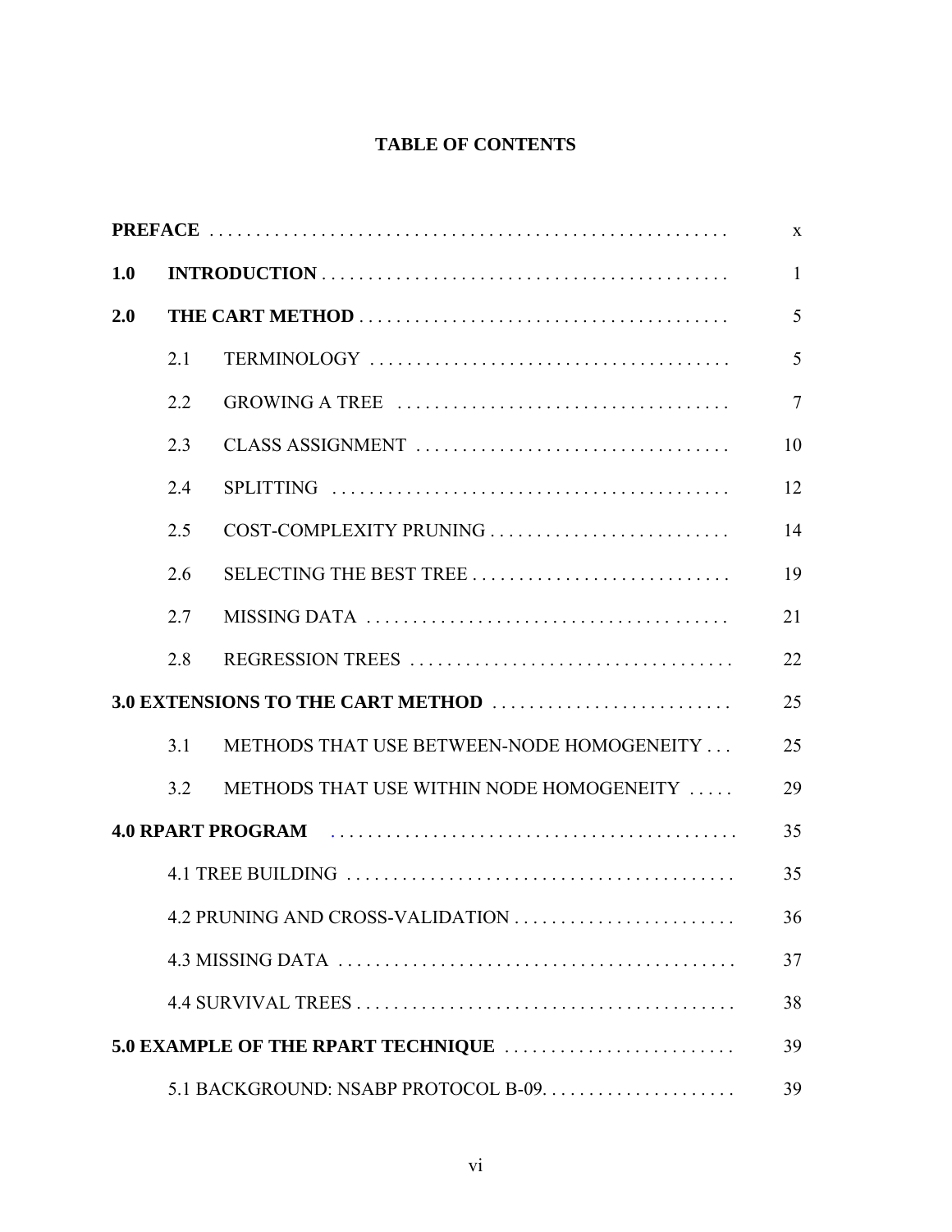# TABLE OF CONTENTS

| | | |
|---|---|---|
| **PREFACE** | | x |
| **1.0** | **INTRODUCTION** | 1 |
| **2.0** | **THE CART METHOD** | 5 |
| 2.1 | TERMINOLOGY | 5 |
| 2.2 | GROWING A TREE | 7 |
| 2.3 | CLASS ASSIGNMENT | 10 |
| 2.4 | SPLITTING | 12 |
| 2.5 | COST-COMPLEXITY PRUNING | 14 |
| 2.6 | SELECTING THE BEST TREE | 19 |
| 2.7 | MISSING DATA | 21 |
| 2.8 | REGRESSION TREES | 22 |
| **3.0 EXTENSIONS TO THE CART METHOD** | | 25 |
| 3.1 | METHODS THAT USE BETWEEN-NODE HOMOGENEITY | 25 |
| 3.2 | METHODS THAT USE WITHIN NODE HOMOGENEITY | 29 |
| **4.0 RPART PROGRAM** | | 35 |
| 4.1 TREE BUILDING | | 35 |
| 4.2 PRUNING AND CROSS-VALIDATION | | 36 |
| 4.3 MISSING DATA | | 37 |
| 4.4 SURVIVAL TREES | | 38 |
| **5.0 EXAMPLE OF THE RPART TECHNIQUE** | | 39 |
| 5.1 BACKGROUND: NSABP PROTOCOL B-09. | | 39 |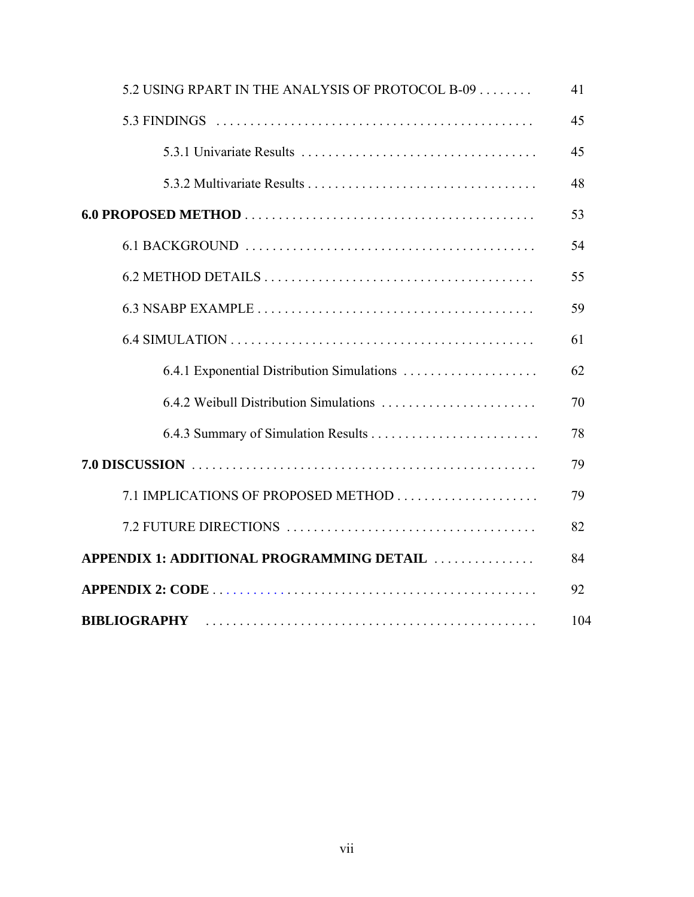5.2 USING RPART IN THE ANALYSIS OF PROTOCOL B-09 . . . . . . . . 41

5.3 FINDINGS . . . . . . . . . . . . . . . . . . . . . . . . . . . . . . . . . . . . . . . . . . . . . . 45

5.3.1 Univariate Results . . . . . . . . . . . . . . . . . . . . . . . . . . . . . . . . . . . 45

5.3.2 Multivariate Results . . . . . . . . . . . . . . . . . . . . . . . . . . . . . . . . . . 48

**6.0 PROPOSED METHOD** . . . . . . . . . . . . . . . . . . . . . . . . . . . . . . . . . . . . . . . . . . . 53

6.1 BACKGROUND . . . . . . . . . . . . . . . . . . . . . . . . . . . . . . . . . . . . . . . . . . 54

6.2 METHOD DETAILS . . . . . . . . . . . . . . . . . . . . . . . . . . . . . . . . . . . . . . . 55

6.3 NSABP EXAMPLE . . . . . . . . . . . . . . . . . . . . . . . . . . . . . . . . . . . . . . . . 59

6.4 SIMULATION . . . . . . . . . . . . . . . . . . . . . . . . . . . . . . . . . . . . . . . . . . . . 61

6.4.1 Exponential Distribution Simulations . . . . . . . . . . . . . . . . . . . . 62

6.4.2 Weibull Distribution Simulations . . . . . . . . . . . . . . . . . . . . . . . 70

6.4.3 Summary of Simulation Results . . . . . . . . . . . . . . . . . . . . . . . . . 78

**7.0 DISCUSSION** . . . . . . . . . . . . . . . . . . . . . . . . . . . . . . . . . . . . . . . . . . . . . . . . . . 79

7.1 IMPLICATIONS OF PROPOSED METHOD . . . . . . . . . . . . . . . . . . . . . 79

7.2 FUTURE DIRECTIONS . . . . . . . . . . . . . . . . . . . . . . . . . . . . . . . . . . . . 82

**APPENDIX 1: ADDITIONAL PROGRAMMING DETAIL** . . . . . . . . . . . . . . . 84

**APPENDIX 2: CODE** . . . . . . . . . . . . . . . . . . . . . . . . . . . . . . . . . . . . . . . . . . . . . . . 92

**BIBLIOGRAPHY** . . . . . . . . . . . . . . . . . . . . . . . . . . . . . . . . . . . . . . . . . . . . . . . . . 104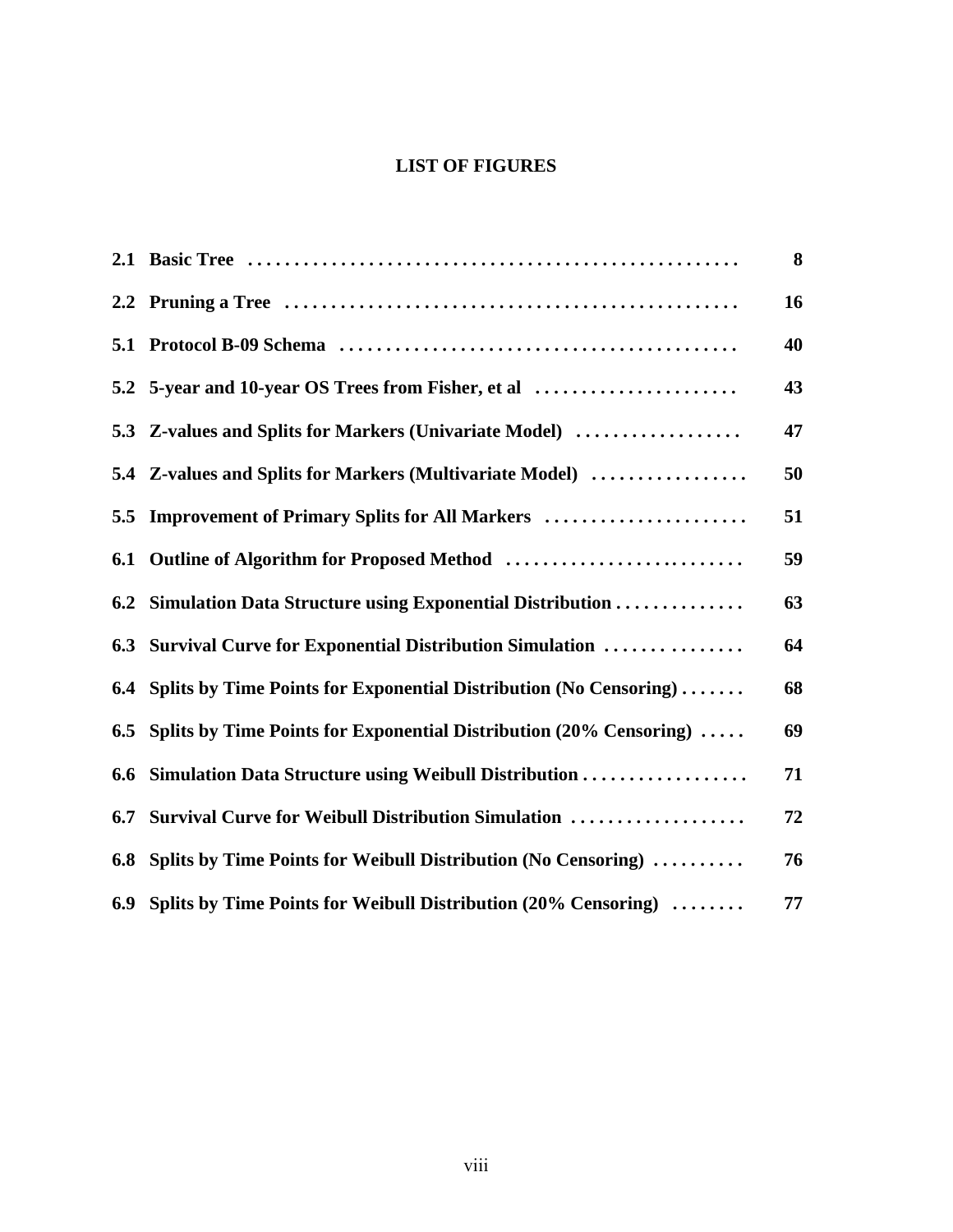# LIST OF FIGURES

| | | |
|---|---|---|
| 2.1 | Basic Tree | 8 |
| 2.2 | Pruning a Tree | 16 |
| 5.1 | Protocol B-09 Schema | 40 |
| 5.2 | 5-year and 10-year OS Trees from Fisher, et al | 43 |
| 5.3 | Z-values and Splits for Markers (Univariate Model) | 47 |
| 5.4 | Z-values and Splits for Markers (Multivariate Model) | 50 |
| 5.5 | Improvement of Primary Splits for All Markers | 51 |
| 6.1 | Outline of Algorithm for Proposed Method | 59 |
| 6.2 | Simulation Data Structure using Exponential Distribution | 63 |
| 6.3 | Survival Curve for Exponential Distribution Simulation | 64 |
| 6.4 | Splits by Time Points for Exponential Distribution (No Censoring) | 68 |
| 6.5 | Splits by Time Points for Exponential Distribution (20% Censoring) | 69 |
| 6.6 | Simulation Data Structure using Weibull Distribution | 71 |
| 6.7 | Survival Curve for Weibull Distribution Simulation | 72 |
| 6.8 | Splits by Time Points for Weibull Distribution (No Censoring) | 76 |
| 6.9 | Splits by Time Points for Weibull Distribution (20% Censoring) | 77 |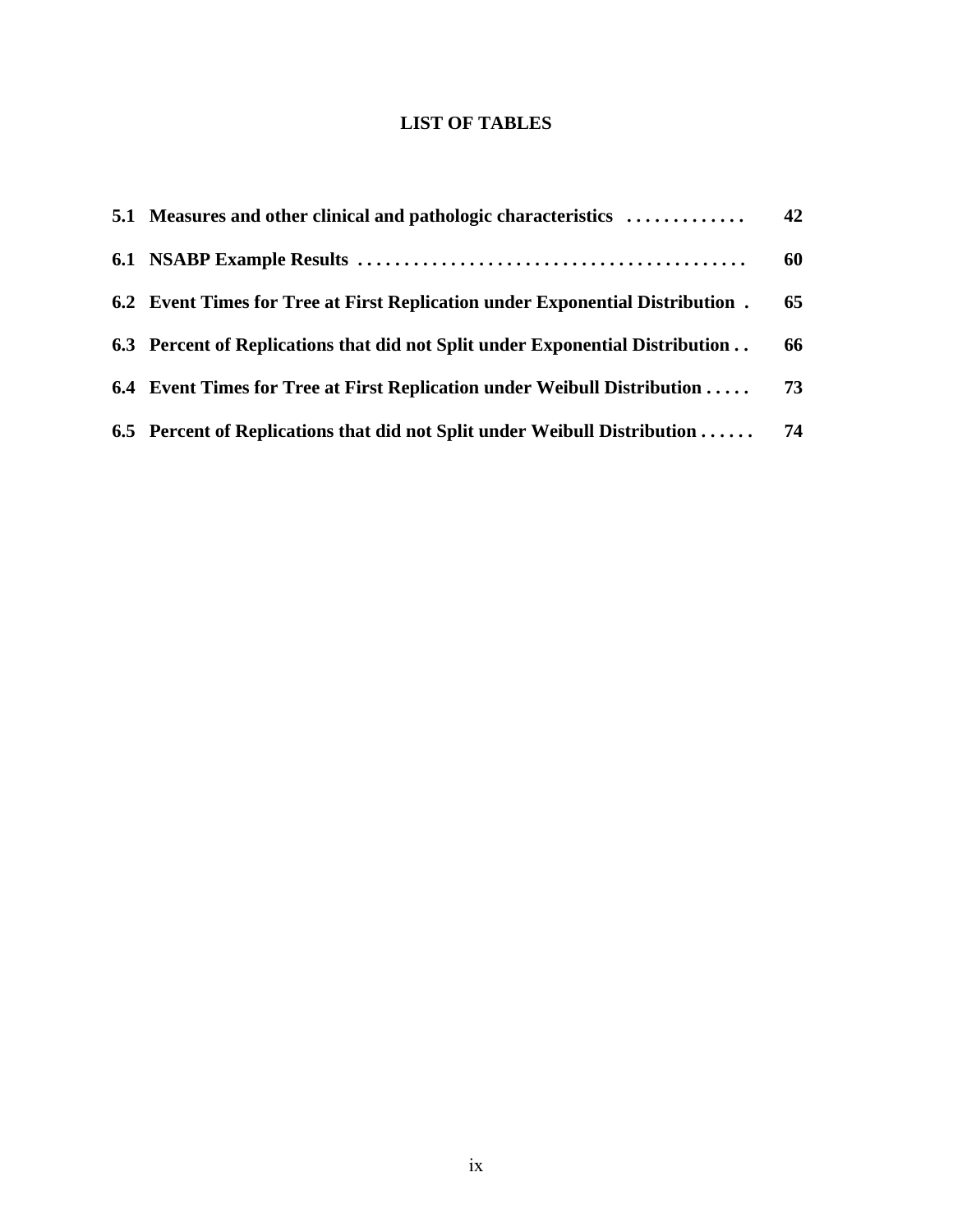# LIST OF TABLES

| | | |
|---|---|---|
| **5.1** | **Measures and other clinical and pathologic characteristics** | **42** |
| **6.1** | **NSABP Example Results** | **60** |
| **6.2** | **Event Times for Tree at First Replication under Exponential Distribution** | **65** |
| **6.3** | **Percent of Replications that did not Split under Exponential Distribution** | **66** |
| **6.4** | **Event Times for Tree at First Replication under Weibull Distribution** | **73** |
| **6.5** | **Percent of Replications that did not Split under Weibull Distribution** | **74** |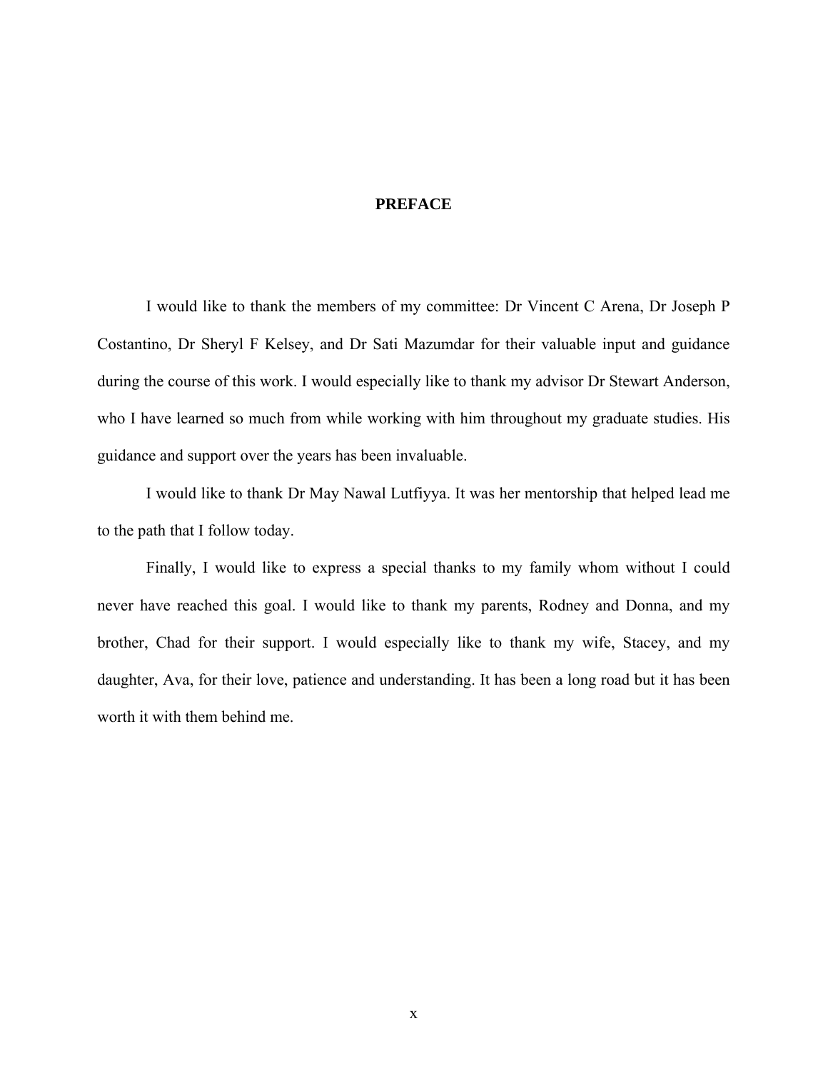# PREFACE

I would like to thank the members of my committee: Dr Vincent C Arena, Dr Joseph P Costantino, Dr Sheryl F Kelsey, and Dr Sati Mazumdar for their valuable input and guidance during the course of this work. I would especially like to thank my advisor Dr Stewart Anderson, who I have learned so much from while working with him throughout my graduate studies. His guidance and support over the years has been invaluable.

I would like to thank Dr May Nawal Lutfiyya. It was her mentorship that helped lead me to the path that I follow today.

Finally, I would like to express a special thanks to my family whom without I could never have reached this goal. I would like to thank my parents, Rodney and Donna, and my brother, Chad for their support. I would especially like to thank my wife, Stacey, and my daughter, Ava, for their love, patience and understanding. It has been a long road but it has been worth it with them behind me.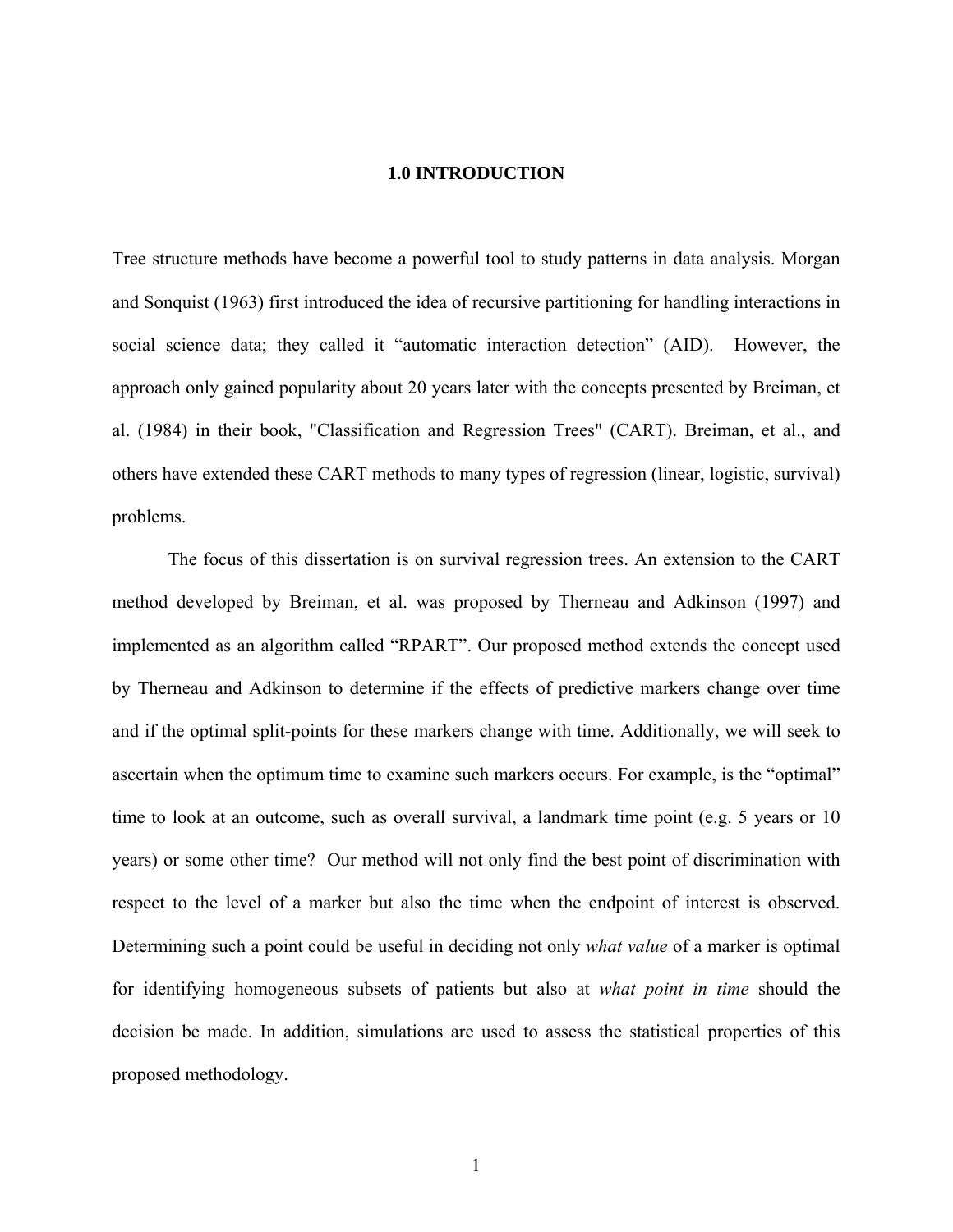# 1.0 INTRODUCTION

Tree structure methods have become a powerful tool to study patterns in data analysis. Morgan and Sonquist (1963) first introduced the idea of recursive partitioning for handling interactions in social science data; they called it “automatic interaction detection” (AID). However, the approach only gained popularity about 20 years later with the concepts presented by Breiman, et al. (1984) in their book, "Classification and Regression Trees" (CART). Breiman, et al., and others have extended these CART methods to many types of regression (linear, logistic, survival) problems.

The focus of this dissertation is on survival regression trees. An extension to the CART method developed by Breiman, et al. was proposed by Therneau and Adkinson (1997) and implemented as an algorithm called “RPART”. Our proposed method extends the concept used by Therneau and Adkinson to determine if the effects of predictive markers change over time and if the optimal split-points for these markers change with time. Additionally, we will seek to ascertain when the optimum time to examine such markers occurs. For example, is the “optimal” time to look at an outcome, such as overall survival, a landmark time point (e.g. 5 years or 10 years) or some other time? Our method will not only find the best point of discrimination with respect to the level of a marker but also the time when the endpoint of interest is observed. Determining such a point could be useful in deciding not only *what value* of a marker is optimal for identifying homogeneous subsets of patients but also at *what point in time* should the decision be made. In addition, simulations are used to assess the statistical properties of this proposed methodology.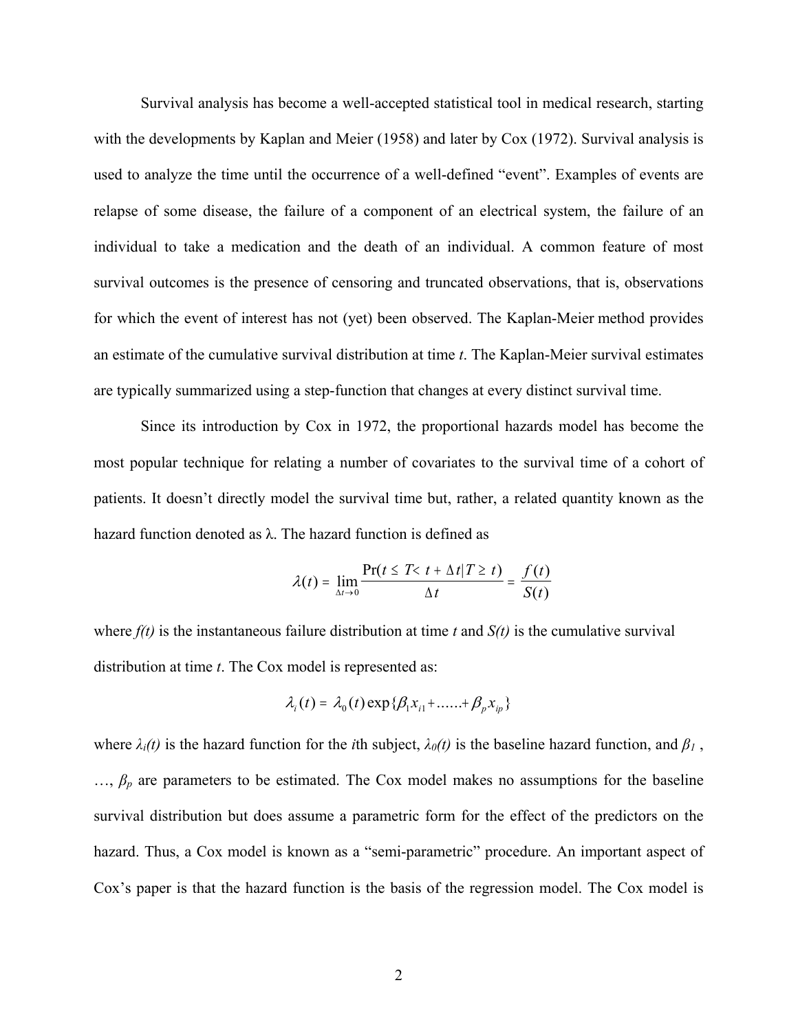Survival analysis has become a well-accepted statistical tool in medical research, starting with the developments by Kaplan and Meier (1958) and later by Cox (1972). Survival analysis is used to analyze the time until the occurrence of a well-defined "event". Examples of events are relapse of some disease, the failure of a component of an electrical system, the failure of an individual to take a medication and the death of an individual. A common feature of most survival outcomes is the presence of censoring and truncated observations, that is, observations for which the event of interest has not (yet) been observed. The Kaplan-Meier method provides an estimate of the cumulative survival distribution at time *t*. The Kaplan-Meier survival estimates are typically summarized using a step-function that changes at every distinct survival time.

Since its introduction by Cox in 1972, the proportional hazards model has become the most popular technique for relating a number of covariates to the survival time of a cohort of patients. It doesn't directly model the survival time but, rather, a related quantity known as the hazard function denoted as $\lambda$. The hazard function is defined as

$$\lambda(t) = \lim_{\Delta t \to 0} \frac{\Pr(t \leq T < t + \Delta t | T \geq t)}{\Delta t} = \frac{f(t)}{S(t)}$$

where $f(t)$ is the instantaneous failure distribution at time *t* and $S(t)$ is the cumulative survival distribution at time *t*. The Cox model is represented as:

$$\lambda_i(t) = \lambda_0(t) \exp\{\beta_1 x_{i1} + \ldots\ldots + \beta_p x_{ip}\}$$

where $\lambda_i(t)$ is the hazard function for the *i*th subject, $\lambda_0(t)$ is the baseline hazard function, and $\beta_1$ , …, $\beta_p$ are parameters to be estimated. The Cox model makes no assumptions for the baseline survival distribution but does assume a parametric form for the effect of the predictors on the hazard. Thus, a Cox model is known as a "semi-parametric" procedure. An important aspect of Cox's paper is that the hazard function is the basis of the regression model. The Cox model is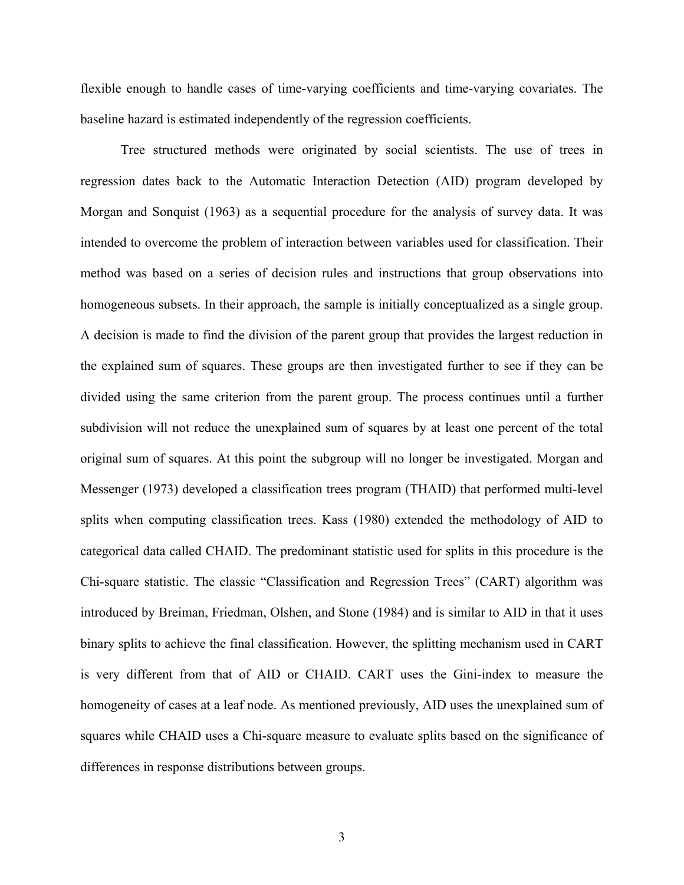flexible enough to handle cases of time-varying coefficients and time-varying covariates. The baseline hazard is estimated independently of the regression coefficients.

Tree structured methods were originated by social scientists. The use of trees in regression dates back to the Automatic Interaction Detection (AID) program developed by Morgan and Sonquist (1963) as a sequential procedure for the analysis of survey data. It was intended to overcome the problem of interaction between variables used for classification. Their method was based on a series of decision rules and instructions that group observations into homogeneous subsets. In their approach, the sample is initially conceptualized as a single group. A decision is made to find the division of the parent group that provides the largest reduction in the explained sum of squares. These groups are then investigated further to see if they can be divided using the same criterion from the parent group. The process continues until a further subdivision will not reduce the unexplained sum of squares by at least one percent of the total original sum of squares. At this point the subgroup will no longer be investigated. Morgan and Messenger (1973) developed a classification trees program (THAID) that performed multi-level splits when computing classification trees. Kass (1980) extended the methodology of AID to categorical data called CHAID. The predominant statistic used for splits in this procedure is the Chi-square statistic. The classic "Classification and Regression Trees" (CART) algorithm was introduced by Breiman, Friedman, Olshen, and Stone (1984) and is similar to AID in that it uses binary splits to achieve the final classification. However, the splitting mechanism used in CART is very different from that of AID or CHAID. CART uses the Gini-index to measure the homogeneity of cases at a leaf node. As mentioned previously, AID uses the unexplained sum of squares while CHAID uses a Chi-square measure to evaluate splits based on the significance of differences in response distributions between groups.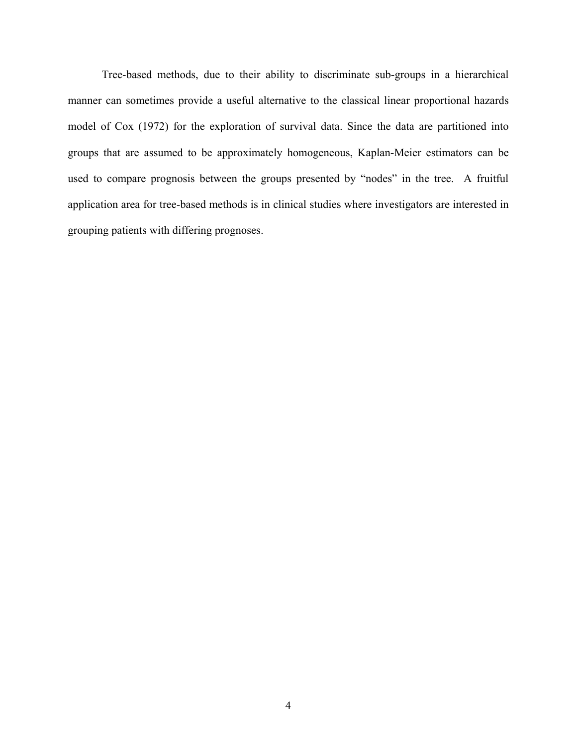Tree-based methods, due to their ability to discriminate sub-groups in a hierarchical manner can sometimes provide a useful alternative to the classical linear proportional hazards model of Cox (1972) for the exploration of survival data. Since the data are partitioned into groups that are assumed to be approximately homogeneous, Kaplan-Meier estimators can be used to compare prognosis between the groups presented by "nodes" in the tree. A fruitful application area for tree-based methods is in clinical studies where investigators are interested in grouping patients with differing prognoses.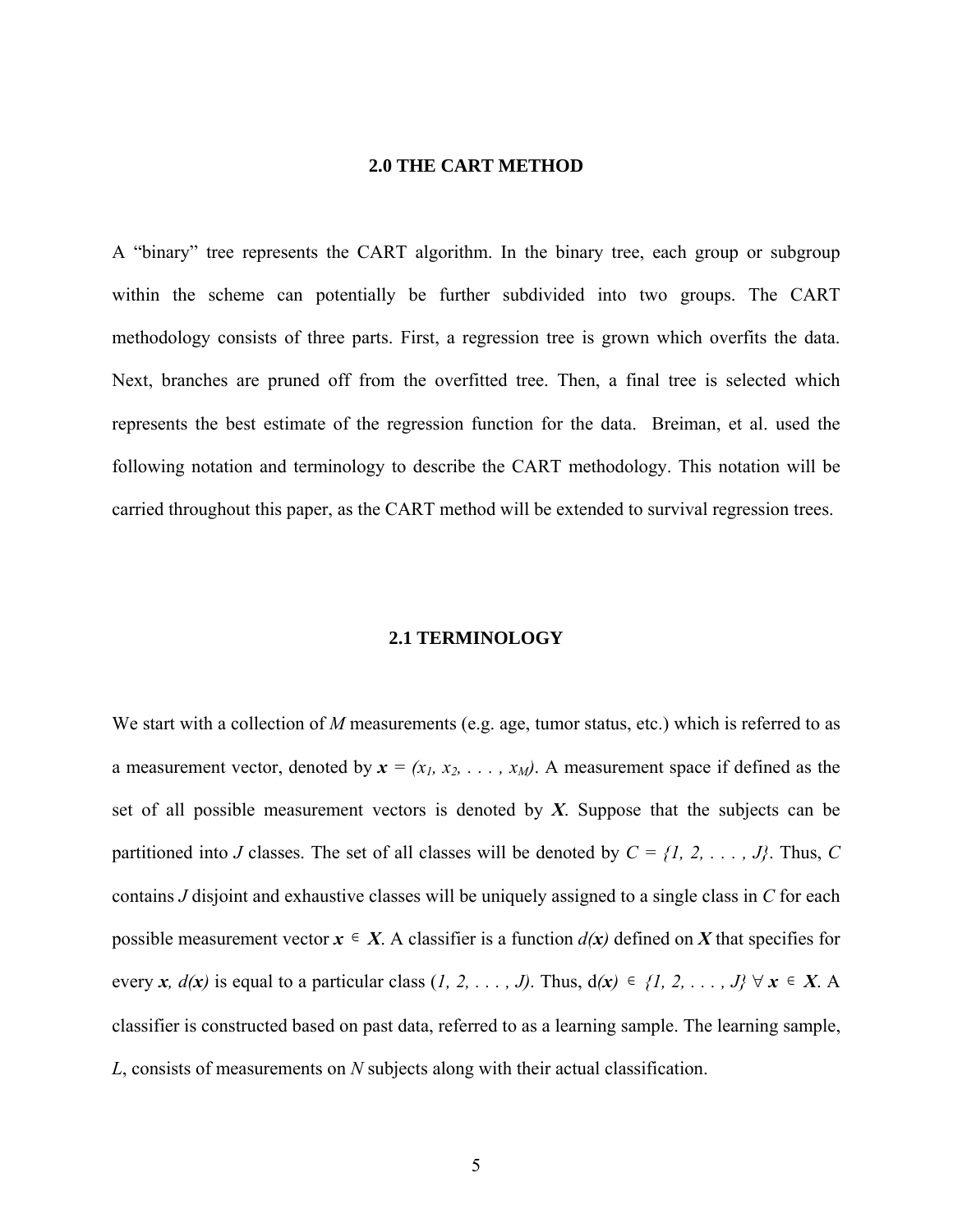## 2.0 THE CART METHOD

A "binary" tree represents the CART algorithm. In the binary tree, each group or subgroup within the scheme can potentially be further subdivided into two groups. The CART methodology consists of three parts. First, a regression tree is grown which overfits the data. Next, branches are pruned off from the overfitted tree. Then, a final tree is selected which represents the best estimate of the regression function for the data. Breiman, et al. used the following notation and terminology to describe the CART methodology. This notation will be carried throughout this paper, as the CART method will be extended to survival regression trees.

### 2.1 TERMINOLOGY

We start with a collection of *M* measurements (e.g. age, tumor status, etc.) which is referred to as a measurement vector, denoted by $\boldsymbol{x} = (x_1, x_2, \ldots, x_M)$. A measurement space if defined as the set of all possible measurement vectors is denoted by $\boldsymbol{X}$. Suppose that the subjects can be partitioned into *J* classes. The set of all classes will be denoted by $C = \{1, 2, \ldots, J\}$. Thus, *C* contains *J* disjoint and exhaustive classes will be uniquely assigned to a single class in *C* for each possible measurement vector $\boldsymbol{x} \in \boldsymbol{X}$. A classifier is a function $d(\boldsymbol{x})$ defined on $\boldsymbol{X}$ that specifies for every $\boldsymbol{x}$, $d(\boldsymbol{x})$ is equal to a particular class $(1, 2, \ldots, J)$. Thus, $d(\boldsymbol{x}) \in \{1, 2, \ldots, J\} \; \forall \, \boldsymbol{x} \in \boldsymbol{X}$. A classifier is constructed based on past data, referred to as a learning sample. The learning sample, *L*, consists of measurements on *N* subjects along with their actual classification.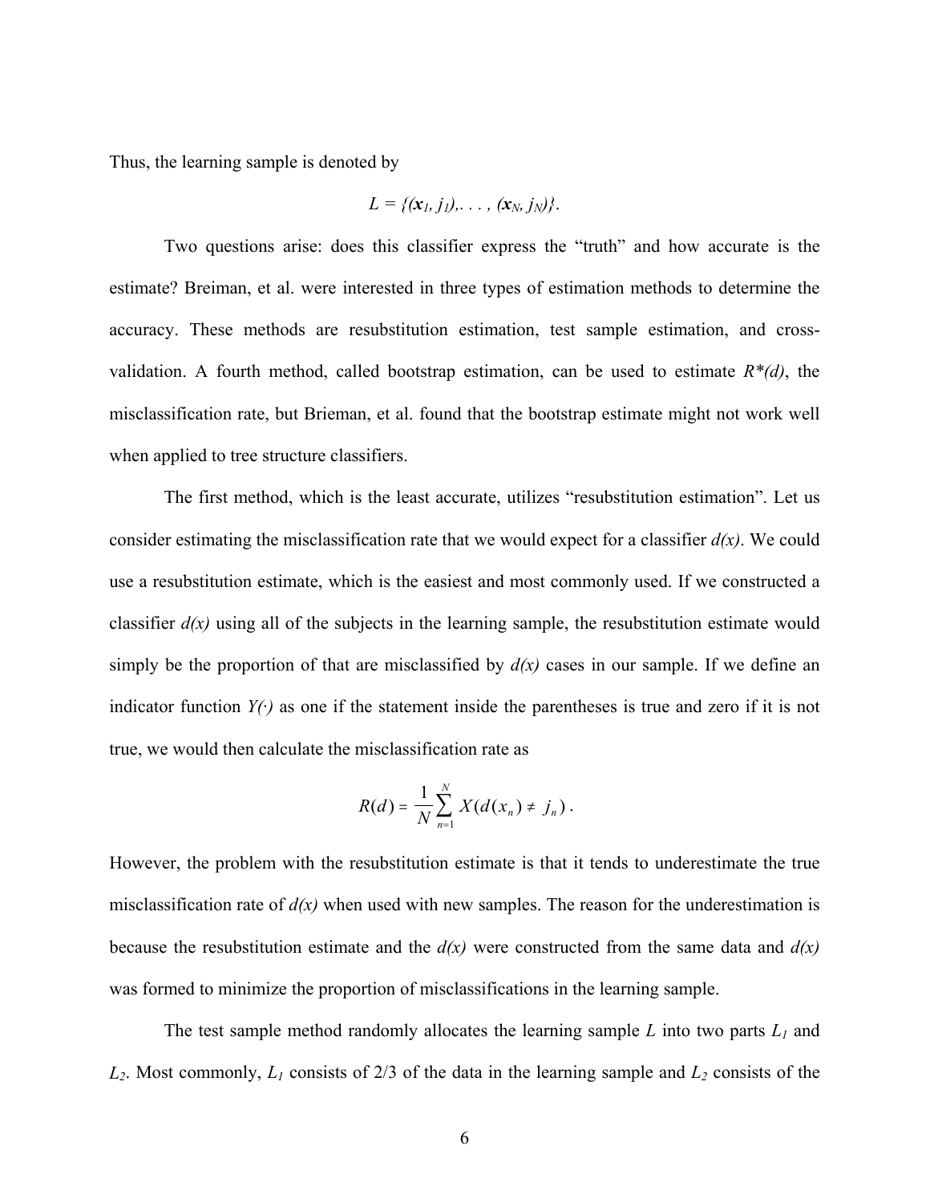Thus, the learning sample is denoted by

$$L = \{(\mathbf{x}_1, j_1), \ldots, (\mathbf{x}_N, j_N)\}.$$

Two questions arise: does this classifier express the "truth" and how accurate is the estimate? Breiman, et al. were interested in three types of estimation methods to determine the accuracy. These methods are resubstitution estimation, test sample estimation, and cross-validation. A fourth method, called bootstrap estimation, can be used to estimate $R^*(d)$, the misclassification rate, but Brieman, et al. found that the bootstrap estimate might not work well when applied to tree structure classifiers.

The first method, which is the least accurate, utilizes "resubstitution estimation". Let us consider estimating the misclassification rate that we would expect for a classifier $d(x)$. We could use a resubstitution estimate, which is the easiest and most commonly used. If we constructed a classifier $d(x)$ using all of the subjects in the learning sample, the resubstitution estimate would simply be the proportion of that are misclassified by $d(x)$ cases in our sample. If we define an indicator function $Y(\cdot)$ as one if the statement inside the parentheses is true and zero if it is not true, we would then calculate the misclassification rate as

$$R(d) = \frac{1}{N}\sum_{n=1}^{N} X(d(x_n) \neq j_n).$$

However, the problem with the resubstitution estimate is that it tends to underestimate the true misclassification rate of $d(x)$ when used with new samples. The reason for the underestimation is because the resubstitution estimate and the $d(x)$ were constructed from the same data and $d(x)$ was formed to minimize the proportion of misclassifications in the learning sample.

The test sample method randomly allocates the learning sample $L$ into two parts $L_1$ and $L_2$. Most commonly, $L_1$ consists of 2/3 of the data in the learning sample and $L_2$ consists of the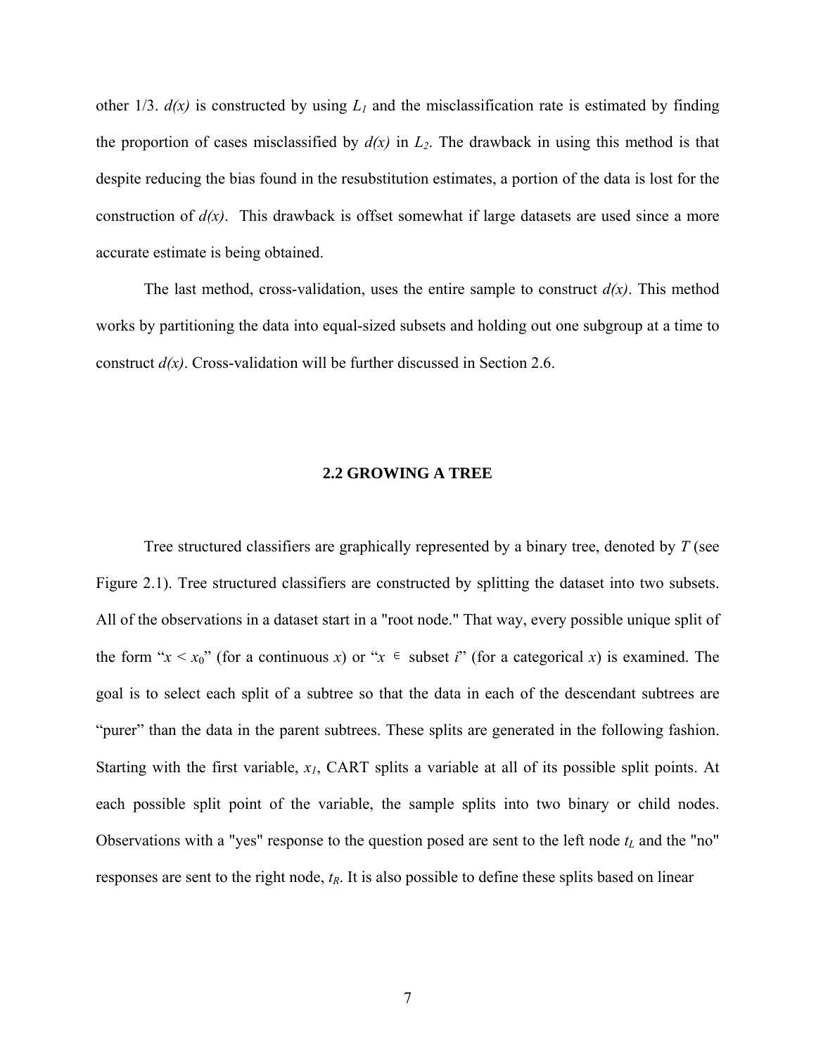other 1/3. *d(x)* is constructed by using $L_1$ and the misclassification rate is estimated by finding the proportion of cases misclassified by *d(x)* in $L_2$. The drawback in using this method is that despite reducing the bias found in the resubstitution estimates, a portion of the data is lost for the construction of *d(x)*. This drawback is offset somewhat if large datasets are used since a more accurate estimate is being obtained.

The last method, cross-validation, uses the entire sample to construct *d(x)*. This method works by partitioning the data into equal-sized subsets and holding out one subgroup at a time to construct *d(x)*. Cross-validation will be further discussed in Section 2.6.

## 2.2 GROWING A TREE

Tree structured classifiers are graphically represented by a binary tree, denoted by *T* (see Figure 2.1). Tree structured classifiers are constructed by splitting the dataset into two subsets. All of the observations in a dataset start in a "root node." That way, every possible unique split of the form "$x < x_0$" (for a continuous *x*) or "$x \in$ subset *i*" (for a categorical *x*) is examined. The goal is to select each split of a subtree so that the data in each of the descendant subtrees are "purer" than the data in the parent subtrees. These splits are generated in the following fashion. Starting with the first variable, $x_1$, CART splits a variable at all of its possible split points. At each possible split point of the variable, the sample splits into two binary or child nodes. Observations with a "yes" response to the question posed are sent to the left node $t_L$ and the "no" responses are sent to the right node, $t_R$. It is also possible to define these splits based on linear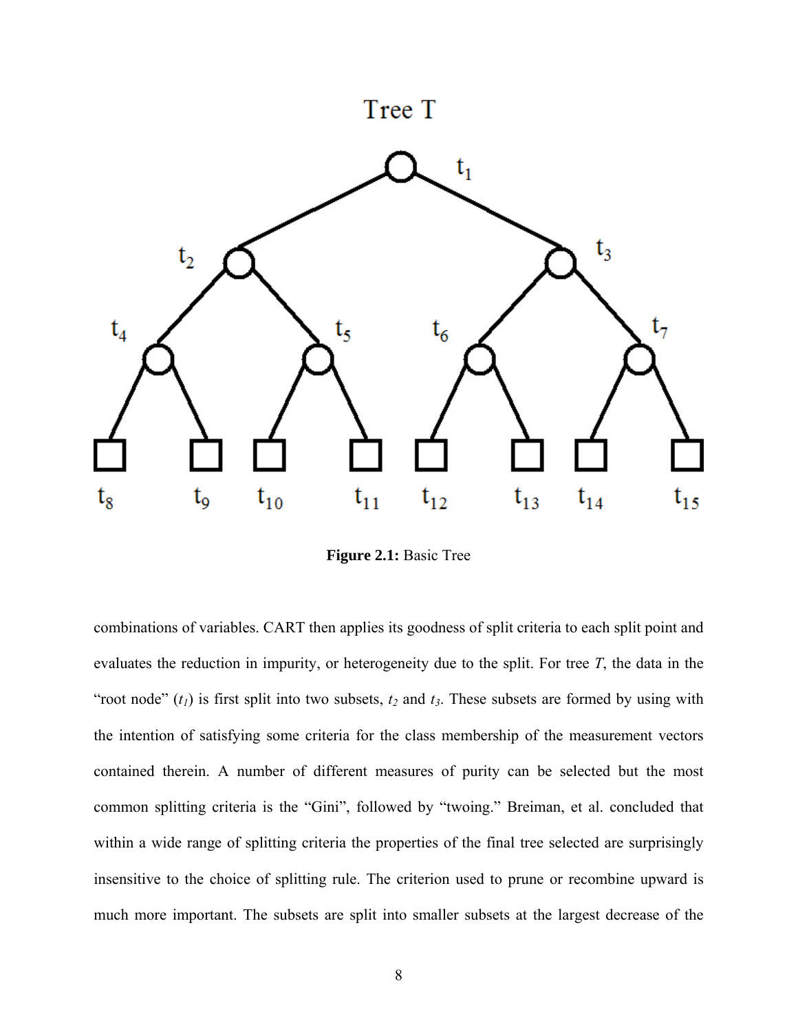**Figure 2.1:** Basic Tree

combinations of variables. CART then applies its goodness of split criteria to each split point and evaluates the reduction in impurity, or heterogeneity due to the split. For tree *T*, the data in the "root node" ($t_1$) is first split into two subsets, $t_2$ and $t_3$. These subsets are formed by using with the intention of satisfying some criteria for the class membership of the measurement vectors contained therein. A number of different measures of purity can be selected but the most common splitting criteria is the "Gini", followed by "twoing." Breiman, et al. concluded that within a wide range of splitting criteria the properties of the final tree selected are surprisingly insensitive to the choice of splitting rule. The criterion used to prune or recombine upward is much more important. The subsets are split into smaller subsets at the largest decrease of the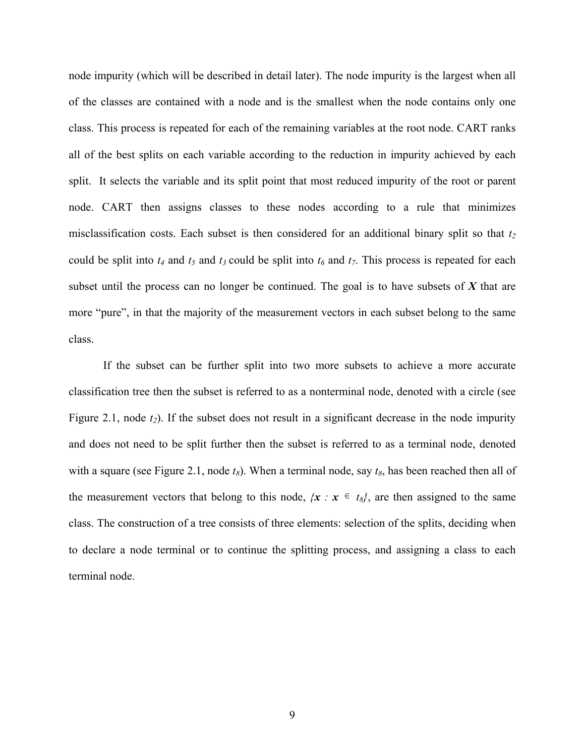node impurity (which will be described in detail later). The node impurity is the largest when all of the classes are contained with a node and is the smallest when the node contains only one class. This process is repeated for each of the remaining variables at the root node. CART ranks all of the best splits on each variable according to the reduction in impurity achieved by each split. It selects the variable and its split point that most reduced impurity of the root or parent node. CART then assigns classes to these nodes according to a rule that minimizes misclassification costs. Each subset is then considered for an additional binary split so that $t_2$ could be split into $t_4$ and $t_5$ and $t_3$ could be split into $t_6$ and $t_7$. This process is repeated for each subset until the process can no longer be continued. The goal is to have subsets of $\boldsymbol{X}$ that are more "pure", in that the majority of the measurement vectors in each subset belong to the same class.

If the subset can be further split into two more subsets to achieve a more accurate classification tree then the subset is referred to as a nonterminal node, denoted with a circle (see Figure 2.1, node $t_2$). If the subset does not result in a significant decrease in the node impurity and does not need to be split further then the subset is referred to as a terminal node, denoted with a square (see Figure 2.1, node $t_8$). When a terminal node, say $t_8$, has been reached then all of the measurement vectors that belong to this node, $\{\boldsymbol{x} : \boldsymbol{x} \in t_8\}$, are then assigned to the same class. The construction of a tree consists of three elements: selection of the splits, deciding when to declare a node terminal or to continue the splitting process, and assigning a class to each terminal node.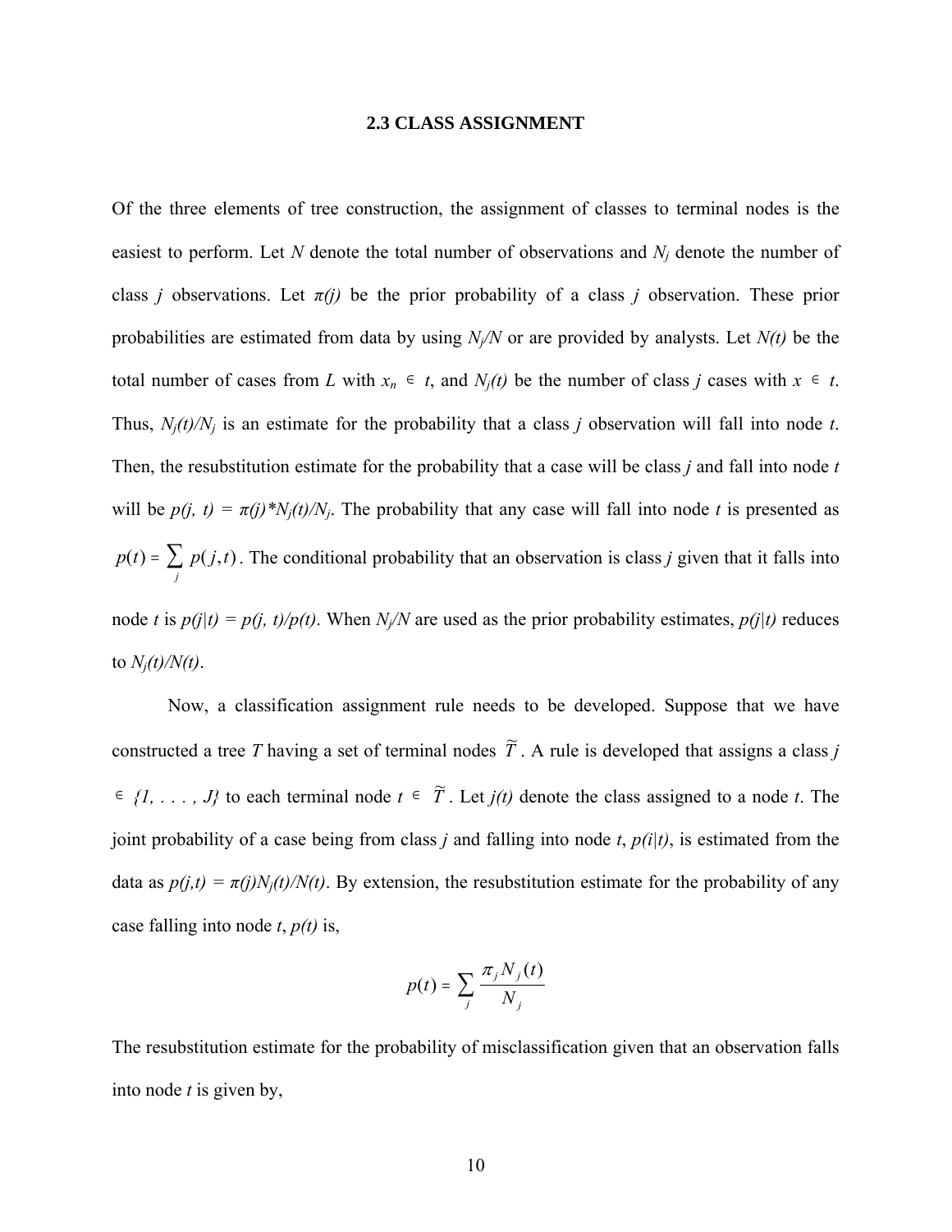### 2.3 CLASS ASSIGNMENT

Of the three elements of tree construction, the assignment of classes to terminal nodes is the easiest to perform. Let $N$ denote the total number of observations and $N_j$ denote the number of class $j$ observations. Let $\pi(j)$ be the prior probability of a class $j$ observation. These prior probabilities are estimated from data by using $N_j/N$ or are provided by analysts. Let $N(t)$ be the total number of cases from $L$ with $x_n \in t$, and $N_j(t)$ be the number of class $j$ cases with $x \in t$. Thus, $N_j(t)/N_j$ is an estimate for the probability that a class $j$ observation will fall into node $t$. Then, the resubstitution estimate for the probability that a case will be class $j$ and fall into node $t$ will be $p(j, t) = \pi(j)*N_j(t)/N_j$. The probability that any case will fall into node $t$ is presented as $p(t) = \sum_j p(j,t)$. The conditional probability that an observation is class $j$ given that it falls into node $t$ is $p(j|t) = p(j, t)/p(t)$. When $N_j/N$ are used as the prior probability estimates, $p(j|t)$ reduces to $N_j(t)/N(t)$.

Now, a classification assignment rule needs to be developed. Suppose that we have constructed a tree $T$ having a set of terminal nodes $\widetilde{T}$. A rule is developed that assigns a class $j \in \{1, \ldots, J\}$ to each terminal node $t \in \widetilde{T}$. Let $j(t)$ denote the class assigned to a node $t$. The joint probability of a case being from class $j$ and falling into node $t$, $p(i|t)$, is estimated from the data as $p(j,t) = \pi(j)N_j(t)/N(t)$. By extension, the resubstitution estimate for the probability of any case falling into node $t$, $p(t)$ is,

$$p(t) = \sum_j \frac{\pi_j N_j(t)}{N_j}$$

The resubstitution estimate for the probability of misclassification given that an observation falls into node $t$ is given by,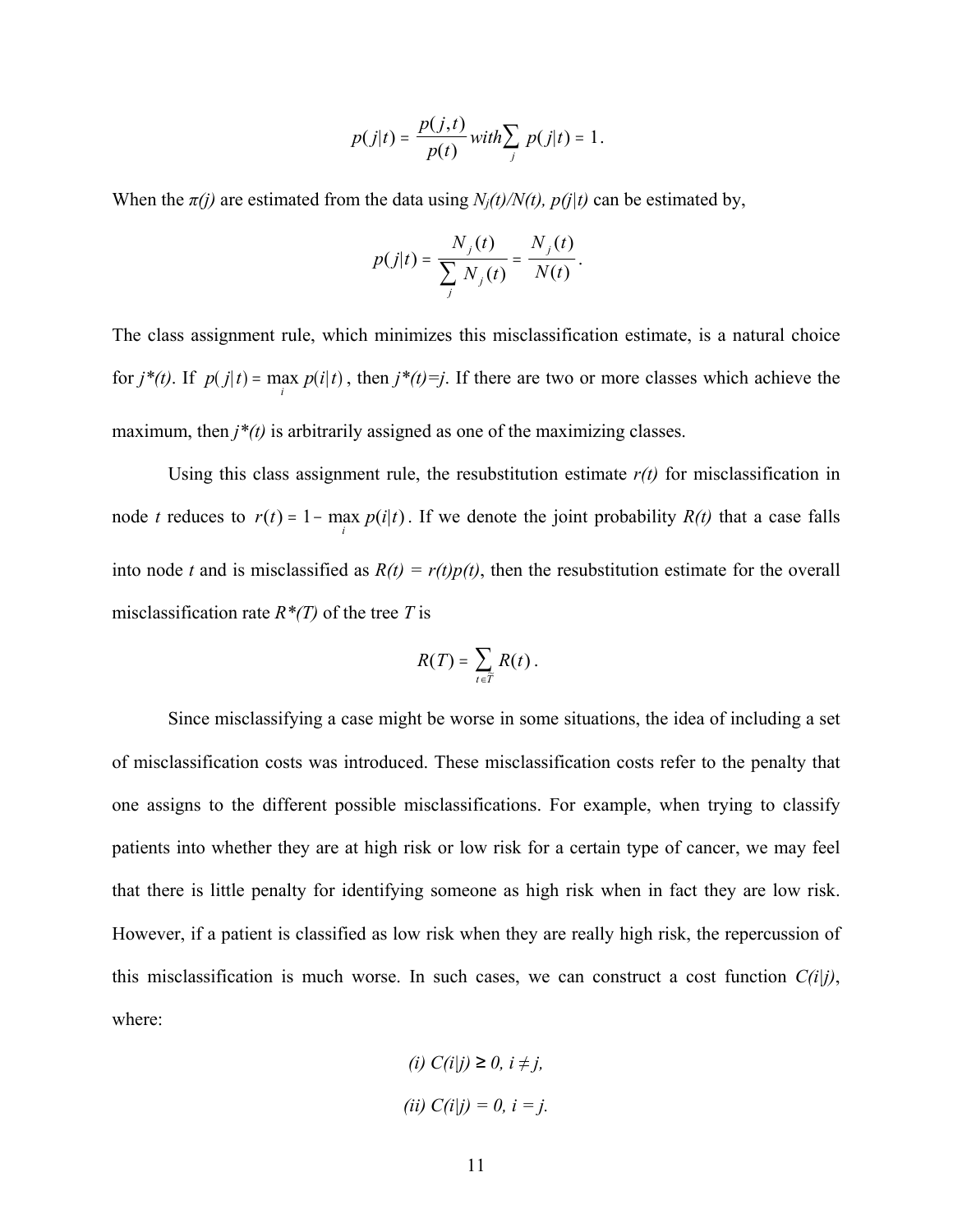$$p(j|t) = \frac{p(j,t)}{p(t)} \; with \sum_{j} p(j|t) = 1 .$$

When the *π(j)* are estimated from the data using $N_j(t)/N(t)$, *p(j|t)* can be estimated by,

$$p(j|t) = \frac{N_j(t)}{\sum_{j} N_j(t)} = \frac{N_j(t)}{N(t)} .$$

The class assignment rule, which minimizes this misclassification estimate, is a natural choice for *j\*(t)*. If $p(j|t) = \max_{i} p(i|t)$, then *j\*(t)=j*. If there are two or more classes which achieve the maximum, then *j\*(t)* is arbitrarily assigned as one of the maximizing classes.

Using this class assignment rule, the resubstitution estimate *r(t)* for misclassification in node *t* reduces to $r(t) = 1 - \max_{i} p(i|t)$. If we denote the joint probability *R(t)* that a case falls into node *t* and is misclassified as *R(t) = r(t)p(t)*, then the resubstitution estimate for the overall misclassification rate *R\*(T)* of the tree *T* is

$$R(T) = \sum_{t \in \tilde{T}} R(t) .$$

Since misclassifying a case might be worse in some situations, the idea of including a set of misclassification costs was introduced. These misclassification costs refer to the penalty that one assigns to the different possible misclassifications. For example, when trying to classify patients into whether they are at high risk or low risk for a certain type of cancer, we may feel that there is little penalty for identifying someone as high risk when in fact they are low risk. However, if a patient is classified as low risk when they are really high risk, the repercussion of this misclassification is much worse. In such cases, we can construct a cost function *C(i|j)*, where:

*(i) C(i|j) ≥ 0, i ≠ j,*

*(ii) C(i|j) = 0, i = j.*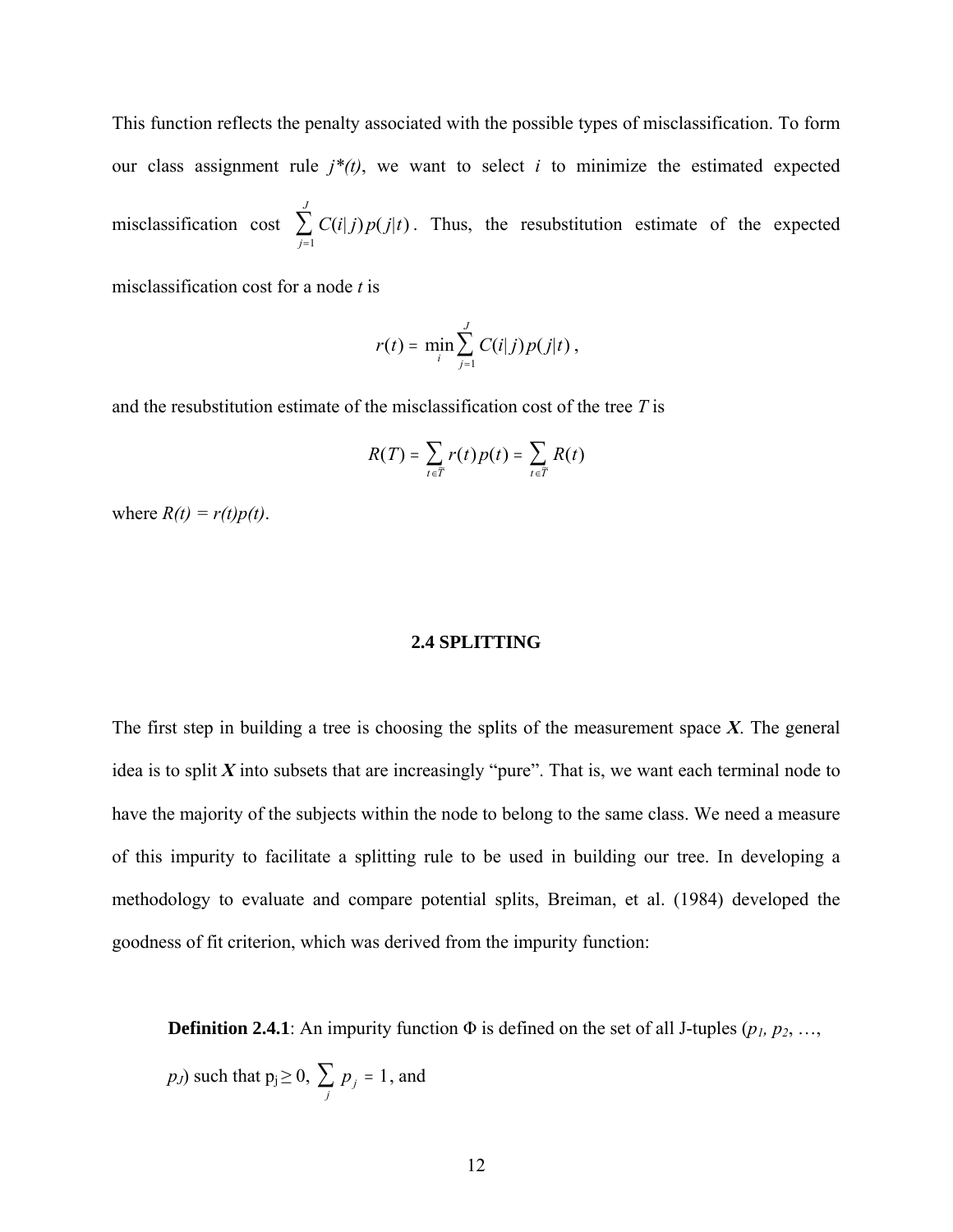This function reflects the penalty associated with the possible types of misclassification. To form our class assignment rule $j^*(t)$, we want to select $i$ to minimize the estimated expected misclassification cost $\sum_{j=1}^{J} C(i|j)p(j|t)$. Thus, the resubstitution estimate of the expected misclassification cost for a node $t$ is

$$r(t) = \min_i \sum_{j=1}^{J} C(i|j)p(j|t),$$

and the resubstitution estimate of the misclassification cost of the tree $T$ is

$$R(T) = \sum_{t \in \tilde{T}} r(t)p(t) = \sum_{t \in \tilde{T}} R(t)$$

where $R(t) = r(t)p(t)$.

## 2.4 SPLITTING

The first step in building a tree is choosing the splits of the measurement space ***X***. The general idea is to split ***X*** into subsets that are increasingly "pure". That is, we want each terminal node to have the majority of the subjects within the node to belong to the same class. We need a measure of this impurity to facilitate a splitting rule to be used in building our tree. In developing a methodology to evaluate and compare potential splits, Breiman, et al. (1984) developed the goodness of fit criterion, which was derived from the impurity function:

**Definition 2.4.1**: An impurity function $\Phi$ is defined on the set of all J-tuples ($p_1, p_2, \ldots, p_J$) such that $p_j \geq 0$, $\sum_j p_j = 1$, and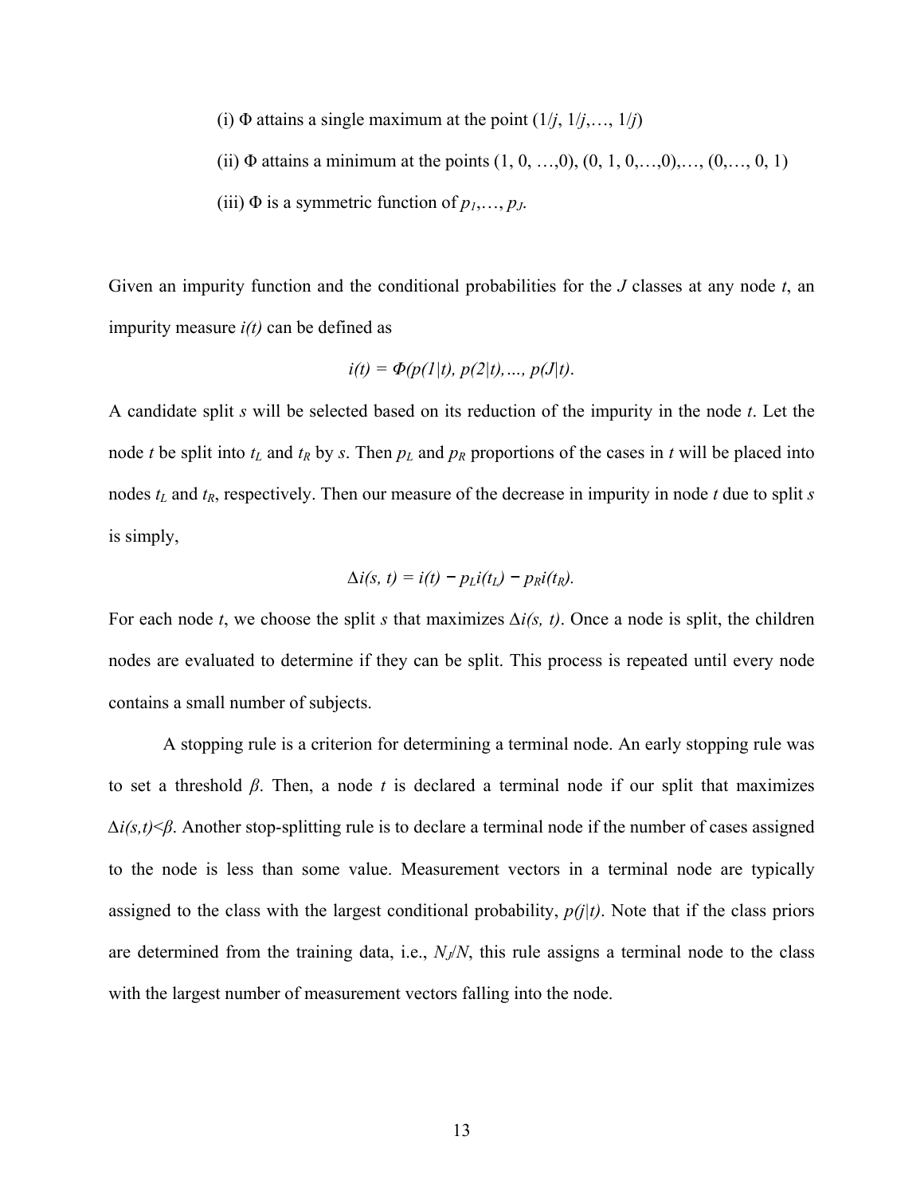(i) $\Phi$ attains a single maximum at the point $(1/j, 1/j,\ldots, 1/j)$

(ii) $\Phi$ attains a minimum at the points $(1, 0, \ldots,0), (0, 1, 0,\ldots,0),\ldots, (0,\ldots, 0, 1)$

(iii) $\Phi$ is a symmetric function of $p_1,\ldots, p_J$.

Given an impurity function and the conditional probabilities for the $J$ classes at any node $t$, an impurity measure $i(t)$ can be defined as

$$i(t) = \Phi(p(1|t), p(2|t),\ldots, p(J|t)).$$

A candidate split $s$ will be selected based on its reduction of the impurity in the node $t$. Let the node $t$ be split into $t_L$ and $t_R$ by $s$. Then $p_L$ and $p_R$ proportions of the cases in $t$ will be placed into nodes $t_L$ and $t_R$, respectively. Then our measure of the decrease in impurity in node $t$ due to split $s$ is simply,

$$\Delta i(s, t) = i(t) - p_L i(t_L) - p_R i(t_R).$$

For each node $t$, we choose the split $s$ that maximizes $\Delta i(s, t)$. Once a node is split, the children nodes are evaluated to determine if they can be split. This process is repeated until every node contains a small number of subjects.

A stopping rule is a criterion for determining a terminal node. An early stopping rule was to set a threshold $\beta$. Then, a node $t$ is declared a terminal node if our split that maximizes $\Delta i(s,t)<\beta$. Another stop-splitting rule is to declare a terminal node if the number of cases assigned to the node is less than some value. Measurement vectors in a terminal node are typically assigned to the class with the largest conditional probability, $p(j|t)$. Note that if the class priors are determined from the training data, i.e., $N_J/N$, this rule assigns a terminal node to the class with the largest number of measurement vectors falling into the node.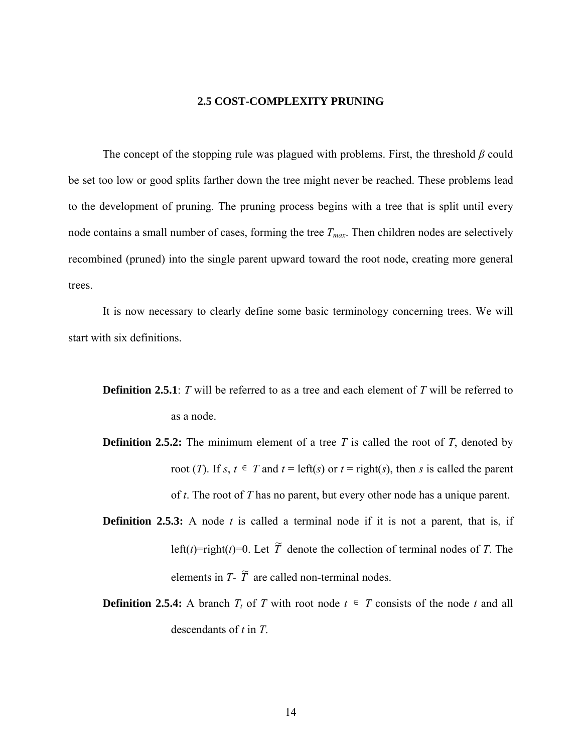## 2.5 COST-COMPLEXITY PRUNING

The concept of the stopping rule was plagued with problems. First, the threshold $\beta$ could be set too low or good splits farther down the tree might never be reached. These problems lead to the development of pruning. The pruning process begins with a tree that is split until every node contains a small number of cases, forming the tree $T_{max}$. Then children nodes are selectively recombined (pruned) into the single parent upward toward the root node, creating more general trees.

It is now necessary to clearly define some basic terminology concerning trees. We will start with six definitions.

**Definition 2.5.1**: $T$ will be referred to as a tree and each element of $T$ will be referred to as a node.

**Definition 2.5.2:** The minimum element of a tree $T$ is called the root of $T$, denoted by root ($T$). If $s, t \in T$ and $t$ = left($s$) or $t$ = right($s$), then $s$ is called the parent of $t$. The root of $T$ has no parent, but every other node has a unique parent.

**Definition 2.5.3:** A node $t$ is called a terminal node if it is not a parent, that is, if left($t$)=right($t$)=0. Let $\widetilde{T}$ denote the collection of terminal nodes of $T$. The elements in $T$- $\widetilde{T}$ are called non-terminal nodes.

**Definition 2.5.4:** A branch $T_t$ of $T$ with root node $t \in T$ consists of the node $t$ and all descendants of $t$ in $T$.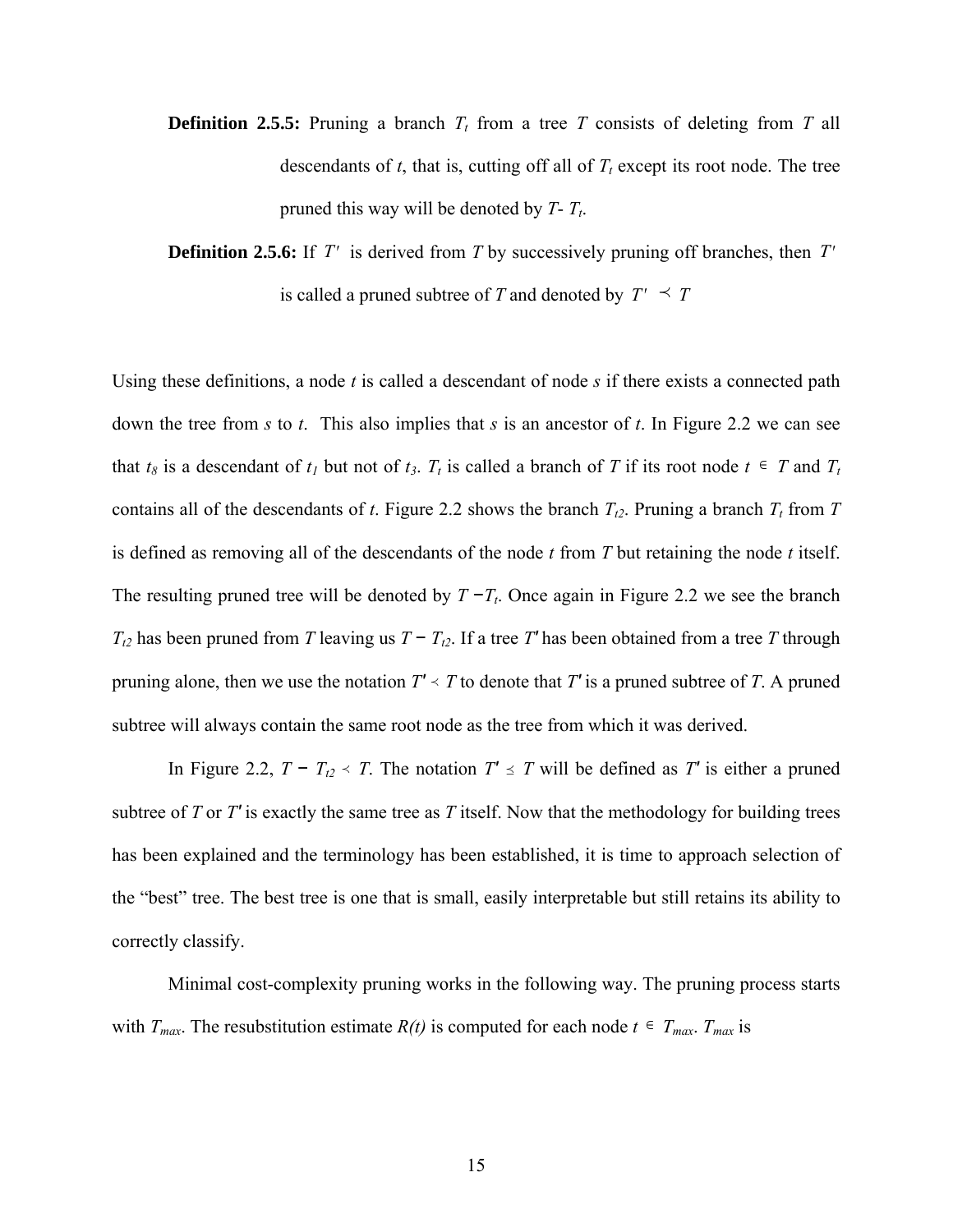**Definition 2.5.5:** Pruning a branch $T_t$ from a tree $T$ consists of deleting from $T$ all descendants of $t$, that is, cutting off all of $T_t$ except its root node. The tree pruned this way will be denoted by $T$- $T_t$.

**Definition 2.5.6:** If $T'$ is derived from $T$ by successively pruning off branches, then $T'$ is called a pruned subtree of $T$ and denoted by $T' \prec T$

Using these definitions, a node $t$ is called a descendant of node $s$ if there exists a connected path down the tree from $s$ to $t$. This also implies that $s$ is an ancestor of $t$. In Figure 2.2 we can see that $t_8$ is a descendant of $t_1$ but not of $t_3$. $T_t$ is called a branch of $T$ if its root node $t \in T$ and $T_t$ contains all of the descendants of $t$. Figure 2.2 shows the branch $T_{t2}$. Pruning a branch $T_t$ from $T$ is defined as removing all of the descendants of the node $t$ from $T$ but retaining the node $t$ itself. The resulting pruned tree will be denoted by $T - T_t$. Once again in Figure 2.2 we see the branch $T_{t2}$ has been pruned from $T$ leaving us $T - T_{t2}$. If a tree $T'$ has been obtained from a tree $T$ through pruning alone, then we use the notation $T' \prec T$ to denote that $T'$ is a pruned subtree of $T$. A pruned subtree will always contain the same root node as the tree from which it was derived.

In Figure 2.2, $T - T_{t2} \prec T$. The notation $T' \preceq T$ will be defined as $T'$ is either a pruned subtree of $T$ or $T'$ is exactly the same tree as $T$ itself. Now that the methodology for building trees has been explained and the terminology has been established, it is time to approach selection of the "best" tree. The best tree is one that is small, easily interpretable but still retains its ability to correctly classify.

Minimal cost-complexity pruning works in the following way. The pruning process starts with $T_{max}$. The resubstitution estimate $R(t)$ is computed for each node $t \in T_{max}$. $T_{max}$ is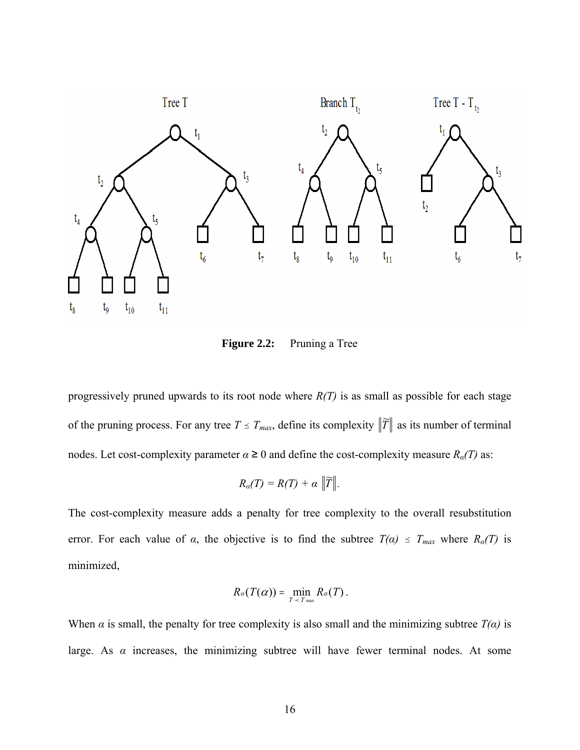**Figure 2.2:** Pruning a Tree

progressively pruned upwards to its root node where *R(T)* is as small as possible for each stage of the pruning process. For any tree $T \preceq T_{max}$, define its complexity $\|\widetilde{T}\|$ as its number of terminal nodes. Let cost-complexity parameter $\alpha \geq 0$ and define the cost-complexity measure $R_\alpha(T)$ as:

$$R_\alpha(T) = R(T) + \alpha \, \|\widetilde{T}\|.$$

The cost-complexity measure adds a penalty for tree complexity to the overall resubstitution error. For each value of $\alpha$, the objective is to find the subtree $T(\alpha) \preceq T_{max}$ where $R_\alpha(T)$ is minimized,

$$R_\alpha(T(\alpha)) = \min_{T \prec T_{\max}} R_\alpha(T).$$

When $\alpha$ is small, the penalty for tree complexity is also small and the minimizing subtree $T(\alpha)$ is large. As $\alpha$ increases, the minimizing subtree will have fewer terminal nodes. At some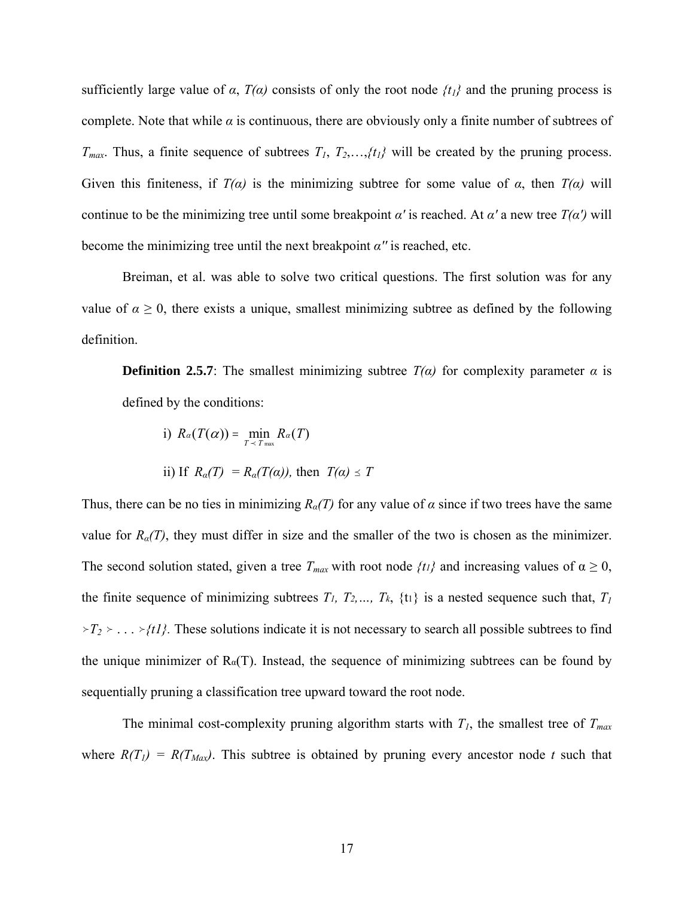sufficiently large value of $\alpha$, $T(\alpha)$ consists of only the root node $\{t_1\}$ and the pruning process is complete. Note that while $\alpha$ is continuous, there are obviously only a finite number of subtrees of $T_{max}$. Thus, a finite sequence of subtrees $T_1$, $T_2$,…,$\{t_1\}$ will be created by the pruning process. Given this finiteness, if $T(\alpha)$ is the minimizing subtree for some value of $\alpha$, then $T(\alpha)$ will continue to be the minimizing tree until some breakpoint $\alpha'$ is reached. At $\alpha'$ a new tree $T(\alpha')$ will become the minimizing tree until the next breakpoint $\alpha''$ is reached, etc.

Breiman, et al. was able to solve two critical questions. The first solution was for any value of $\alpha \geq 0$, there exists a unique, smallest minimizing subtree as defined by the following definition.

**Definition 2.5.7**: The smallest minimizing subtree $T(\alpha)$ for complexity parameter $\alpha$ is defined by the conditions:

i) $R_\alpha(T(\alpha)) = \min\limits_{T \prec T_{\max}} R_\alpha(T)$

ii) If $R_\alpha(T) = R_\alpha(T(\alpha))$, then $T(\alpha) \preceq T$

Thus, there can be no ties in minimizing $R_\alpha(T)$ for any value of $\alpha$ since if two trees have the same value for $R_\alpha(T)$, they must differ in size and the smaller of the two is chosen as the minimizer. The second solution stated, given a tree $T_{max}$ with root node $\{t_1\}$ and increasing values of $\alpha \geq 0$, the finite sequence of minimizing subtrees $T_1, T_2, \ldots, T_k$, $\{t_1\}$ is a nested sequence such that, $T_1 \succ T_2 \succ \ldots \succ \{t_1\}$. These solutions indicate it is not necessary to search all possible subtrees to find the unique minimizer of $R_\alpha(T)$. Instead, the sequence of minimizing subtrees can be found by sequentially pruning a classification tree upward toward the root node.

The minimal cost-complexity pruning algorithm starts with $T_1$, the smallest tree of $T_{max}$ where $R(T_1) = R(T_{Max})$. This subtree is obtained by pruning every ancestor node $t$ such that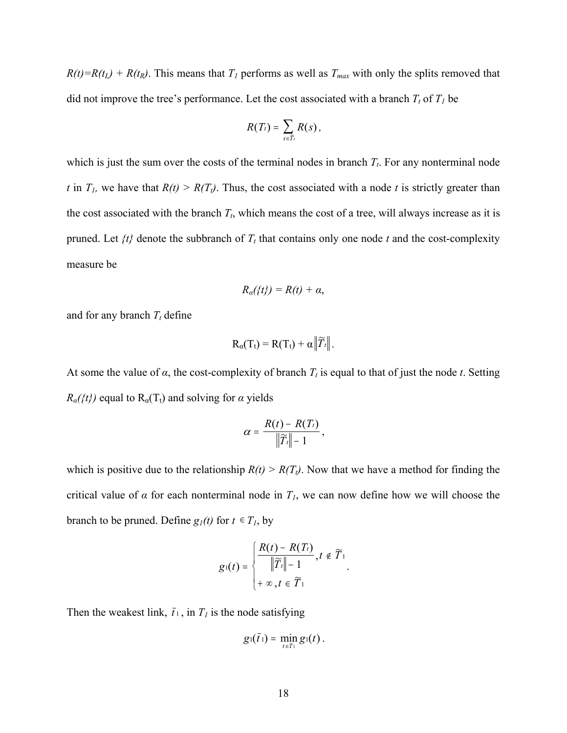$R(t)=R(t_L) + R(t_R)$. This means that $T_1$ performs as well as $T_{max}$ with only the splits removed that did not improve the tree's performance. Let the cost associated with a branch $T_t$ of $T_1$ be

$$R(T_t) = \sum_{s \in \widetilde{T}_t} R(s),$$

which is just the sum over the costs of the terminal nodes in branch $T_t$. For any nonterminal node $t$ in $T_1$, we have that $R(t) > R(T_t)$. Thus, the cost associated with a node $t$ is strictly greater than the cost associated with the branch $T_t$, which means the cost of a tree, will always increase as it is pruned. Let $\{t\}$ denote the subbranch of $T_t$ that contains only one node $t$ and the cost-complexity measure be

$$R_\alpha(\{t\}) = R(t) + \alpha,$$

and for any branch $T_t$ define

$$R_\alpha(T_t) = R(T_t) + \alpha \left\| \widetilde{T}_t \right\|.$$

At some the value of $\alpha$, the cost-complexity of branch $T_t$ is equal to that of just the node $t$. Setting $R_\alpha(\{t\})$ equal to $R_\alpha(T_t)$ and solving for $\alpha$ yields

$$\alpha = \frac{R(t) - R(T_t)}{\left\| \widetilde{T}_t \right\| - 1},$$

which is positive due to the relationship $R(t) > R(T_t)$. Now that we have a method for finding the critical value of $\alpha$ for each nonterminal node in $T_1$, we can now define how we will choose the branch to be pruned. Define $g_1(t)$ for $t \in T_1$, by

$$g_1(t) = \begin{cases} \dfrac{R(t) - R(T_t)}{\left\| \widetilde{T}_t \right\| - 1}, & t \notin \widetilde{T}_1 \\ +\infty, & t \in \widetilde{T}_1 \end{cases}.$$

Then the weakest link, $\bar{t}_1$, in $T_1$ is the node satisfying

$$g_1(\bar{t}_1) = \min_{t \in T_1} g_1(t).$$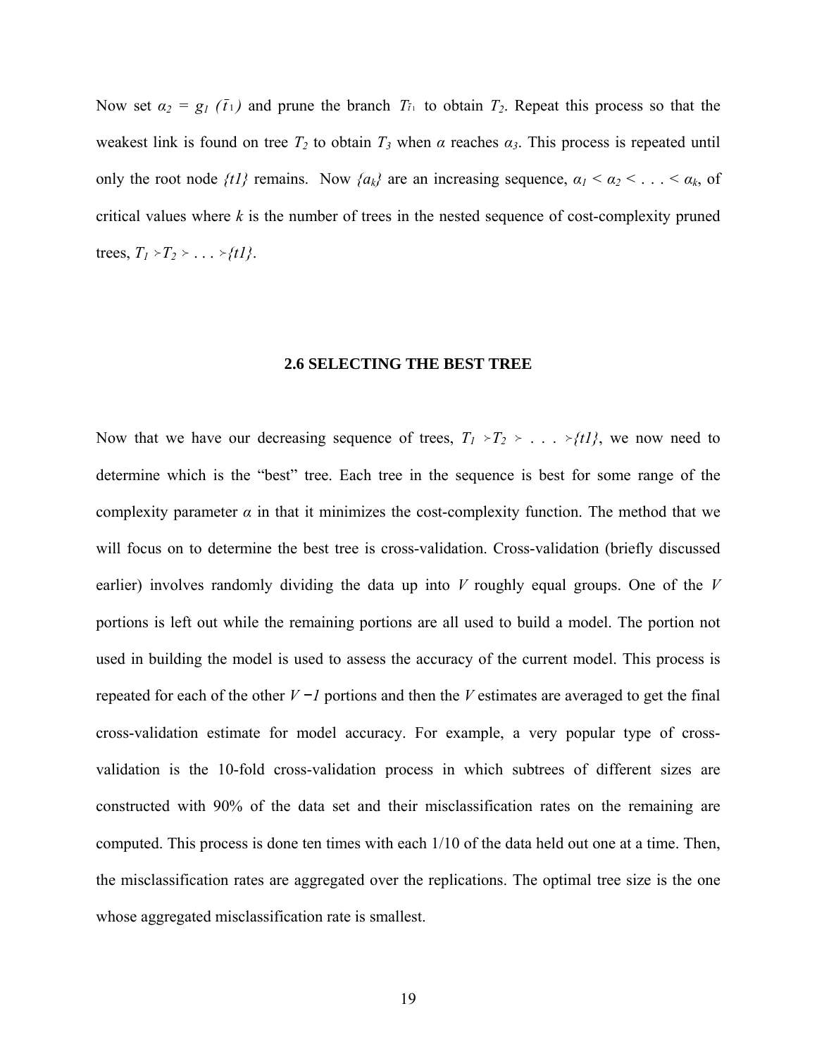Now set $\alpha_2 = g_1(\bar{t}_1)$ and prune the branch $T_{\bar{t}_1}$ to obtain $T_2$. Repeat this process so that the weakest link is found on tree $T_2$ to obtain $T_3$ when $\alpha$ reaches $\alpha_3$. This process is repeated until only the root node *{t1}* remains. Now $\{a_k\}$ are an increasing sequence, $\alpha_1 < \alpha_2 < \ldots < \alpha_k$, of critical values where *k* is the number of trees in the nested sequence of cost-complexity pruned trees, $T_1 \succ T_2 \succ \ldots \succ \{t1\}$.

## 2.6 SELECTING THE BEST TREE

Now that we have our decreasing sequence of trees, $T_1 \succ T_2 \succ \ldots \succ \{t1\}$, we now need to determine which is the "best" tree. Each tree in the sequence is best for some range of the complexity parameter $\alpha$ in that it minimizes the cost-complexity function. The method that we will focus on to determine the best tree is cross-validation. Cross-validation (briefly discussed earlier) involves randomly dividing the data up into *V* roughly equal groups. One of the *V* portions is left out while the remaining portions are all used to build a model. The portion not used in building the model is used to assess the accuracy of the current model. This process is repeated for each of the other $V - 1$ portions and then the *V* estimates are averaged to get the final cross-validation estimate for model accuracy. For example, a very popular type of cross-validation is the 10-fold cross-validation process in which subtrees of different sizes are constructed with 90% of the data set and their misclassification rates on the remaining are computed. This process is done ten times with each 1/10 of the data held out one at a time. Then, the misclassification rates are aggregated over the replications. The optimal tree size is the one whose aggregated misclassification rate is smallest.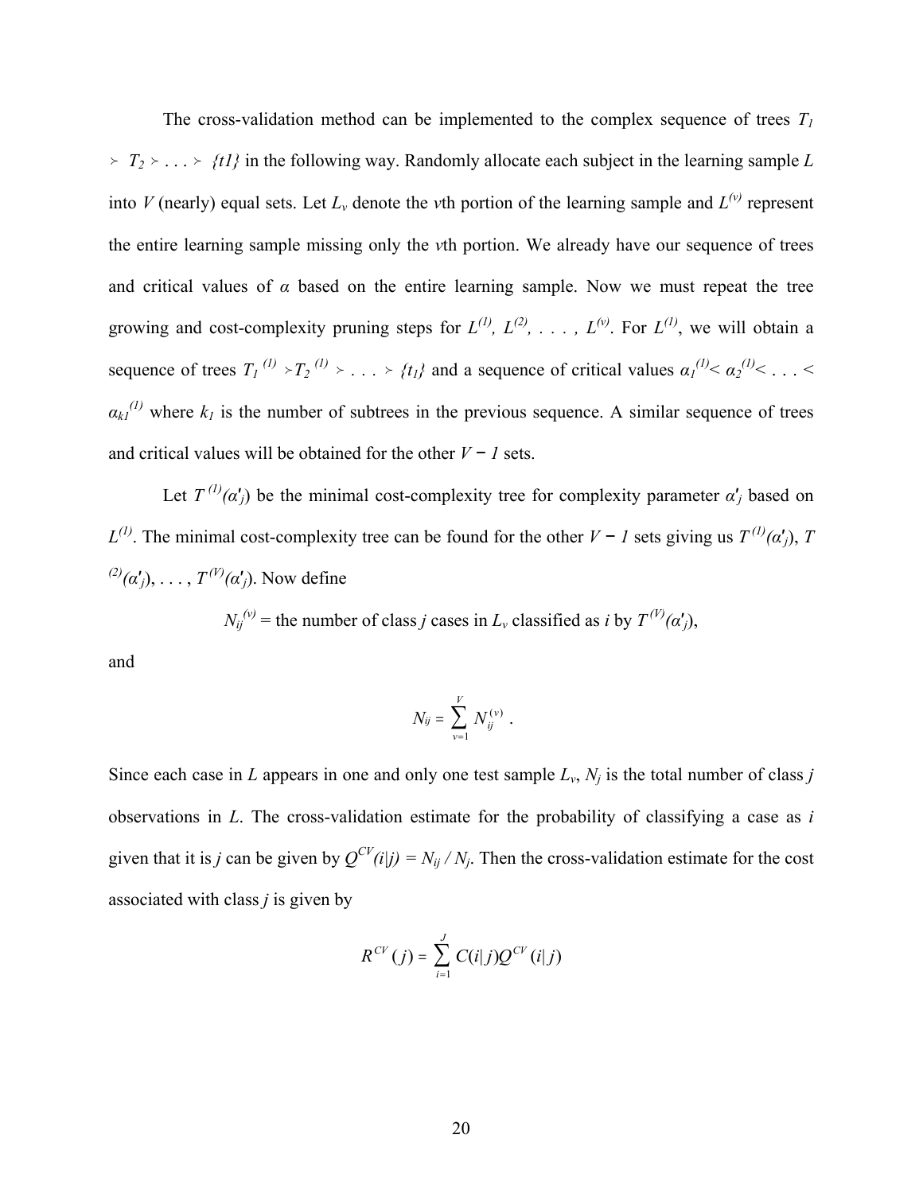The cross-validation method can be implemented to the complex sequence of trees $T_1 \succ T_2 \succ \ldots \succ \{t1\}$ in the following way. Randomly allocate each subject in the learning sample $L$ into $V$ (nearly) equal sets. Let $L_v$ denote the $v$th portion of the learning sample and $L^{(v)}$ represent the entire learning sample missing only the $v$th portion. We already have our sequence of trees and critical values of $\alpha$ based on the entire learning sample. Now we must repeat the tree growing and cost-complexity pruning steps for $L^{(1)}, L^{(2)}, \ldots, L^{(v)}$. For $L^{(1)}$, we will obtain a sequence of trees $T_1^{(1)} \succ T_2^{(1)} \succ \ldots \succ \{t_1\}$ and a sequence of critical values $\alpha_1^{(1)} < \alpha_2^{(1)} < \ldots < \alpha_{k1}^{(1)}$ where $k_1$ is the number of subtrees in the previous sequence. A similar sequence of trees and critical values will be obtained for the other $V - 1$ sets.

Let $T^{(1)}(\alpha'_j)$ be the minimal cost-complexity tree for complexity parameter $\alpha'_j$ based on $L^{(1)}$. The minimal cost-complexity tree can be found for the other $V - 1$ sets giving us $T^{(1)}(\alpha'_j)$, $T^{(2)}(\alpha'_j), \ldots, T^{(V)}(\alpha'_j)$. Now define

$N_{ij}^{(v)}$ = the number of class $j$ cases in $L_v$ classified as $i$ by $T^{(V)}(\alpha'_j)$,

and

$$N_{ij} = \sum_{v=1}^{V} N_{ij}^{(v)} \ .$$

Since each case in $L$ appears in one and only one test sample $L_v$, $N_j$ is the total number of class $j$ observations in $L$. The cross-validation estimate for the probability of classifying a case as $i$ given that it is $j$ can be given by $Q^{CV}(i|j) = N_{ij} / N_j$. Then the cross-validation estimate for the cost associated with class $j$ is given by

$$R^{CV}(j) = \sum_{i=1}^{J} C(i|j) Q^{CV}(i|j)$$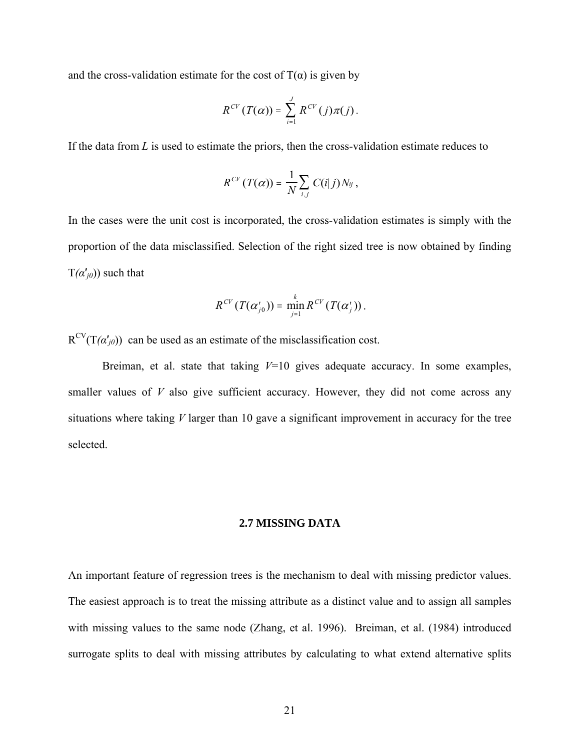and the cross-validation estimate for the cost of T(α) is given by

$$R^{CV}(T(\alpha)) = \sum_{i=1}^{J} R^{CV}(j)\pi(j).$$

If the data from *L* is used to estimate the priors, then the cross-validation estimate reduces to

$$R^{CV}(T(\alpha)) = \frac{1}{N}\sum_{i,j} C(i|j)N_{ij},$$

In the cases were the unit cost is incorporated, the cross-validation estimates is simply with the proportion of the data misclassified. Selection of the right sized tree is now obtained by finding $T(\alpha'_{j0})$ such that

$$R^{CV}(T(\alpha'_{j0})) = \min_{j=1}^{k} R^{CV}(T(\alpha'_{j})).$$

$R^{CV}(T(\alpha'_{j0}))$ can be used as an estimate of the misclassification cost.

Breiman, et al. state that taking $V$=10 gives adequate accuracy. In some examples, smaller values of $V$ also give sufficient accuracy. However, they did not come across any situations where taking $V$ larger than 10 gave a significant improvement in accuracy for the tree selected.

## 2.7 MISSING DATA

An important feature of regression trees is the mechanism to deal with missing predictor values. The easiest approach is to treat the missing attribute as a distinct value and to assign all samples with missing values to the same node (Zhang, et al. 1996). Breiman, et al. (1984) introduced surrogate splits to deal with missing attributes by calculating to what extend alternative splits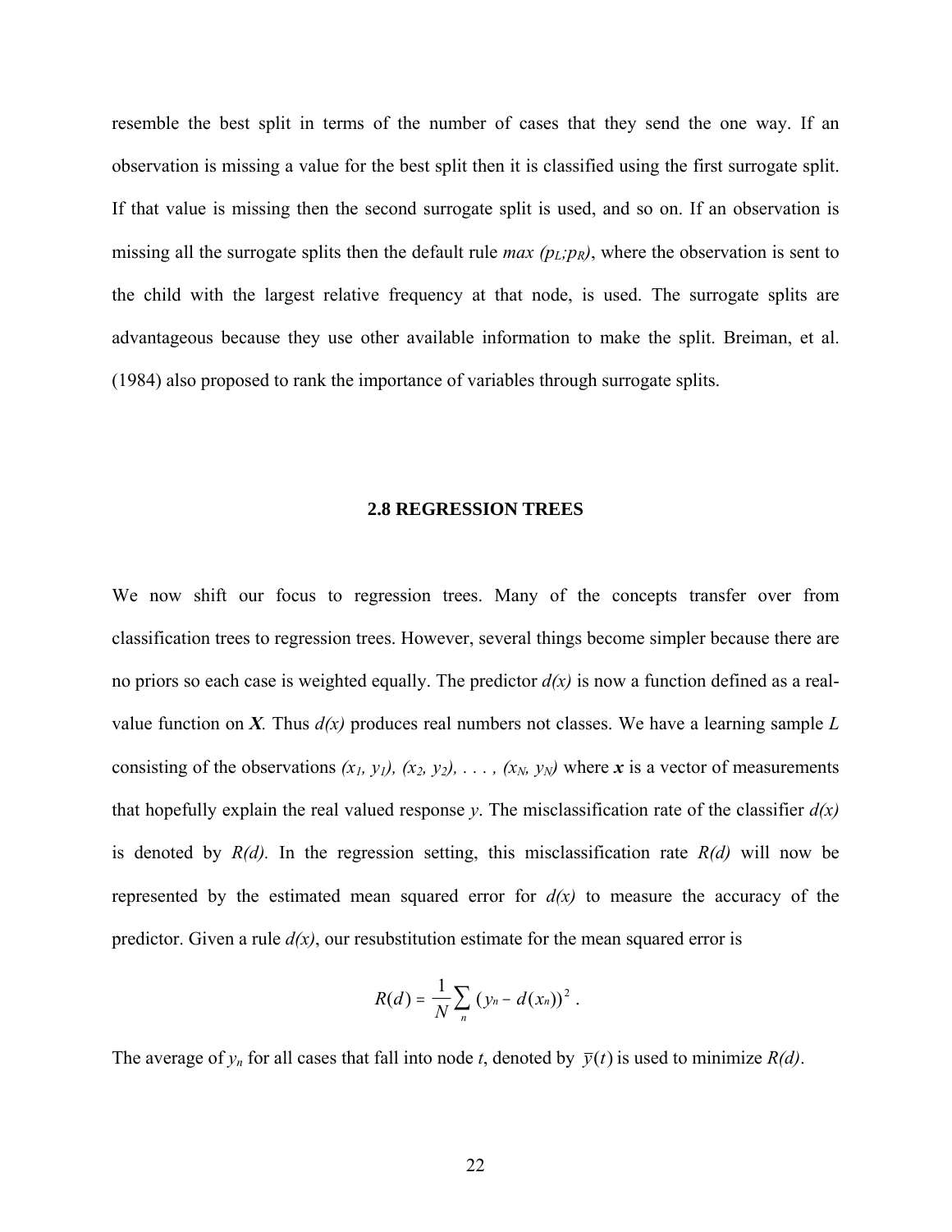resemble the best split in terms of the number of cases that they send the one way. If an observation is missing a value for the best split then it is classified using the first surrogate split. If that value is missing then the second surrogate split is used, and so on. If an observation is missing all the surrogate splits then the default rule *max* $(p_L;p_R)$, where the observation is sent to the child with the largest relative frequency at that node, is used. The surrogate splits are advantageous because they use other available information to make the split. Breiman, et al. (1984) also proposed to rank the importance of variables through surrogate splits.

## 2.8 REGRESSION TREES

We now shift our focus to regression trees. Many of the concepts transfer over from classification trees to regression trees. However, several things become simpler because there are no priors so each case is weighted equally. The predictor $d(x)$ is now a function defined as a real-value function on $\boldsymbol{X}$. Thus $d(x)$ produces real numbers not classes. We have a learning sample $L$ consisting of the observations $(x_1, y_1), (x_2, y_2), \ldots, (x_N, y_N)$ where $\boldsymbol{x}$ is a vector of measurements that hopefully explain the real valued response $y$. The misclassification rate of the classifier $d(x)$ is denoted by $R(d)$. In the regression setting, this misclassification rate $R(d)$ will now be represented by the estimated mean squared error for $d(x)$ to measure the accuracy of the predictor. Given a rule $d(x)$, our resubstitution estimate for the mean squared error is

$$R(d) = \frac{1}{N}\sum_{n}(y_n - d(x_n))^2 .$$

The average of $y_n$ for all cases that fall into node $t$, denoted by $\bar{y}(t)$ is used to minimize $R(d)$.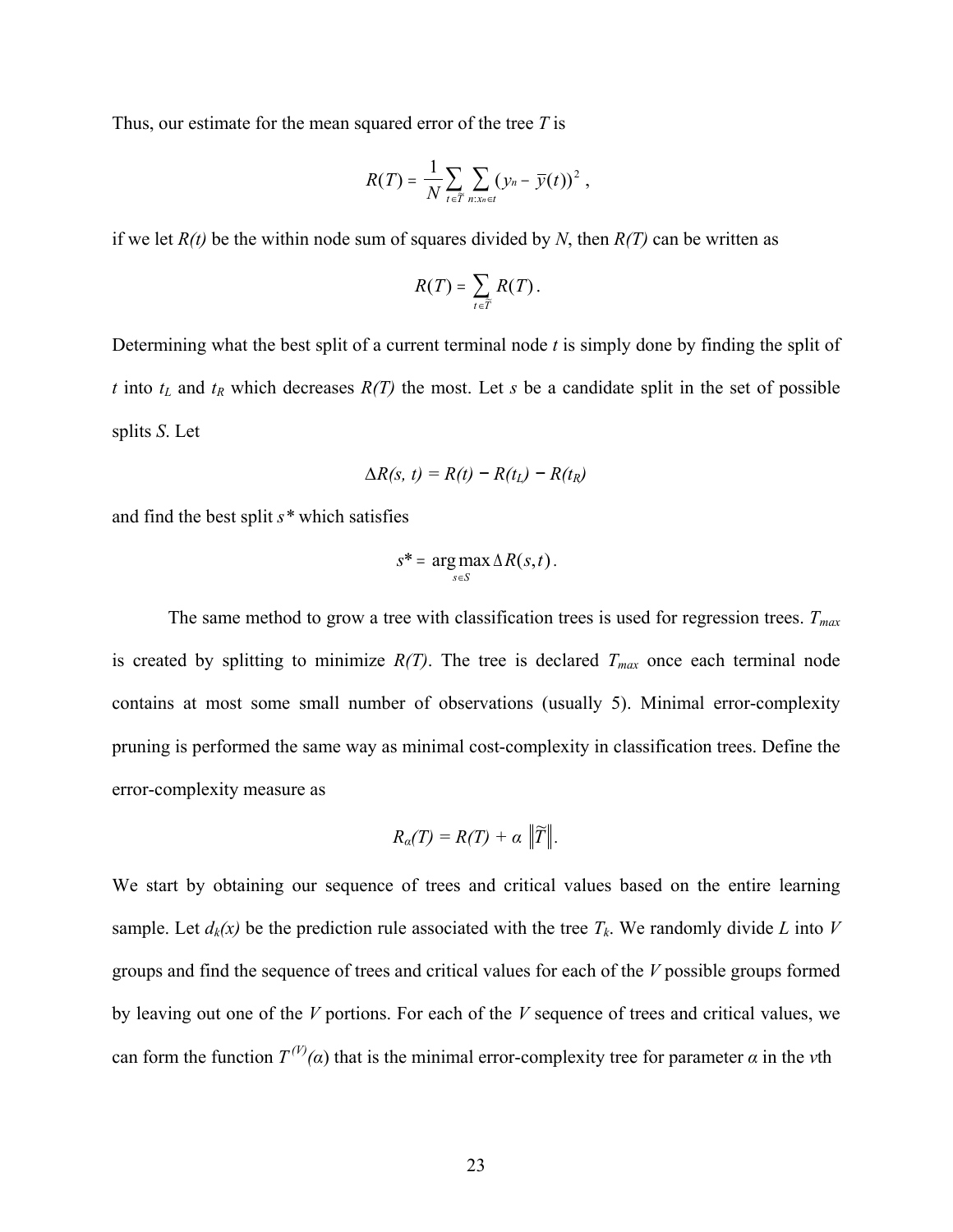Thus, our estimate for the mean squared error of the tree $T$ is

$$R(T) = \frac{1}{N}\sum_{t\in\tilde{T}}\sum_{n:x_n\in t}(y_n - \bar{y}(t))^2 ,$$

if we let $R(t)$ be the within node sum of squares divided by $N$, then $R(T)$ can be written as

$$R(T) = \sum_{t\in\tilde{T}} R(T) .$$

Determining what the best split of a current terminal node $t$ is simply done by finding the split of $t$ into $t_L$ and $t_R$ which decreases $R(T)$ the most. Let $s$ be a candidate split in the set of possible splits $S$. Let

$$\Delta R(s, t) = R(t) - R(t_L) - R(t_R)$$

and find the best split $s*$ which satisfies

$$s* = \arg\max_{s\in S} \Delta R(s,t) .$$

The same method to grow a tree with classification trees is used for regression trees. $T_{max}$ is created by splitting to minimize $R(T)$. The tree is declared $T_{max}$ once each terminal node contains at most some small number of observations (usually 5). Minimal error-complexity pruning is performed the same way as minimal cost-complexity in classification trees. Define the error-complexity measure as

$$R_\alpha(T) = R(T) + \alpha \left\|\tilde{T}\right\|.$$

We start by obtaining our sequence of trees and critical values based on the entire learning sample. Let $d_k(x)$ be the prediction rule associated with the tree $T_k$. We randomly divide $L$ into $V$ groups and find the sequence of trees and critical values for each of the $V$ possible groups formed by leaving out one of the $V$ portions. For each of the $V$ sequence of trees and critical values, we can form the function $T^{(V)}(\alpha)$ that is the minimal error-complexity tree for parameter $\alpha$ in the $v$th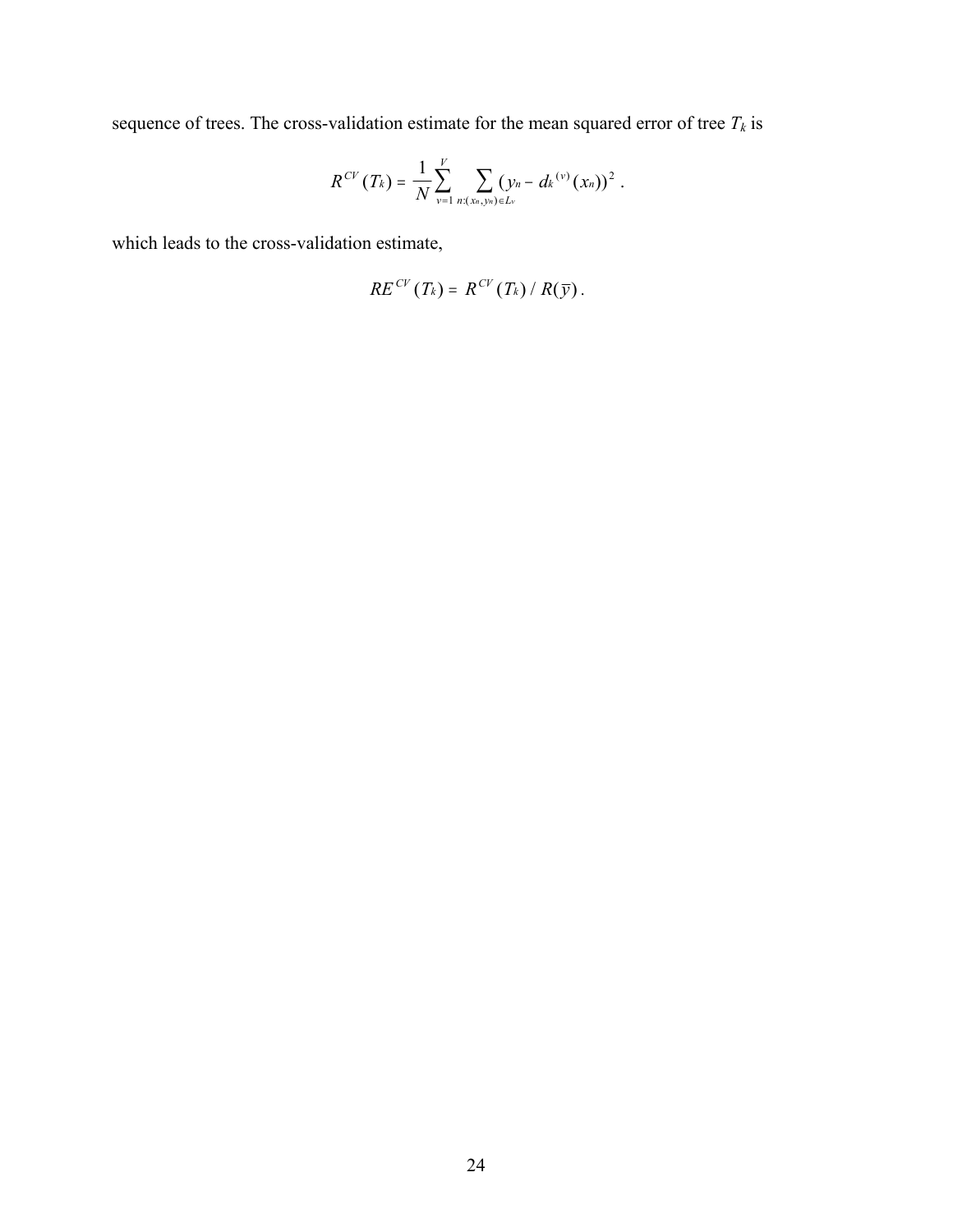sequence of trees. The cross-validation estimate for the mean squared error of tree $T_k$ is

$$R^{CV}(T_k) = \frac{1}{N}\sum_{v=1}^{V}\sum_{n:(x_n,y_n)\in L_v}(y_n - d_k^{(v)}(x_n))^2 \ .$$

which leads to the cross-validation estimate,

$$RE^{CV}(T_k) = R^{CV}(T_k) \, / \, R(\overline{y}) \, .$$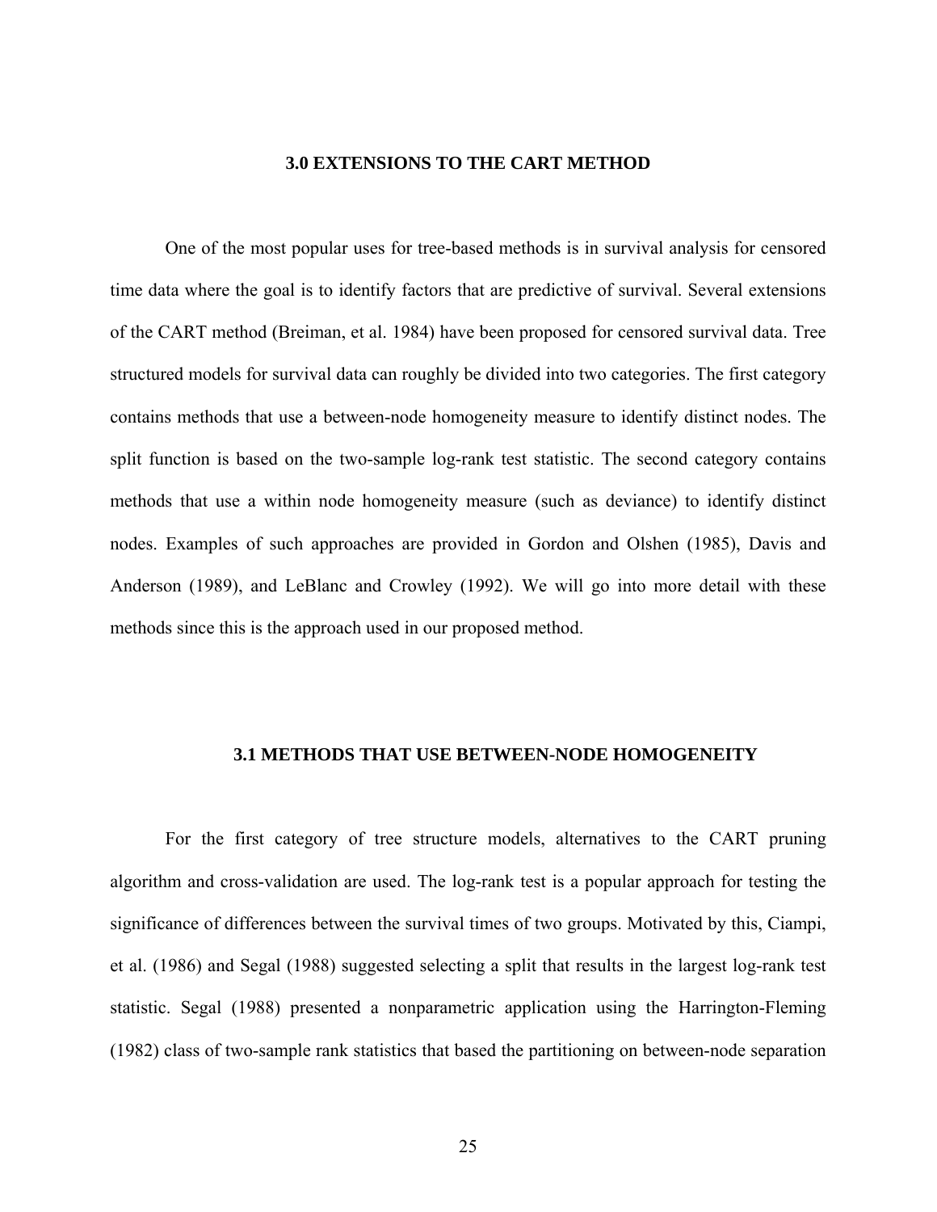# 3.0 EXTENSIONS TO THE CART METHOD

One of the most popular uses for tree-based methods is in survival analysis for censored time data where the goal is to identify factors that are predictive of survival. Several extensions of the CART method (Breiman, et al. 1984) have been proposed for censored survival data. Tree structured models for survival data can roughly be divided into two categories. The first category contains methods that use a between-node homogeneity measure to identify distinct nodes. The split function is based on the two-sample log-rank test statistic. The second category contains methods that use a within node homogeneity measure (such as deviance) to identify distinct nodes. Examples of such approaches are provided in Gordon and Olshen (1985), Davis and Anderson (1989), and LeBlanc and Crowley (1992). We will go into more detail with these methods since this is the approach used in our proposed method.

## 3.1 METHODS THAT USE BETWEEN-NODE HOMOGENEITY

For the first category of tree structure models, alternatives to the CART pruning algorithm and cross-validation are used. The log-rank test is a popular approach for testing the significance of differences between the survival times of two groups. Motivated by this, Ciampi, et al. (1986) and Segal (1988) suggested selecting a split that results in the largest log-rank test statistic. Segal (1988) presented a nonparametric application using the Harrington-Fleming (1982) class of two-sample rank statistics that based the partitioning on between-node separation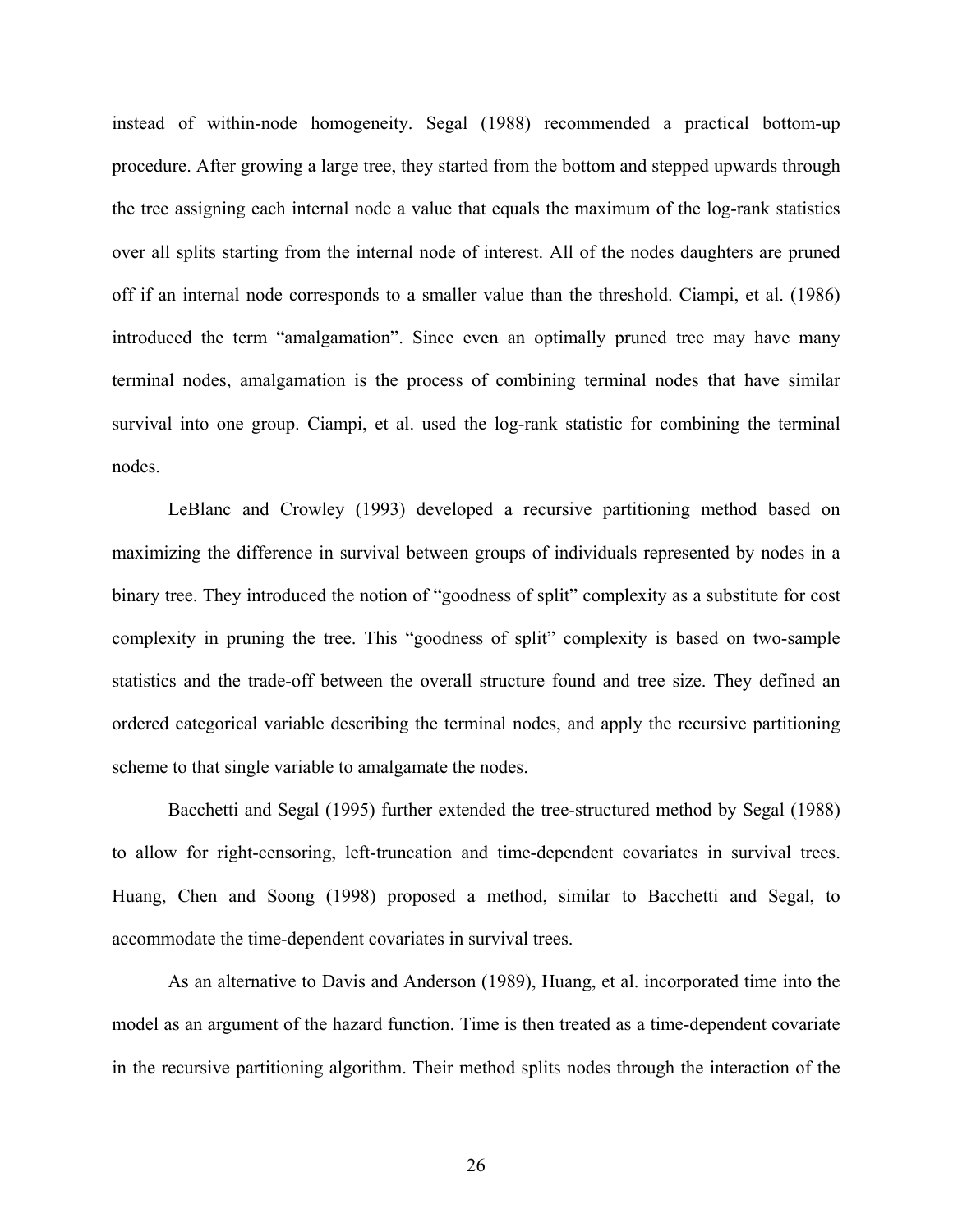instead of within-node homogeneity. Segal (1988) recommended a practical bottom-up procedure. After growing a large tree, they started from the bottom and stepped upwards through the tree assigning each internal node a value that equals the maximum of the log-rank statistics over all splits starting from the internal node of interest. All of the nodes daughters are pruned off if an internal node corresponds to a smaller value than the threshold. Ciampi, et al. (1986) introduced the term "amalgamation". Since even an optimally pruned tree may have many terminal nodes, amalgamation is the process of combining terminal nodes that have similar survival into one group. Ciampi, et al. used the log-rank statistic for combining the terminal nodes.

LeBlanc and Crowley (1993) developed a recursive partitioning method based on maximizing the difference in survival between groups of individuals represented by nodes in a binary tree. They introduced the notion of "goodness of split" complexity as a substitute for cost complexity in pruning the tree. This "goodness of split" complexity is based on two-sample statistics and the trade-off between the overall structure found and tree size. They defined an ordered categorical variable describing the terminal nodes, and apply the recursive partitioning scheme to that single variable to amalgamate the nodes.

Bacchetti and Segal (1995) further extended the tree-structured method by Segal (1988) to allow for right-censoring, left-truncation and time-dependent covariates in survival trees. Huang, Chen and Soong (1998) proposed a method, similar to Bacchetti and Segal, to accommodate the time-dependent covariates in survival trees.

As an alternative to Davis and Anderson (1989), Huang, et al. incorporated time into the model as an argument of the hazard function. Time is then treated as a time-dependent covariate in the recursive partitioning algorithm. Their method splits nodes through the interaction of the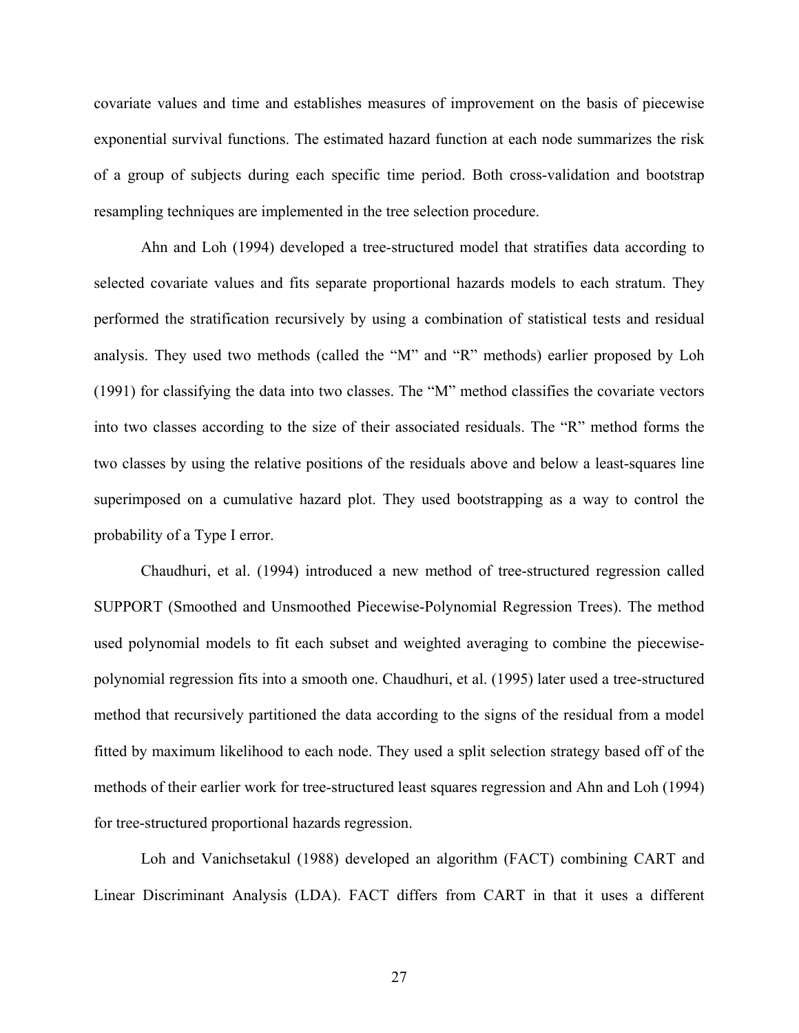covariate values and time and establishes measures of improvement on the basis of piecewise exponential survival functions. The estimated hazard function at each node summarizes the risk of a group of subjects during each specific time period. Both cross-validation and bootstrap resampling techniques are implemented in the tree selection procedure.

Ahn and Loh (1994) developed a tree-structured model that stratifies data according to selected covariate values and fits separate proportional hazards models to each stratum. They performed the stratification recursively by using a combination of statistical tests and residual analysis. They used two methods (called the "M" and "R" methods) earlier proposed by Loh (1991) for classifying the data into two classes. The "M" method classifies the covariate vectors into two classes according to the size of their associated residuals. The "R" method forms the two classes by using the relative positions of the residuals above and below a least-squares line superimposed on a cumulative hazard plot. They used bootstrapping as a way to control the probability of a Type I error.

Chaudhuri, et al. (1994) introduced a new method of tree-structured regression called SUPPORT (Smoothed and Unsmoothed Piecewise-Polynomial Regression Trees). The method used polynomial models to fit each subset and weighted averaging to combine the piecewise-polynomial regression fits into a smooth one. Chaudhuri, et al. (1995) later used a tree-structured method that recursively partitioned the data according to the signs of the residual from a model fitted by maximum likelihood to each node. They used a split selection strategy based off of the methods of their earlier work for tree-structured least squares regression and Ahn and Loh (1994) for tree-structured proportional hazards regression.

Loh and Vanichsetakul (1988) developed an algorithm (FACT) combining CART and Linear Discriminant Analysis (LDA). FACT differs from CART in that it uses a different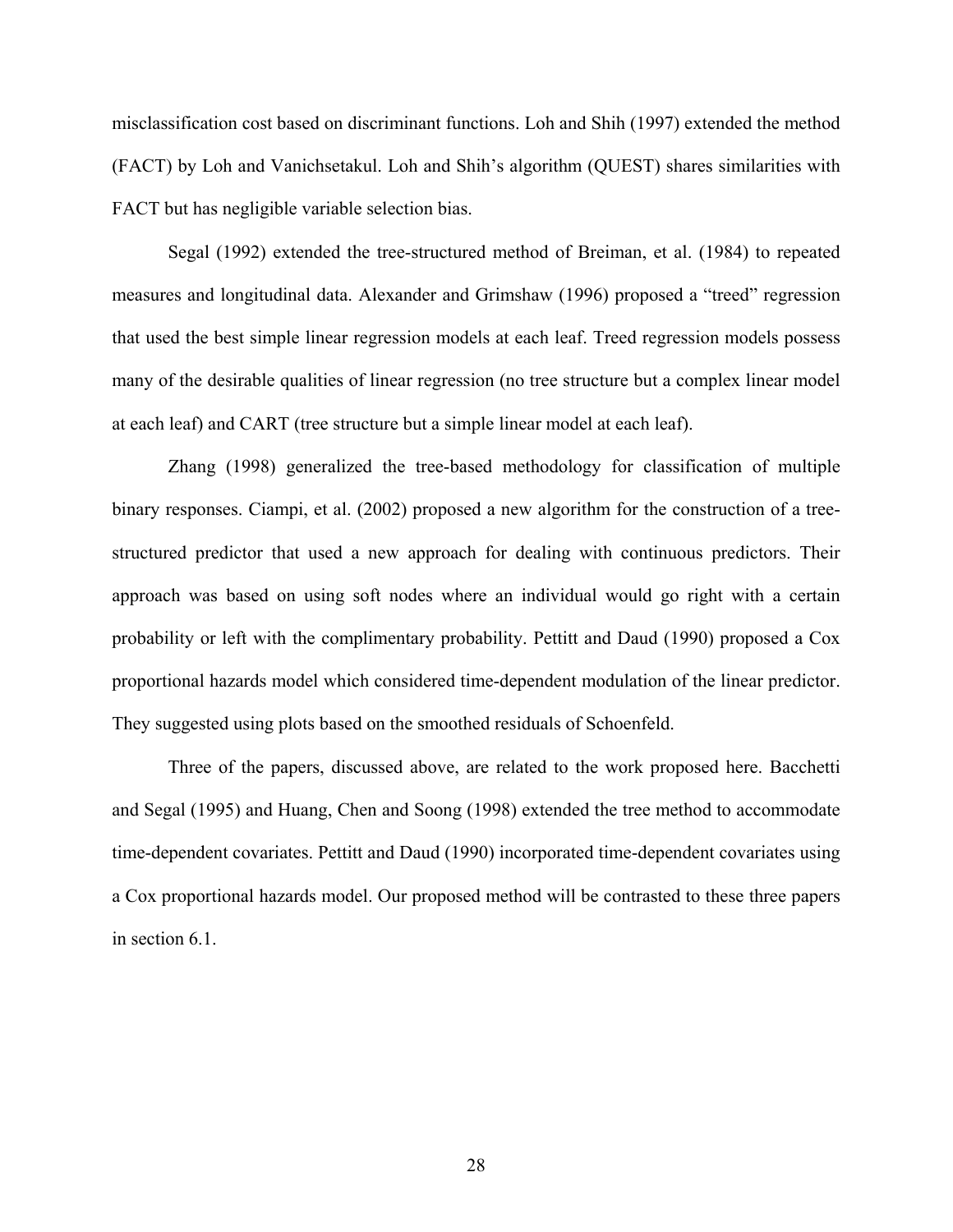misclassification cost based on discriminant functions. Loh and Shih (1997) extended the method (FACT) by Loh and Vanichsetakul. Loh and Shih's algorithm (QUEST) shares similarities with FACT but has negligible variable selection bias.

Segal (1992) extended the tree-structured method of Breiman, et al. (1984) to repeated measures and longitudinal data. Alexander and Grimshaw (1996) proposed a "treed" regression that used the best simple linear regression models at each leaf. Treed regression models possess many of the desirable qualities of linear regression (no tree structure but a complex linear model at each leaf) and CART (tree structure but a simple linear model at each leaf).

Zhang (1998) generalized the tree-based methodology for classification of multiple binary responses. Ciampi, et al. (2002) proposed a new algorithm for the construction of a tree-structured predictor that used a new approach for dealing with continuous predictors. Their approach was based on using soft nodes where an individual would go right with a certain probability or left with the complimentary probability. Pettitt and Daud (1990) proposed a Cox proportional hazards model which considered time-dependent modulation of the linear predictor. They suggested using plots based on the smoothed residuals of Schoenfeld.

Three of the papers, discussed above, are related to the work proposed here. Bacchetti and Segal (1995) and Huang, Chen and Soong (1998) extended the tree method to accommodate time-dependent covariates. Pettitt and Daud (1990) incorporated time-dependent covariates using a Cox proportional hazards model. Our proposed method will be contrasted to these three papers in section 6.1.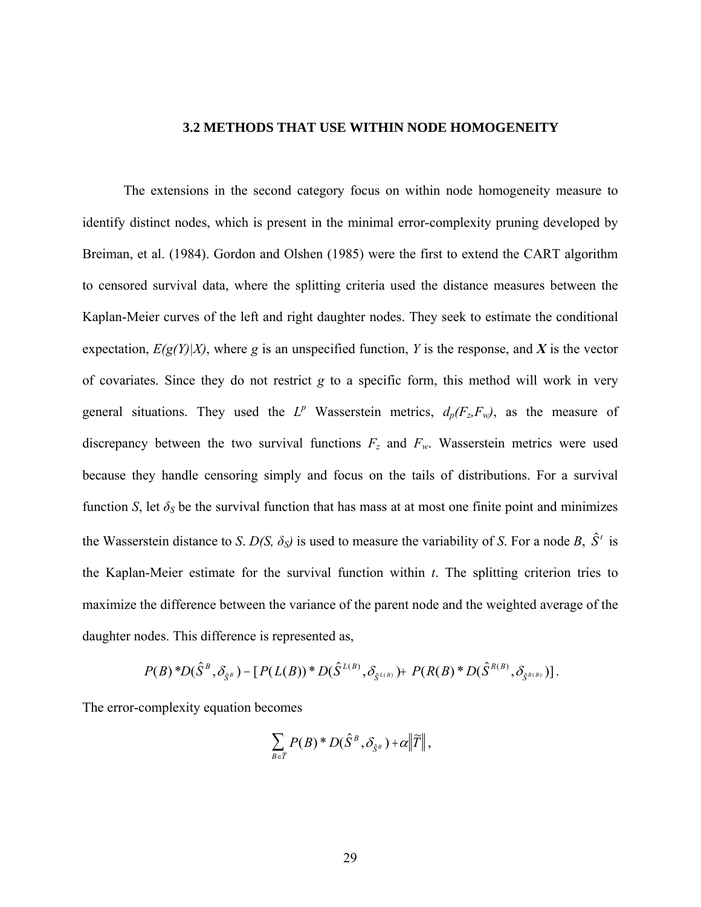### 3.2 METHODS THAT USE WITHIN NODE HOMOGENEITY

The extensions in the second category focus on within node homogeneity measure to identify distinct nodes, which is present in the minimal error-complexity pruning developed by Breiman, et al. (1984). Gordon and Olshen (1985) were the first to extend the CART algorithm to censored survival data, where the splitting criteria used the distance measures between the Kaplan-Meier curves of the left and right daughter nodes. They seek to estimate the conditional expectation, $E(g(Y)|X)$, where $g$ is an unspecified function, $Y$ is the response, and $\boldsymbol{X}$ is the vector of covariates. Since they do not restrict $g$ to a specific form, this method will work in very general situations. They used the $L^p$ Wasserstein metrics, $d_p(F_z,F_w)$, as the measure of discrepancy between the two survival functions $F_z$ and $F_w$. Wasserstein metrics were used because they handle censoring simply and focus on the tails of distributions. For a survival function $S$, let $\delta_S$ be the survival function that has mass at at most one finite point and minimizes the Wasserstein distance to $S$. $D(S, \delta_S)$ is used to measure the variability of $S$. For a node $B$, $\hat{S}^t$ is the Kaplan-Meier estimate for the survival function within $t$. The splitting criterion tries to maximize the difference between the variance of the parent node and the weighted average of the daughter nodes. This difference is represented as,

$$P(B)*D(\hat{S}^B, \delta_{\hat{S}^B}) - [P(L(B))*D(\hat{S}^{L(B)}, \delta_{\hat{S}^{L(B)}}) + P(R(B)*D(\hat{S}^{R(B)}, \delta_{\hat{S}^{R(B)}})].$$

The error-complexity equation becomes

$$\sum_{B\in\tilde{T}} P(B)*D(\hat{S}^B, \delta_{\hat{S}^B}) + \alpha\left\|\tilde{T}\right\|,$$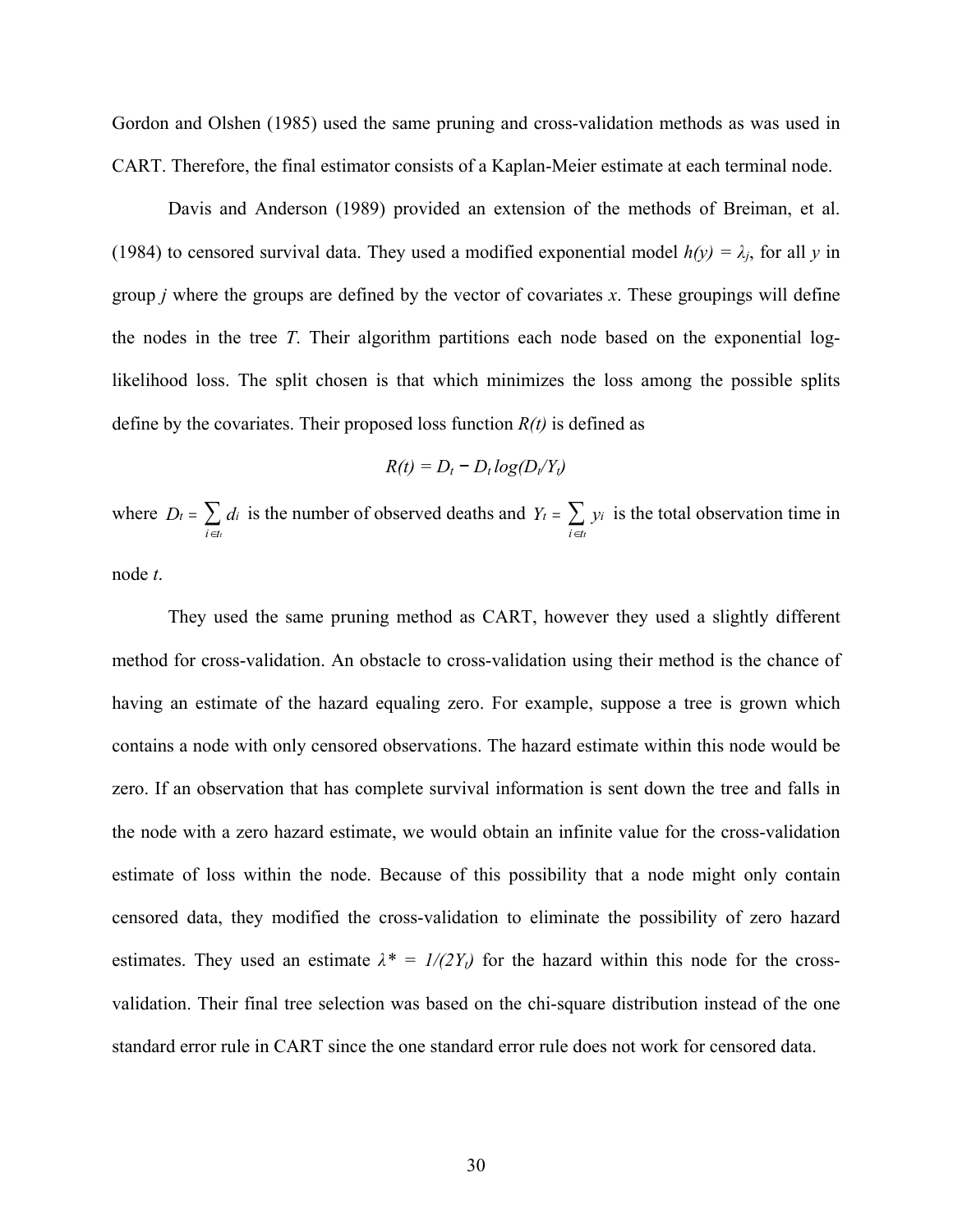Gordon and Olshen (1985) used the same pruning and cross-validation methods as was used in CART. Therefore, the final estimator consists of a Kaplan-Meier estimate at each terminal node.

Davis and Anderson (1989) provided an extension of the methods of Breiman, et al. (1984) to censored survival data. They used a modified exponential model $h(y) = \lambda_j$, for all $y$ in group $j$ where the groups are defined by the vector of covariates $x$. These groupings will define the nodes in the tree $T$. Their algorithm partitions each node based on the exponential log-likelihood loss. The split chosen is that which minimizes the loss among the possible splits define by the covariates. Their proposed loss function $R(t)$ is defined as

$$R(t) = D_t - D_t \log(D_t/Y_t)$$

where $D_t = \sum_{i \in t_t} d_i$ is the number of observed deaths and $Y_t = \sum_{i \in t_t} y_i$ is the total observation time in node $t$.

They used the same pruning method as CART, however they used a slightly different method for cross-validation. An obstacle to cross-validation using their method is the chance of having an estimate of the hazard equaling zero. For example, suppose a tree is grown which contains a node with only censored observations. The hazard estimate within this node would be zero. If an observation that has complete survival information is sent down the tree and falls in the node with a zero hazard estimate, we would obtain an infinite value for the cross-validation estimate of loss within the node. Because of this possibility that a node might only contain censored data, they modified the cross-validation to eliminate the possibility of zero hazard estimates. They used an estimate $\lambda^* = 1/(2Y_t)$ for the hazard within this node for the cross-validation. Their final tree selection was based on the chi-square distribution instead of the one standard error rule in CART since the one standard error rule does not work for censored data.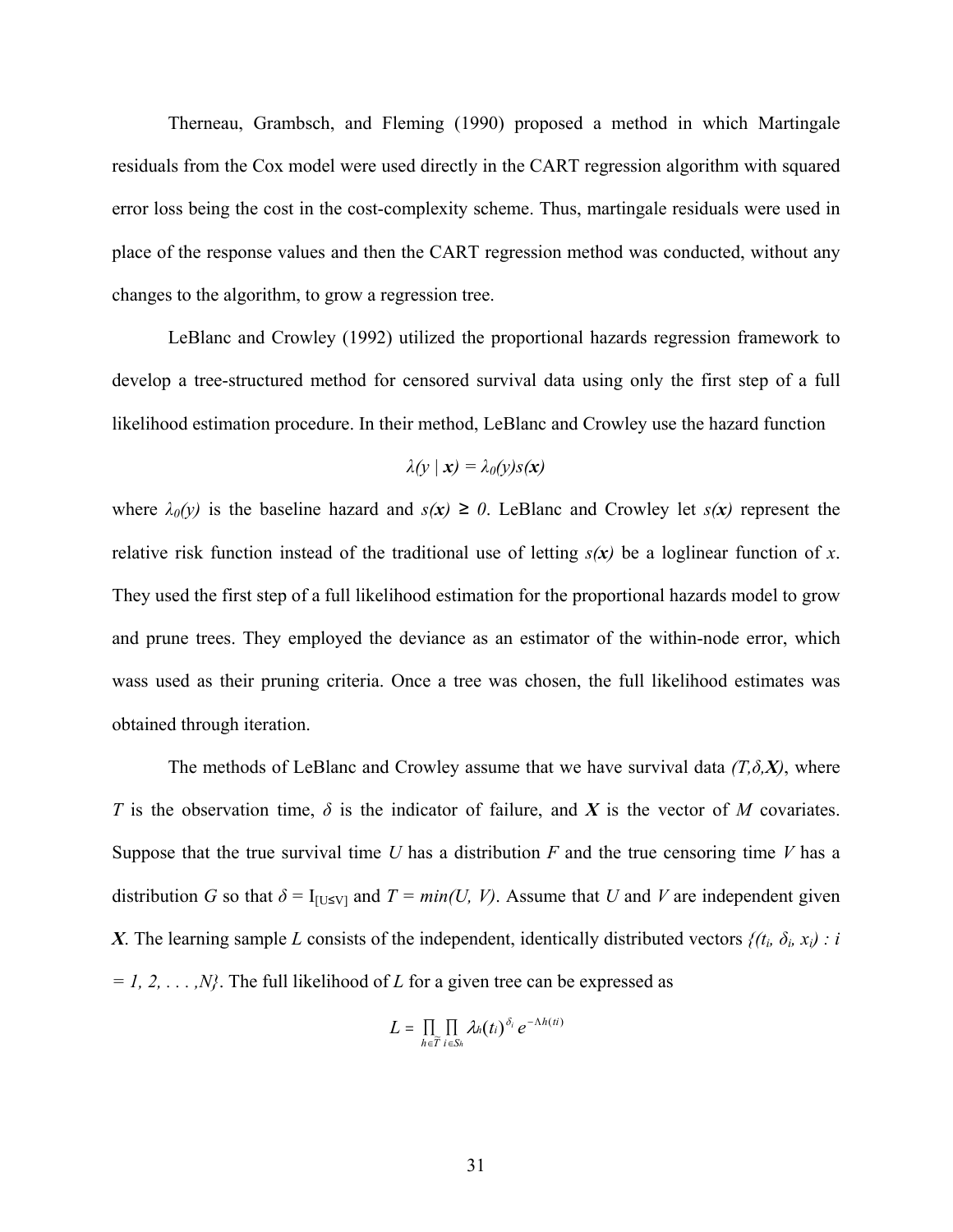Therneau, Grambsch, and Fleming (1990) proposed a method in which Martingale residuals from the Cox model were used directly in the CART regression algorithm with squared error loss being the cost in the cost-complexity scheme. Thus, martingale residuals were used in place of the response values and then the CART regression method was conducted, without any changes to the algorithm, to grow a regression tree.

LeBlanc and Crowley (1992) utilized the proportional hazards regression framework to develop a tree-structured method for censored survival data using only the first step of a full likelihood estimation procedure. In their method, LeBlanc and Crowley use the hazard function

$$\lambda(y \mid \boldsymbol{x}) = \lambda_0(y)s(\boldsymbol{x})$$

where $\lambda_0(y)$ is the baseline hazard and $s(\boldsymbol{x}) \geq 0$. LeBlanc and Crowley let $s(\boldsymbol{x})$ represent the relative risk function instead of the traditional use of letting $s(\boldsymbol{x})$ be a loglinear function of $x$. They used the first step of a full likelihood estimation for the proportional hazards model to grow and prune trees. They employed the deviance as an estimator of the within-node error, which wass used as their pruning criteria. Once a tree was chosen, the full likelihood estimates was obtained through iteration.

The methods of LeBlanc and Crowley assume that we have survival data $(T,\delta,\boldsymbol{X})$, where $T$ is the observation time, $\delta$ is the indicator of failure, and $\boldsymbol{X}$ is the vector of $M$ covariates. Suppose that the true survival time $U$ has a distribution $F$ and the true censoring time $V$ has a distribution $G$ so that $\delta = I_{[U \leq V]}$ and $T = min(U, V)$. Assume that $U$ and $V$ are independent given $\boldsymbol{X}$. The learning sample $L$ consists of the independent, identically distributed vectors $\{(t_i, \delta_i, x_i) : i = 1, 2, \ldots, N\}$. The full likelihood of $L$ for a given tree can be expressed as

$$L = \prod_{h \in \tilde{T}} \prod_{i \in S_h} \lambda_h(t_i)^{\delta_i} e^{-\Lambda h(ti)}$$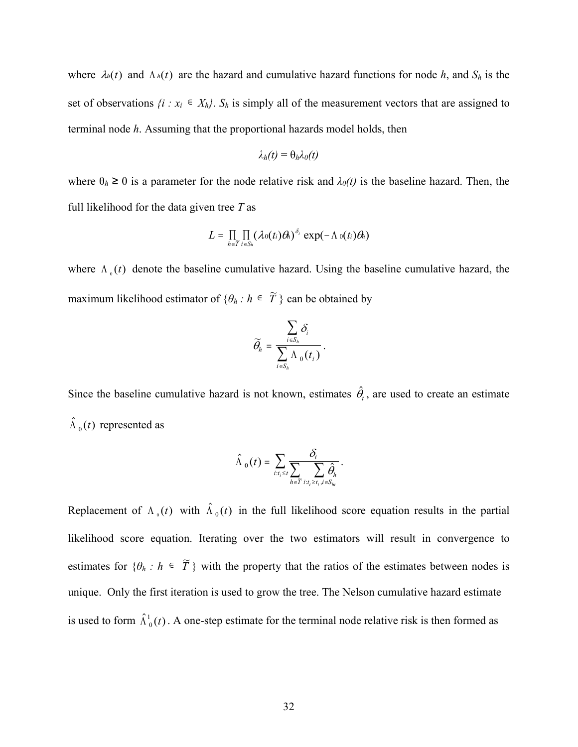where $\lambda_h(t)$ and $\Lambda_h(t)$ are the hazard and cumulative hazard functions for node *h*, and $S_h$ is the set of observations $\{i : x_i \in X_h\}$. $S_h$ is simply all of the measurement vectors that are assigned to terminal node *h*. Assuming that the proportional hazards model holds, then

$$\lambda_h(t) = \theta_h \lambda_0(t)$$

where $\theta_h \geq 0$ is a parameter for the node relative risk and $\lambda_0(t)$ is the baseline hazard. Then, the full likelihood for the data given tree *T* as

$$L = \prod_{h \in \widetilde{T}} \prod_{i \in S_h} (\lambda_0(t_i)\theta_h)^{\delta_i} \exp(-\Lambda_0(t_i)\theta_h)$$

where $\Lambda_0(t)$ denote the baseline cumulative hazard. Using the baseline cumulative hazard, the maximum likelihood estimator of $\{\theta_h : h \in \widetilde{T}\}$ can be obtained by

$$\widetilde{\theta}_h = \frac{\sum_{i \in S_h} \delta_i}{\sum_{i \in S_h} \Lambda_0(t_i)}.$$

Since the baseline cumulative hazard is not known, estimates $\hat{\theta}_t$, are used to create an estimate $\hat{\Lambda}_0(t)$ represented as

$$\hat{\Lambda}_0(t) = \sum_{i : t_i \leq t} \frac{\delta_i}{\sum_{h \in \widetilde{T}} \sum_{i : t_i \geq t_i, i \in S_{ht}} \hat{\theta}_h}.$$

Replacement of $\Lambda_0(t)$ with $\hat{\Lambda}_0(t)$ in the full likelihood score equation results in the partial likelihood score equation. Iterating over the two estimators will result in convergence to estimates for $\{\theta_h : h \in \widetilde{T}\}$ with the property that the ratios of the estimates between nodes is unique. Only the first iteration is used to grow the tree. The Nelson cumulative hazard estimate is used to form $\hat{\Lambda}_0^1(t)$. A one-step estimate for the terminal node relative risk is then formed as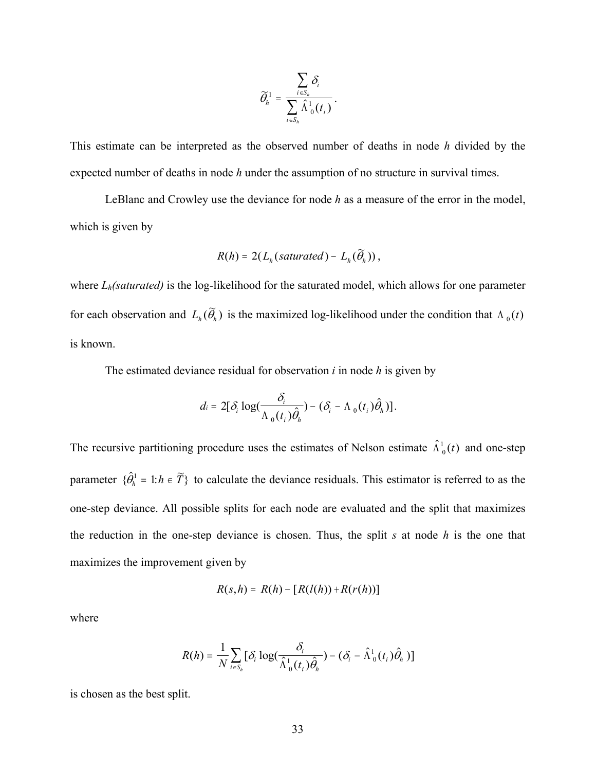$$\tilde{\theta}_h^1 = \frac{\sum_{i \in S_h} \delta_i}{\sum_{i \in S_h} \hat{\Lambda}_0^1(t_i)}.$$

This estimate can be interpreted as the observed number of deaths in node *h* divided by the expected number of deaths in node *h* under the assumption of no structure in survival times.

LeBlanc and Crowley use the deviance for node *h* as a measure of the error in the model, which is given by

$$R(h) = 2(L_h(saturated) - L_h(\tilde{\theta}_h)),$$

where *Lh(saturated)* is the log-likelihood for the saturated model, which allows for one parameter for each observation and $L_h(\tilde{\theta}_h)$ is the maximized log-likelihood under the condition that $\Lambda_0(t)$ is known.

The estimated deviance residual for observation *i* in node *h* is given by

$$d_i = 2[\delta_i \log(\frac{\delta_i}{\Lambda_0(t_i)\hat{\theta}_h}) - (\delta_i - \Lambda_0(t_i)\hat{\theta}_h)].$$

The recursive partitioning procedure uses the estimates of Nelson estimate $\hat{\Lambda}_0^1(t)$ and one-step parameter $\{\hat{\theta}_h^1 = 1 : h \in \tilde{T}\}$ to calculate the deviance residuals. This estimator is referred to as the one-step deviance. All possible splits for each node are evaluated and the split that maximizes the reduction in the one-step deviance is chosen. Thus, the split *s* at node *h* is the one that maximizes the improvement given by

$$R(s,h) = R(h) - [R(l(h)) + R(r(h))]$$

where

$$R(h) = \frac{1}{N} \sum_{i \in S_h} [\delta_i \log(\frac{\delta_i}{\hat{\Lambda}_0^1(t_i)\hat{\theta}_h}) - (\delta_i - \hat{\Lambda}_0^1(t_i)\hat{\theta}_h)]$$

is chosen as the best split.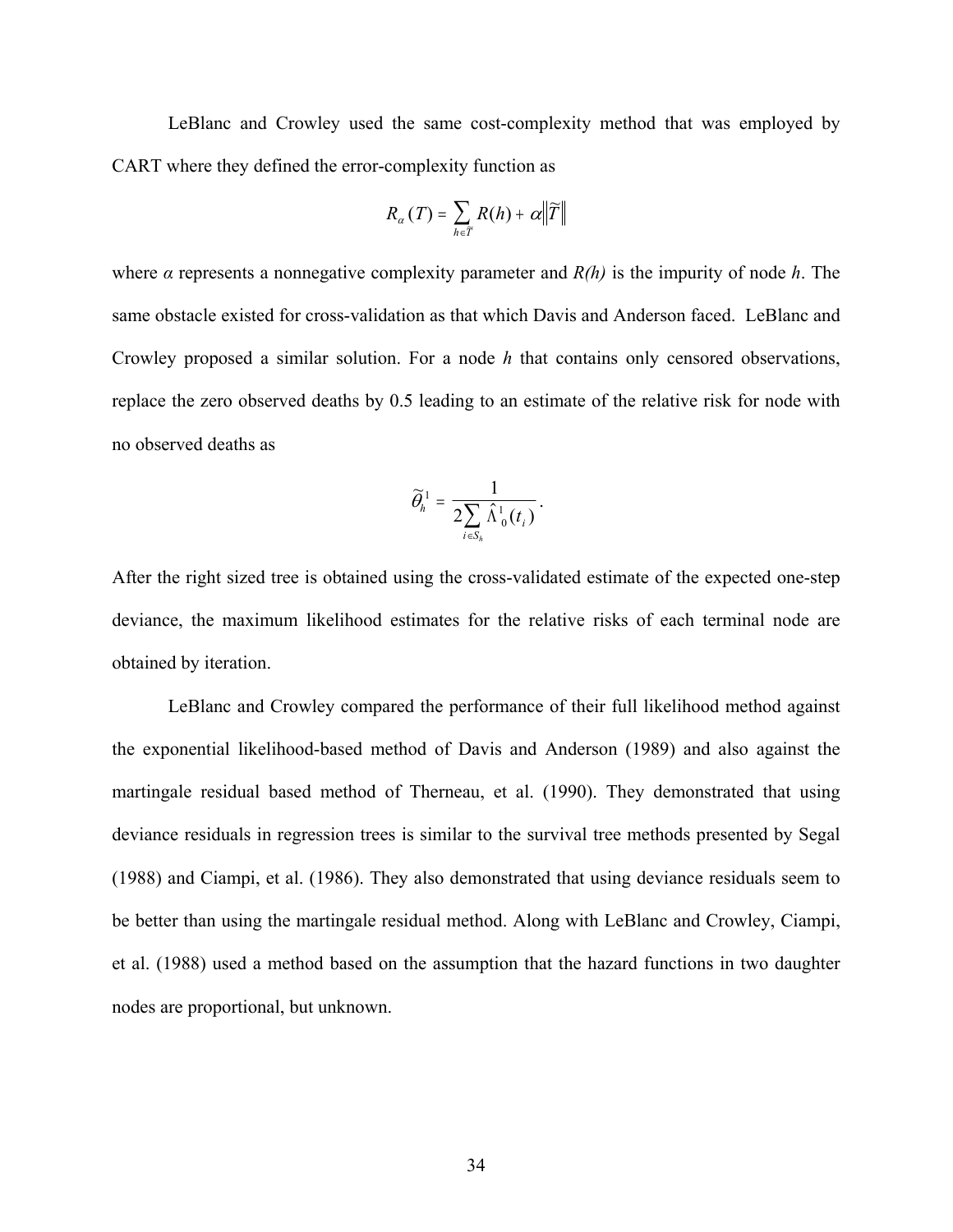LeBlanc and Crowley used the same cost-complexity method that was employed by CART where they defined the error-complexity function as

$$R_\alpha(T) = \sum_{h \in \widetilde{T}} R(h) + \alpha \left\| \widetilde{T} \right\|$$

where $\alpha$ represents a nonnegative complexity parameter and $R(h)$ is the impurity of node $h$. The same obstacle existed for cross-validation as that which Davis and Anderson faced. LeBlanc and Crowley proposed a similar solution. For a node $h$ that contains only censored observations, replace the zero observed deaths by 0.5 leading to an estimate of the relative risk for node with no observed deaths as

$$\widetilde{\theta}_h^1 = \frac{1}{2\sum_{i \in S_h} \hat{\Lambda}_0^1(t_i)}.$$

After the right sized tree is obtained using the cross-validated estimate of the expected one-step deviance, the maximum likelihood estimates for the relative risks of each terminal node are obtained by iteration.

LeBlanc and Crowley compared the performance of their full likelihood method against the exponential likelihood-based method of Davis and Anderson (1989) and also against the martingale residual based method of Therneau, et al. (1990). They demonstrated that using deviance residuals in regression trees is similar to the survival tree methods presented by Segal (1988) and Ciampi, et al. (1986). They also demonstrated that using deviance residuals seem to be better than using the martingale residual method. Along with LeBlanc and Crowley, Ciampi, et al. (1988) used a method based on the assumption that the hazard functions in two daughter nodes are proportional, but unknown.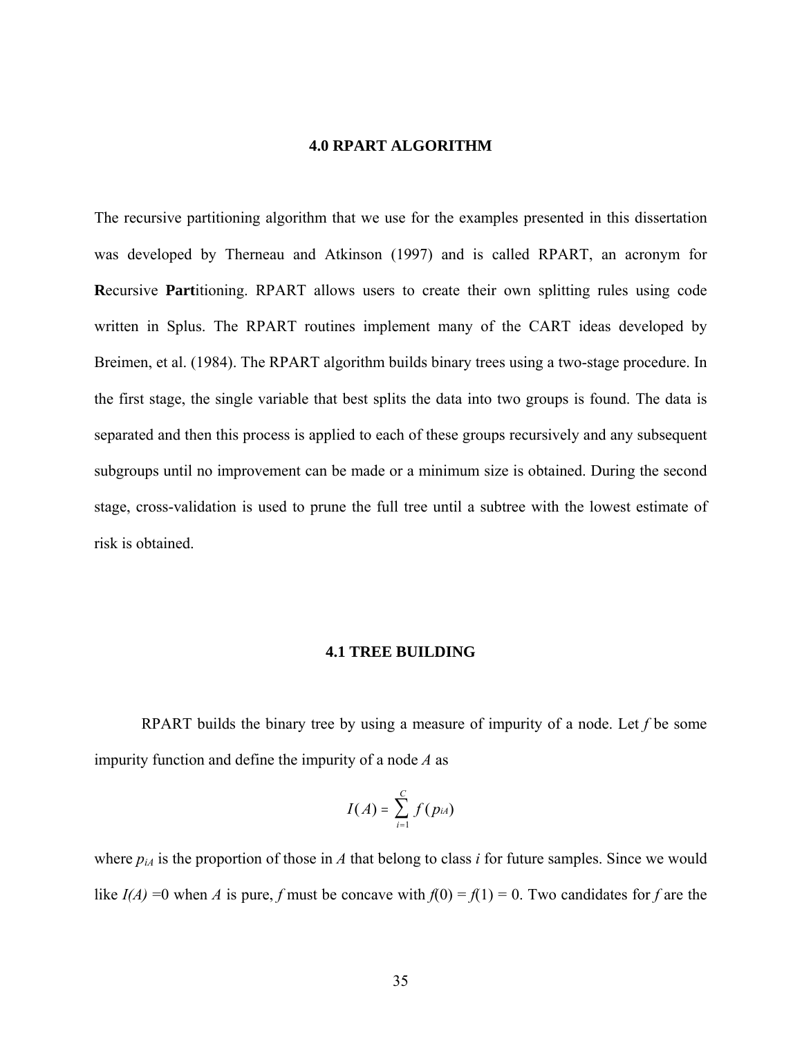# 4.0 RPART ALGORITHM

The recursive partitioning algorithm that we use for the examples presented in this dissertation was developed by Therneau and Atkinson (1997) and is called RPART, an acronym for **R**ecursive **Part**itioning. RPART allows users to create their own splitting rules using code written in Splus. The RPART routines implement many of the CART ideas developed by Breimen, et al. (1984). The RPART algorithm builds binary trees using a two-stage procedure. In the first stage, the single variable that best splits the data into two groups is found. The data is separated and then this process is applied to each of these groups recursively and any subsequent subgroups until no improvement can be made or a minimum size is obtained. During the second stage, cross-validation is used to prune the full tree until a subtree with the lowest estimate of risk is obtained.

## 4.1 TREE BUILDING

RPART builds the binary tree by using a measure of impurity of a node. Let $f$ be some impurity function and define the impurity of a node $A$ as

$$I(A) = \sum_{i=1}^{C} f(p_{iA})$$

where $p_{iA}$ is the proportion of those in $A$ that belong to class $i$ for future samples. Since we would like $I(A) = 0$ when $A$ is pure, $f$ must be concave with $f(0) = f(1) = 0$. Two candidates for $f$ are the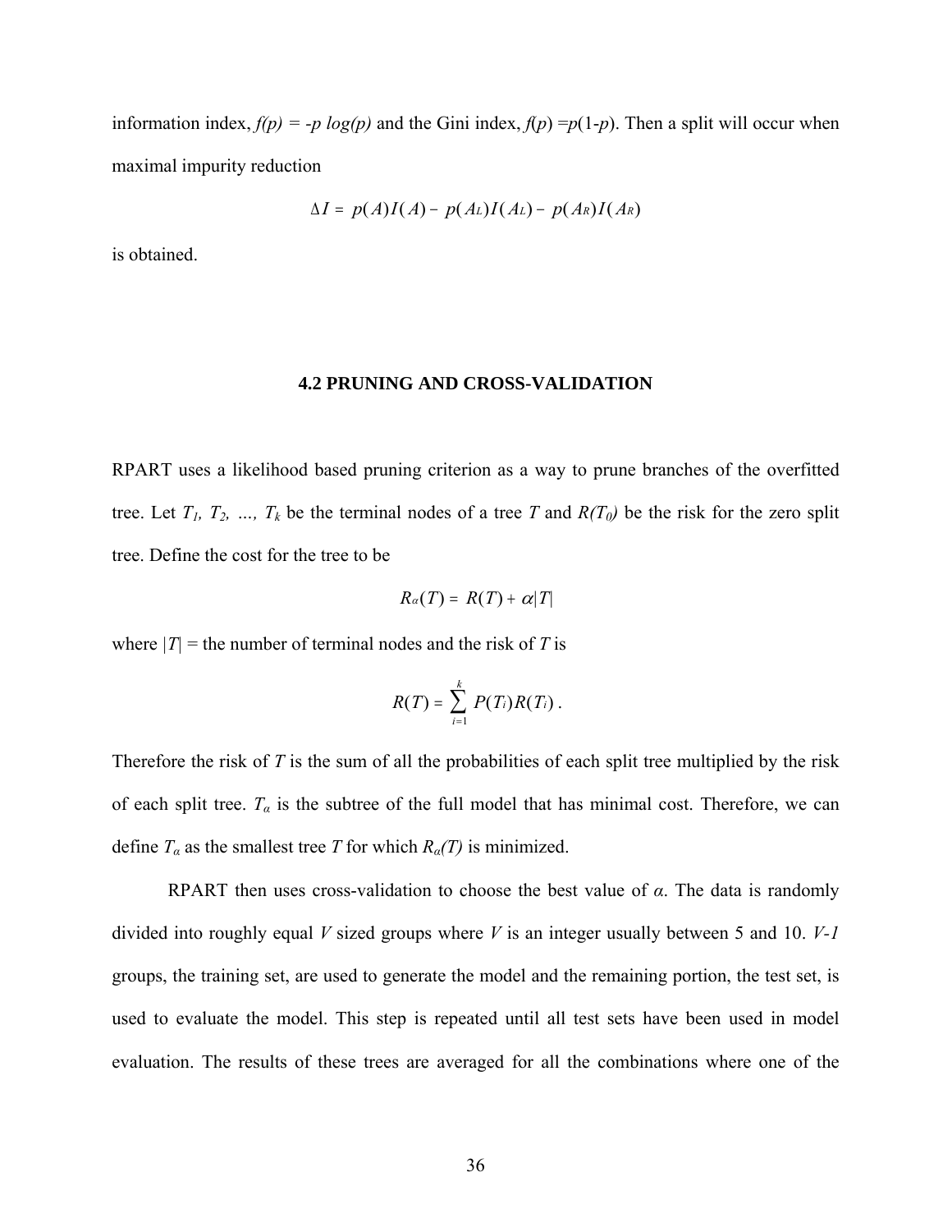information index, $f(p) = -p \log(p)$ and the Gini index, $f(p) = p(1-p)$. Then a split will occur when maximal impurity reduction

$$\Delta I = p(A)I(A) - p(A_L)I(A_L) - p(A_R)I(A_R)$$

is obtained.

## 4.2 PRUNING AND CROSS-VALIDATION

RPART uses a likelihood based pruning criterion as a way to prune branches of the overfitted tree. Let $T_1, T_2, \ldots, T_k$ be the terminal nodes of a tree $T$ and $R(T_0)$ be the risk for the zero split tree. Define the cost for the tree to be

$$R_\alpha(T) = R(T) + \alpha|T|$$

where $|T|$ = the number of terminal nodes and the risk of $T$ is

$$R(T) = \sum_{i=1}^{k} P(T_i)R(T_i) \; .$$

Therefore the risk of $T$ is the sum of all the probabilities of each split tree multiplied by the risk of each split tree. $T_\alpha$ is the subtree of the full model that has minimal cost. Therefore, we can define $T_\alpha$ as the smallest tree $T$ for which $R_\alpha(T)$ is minimized.

RPART then uses cross-validation to choose the best value of $\alpha$. The data is randomly divided into roughly equal $V$ sized groups where $V$ is an integer usually between 5 and 10. $V-1$ groups, the training set, are used to generate the model and the remaining portion, the test set, is used to evaluate the model. This step is repeated until all test sets have been used in model evaluation. The results of these trees are averaged for all the combinations where one of the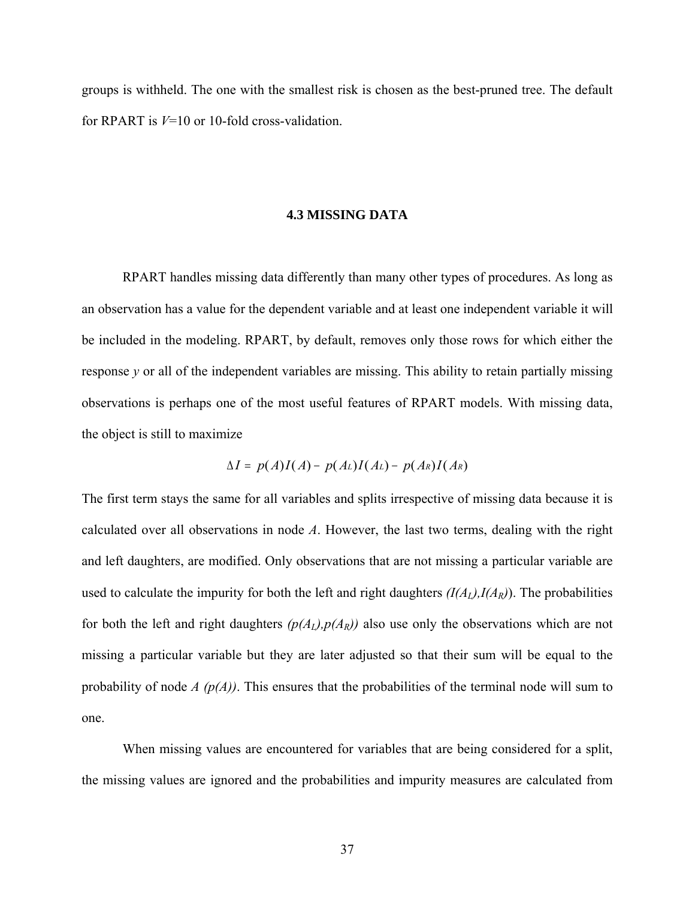groups is withheld. The one with the smallest risk is chosen as the best-pruned tree. The default for RPART is $V$=10 or 10-fold cross-validation.

### 4.3 MISSING DATA

RPART handles missing data differently than many other types of procedures. As long as an observation has a value for the dependent variable and at least one independent variable it will be included in the modeling. RPART, by default, removes only those rows for which either the response $y$ or all of the independent variables are missing. This ability to retain partially missing observations is perhaps one of the most useful features of RPART models. With missing data, the object is still to maximize

$$\Delta I = p(A)I(A) - p(A_L)I(A_L) - p(A_R)I(A_R)$$

The first term stays the same for all variables and splits irrespective of missing data because it is calculated over all observations in node $A$. However, the last two terms, dealing with the right and left daughters, are modified. Only observations that are not missing a particular variable are used to calculate the impurity for both the left and right daughters $(I(A_L), I(A_R))$. The probabilities for both the left and right daughters $(p(A_L), p(A_R))$ also use only the observations which are not missing a particular variable but they are later adjusted so that their sum will be equal to the probability of node $A$ $(p(A))$. This ensures that the probabilities of the terminal node will sum to one.

When missing values are encountered for variables that are being considered for a split, the missing values are ignored and the probabilities and impurity measures are calculated from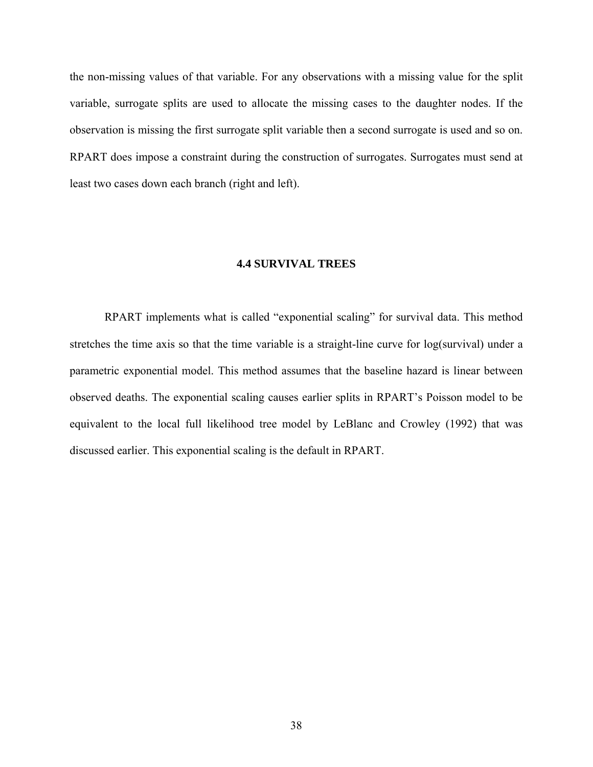the non-missing values of that variable. For any observations with a missing value for the split variable, surrogate splits are used to allocate the missing cases to the daughter nodes. If the observation is missing the first surrogate split variable then a second surrogate is used and so on. RPART does impose a constraint during the construction of surrogates. Surrogates must send at least two cases down each branch (right and left).

## 4.4 SURVIVAL TREES

RPART implements what is called "exponential scaling" for survival data. This method stretches the time axis so that the time variable is a straight-line curve for log(survival) under a parametric exponential model. This method assumes that the baseline hazard is linear between observed deaths. The exponential scaling causes earlier splits in RPART's Poisson model to be equivalent to the local full likelihood tree model by LeBlanc and Crowley (1992) that was discussed earlier. This exponential scaling is the default in RPART.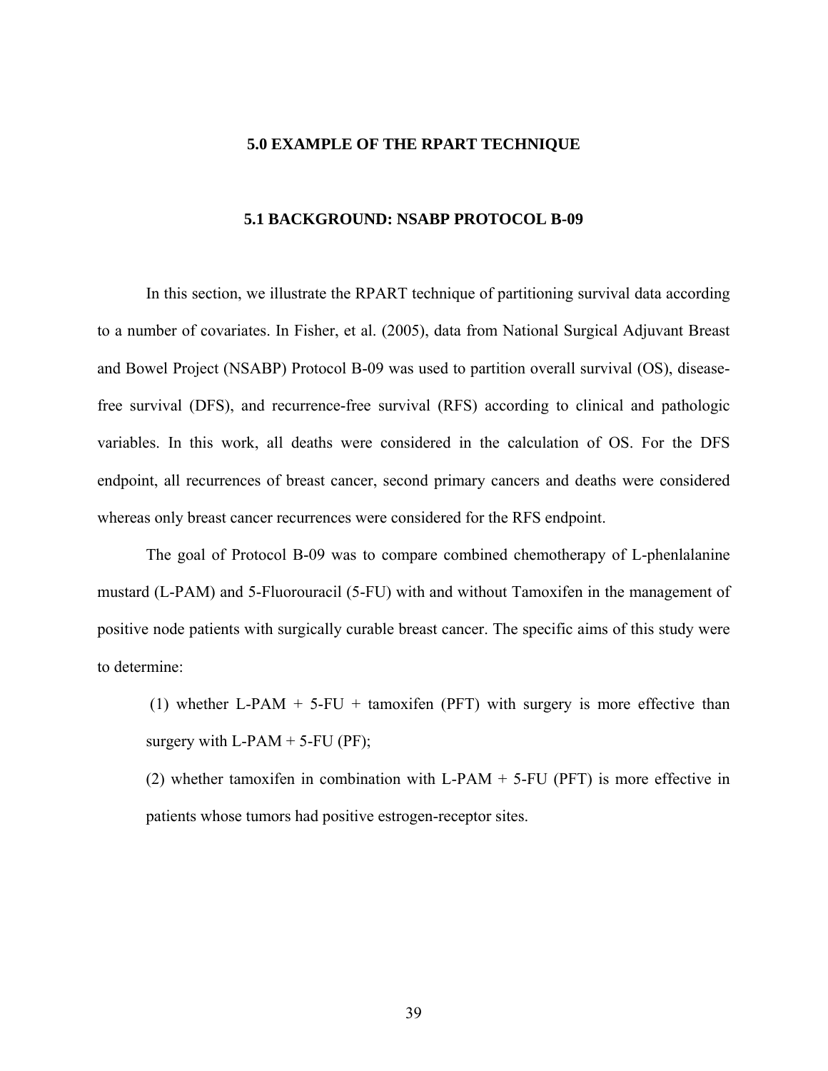# 5.0 EXAMPLE OF THE RPART TECHNIQUE

## 5.1 BACKGROUND: NSABP PROTOCOL B-09

In this section, we illustrate the RPART technique of partitioning survival data according to a number of covariates. In Fisher, et al. (2005), data from National Surgical Adjuvant Breast and Bowel Project (NSABP) Protocol B-09 was used to partition overall survival (OS), disease-free survival (DFS), and recurrence-free survival (RFS) according to clinical and pathologic variables. In this work, all deaths were considered in the calculation of OS. For the DFS endpoint, all recurrences of breast cancer, second primary cancers and deaths were considered whereas only breast cancer recurrences were considered for the RFS endpoint.

The goal of Protocol B-09 was to compare combined chemotherapy of L-phenlalanine mustard (L-PAM) and 5-Fluorouracil (5-FU) with and without Tamoxifen in the management of positive node patients with surgically curable breast cancer. The specific aims of this study were to determine:

(1) whether L-PAM + 5-FU + tamoxifen (PFT) with surgery is more effective than surgery with L-PAM + 5-FU (PF);

(2) whether tamoxifen in combination with L-PAM + 5-FU (PFT) is more effective in patients whose tumors had positive estrogen-receptor sites.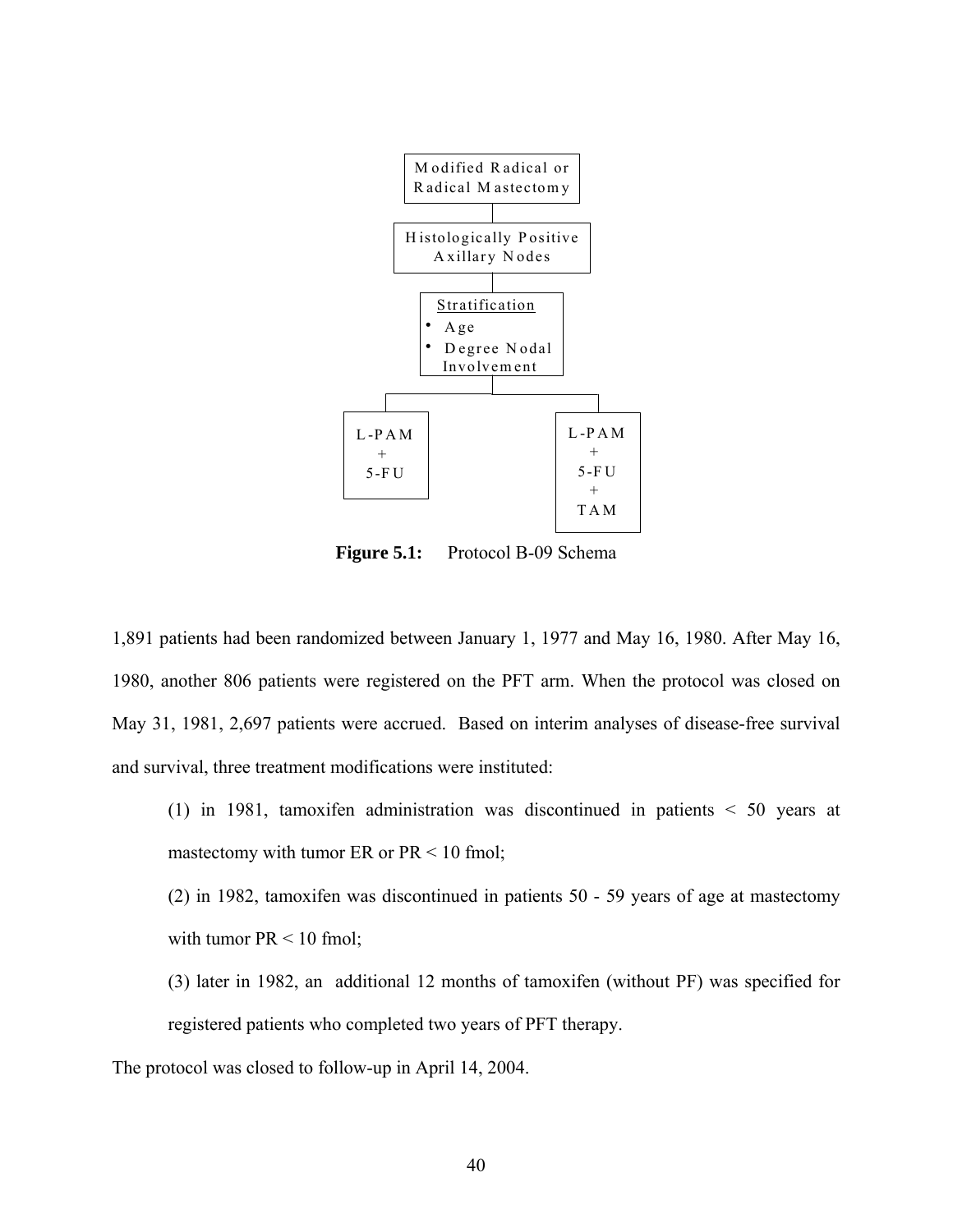Modified Radical or Radical Mastectomy

Histologically Positive Axillary Nodes

Stratification
- Age
- Degree Nodal Involvement

L-PAM + 5-FU

L-PAM + 5-FU + TAM

**Figure 5.1:** Protocol B-09 Schema

1,891 patients had been randomized between January 1, 1977 and May 16, 1980. After May 16, 1980, another 806 patients were registered on the PFT arm. When the protocol was closed on May 31, 1981, 2,697 patients were accrued. Based on interim analyses of disease-free survival and survival, three treatment modifications were instituted:

(1) in 1981, tamoxifen administration was discontinued in patients < 50 years at mastectomy with tumor ER or PR < 10 fmol;

(2) in 1982, tamoxifen was discontinued in patients 50 - 59 years of age at mastectomy with tumor PR < 10 fmol;

(3) later in 1982, an additional 12 months of tamoxifen (without PF) was specified for registered patients who completed two years of PFT therapy.

The protocol was closed to follow-up in April 14, 2004.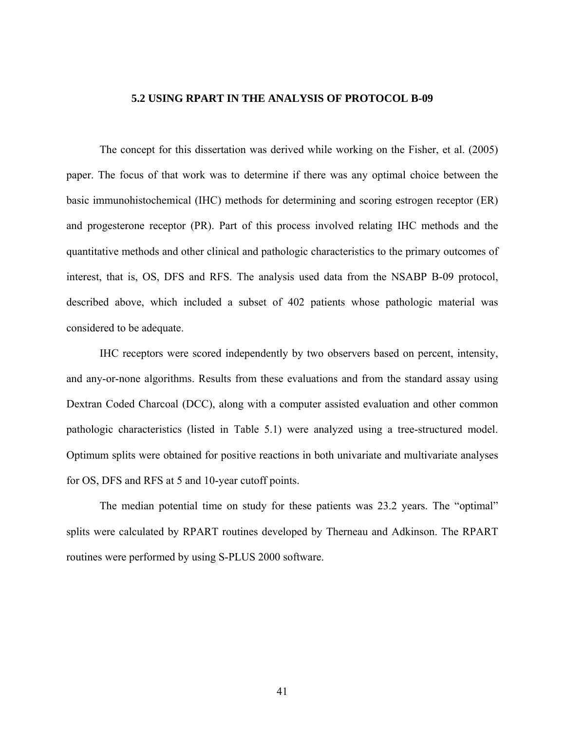## 5.2 USING RPART IN THE ANALYSIS OF PROTOCOL B-09

The concept for this dissertation was derived while working on the Fisher, et al. (2005) paper. The focus of that work was to determine if there was any optimal choice between the basic immunohistochemical (IHC) methods for determining and scoring estrogen receptor (ER) and progesterone receptor (PR). Part of this process involved relating IHC methods and the quantitative methods and other clinical and pathologic characteristics to the primary outcomes of interest, that is, OS, DFS and RFS. The analysis used data from the NSABP B-09 protocol, described above, which included a subset of 402 patients whose pathologic material was considered to be adequate.

IHC receptors were scored independently by two observers based on percent, intensity, and any-or-none algorithms. Results from these evaluations and from the standard assay using Dextran Coded Charcoal (DCC), along with a computer assisted evaluation and other common pathologic characteristics (listed in Table 5.1) were analyzed using a tree-structured model. Optimum splits were obtained for positive reactions in both univariate and multivariate analyses for OS, DFS and RFS at 5 and 10-year cutoff points.

The median potential time on study for these patients was 23.2 years. The "optimal" splits were calculated by RPART routines developed by Therneau and Adkinson. The RPART routines were performed by using S-PLUS 2000 software.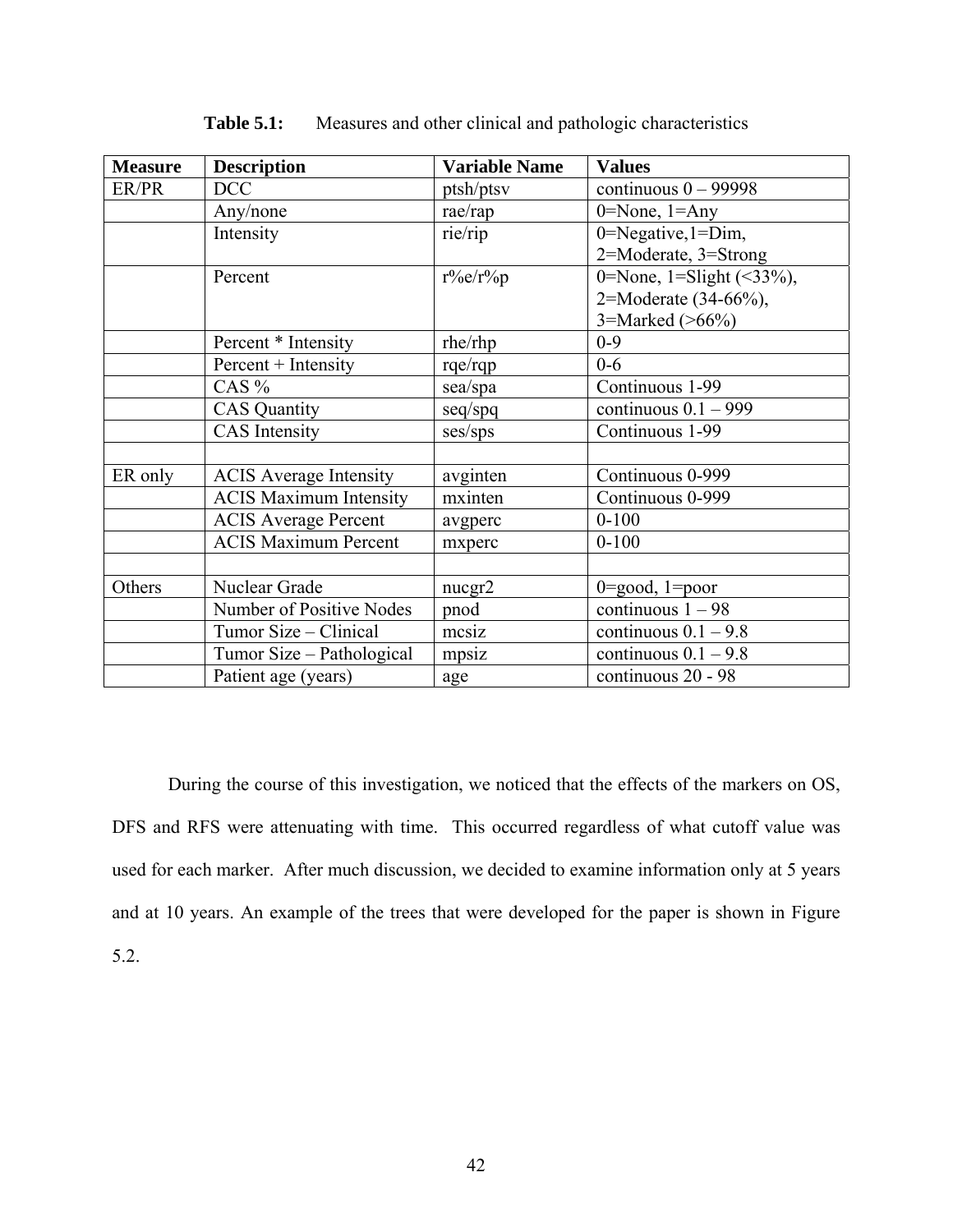**Table 5.1:** Measures and other clinical and pathologic characteristics

| Measure | Description | Variable Name | Values |
|---|---|---|---|
| ER/PR | DCC | ptsh/ptsv | continuous 0 – 99998 |
| | Any/none | rae/rap | 0=None, 1=Any |
| | Intensity | rie/rip | 0=Negative,1=Dim, 2=Moderate, 3=Strong |
| | Percent | r%e/r%p | 0=None, 1=Slight (<33%), 2=Moderate (34-66%), 3=Marked (>66%) |
| | Percent * Intensity | rhe/rhp | 0-9 |
| | Percent + Intensity | rqe/rqp | 0-6 |
| | CAS % | sea/spa | Continuous 1-99 |
| | CAS Quantity | seq/spq | continuous 0.1 – 999 |
| | CAS Intensity | ses/sps | Continuous 1-99 |
| | | | |
| ER only | ACIS Average Intensity | avginten | Continuous 0-999 |
| | ACIS Maximum Intensity | mxinten | Continuous 0-999 |
| | ACIS Average Percent | avgperc | 0-100 |
| | ACIS Maximum Percent | mxperc | 0-100 |
| | | | |
| Others | Nuclear Grade | nucgr2 | 0=good, 1=poor |
| | Number of Positive Nodes | pnod | continuous 1 – 98 |
| | Tumor Size – Clinical | mcsiz | continuous 0.1 – 9.8 |
| | Tumor Size – Pathological | mpsiz | continuous 0.1 – 9.8 |
| | Patient age (years) | age | continuous 20 - 98 |

During the course of this investigation, we noticed that the effects of the markers on OS, DFS and RFS were attenuating with time. This occurred regardless of what cutoff value was used for each marker. After much discussion, we decided to examine information only at 5 years and at 10 years. An example of the trees that were developed for the paper is shown in Figure 5.2.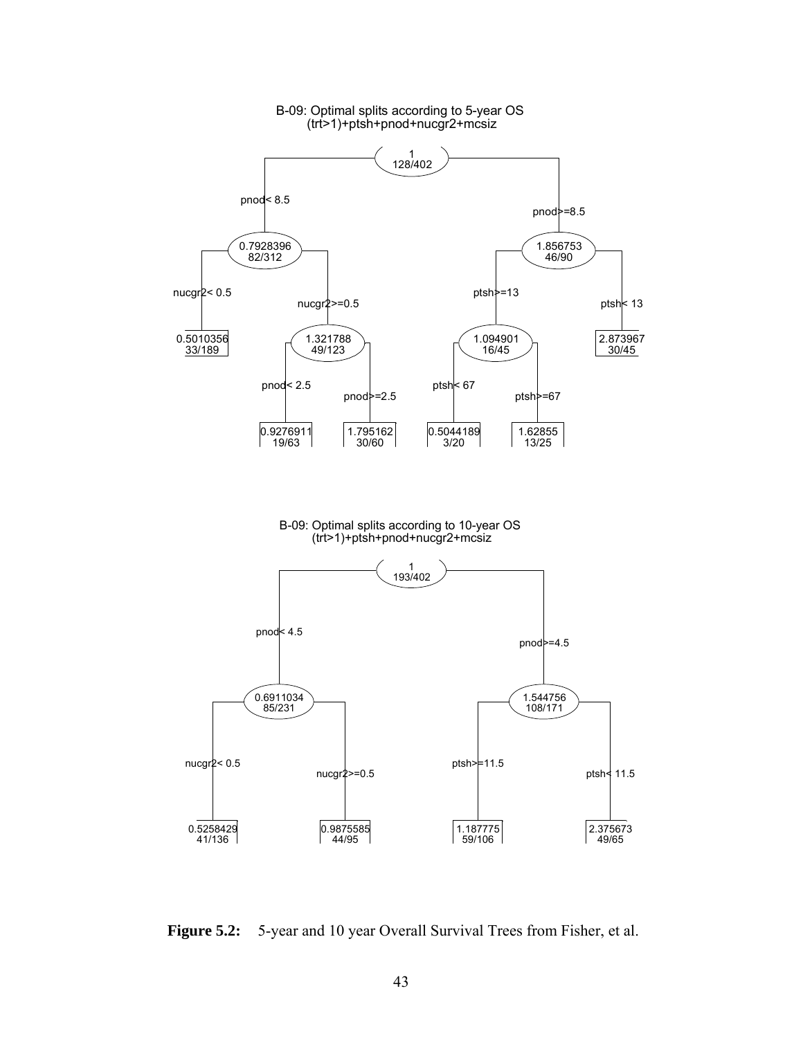B-09: Optimal splits according to 5-year OS
(trt>1)+ptsh+pnod+nucgr2+mcsiz

- 1 (128/402)
  - pnod< 8.5 → 0.7928396 (82/312)
    - nucgr2< 0.5 → 0.5010356 (33/189)
    - nucgr2>=0.5 → 1.321788 (49/123)
      - pnod< 2.5 → 0.9276911 (19/63)
      - pnod>=2.5 → 1.795162 (30/60)
  - pnod>=8.5 → 1.856753 (46/90)
    - ptsh>=13 → 1.094901 (16/45)
      - ptsh< 67 → 0.5044189 (3/20)
      - ptsh>=67 → 1.62855 (13/25)
    - ptsh< 13 → 2.873967 (30/45)

B-09: Optimal splits according to 10-year OS
(trt>1)+ptsh+pnod+nucgr2+mcsiz

- 1 (193/402)
  - pnod< 4.5 → 0.6911034 (85/231)
    - nucgr2< 0.5 → 0.5258429 (41/136)
    - nucgr2>=0.5 → 0.9875585 (44/95)
  - pnod>=4.5 → 1.544756 (108/171)
    - ptsh>=11.5 → 1.187775 (59/106)
    - ptsh< 11.5 → 2.375673 (49/65)

**Figure 5.2:** 5-year and 10 year Overall Survival Trees from Fisher, et al.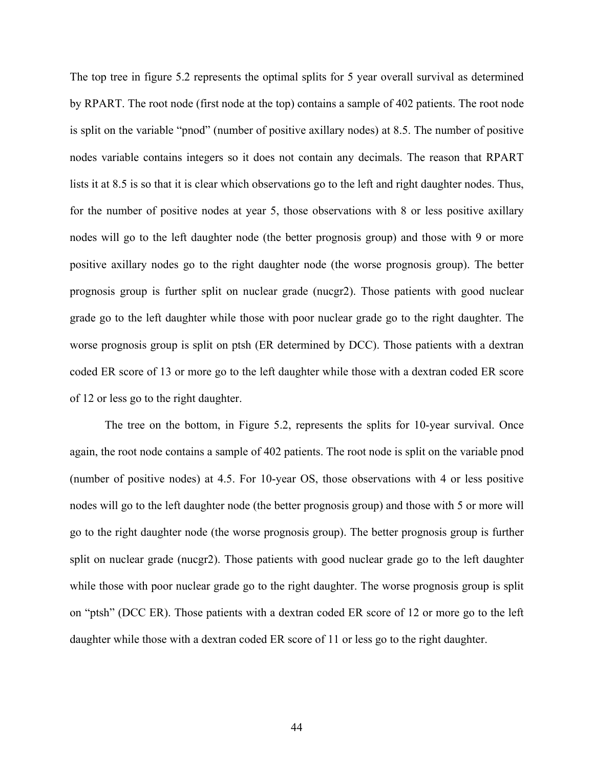The top tree in figure 5.2 represents the optimal splits for 5 year overall survival as determined by RPART. The root node (first node at the top) contains a sample of 402 patients. The root node is split on the variable "pnod" (number of positive axillary nodes) at 8.5. The number of positive nodes variable contains integers so it does not contain any decimals. The reason that RPART lists it at 8.5 is so that it is clear which observations go to the left and right daughter nodes. Thus, for the number of positive nodes at year 5, those observations with 8 or less positive axillary nodes will go to the left daughter node (the better prognosis group) and those with 9 or more positive axillary nodes go to the right daughter node (the worse prognosis group). The better prognosis group is further split on nuclear grade (nucgr2). Those patients with good nuclear grade go to the left daughter while those with poor nuclear grade go to the right daughter. The worse prognosis group is split on ptsh (ER determined by DCC). Those patients with a dextran coded ER score of 13 or more go to the left daughter while those with a dextran coded ER score of 12 or less go to the right daughter.

The tree on the bottom, in Figure 5.2, represents the splits for 10-year survival. Once again, the root node contains a sample of 402 patients. The root node is split on the variable pnod (number of positive nodes) at 4.5. For 10-year OS, those observations with 4 or less positive nodes will go to the left daughter node (the better prognosis group) and those with 5 or more will go to the right daughter node (the worse prognosis group). The better prognosis group is further split on nuclear grade (nucgr2). Those patients with good nuclear grade go to the left daughter while those with poor nuclear grade go to the right daughter. The worse prognosis group is split on "ptsh" (DCC ER). Those patients with a dextran coded ER score of 12 or more go to the left daughter while those with a dextran coded ER score of 11 or less go to the right daughter.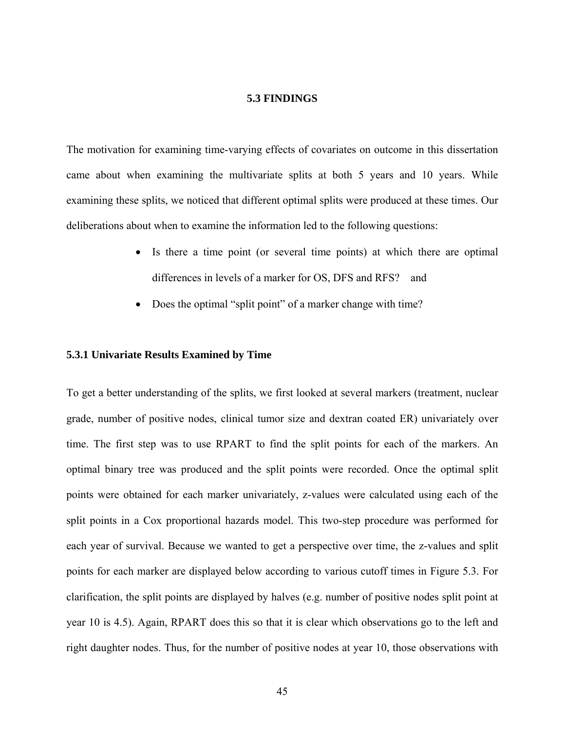## 5.3 FINDINGS

The motivation for examining time-varying effects of covariates on outcome in this dissertation came about when examining the multivariate splits at both 5 years and 10 years. While examining these splits, we noticed that different optimal splits were produced at these times. Our deliberations about when to examine the information led to the following questions:

- Is there a time point (or several time points) at which there are optimal differences in levels of a marker for OS, DFS and RFS? and
- Does the optimal "split point" of a marker change with time?

### 5.3.1 Univariate Results Examined by Time

To get a better understanding of the splits, we first looked at several markers (treatment, nuclear grade, number of positive nodes, clinical tumor size and dextran coated ER) univariately over time. The first step was to use RPART to find the split points for each of the markers. An optimal binary tree was produced and the split points were recorded. Once the optimal split points were obtained for each marker univariately, z-values were calculated using each of the split points in a Cox proportional hazards model. This two-step procedure was performed for each year of survival. Because we wanted to get a perspective over time, the z-values and split points for each marker are displayed below according to various cutoff times in Figure 5.3. For clarification, the split points are displayed by halves (e.g. number of positive nodes split point at year 10 is 4.5). Again, RPART does this so that it is clear which observations go to the left and right daughter nodes. Thus, for the number of positive nodes at year 10, those observations with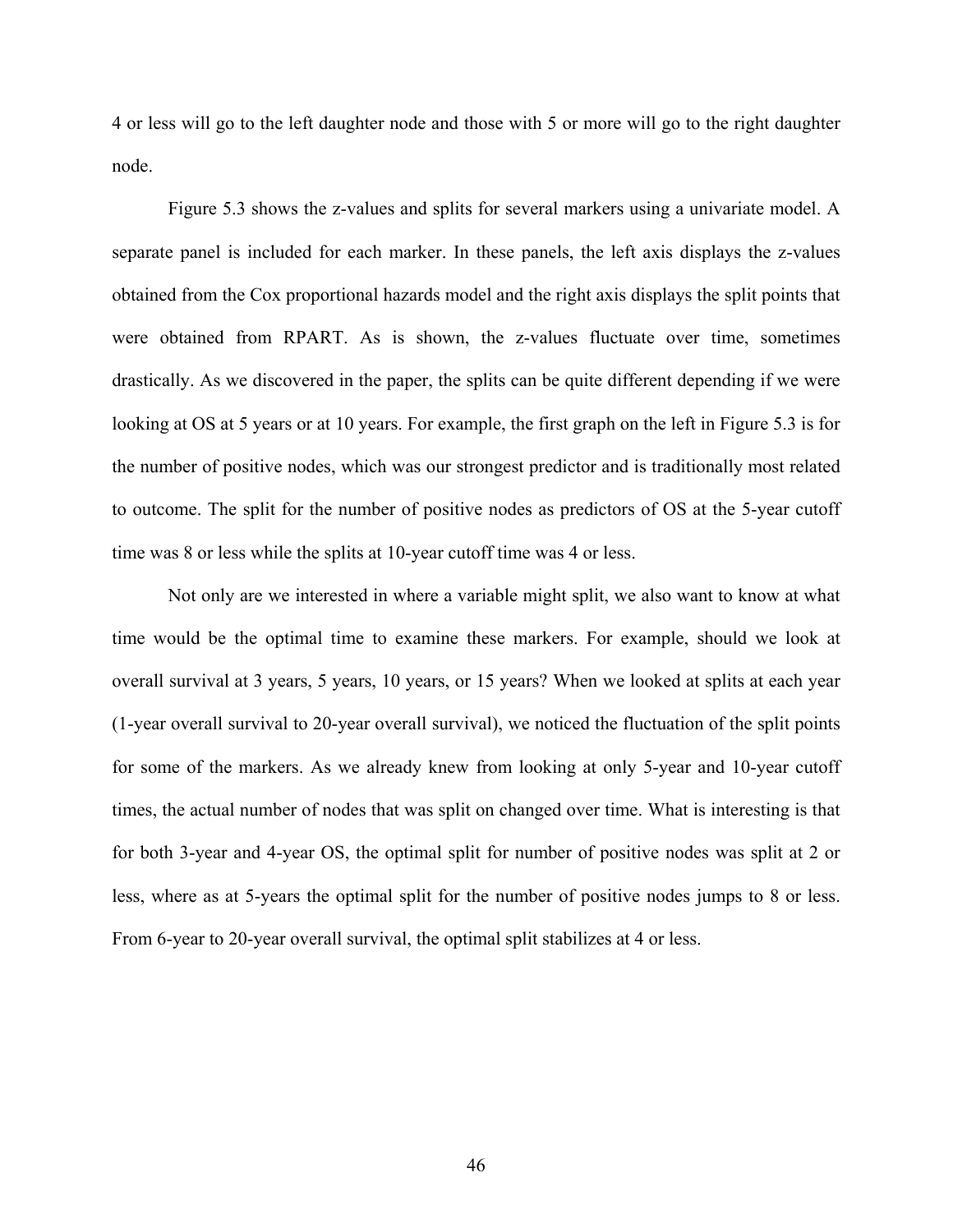4 or less will go to the left daughter node and those with 5 or more will go to the right daughter node.

Figure 5.3 shows the z-values and splits for several markers using a univariate model. A separate panel is included for each marker. In these panels, the left axis displays the z-values obtained from the Cox proportional hazards model and the right axis displays the split points that were obtained from RPART. As is shown, the z-values fluctuate over time, sometimes drastically. As we discovered in the paper, the splits can be quite different depending if we were looking at OS at 5 years or at 10 years. For example, the first graph on the left in Figure 5.3 is for the number of positive nodes, which was our strongest predictor and is traditionally most related to outcome. The split for the number of positive nodes as predictors of OS at the 5-year cutoff time was 8 or less while the splits at 10-year cutoff time was 4 or less.

Not only are we interested in where a variable might split, we also want to know at what time would be the optimal time to examine these markers. For example, should we look at overall survival at 3 years, 5 years, 10 years, or 15 years? When we looked at splits at each year (1-year overall survival to 20-year overall survival), we noticed the fluctuation of the split points for some of the markers. As we already knew from looking at only 5-year and 10-year cutoff times, the actual number of nodes that was split on changed over time. What is interesting is that for both 3-year and 4-year OS, the optimal split for number of positive nodes was split at 2 or less, where as at 5-years the optimal split for the number of positive nodes jumps to 8 or less. From 6-year to 20-year overall survival, the optimal split stabilizes at 4 or less.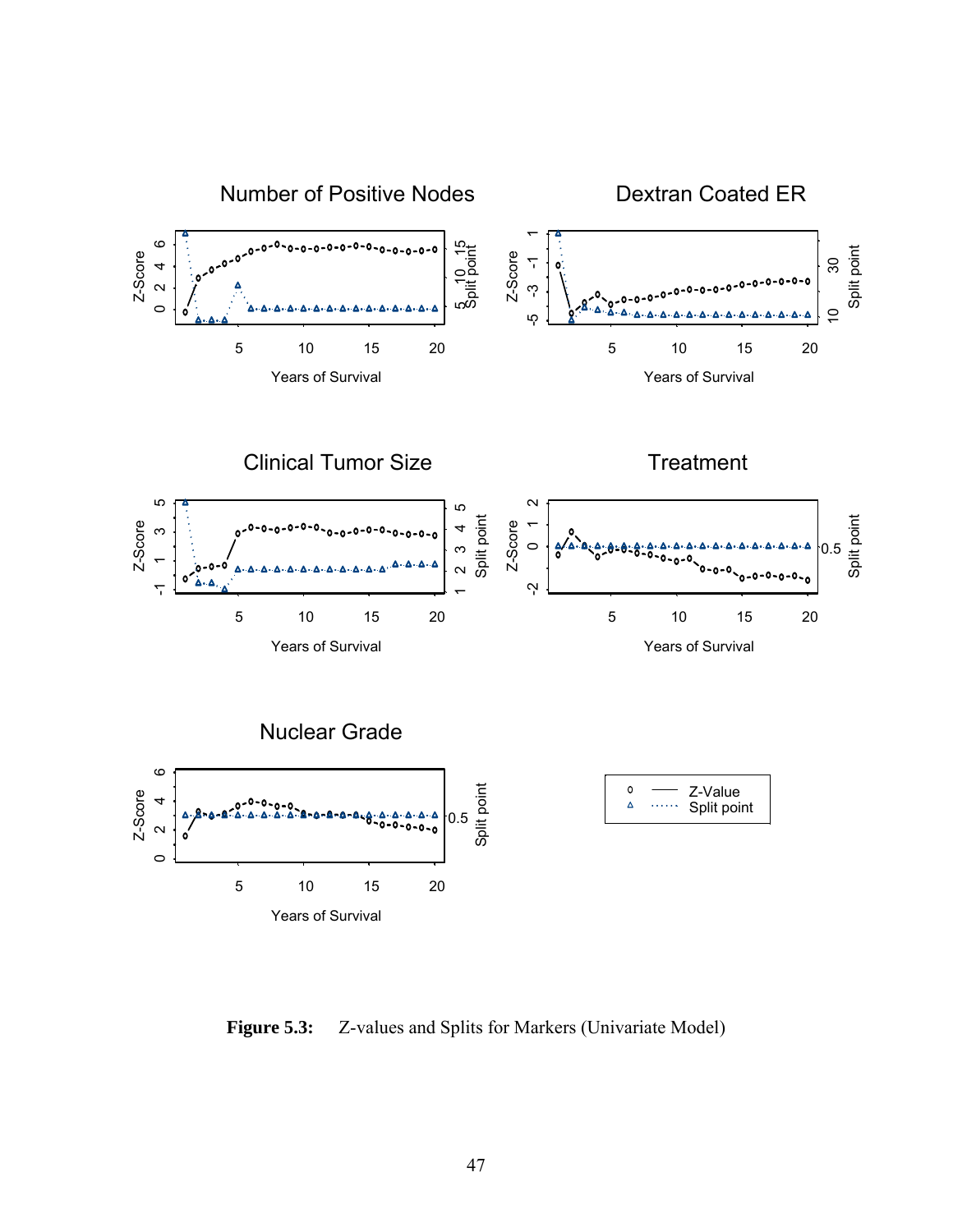**Figure 5.3:** Z-values and Splits for Markers (Univariate Model)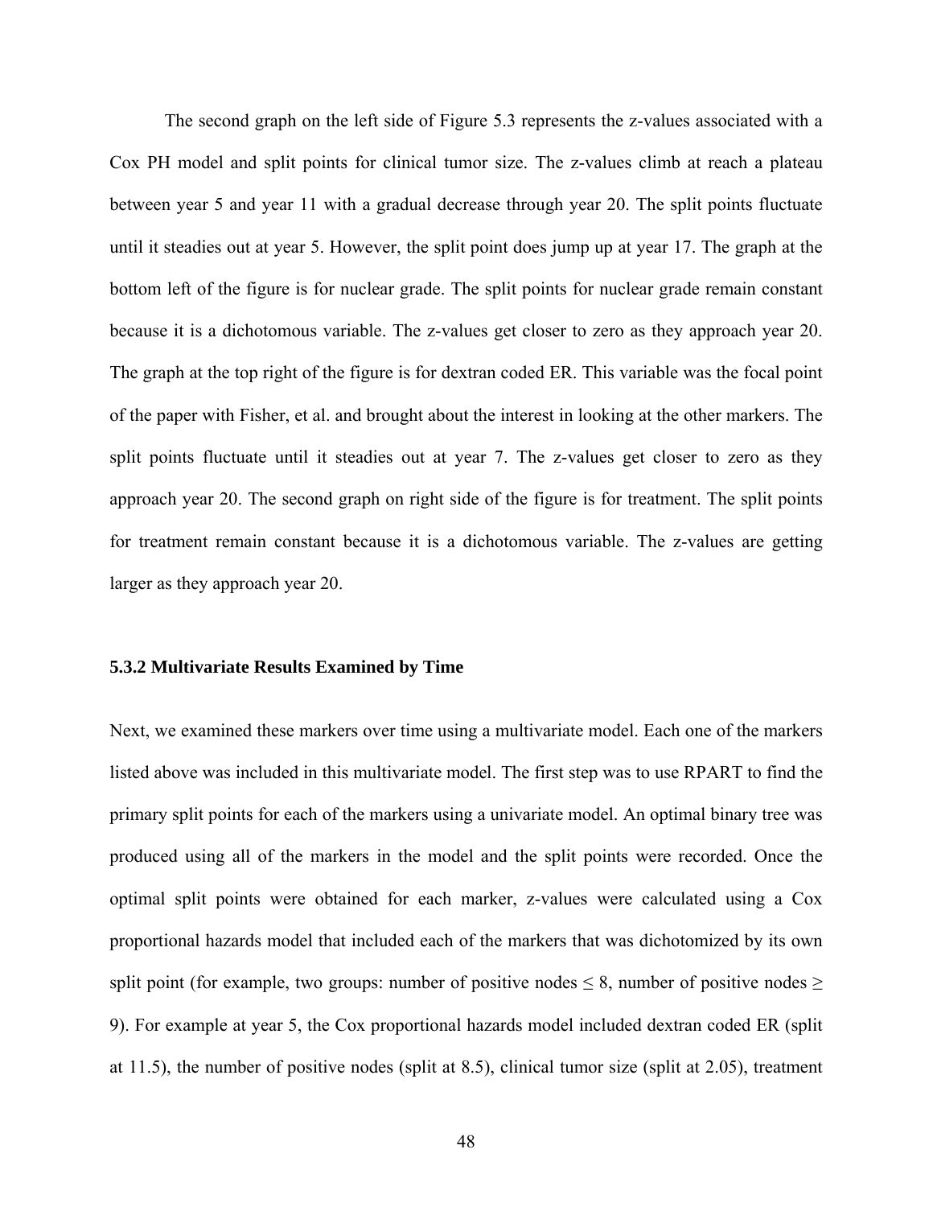The second graph on the left side of Figure 5.3 represents the z-values associated with a Cox PH model and split points for clinical tumor size. The z-values climb at reach a plateau between year 5 and year 11 with a gradual decrease through year 20. The split points fluctuate until it steadies out at year 5. However, the split point does jump up at year 17. The graph at the bottom left of the figure is for nuclear grade. The split points for nuclear grade remain constant because it is a dichotomous variable. The z-values get closer to zero as they approach year 20. The graph at the top right of the figure is for dextran coded ER. This variable was the focal point of the paper with Fisher, et al. and brought about the interest in looking at the other markers. The split points fluctuate until it steadies out at year 7. The z-values get closer to zero as they approach year 20. The second graph on right side of the figure is for treatment. The split points for treatment remain constant because it is a dichotomous variable. The z-values are getting larger as they approach year 20.

### 5.3.2 Multivariate Results Examined by Time

Next, we examined these markers over time using a multivariate model. Each one of the markers listed above was included in this multivariate model. The first step was to use RPART to find the primary split points for each of the markers using a univariate model. An optimal binary tree was produced using all of the markers in the model and the split points were recorded. Once the optimal split points were obtained for each marker, z-values were calculated using a Cox proportional hazards model that included each of the markers that was dichotomized by its own split point (for example, two groups: number of positive nodes $\leq 8$, number of positive nodes $\geq 9$). For example at year 5, the Cox proportional hazards model included dextran coded ER (split at 11.5), the number of positive nodes (split at 8.5), clinical tumor size (split at 2.05), treatment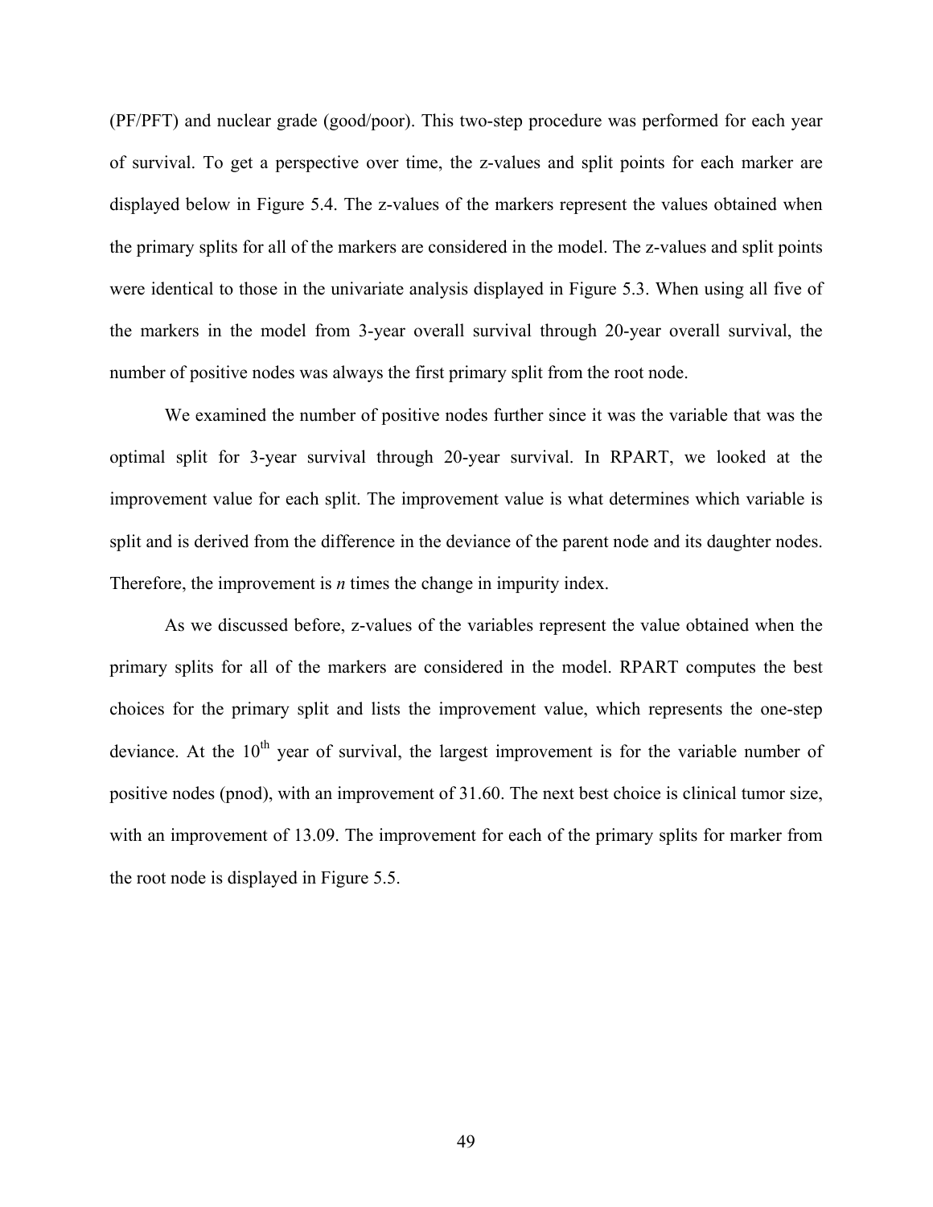(PF/PFT) and nuclear grade (good/poor). This two-step procedure was performed for each year of survival. To get a perspective over time, the z-values and split points for each marker are displayed below in Figure 5.4. The z-values of the markers represent the values obtained when the primary splits for all of the markers are considered in the model. The z-values and split points were identical to those in the univariate analysis displayed in Figure 5.3. When using all five of the markers in the model from 3-year overall survival through 20-year overall survival, the number of positive nodes was always the first primary split from the root node.

We examined the number of positive nodes further since it was the variable that was the optimal split for 3-year survival through 20-year survival. In RPART, we looked at the improvement value for each split. The improvement value is what determines which variable is split and is derived from the difference in the deviance of the parent node and its daughter nodes. Therefore, the improvement is *n* times the change in impurity index.

As we discussed before, z-values of the variables represent the value obtained when the primary splits for all of the markers are considered in the model. RPART computes the best choices for the primary split and lists the improvement value, which represents the one-step deviance. At the 10$^{th}$ year of survival, the largest improvement is for the variable number of positive nodes (pnod), with an improvement of 31.60. The next best choice is clinical tumor size, with an improvement of 13.09. The improvement for each of the primary splits for marker from the root node is displayed in Figure 5.5.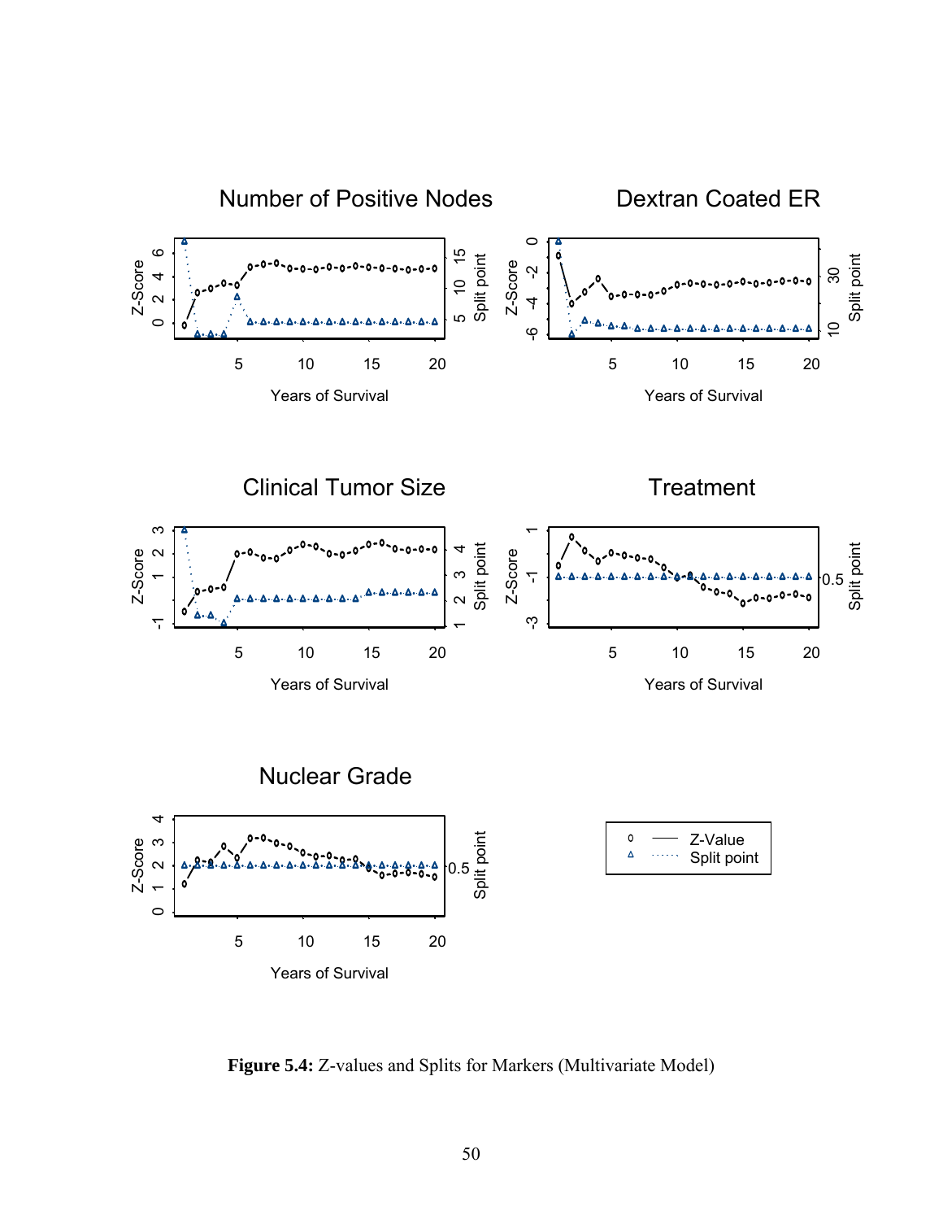**Figure 5.4:** Z-values and Splits for Markers (Multivariate Model)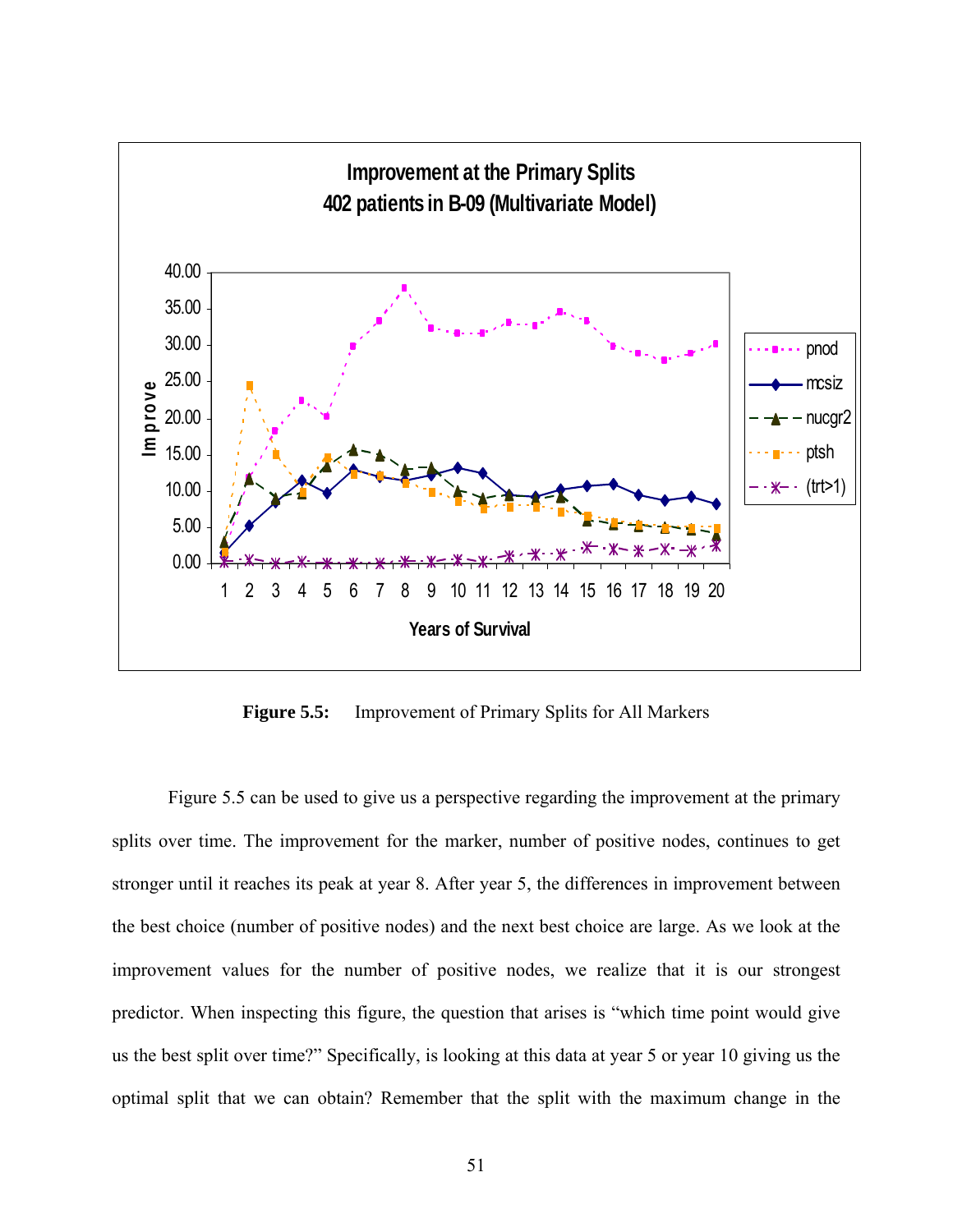**Figure 5.5:** Improvement of Primary Splits for All Markers

Figure 5.5 can be used to give us a perspective regarding the improvement at the primary splits over time. The improvement for the marker, number of positive nodes, continues to get stronger until it reaches its peak at year 8. After year 5, the differences in improvement between the best choice (number of positive nodes) and the next best choice are large. As we look at the improvement values for the number of positive nodes, we realize that it is our strongest predictor. When inspecting this figure, the question that arises is "which time point would give us the best split over time?" Specifically, is looking at this data at year 5 or year 10 giving us the optimal split that we can obtain? Remember that the split with the maximum change in the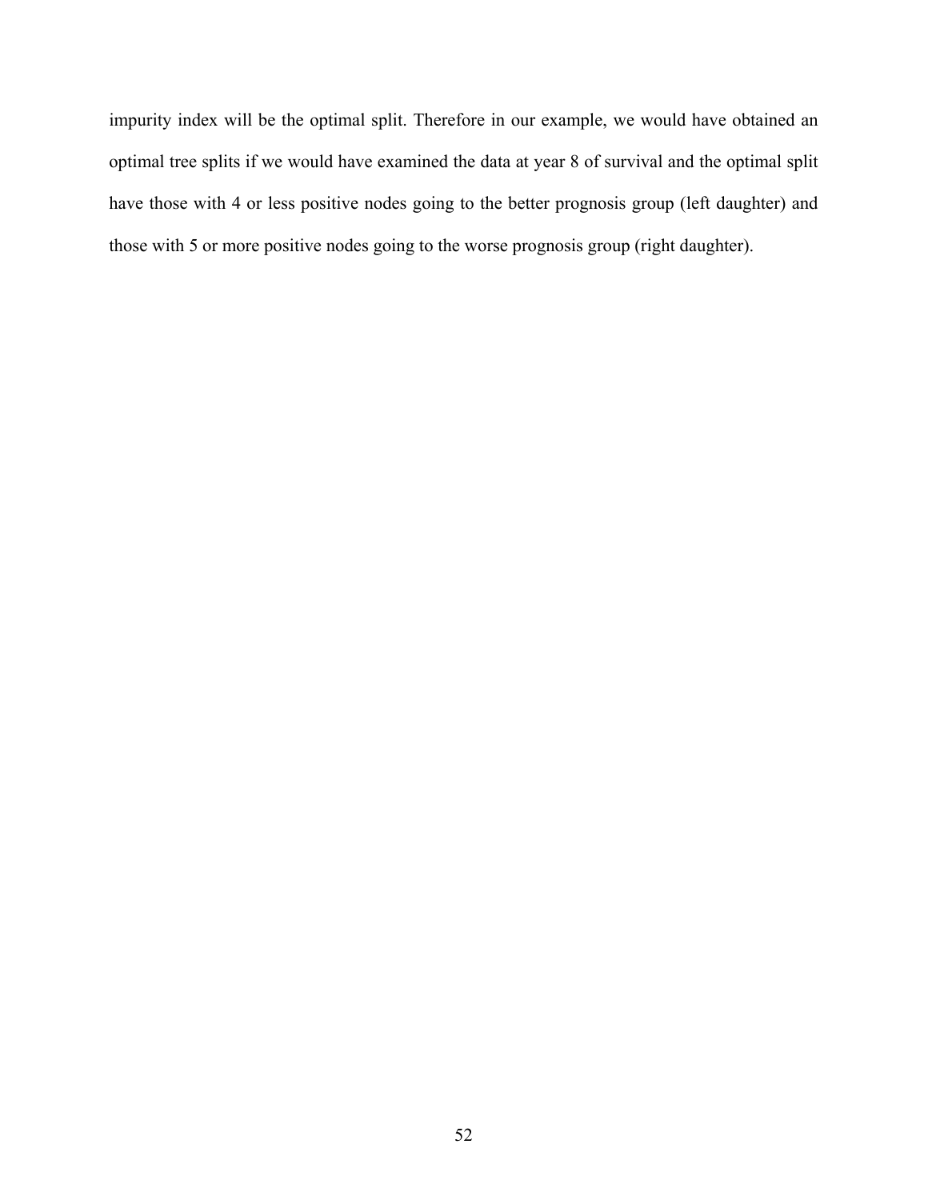impurity index will be the optimal split. Therefore in our example, we would have obtained an optimal tree splits if we would have examined the data at year 8 of survival and the optimal split have those with 4 or less positive nodes going to the better prognosis group (left daughter) and those with 5 or more positive nodes going to the worse prognosis group (right daughter).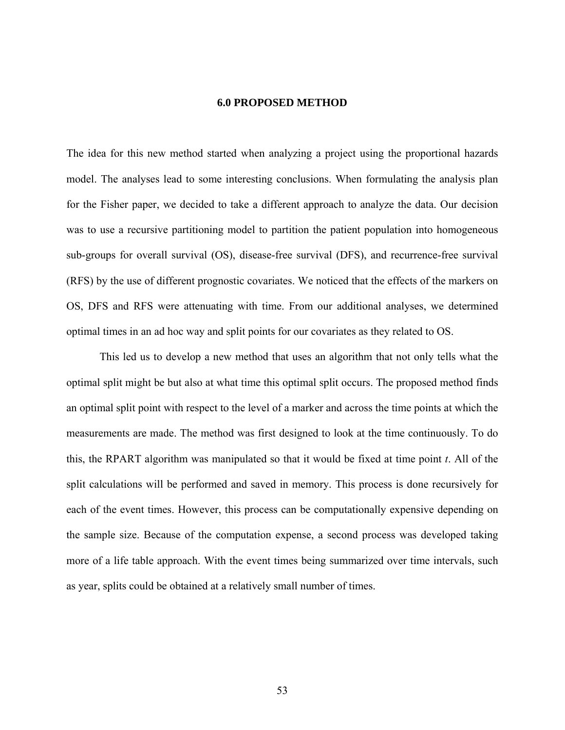# 6.0 PROPOSED METHOD

The idea for this new method started when analyzing a project using the proportional hazards model. The analyses lead to some interesting conclusions. When formulating the analysis plan for the Fisher paper, we decided to take a different approach to analyze the data. Our decision was to use a recursive partitioning model to partition the patient population into homogeneous sub-groups for overall survival (OS), disease-free survival (DFS), and recurrence-free survival (RFS) by the use of different prognostic covariates. We noticed that the effects of the markers on OS, DFS and RFS were attenuating with time. From our additional analyses, we determined optimal times in an ad hoc way and split points for our covariates as they related to OS.

This led us to develop a new method that uses an algorithm that not only tells what the optimal split might be but also at what time this optimal split occurs. The proposed method finds an optimal split point with respect to the level of a marker and across the time points at which the measurements are made. The method was first designed to look at the time continuously. To do this, the RPART algorithm was manipulated so that it would be fixed at time point $t$. All of the split calculations will be performed and saved in memory. This process is done recursively for each of the event times. However, this process can be computationally expensive depending on the sample size. Because of the computation expense, a second process was developed taking more of a life table approach. With the event times being summarized over time intervals, such as year, splits could be obtained at a relatively small number of times.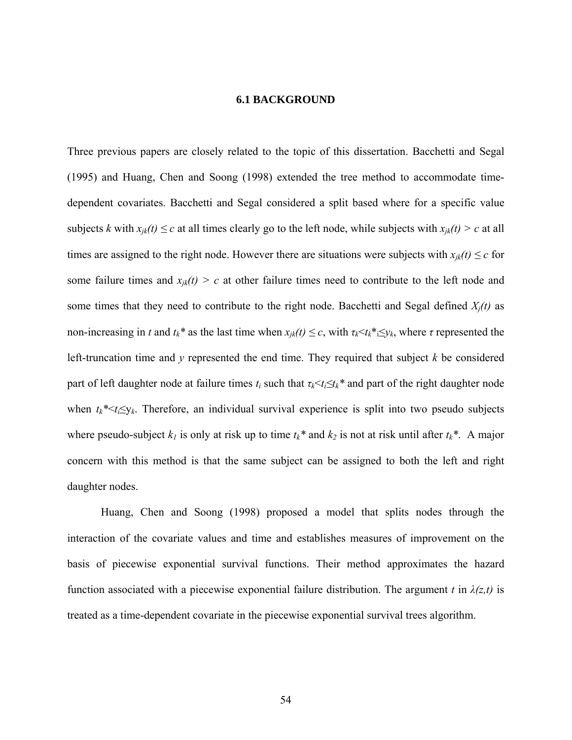## 6.1 BACKGROUND

Three previous papers are closely related to the topic of this dissertation. Bacchetti and Segal (1995) and Huang, Chen and Soong (1998) extended the tree method to accommodate time-dependent covariates. Bacchetti and Segal considered a split based where for a specific value subjects $k$ with $x_{jk}(t) \leq c$ at all times clearly go to the left node, while subjects with $x_{jk}(t) > c$ at all times are assigned to the right node. However there are situations were subjects with $x_{jk}(t) \leq c$ for some failure times and $x_{jk}(t) > c$ at other failure times need to contribute to the left node and some times that they need to contribute to the right node. Bacchetti and Segal defined $X_j(t)$ as non-increasing in $t$ and $t_k$* as the last time when $x_{jk}(t) \leq c$, with $\tau_k < t_k{*}_i \leq y_k$, where $\tau$ represented the left-truncation time and $y$ represented the end time. They required that subject $k$ be considered part of left daughter node at failure times $t_i$ such that $\tau_k < t_i \leq t_k{*}$ and part of the right daughter node when $t_k{*} < t_i \leq y_k$. Therefore, an individual survival experience is split into two pseudo subjects where pseudo-subject $k_1$ is only at risk up to time $t_k$* and $k_2$ is not at risk until after $t_k$*. A major concern with this method is that the same subject can be assigned to both the left and right daughter nodes.

Huang, Chen and Soong (1998) proposed a model that splits nodes through the interaction of the covariate values and time and establishes measures of improvement on the basis of piecewise exponential survival functions. Their method approximates the hazard function associated with a piecewise exponential failure distribution. The argument $t$ in $\lambda(z,t)$ is treated as a time-dependent covariate in the piecewise exponential survival trees algorithm.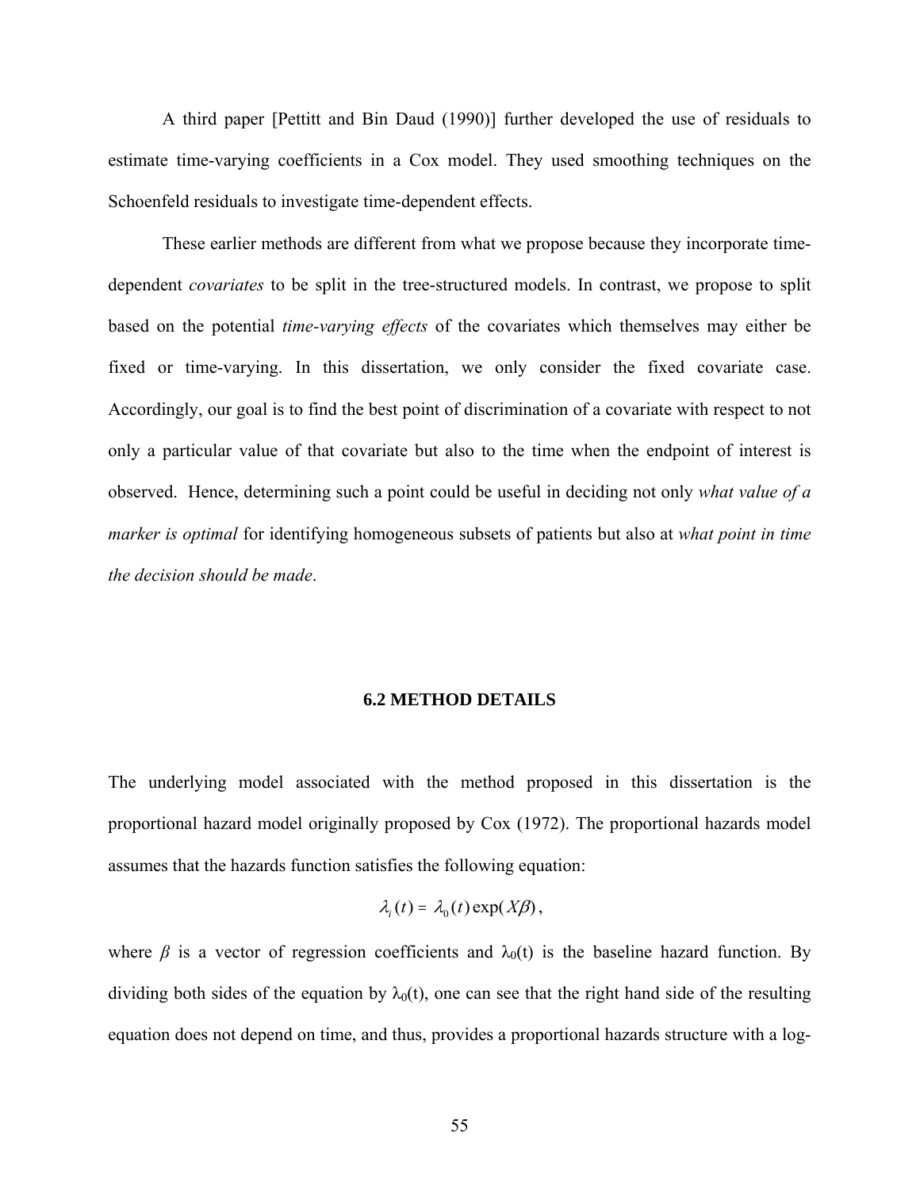A third paper [Pettitt and Bin Daud (1990)] further developed the use of residuals to estimate time-varying coefficients in a Cox model. They used smoothing techniques on the Schoenfeld residuals to investigate time-dependent effects.

These earlier methods are different from what we propose because they incorporate time-dependent *covariates* to be split in the tree-structured models. In contrast, we propose to split based on the potential *time-varying effects* of the covariates which themselves may either be fixed or time-varying. In this dissertation, we only consider the fixed covariate case. Accordingly, our goal is to find the best point of discrimination of a covariate with respect to not only a particular value of that covariate but also to the time when the endpoint of interest is observed. Hence, determining such a point could be useful in deciding not only *what value of a marker is optimal* for identifying homogeneous subsets of patients but also at *what point in time the decision should be made*.

## 6.2 METHOD DETAILS

The underlying model associated with the method proposed in this dissertation is the proportional hazard model originally proposed by Cox (1972). The proportional hazards model assumes that the hazards function satisfies the following equation:

$$\lambda_i(t) = \lambda_0(t)\exp(X\beta),$$

where $\beta$ is a vector of regression coefficients and $\lambda_0(t)$ is the baseline hazard function. By dividing both sides of the equation by $\lambda_0(t)$, one can see that the right hand side of the resulting equation does not depend on time, and thus, provides a proportional hazards structure with a log-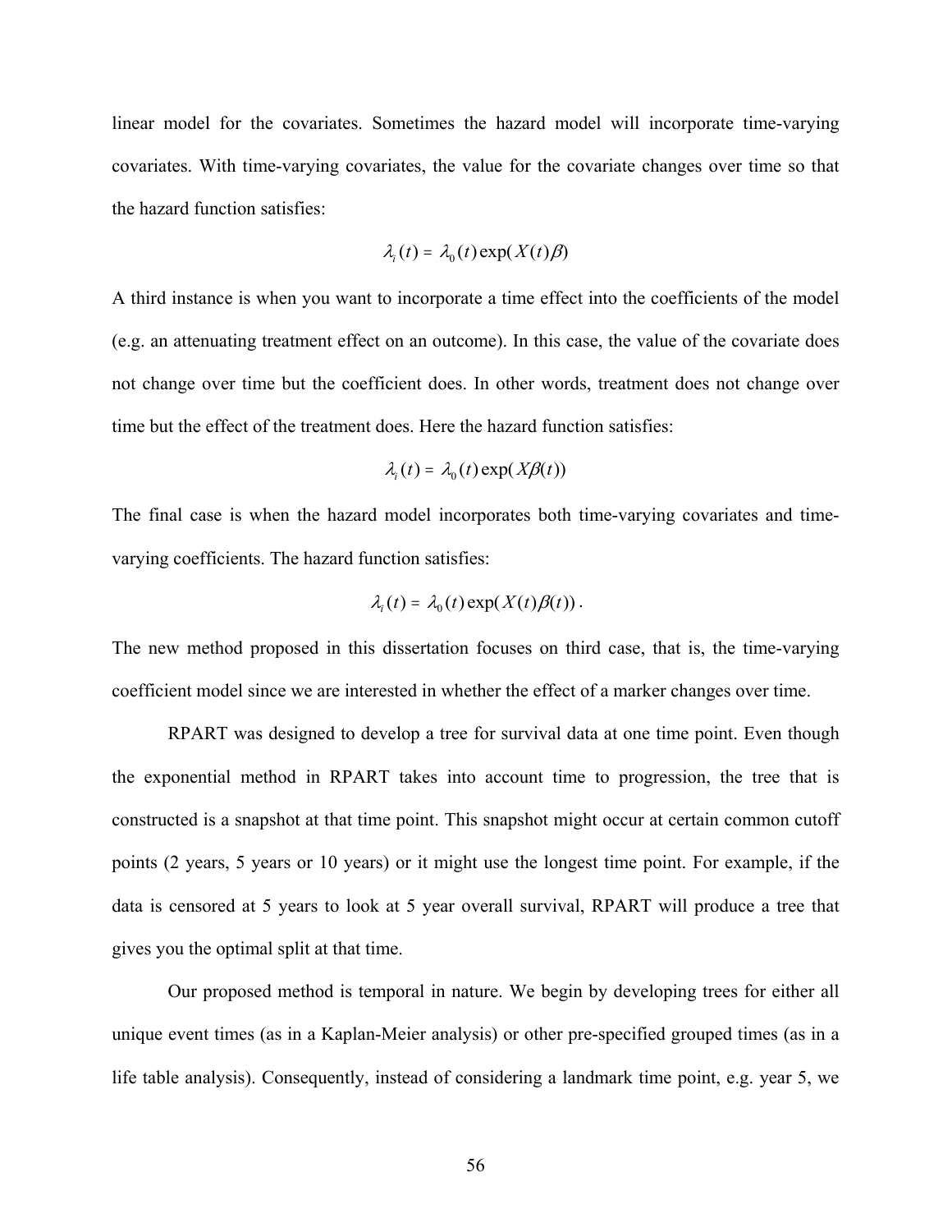linear model for the covariates. Sometimes the hazard model will incorporate time-varying covariates. With time-varying covariates, the value for the covariate changes over time so that the hazard function satisfies:

$$\lambda_i(t) = \lambda_0(t)\exp(X(t)\beta)$$

A third instance is when you want to incorporate a time effect into the coefficients of the model (e.g. an attenuating treatment effect on an outcome). In this case, the value of the covariate does not change over time but the coefficient does. In other words, treatment does not change over time but the effect of the treatment does. Here the hazard function satisfies:

$$\lambda_i(t) = \lambda_0(t)\exp(X\beta(t))$$

The final case is when the hazard model incorporates both time-varying covariates and time-varying coefficients. The hazard function satisfies:

$$\lambda_i(t) = \lambda_0(t)\exp(X(t)\beta(t)).$$

The new method proposed in this dissertation focuses on third case, that is, the time-varying coefficient model since we are interested in whether the effect of a marker changes over time.

RPART was designed to develop a tree for survival data at one time point. Even though the exponential method in RPART takes into account time to progression, the tree that is constructed is a snapshot at that time point. This snapshot might occur at certain common cutoff points (2 years, 5 years or 10 years) or it might use the longest time point. For example, if the data is censored at 5 years to look at 5 year overall survival, RPART will produce a tree that gives you the optimal split at that time.

Our proposed method is temporal in nature. We begin by developing trees for either all unique event times (as in a Kaplan-Meier analysis) or other pre-specified grouped times (as in a life table analysis). Consequently, instead of considering a landmark time point, e.g. year 5, we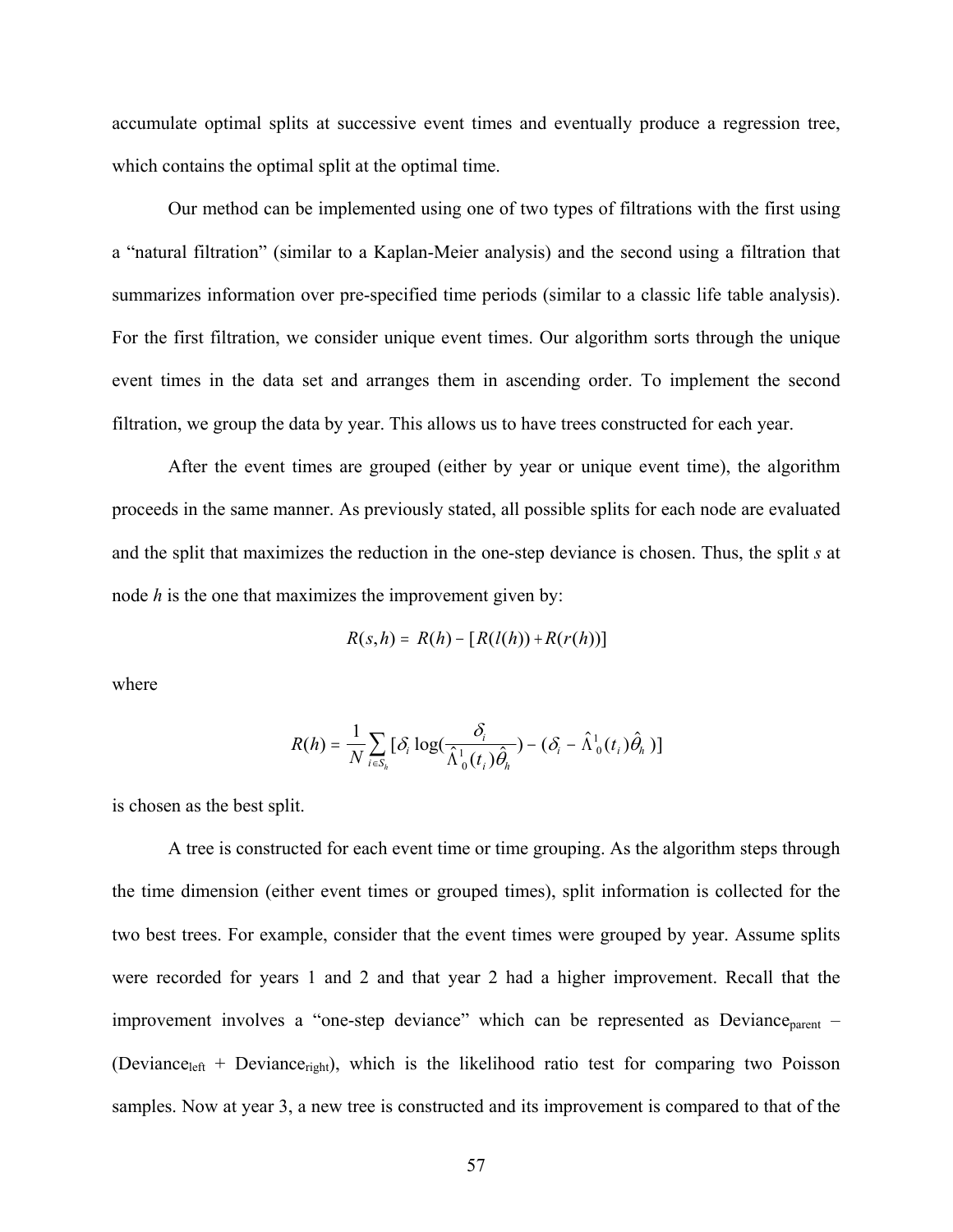accumulate optimal splits at successive event times and eventually produce a regression tree, which contains the optimal split at the optimal time.

Our method can be implemented using one of two types of filtrations with the first using a "natural filtration" (similar to a Kaplan-Meier analysis) and the second using a filtration that summarizes information over pre-specified time periods (similar to a classic life table analysis). For the first filtration, we consider unique event times. Our algorithm sorts through the unique event times in the data set and arranges them in ascending order. To implement the second filtration, we group the data by year. This allows us to have trees constructed for each year.

After the event times are grouped (either by year or unique event time), the algorithm proceeds in the same manner. As previously stated, all possible splits for each node are evaluated and the split that maximizes the reduction in the one-step deviance is chosen. Thus, the split *s* at node *h* is the one that maximizes the improvement given by:

$$R(s,h) = R(h) - [R(l(h)) + R(r(h))]$$

where

$$R(h) = \frac{1}{N}\sum_{i \in S_h}[\delta_i \log(\frac{\delta_i}{\hat{\Lambda}_0^1(t_i)\hat{\theta}_h}) - (\delta_i - \hat{\Lambda}_0^1(t_i)\hat{\theta}_h)]$$

is chosen as the best split.

A tree is constructed for each event time or time grouping. As the algorithm steps through the time dimension (either event times or grouped times), split information is collected for the two best trees. For example, consider that the event times were grouped by year. Assume splits were recorded for years 1 and 2 and that year 2 had a higher improvement. Recall that the improvement involves a "one-step deviance" which can be represented as $\text{Deviance}_{\text{parent}} - (\text{Deviance}_{\text{left}} + \text{Deviance}_{\text{right}})$, which is the likelihood ratio test for comparing two Poisson samples. Now at year 3, a new tree is constructed and its improvement is compared to that of the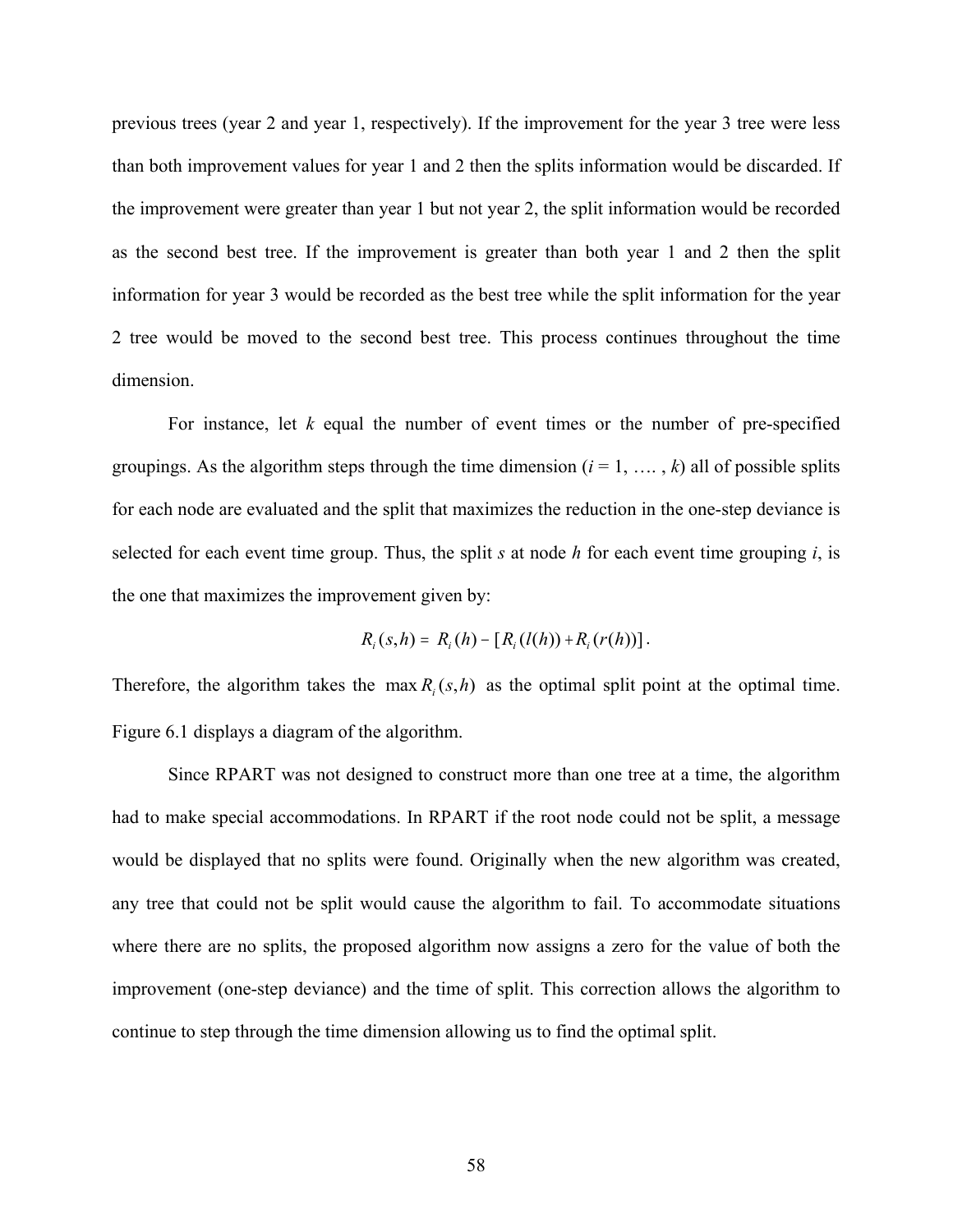previous trees (year 2 and year 1, respectively). If the improvement for the year 3 tree were less than both improvement values for year 1 and 2 then the splits information would be discarded. If the improvement were greater than year 1 but not year 2, the split information would be recorded as the second best tree. If the improvement is greater than both year 1 and 2 then the split information for year 3 would be recorded as the best tree while the split information for the year 2 tree would be moved to the second best tree. This process continues throughout the time dimension.

For instance, let $k$ equal the number of event times or the number of pre-specified groupings. As the algorithm steps through the time dimension ($i$ = 1, …. , $k$) all of possible splits for each node are evaluated and the split that maximizes the reduction in the one-step deviance is selected for each event time group. Thus, the split $s$ at node $h$ for each event time grouping $i$, is the one that maximizes the improvement given by:

$$R_i(s,h) = R_i(h) - [R_i(l(h)) + R_i(r(h))].$$

Therefore, the algorithm takes the $\max R_i(s,h)$ as the optimal split point at the optimal time. Figure 6.1 displays a diagram of the algorithm.

Since RPART was not designed to construct more than one tree at a time, the algorithm had to make special accommodations. In RPART if the root node could not be split, a message would be displayed that no splits were found. Originally when the new algorithm was created, any tree that could not be split would cause the algorithm to fail. To accommodate situations where there are no splits, the proposed algorithm now assigns a zero for the value of both the improvement (one-step deviance) and the time of split. This correction allows the algorithm to continue to step through the time dimension allowing us to find the optimal split.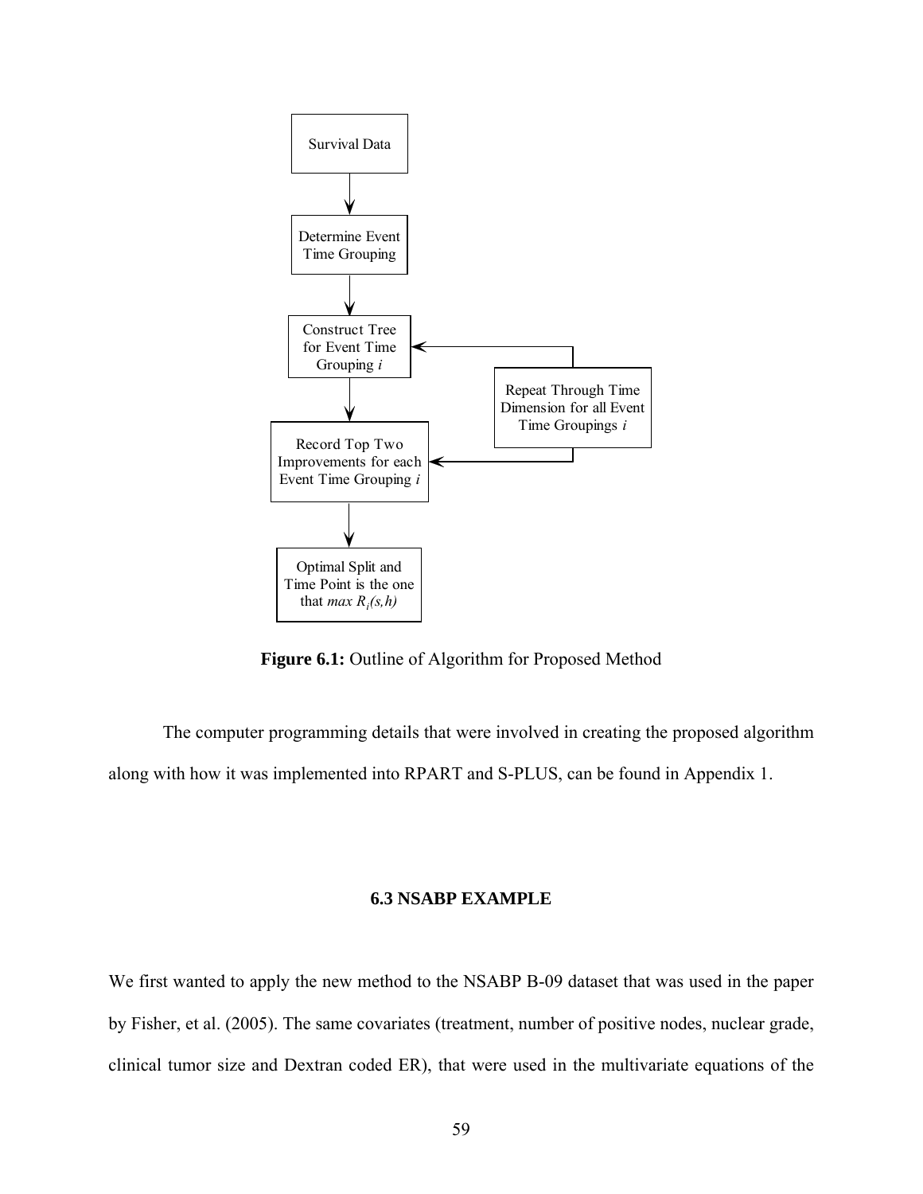**Figure 6.1:** Outline of Algorithm for Proposed Method

The computer programming details that were involved in creating the proposed algorithm along with how it was implemented into RPART and S-PLUS, can be found in Appendix 1.

### 6.3 NSABP EXAMPLE

We first wanted to apply the new method to the NSABP B-09 dataset that was used in the paper by Fisher, et al. (2005). The same covariates (treatment, number of positive nodes, nuclear grade, clinical tumor size and Dextran coded ER), that were used in the multivariate equations of the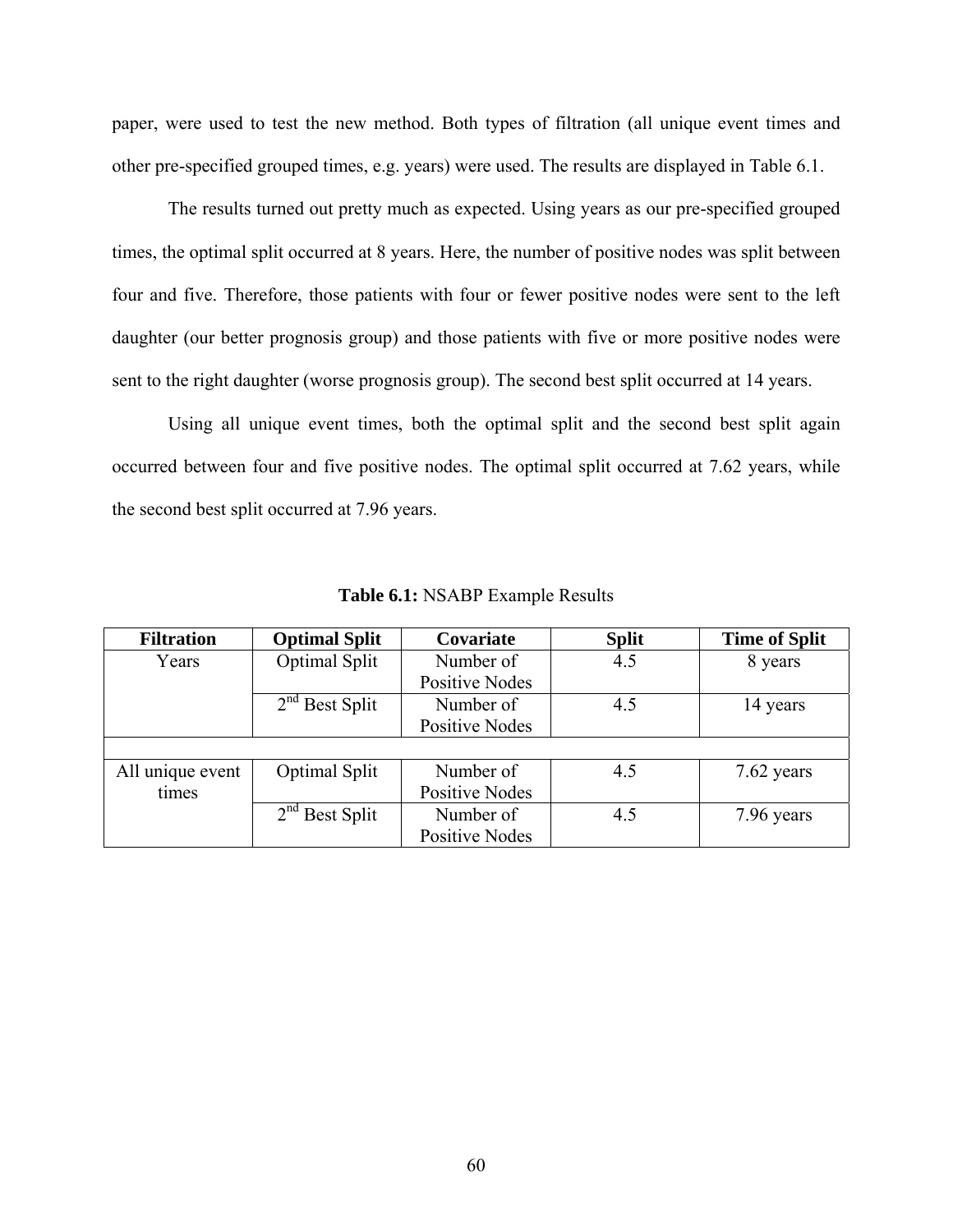paper, were used to test the new method. Both types of filtration (all unique event times and other pre-specified grouped times, e.g. years) were used. The results are displayed in Table 6.1.

The results turned out pretty much as expected. Using years as our pre-specified grouped times, the optimal split occurred at 8 years. Here, the number of positive nodes was split between four and five. Therefore, those patients with four or fewer positive nodes were sent to the left daughter (our better prognosis group) and those patients with five or more positive nodes were sent to the right daughter (worse prognosis group). The second best split occurred at 14 years.

Using all unique event times, both the optimal split and the second best split again occurred between four and five positive nodes. The optimal split occurred at 7.62 years, while the second best split occurred at 7.96 years.

**Table 6.1:** NSABP Example Results

| Filtration | Optimal Split | Covariate | Split | Time of Split |
|---|---|---|---|---|
| Years | Optimal Split | Number of Positive Nodes | 4.5 | 8 years |
| | 2nd Best Split | Number of Positive Nodes | 4.5 | 14 years |
| | | | | |
| All unique event times | Optimal Split | Number of Positive Nodes | 4.5 | 7.62 years |
| | 2nd Best Split | Number of Positive Nodes | 4.5 | 7.96 years |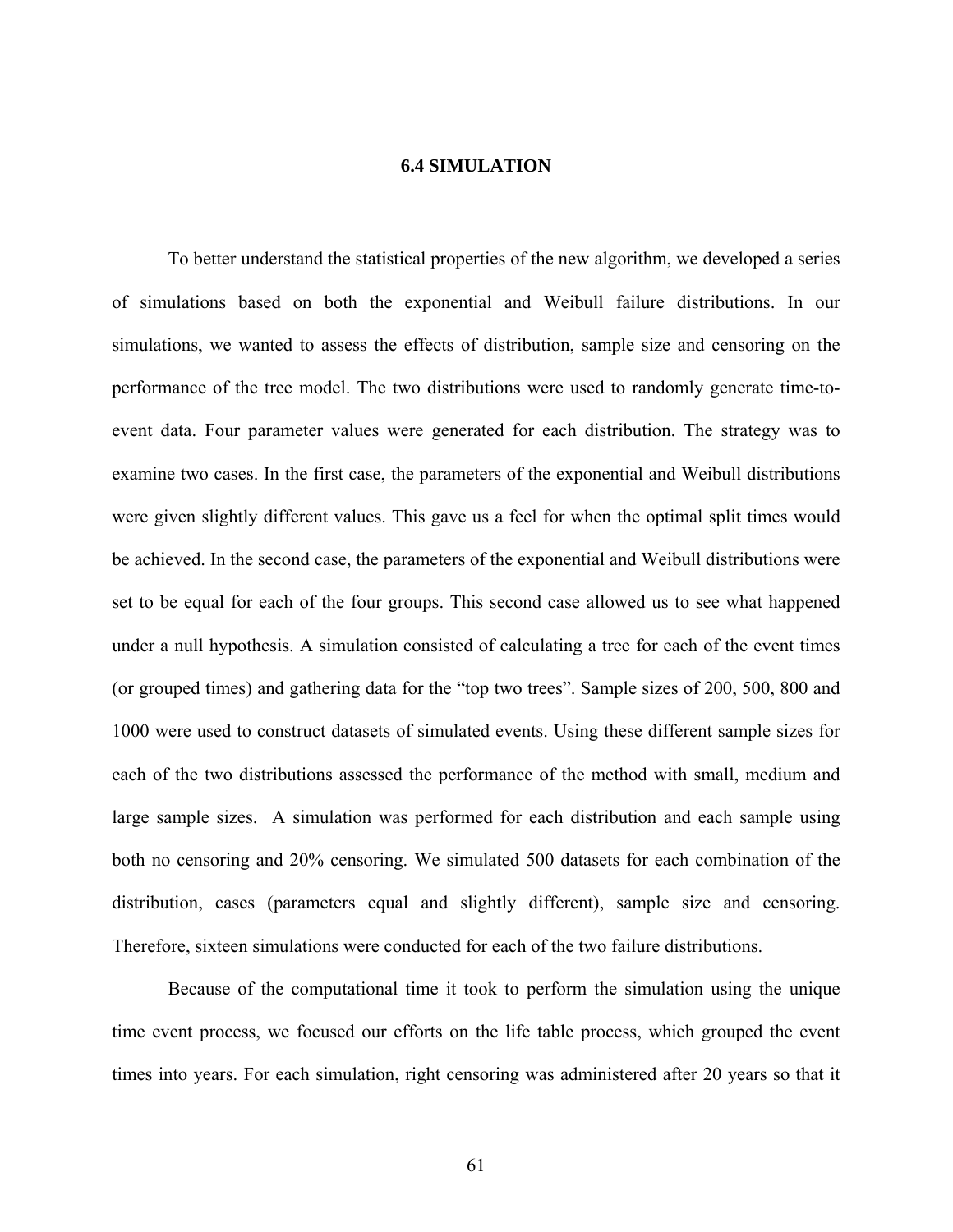## 6.4 SIMULATION

To better understand the statistical properties of the new algorithm, we developed a series of simulations based on both the exponential and Weibull failure distributions. In our simulations, we wanted to assess the effects of distribution, sample size and censoring on the performance of the tree model. The two distributions were used to randomly generate time-to-event data. Four parameter values were generated for each distribution. The strategy was to examine two cases. In the first case, the parameters of the exponential and Weibull distributions were given slightly different values. This gave us a feel for when the optimal split times would be achieved. In the second case, the parameters of the exponential and Weibull distributions were set to be equal for each of the four groups. This second case allowed us to see what happened under a null hypothesis. A simulation consisted of calculating a tree for each of the event times (or grouped times) and gathering data for the "top two trees". Sample sizes of 200, 500, 800 and 1000 were used to construct datasets of simulated events. Using these different sample sizes for each of the two distributions assessed the performance of the method with small, medium and large sample sizes. A simulation was performed for each distribution and each sample using both no censoring and 20% censoring. We simulated 500 datasets for each combination of the distribution, cases (parameters equal and slightly different), sample size and censoring. Therefore, sixteen simulations were conducted for each of the two failure distributions.

Because of the computational time it took to perform the simulation using the unique time event process, we focused our efforts on the life table process, which grouped the event times into years. For each simulation, right censoring was administered after 20 years so that it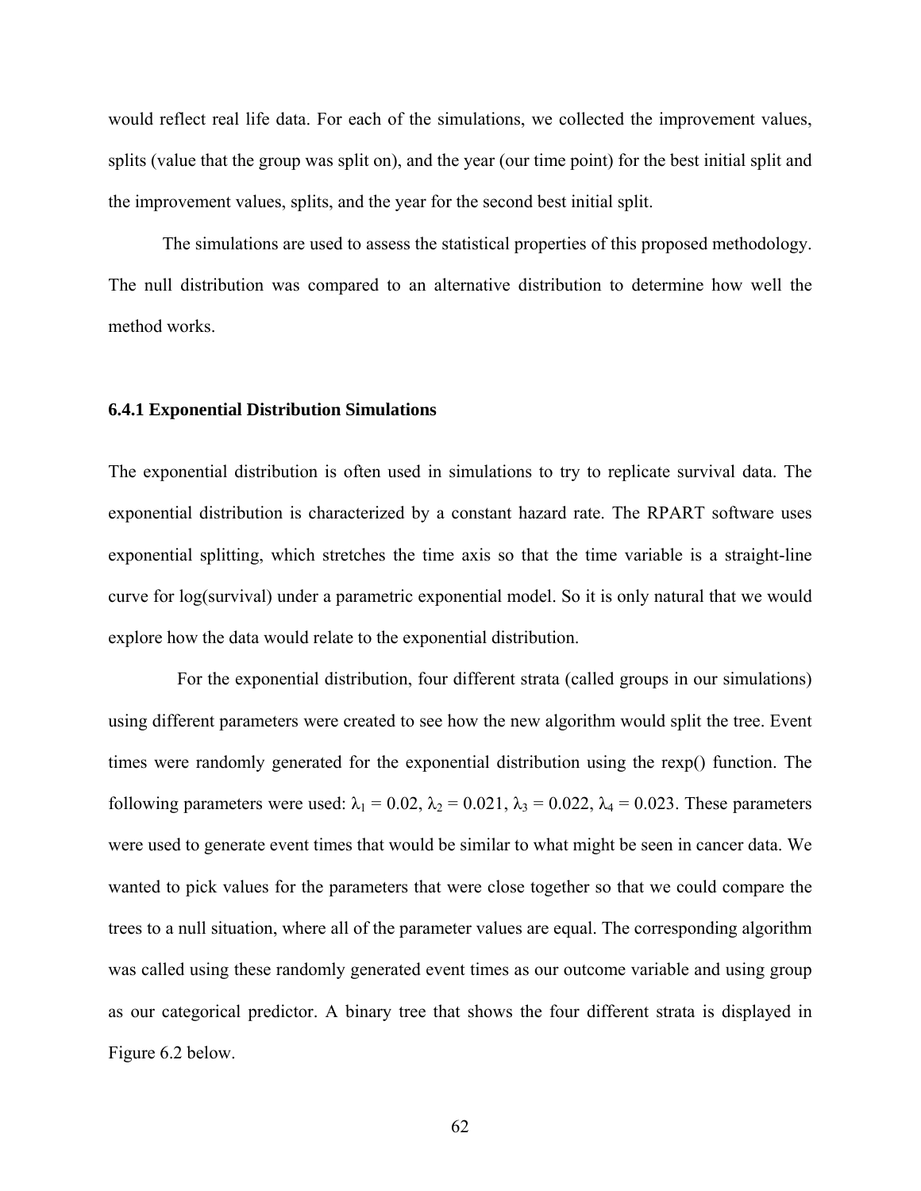would reflect real life data. For each of the simulations, we collected the improvement values, splits (value that the group was split on), and the year (our time point) for the best initial split and the improvement values, splits, and the year for the second best initial split.

The simulations are used to assess the statistical properties of this proposed methodology. The null distribution was compared to an alternative distribution to determine how well the method works.

### 6.4.1 Exponential Distribution Simulations

The exponential distribution is often used in simulations to try to replicate survival data. The exponential distribution is characterized by a constant hazard rate. The RPART software uses exponential splitting, which stretches the time axis so that the time variable is a straight-line curve for log(survival) under a parametric exponential model. So it is only natural that we would explore how the data would relate to the exponential distribution.

For the exponential distribution, four different strata (called groups in our simulations) using different parameters were created to see how the new algorithm would split the tree. Event times were randomly generated for the exponential distribution using the rexp() function. The following parameters were used: $\lambda_1 = 0.02$, $\lambda_2 = 0.021$, $\lambda_3 = 0.022$, $\lambda_4 = 0.023$. These parameters were used to generate event times that would be similar to what might be seen in cancer data. We wanted to pick values for the parameters that were close together so that we could compare the trees to a null situation, where all of the parameter values are equal. The corresponding algorithm was called using these randomly generated event times as our outcome variable and using group as our categorical predictor. A binary tree that shows the four different strata is displayed in Figure 6.2 below.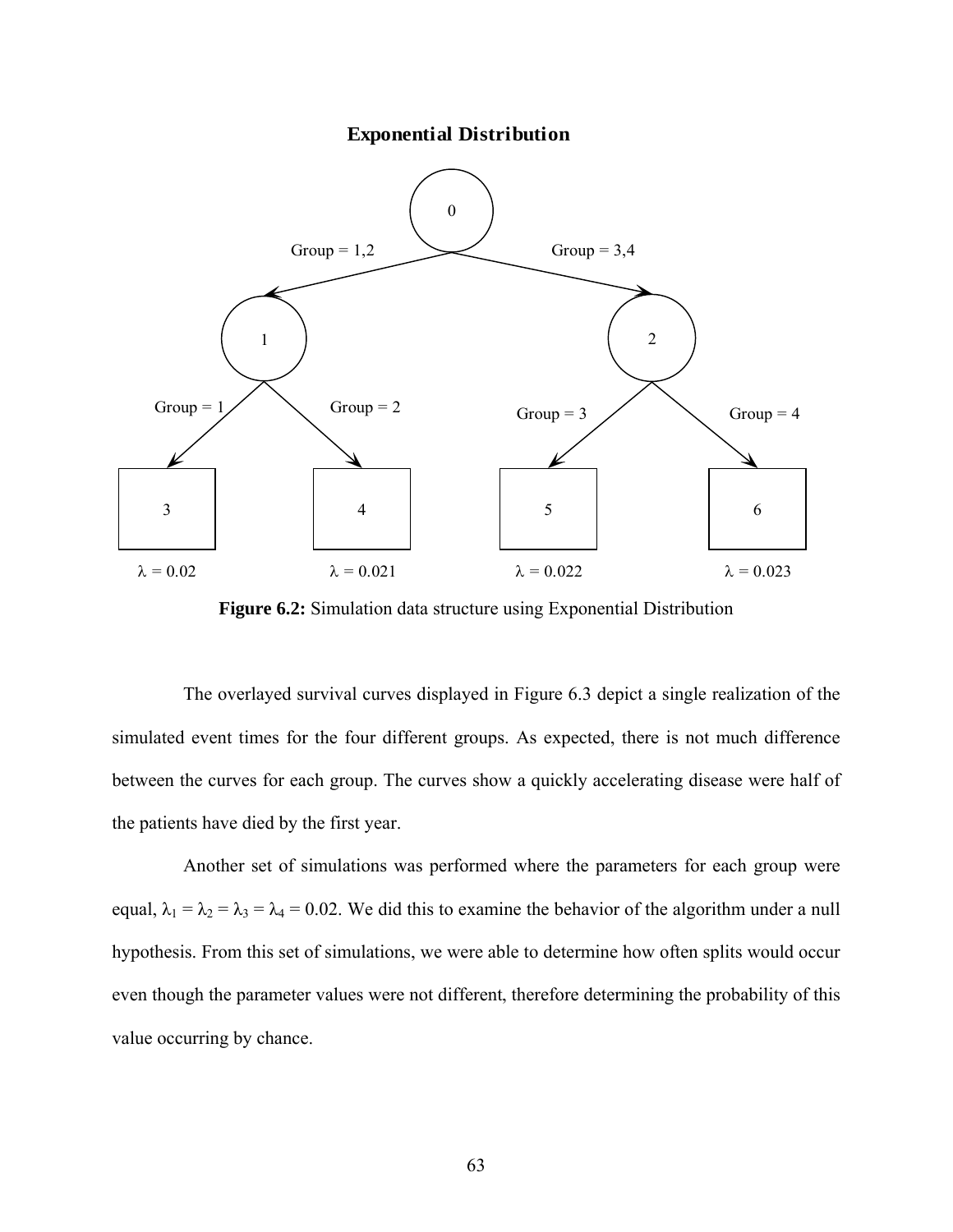**Exponential Distribution**

Group = 1,2 | Group = 3,4

Group = 1 | Group = 2 | Group = 3 | Group = 4

0, 1, 2, 3, 4, 5, 6

$\lambda = 0.02$ | $\lambda = 0.021$ | $\lambda = 0.022$ | $\lambda = 0.023$

**Figure 6.2:** Simulation data structure using Exponential Distribution

The overlayed survival curves displayed in Figure 6.3 depict a single realization of the simulated event times for the four different groups. As expected, there is not much difference between the curves for each group. The curves show a quickly accelerating disease were half of the patients have died by the first year.

Another set of simulations was performed where the parameters for each group were equal, $\lambda_1 = \lambda_2 = \lambda_3 = \lambda_4 = 0.02$. We did this to examine the behavior of the algorithm under a null hypothesis. From this set of simulations, we were able to determine how often splits would occur even though the parameter values were not different, therefore determining the probability of this value occurring by chance.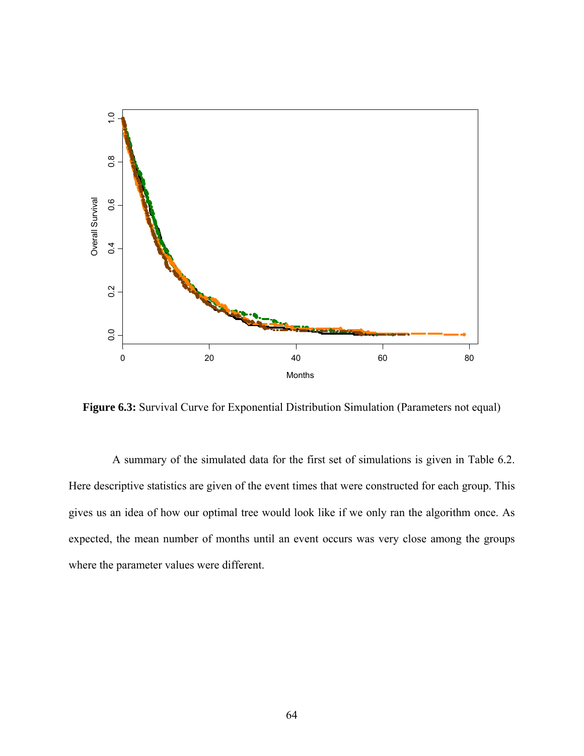**Figure 6.3:** Survival Curve for Exponential Distribution Simulation (Parameters not equal)

A summary of the simulated data for the first set of simulations is given in Table 6.2. Here descriptive statistics are given of the event times that were constructed for each group. This gives us an idea of how our optimal tree would look like if we only ran the algorithm once. As expected, the mean number of months until an event occurs was very close among the groups where the parameter values were different.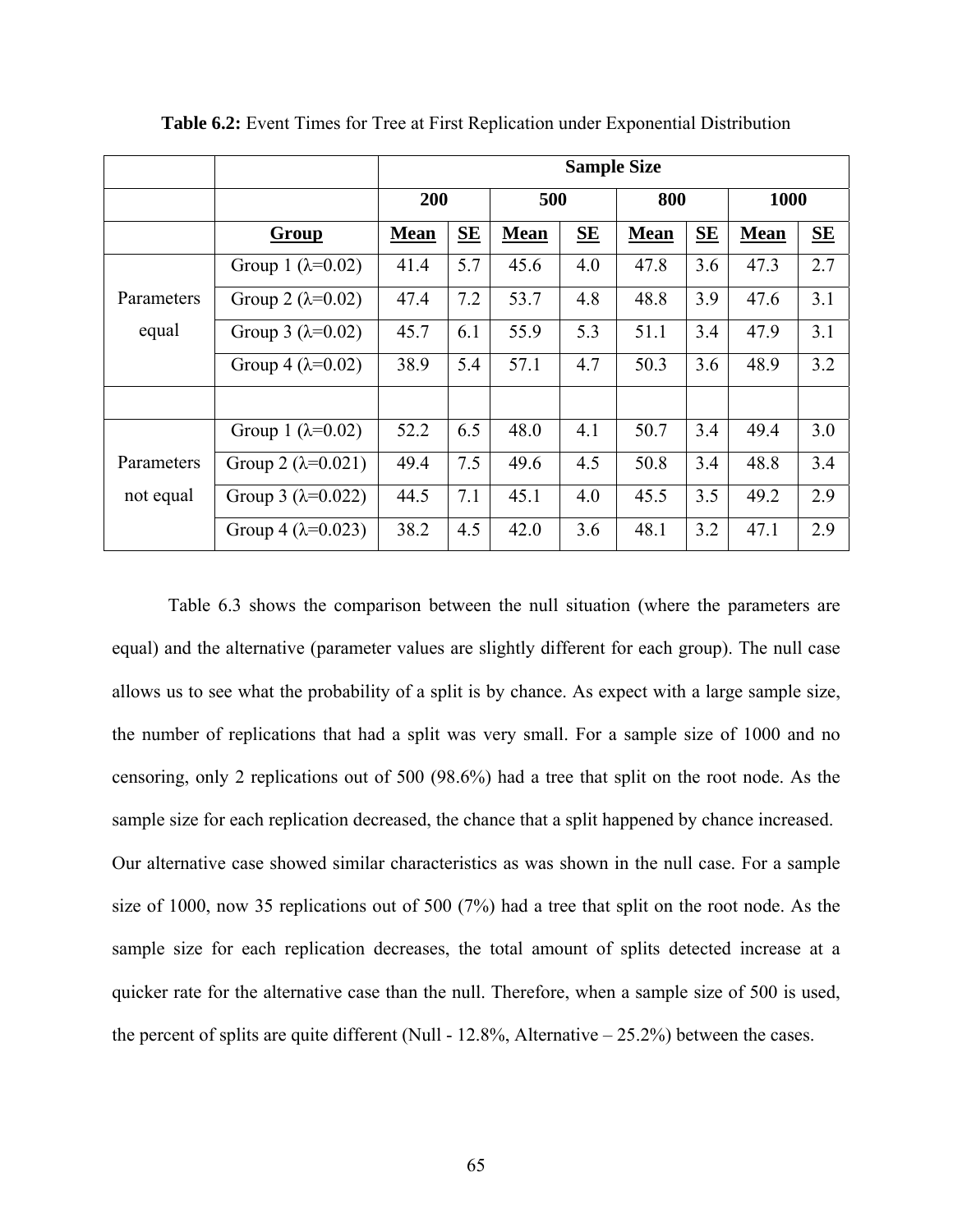**Table 6.2:** Event Times for Tree at First Replication under Exponential Distribution

| | | Sample Size | | | | | | | |
|---|---|---|---|---|---|---|---|---|---|
| | | 200 | | 500 | | 800 | | 1000 | |
| | **Group** | **Mean** | **SE** | **Mean** | **SE** | **Mean** | **SE** | **Mean** | **SE** |
| Parameters equal | Group 1 (λ=0.02) | 41.4 | 5.7 | 45.6 | 4.0 | 47.8 | 3.6 | 47.3 | 2.7 |
| | Group 2 (λ=0.02) | 47.4 | 7.2 | 53.7 | 4.8 | 48.8 | 3.9 | 47.6 | 3.1 |
| | Group 3 (λ=0.02) | 45.7 | 6.1 | 55.9 | 5.3 | 51.1 | 3.4 | 47.9 | 3.1 |
| | Group 4 (λ=0.02) | 38.9 | 5.4 | 57.1 | 4.7 | 50.3 | 3.6 | 48.9 | 3.2 |
| | | | | | | | | | |
| Parameters not equal | Group 1 (λ=0.02) | 52.2 | 6.5 | 48.0 | 4.1 | 50.7 | 3.4 | 49.4 | 3.0 |
| | Group 2 (λ=0.021) | 49.4 | 7.5 | 49.6 | 4.5 | 50.8 | 3.4 | 48.8 | 3.4 |
| | Group 3 (λ=0.022) | 44.5 | 7.1 | 45.1 | 4.0 | 45.5 | 3.5 | 49.2 | 2.9 |
| | Group 4 (λ=0.023) | 38.2 | 4.5 | 42.0 | 3.6 | 48.1 | 3.2 | 47.1 | 2.9 |

Table 6.3 shows the comparison between the null situation (where the parameters are equal) and the alternative (parameter values are slightly different for each group). The null case allows us to see what the probability of a split is by chance. As expect with a large sample size, the number of replications that had a split was very small. For a sample size of 1000 and no censoring, only 2 replications out of 500 (98.6%) had a tree that split on the root node. As the sample size for each replication decreased, the chance that a split happened by chance increased. Our alternative case showed similar characteristics as was shown in the null case. For a sample size of 1000, now 35 replications out of 500 (7%) had a tree that split on the root node. As the sample size for each replication decreases, the total amount of splits detected increase at a quicker rate for the alternative case than the null. Therefore, when a sample size of 500 is used, the percent of splits are quite different (Null - 12.8%, Alternative – 25.2%) between the cases.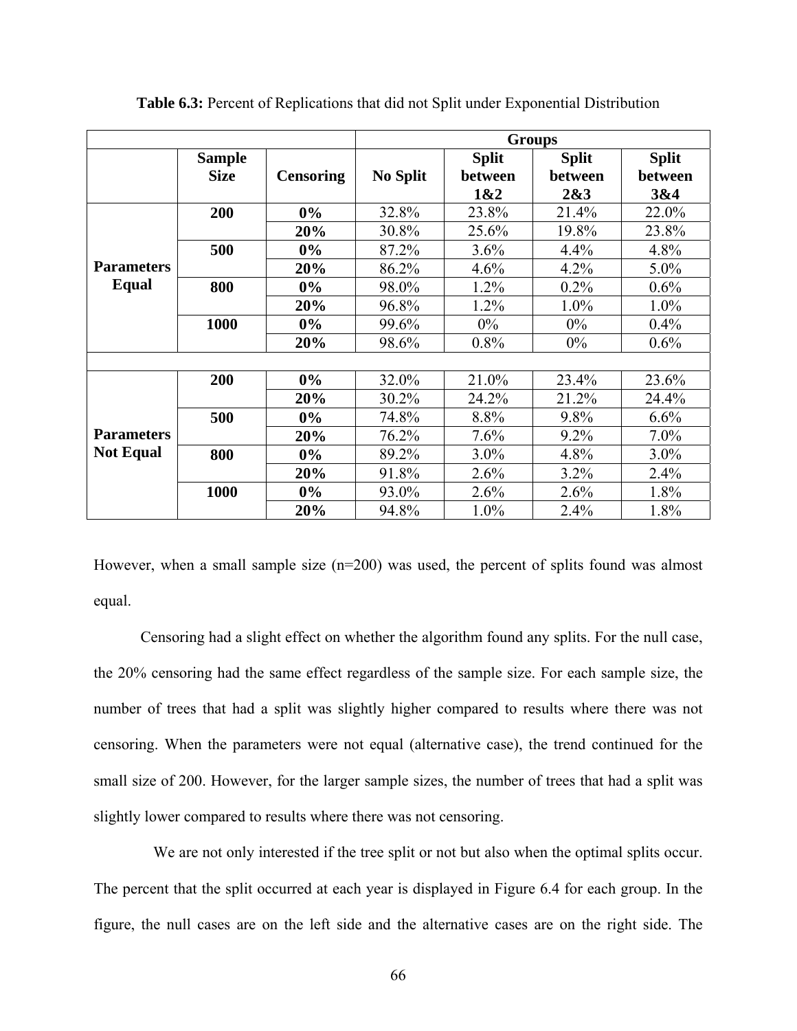**Table 6.3:** Percent of Replications that did not Split under Exponential Distribution

| | | | Groups | | | |
|---|---|---|---|---|---|---|
| | **Sample Size** | **Censoring** | **No Split** | **Split between 1&2** | **Split between 2&3** | **Split between 3&4** |
| **Parameters Equal** | **200** | **0%** | 32.8% | 23.8% | 21.4% | 22.0% |
| | | **20%** | 30.8% | 25.6% | 19.8% | 23.8% |
| | **500** | **0%** | 87.2% | 3.6% | 4.4% | 4.8% |
| | | **20%** | 86.2% | 4.6% | 4.2% | 5.0% |
| | **800** | **0%** | 98.0% | 1.2% | 0.2% | 0.6% |
| | | **20%** | 96.8% | 1.2% | 1.0% | 1.0% |
| | **1000** | **0%** | 99.6% | 0% | 0% | 0.4% |
| | | **20%** | 98.6% | 0.8% | 0% | 0.6% |
| | | | | | | |
| **Parameters Not Equal** | **200** | **0%** | 32.0% | 21.0% | 23.4% | 23.6% |
| | | **20%** | 30.2% | 24.2% | 21.2% | 24.4% |
| | **500** | **0%** | 74.8% | 8.8% | 9.8% | 6.6% |
| | | **20%** | 76.2% | 7.6% | 9.2% | 7.0% |
| | **800** | **0%** | 89.2% | 3.0% | 4.8% | 3.0% |
| | | **20%** | 91.8% | 2.6% | 3.2% | 2.4% |
| | **1000** | **0%** | 93.0% | 2.6% | 2.6% | 1.8% |
| | | **20%** | 94.8% | 1.0% | 2.4% | 1.8% |

However, when a small sample size (n=200) was used, the percent of splits found was almost equal.

Censoring had a slight effect on whether the algorithm found any splits. For the null case, the 20% censoring had the same effect regardless of the sample size. For each sample size, the number of trees that had a split was slightly higher compared to results where there was not censoring. When the parameters were not equal (alternative case), the trend continued for the small size of 200. However, for the larger sample sizes, the number of trees that had a split was slightly lower compared to results where there was not censoring.

We are not only interested if the tree split or not but also when the optimal splits occur. The percent that the split occurred at each year is displayed in Figure 6.4 for each group. In the figure, the null cases are on the left side and the alternative cases are on the right side. The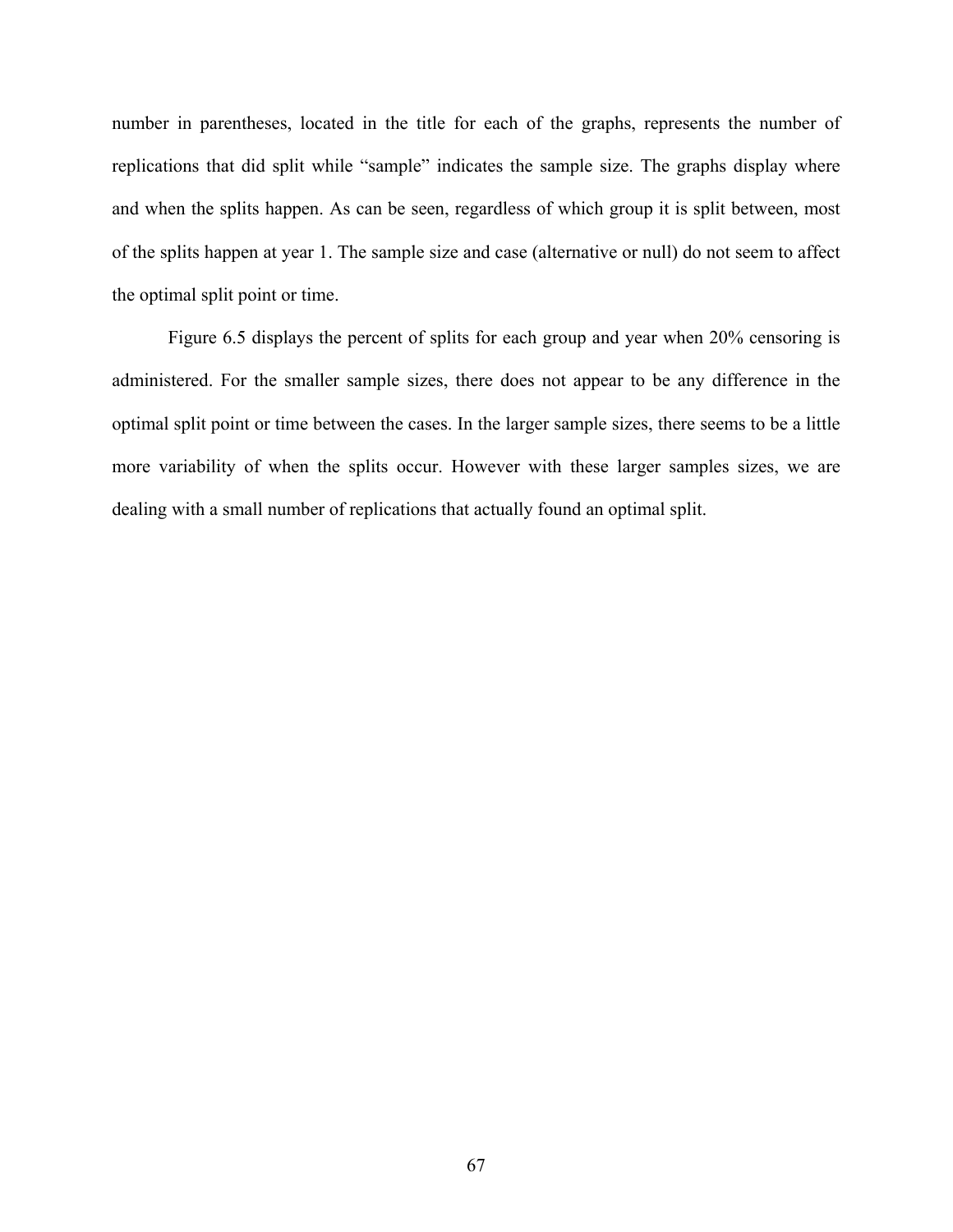number in parentheses, located in the title for each of the graphs, represents the number of replications that did split while “sample” indicates the sample size. The graphs display where and when the splits happen. As can be seen, regardless of which group it is split between, most of the splits happen at year 1. The sample size and case (alternative or null) do not seem to affect the optimal split point or time.

Figure 6.5 displays the percent of splits for each group and year when 20% censoring is administered. For the smaller sample sizes, there does not appear to be any difference in the optimal split point or time between the cases. In the larger sample sizes, there seems to be a little more variability of when the splits occur. However with these larger samples sizes, we are dealing with a small number of replications that actually found an optimal split.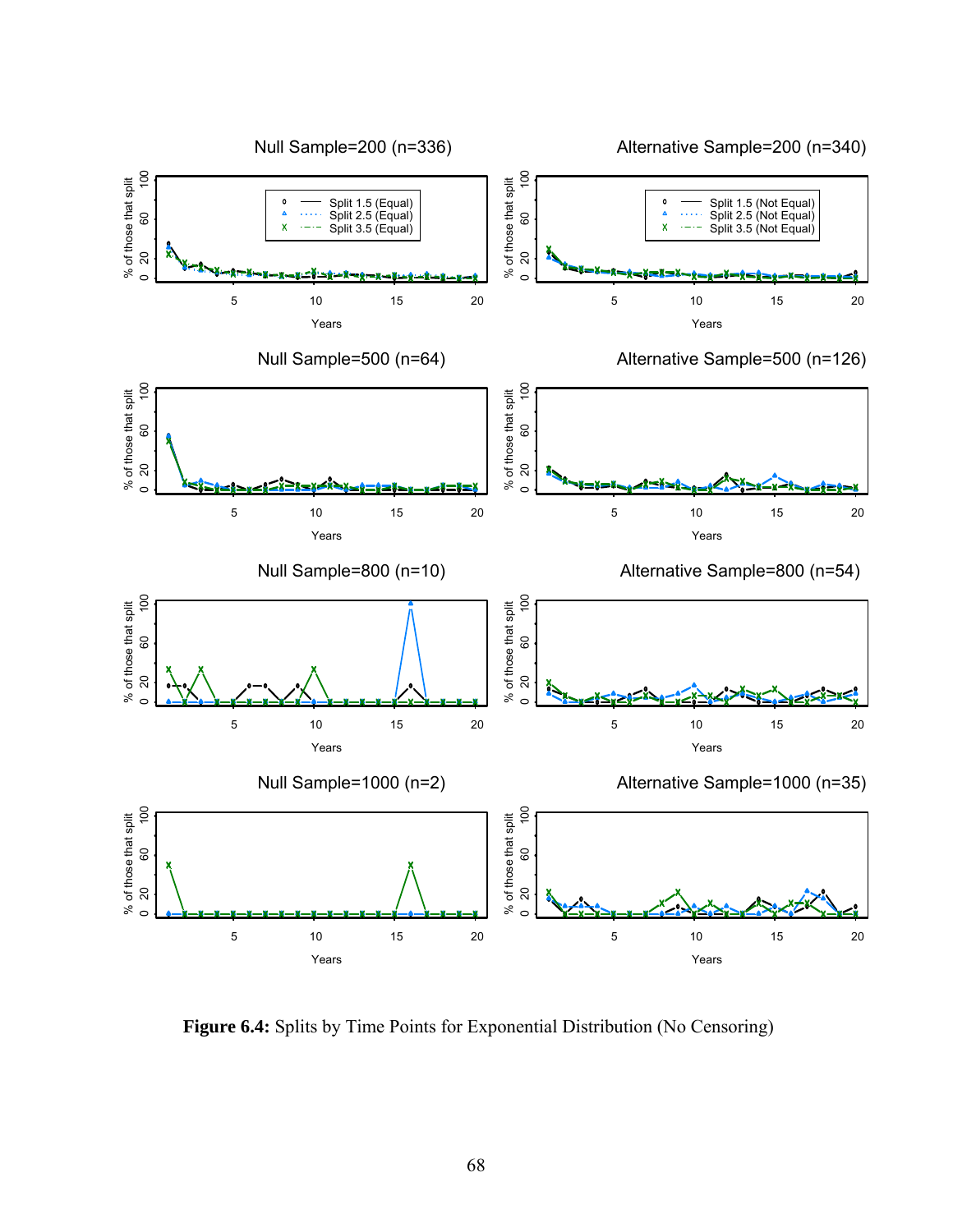**Figure 6.4:** Splits by Time Points for Exponential Distribution (No Censoring)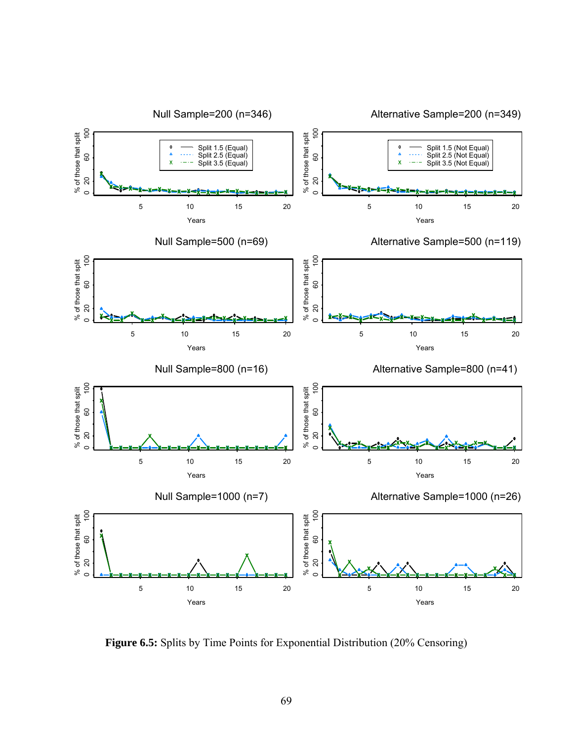**Figure 6.5:** Splits by Time Points for Exponential Distribution (20% Censoring)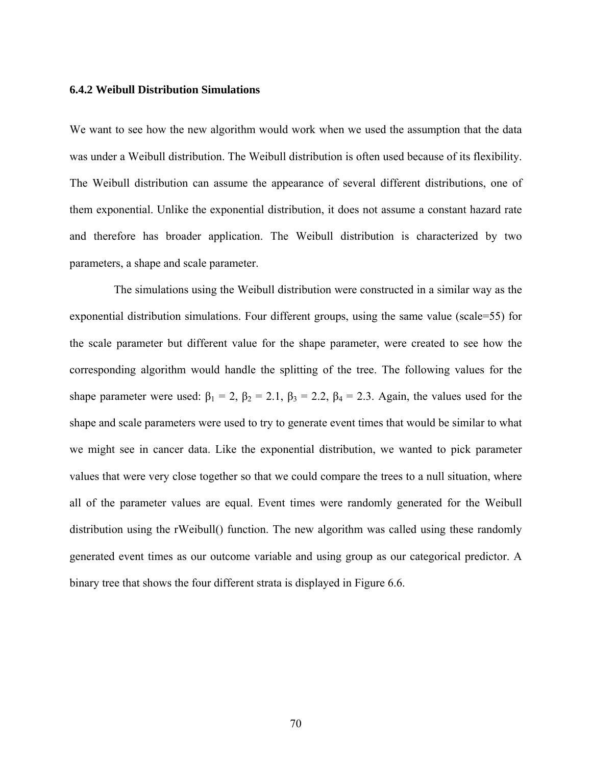### 6.4.2 Weibull Distribution Simulations

We want to see how the new algorithm would work when we used the assumption that the data was under a Weibull distribution. The Weibull distribution is often used because of its flexibility. The Weibull distribution can assume the appearance of several different distributions, one of them exponential. Unlike the exponential distribution, it does not assume a constant hazard rate and therefore has broader application. The Weibull distribution is characterized by two parameters, a shape and scale parameter.

The simulations using the Weibull distribution were constructed in a similar way as the exponential distribution simulations. Four different groups, using the same value (scale=55) for the scale parameter but different value for the shape parameter, were created to see how the corresponding algorithm would handle the splitting of the tree. The following values for the shape parameter were used: $\beta_1 = 2$, $\beta_2 = 2.1$, $\beta_3 = 2.2$, $\beta_4 = 2.3$. Again, the values used for the shape and scale parameters were used to try to generate event times that would be similar to what we might see in cancer data. Like the exponential distribution, we wanted to pick parameter values that were very close together so that we could compare the trees to a null situation, where all of the parameter values are equal. Event times were randomly generated for the Weibull distribution using the rWeibull() function. The new algorithm was called using these randomly generated event times as our outcome variable and using group as our categorical predictor. A binary tree that shows the four different strata is displayed in Figure 6.6.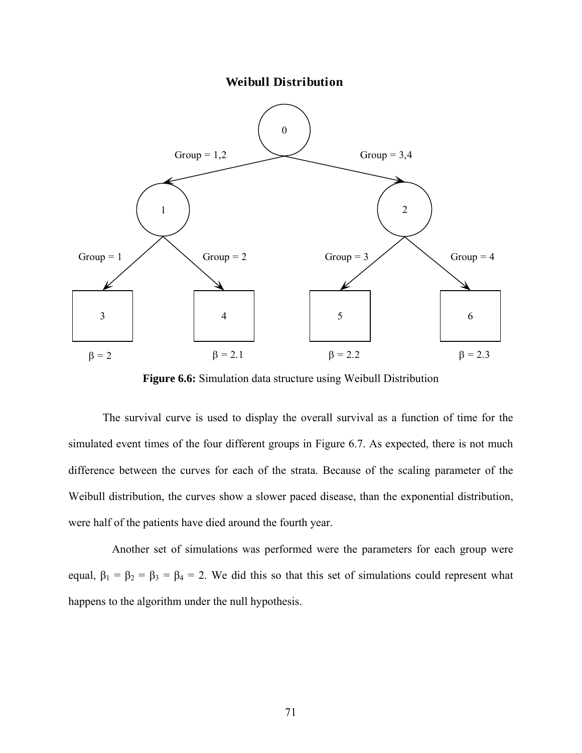**Figure 6.6:** Simulation data structure using Weibull Distribution

The survival curve is used to display the overall survival as a function of time for the simulated event times of the four different groups in Figure 6.7. As expected, there is not much difference between the curves for each of the strata. Because of the scaling parameter of the Weibull distribution, the curves show a slower paced disease, than the exponential distribution, were half of the patients have died around the fourth year.

Another set of simulations was performed were the parameters for each group were equal, $\beta_1 = \beta_2 = \beta_3 = \beta_4 = 2$. We did this so that this set of simulations could represent what happens to the algorithm under the null hypothesis.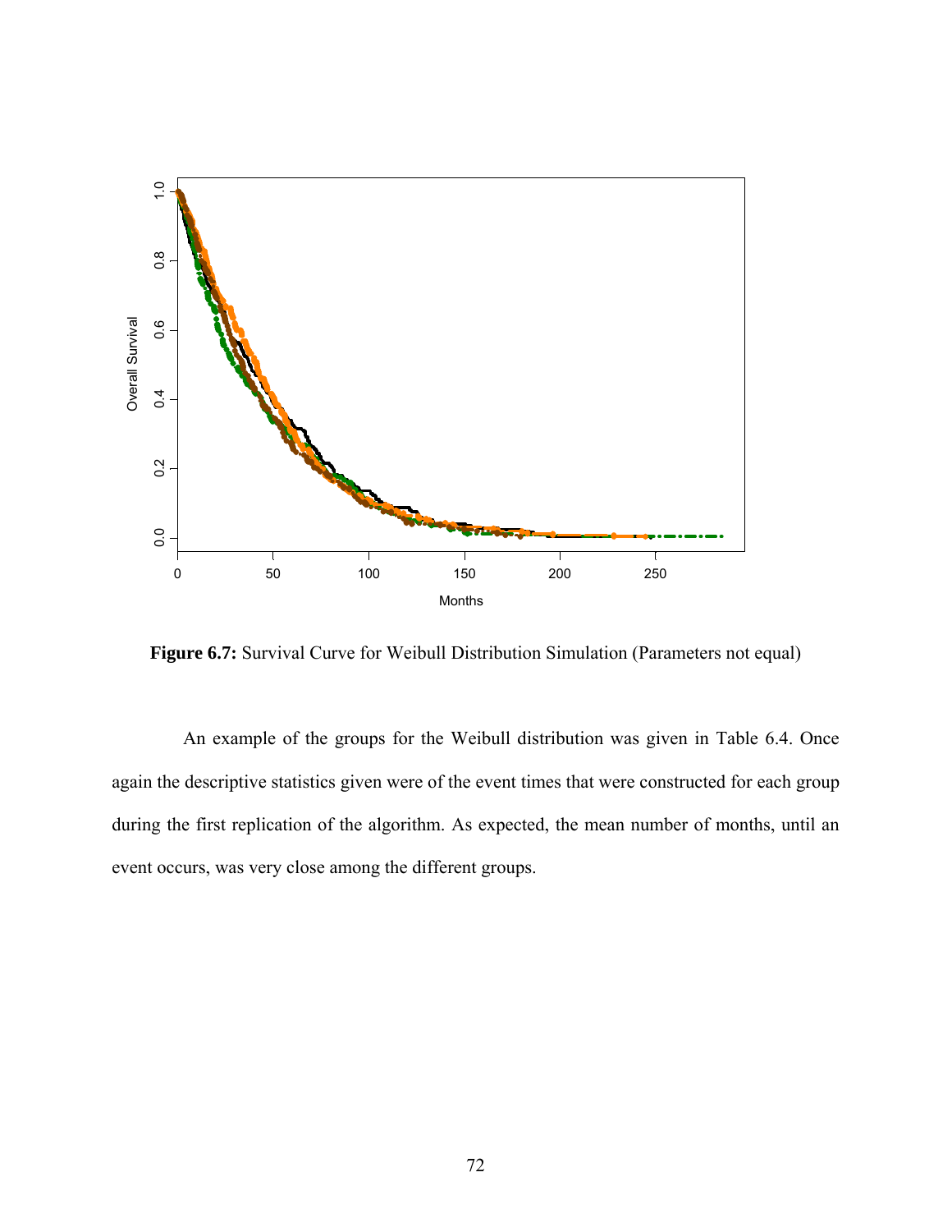**Figure 6.7:** Survival Curve for Weibull Distribution Simulation (Parameters not equal)

An example of the groups for the Weibull distribution was given in Table 6.4. Once again the descriptive statistics given were of the event times that were constructed for each group during the first replication of the algorithm. As expected, the mean number of months, until an event occurs, was very close among the different groups.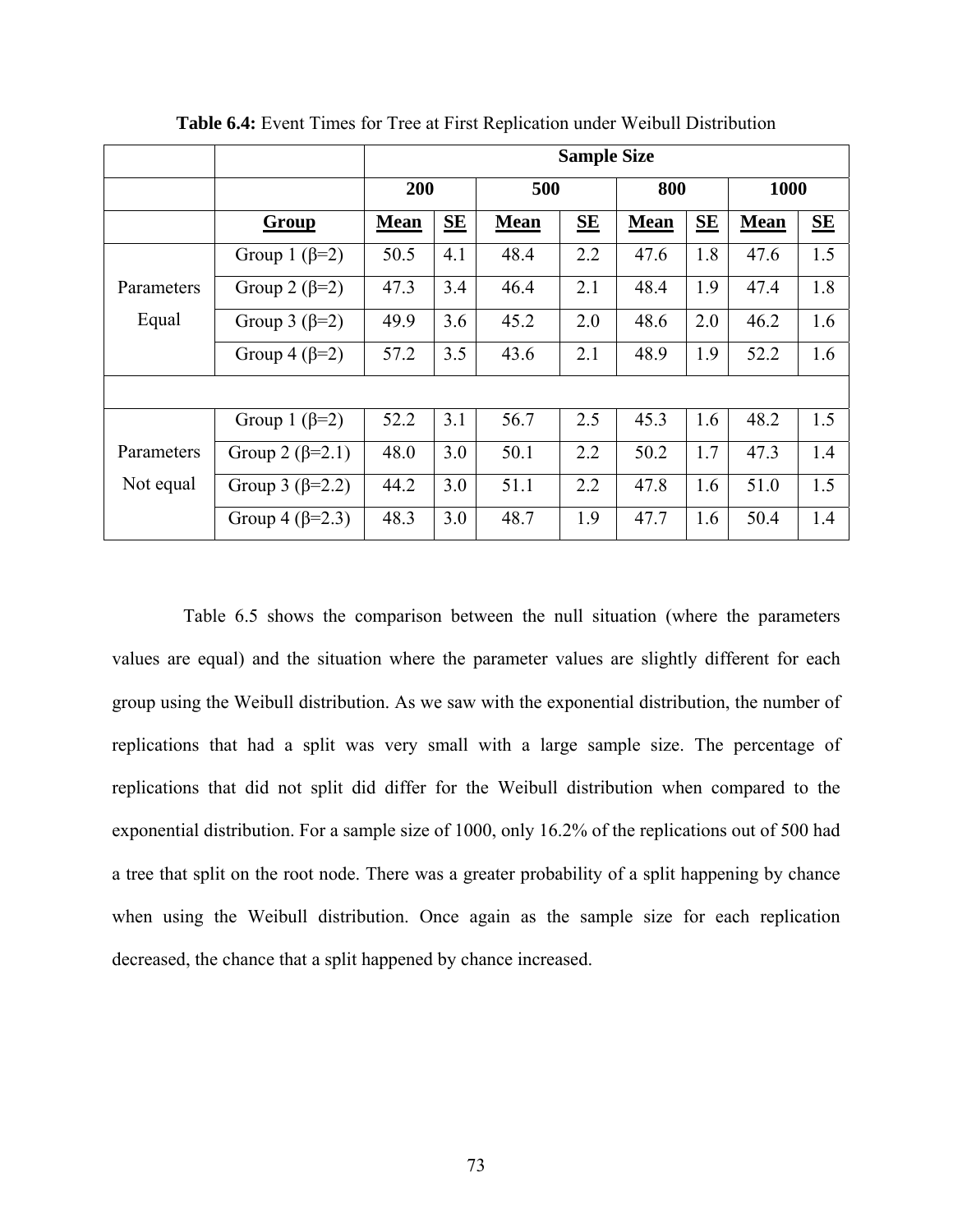**Table 6.4:** Event Times for Tree at First Replication under Weibull Distribution

| | | Sample Size | | | | | | | |
|---|---|---|---|---|---|---|---|---|---|
| | | 200 | | 500 | | 800 | | 1000 | |
| | **Group** | **Mean** | **SE** | **Mean** | **SE** | **Mean** | **SE** | **Mean** | **SE** |
| Parameters Equal | Group 1 (β=2) | 50.5 | 4.1 | 48.4 | 2.2 | 47.6 | 1.8 | 47.6 | 1.5 |
| | Group 2 (β=2) | 47.3 | 3.4 | 46.4 | 2.1 | 48.4 | 1.9 | 47.4 | 1.8 |
| | Group 3 (β=2) | 49.9 | 3.6 | 45.2 | 2.0 | 48.6 | 2.0 | 46.2 | 1.6 |
| | Group 4 (β=2) | 57.2 | 3.5 | 43.6 | 2.1 | 48.9 | 1.9 | 52.2 | 1.6 |
| | | | | | | | | | |
| Parameters Not equal | Group 1 (β=2) | 52.2 | 3.1 | 56.7 | 2.5 | 45.3 | 1.6 | 48.2 | 1.5 |
| | Group 2 (β=2.1) | 48.0 | 3.0 | 50.1 | 2.2 | 50.2 | 1.7 | 47.3 | 1.4 |
| | Group 3 (β=2.2) | 44.2 | 3.0 | 51.1 | 2.2 | 47.8 | 1.6 | 51.0 | 1.5 |
| | Group 4 (β=2.3) | 48.3 | 3.0 | 48.7 | 1.9 | 47.7 | 1.6 | 50.4 | 1.4 |

Table 6.5 shows the comparison between the null situation (where the parameters values are equal) and the situation where the parameter values are slightly different for each group using the Weibull distribution. As we saw with the exponential distribution, the number of replications that had a split was very small with a large sample size. The percentage of replications that did not split did differ for the Weibull distribution when compared to the exponential distribution. For a sample size of 1000, only 16.2% of the replications out of 500 had a tree that split on the root node. There was a greater probability of a split happening by chance when using the Weibull distribution. Once again as the sample size for each replication decreased, the chance that a split happened by chance increased.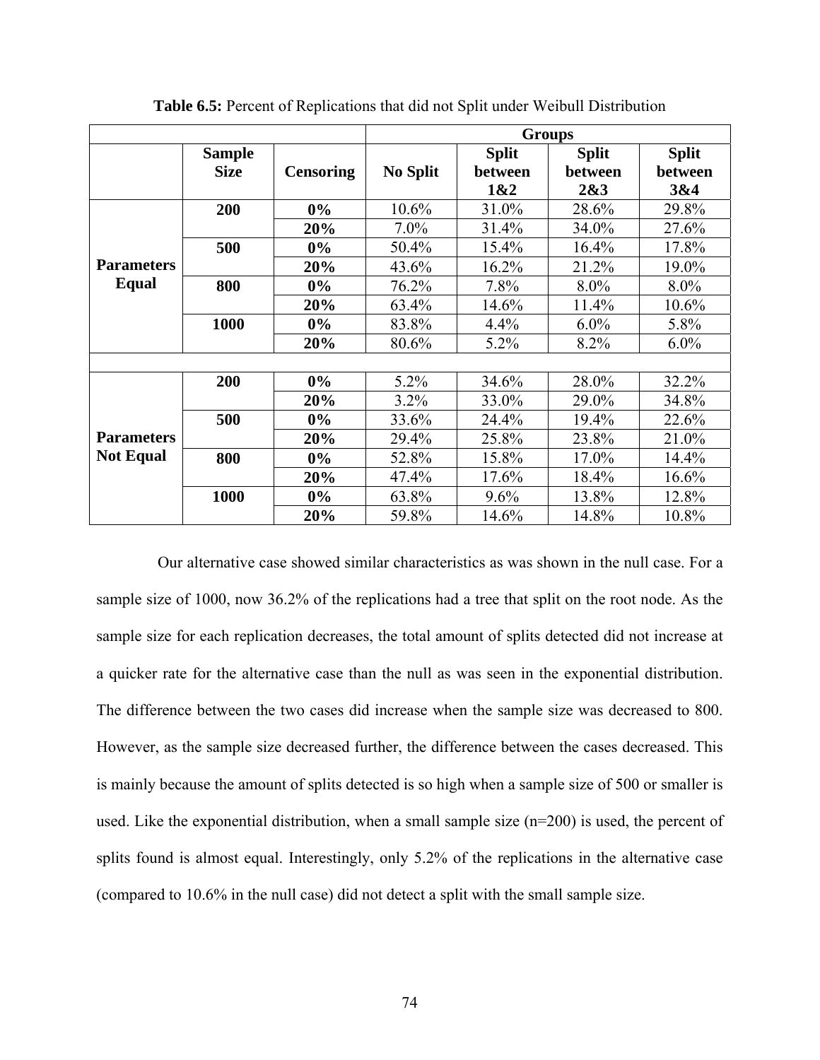**Table 6.5:** Percent of Replications that did not Split under Weibull Distribution

| | | | Groups | | | |
|---|---|---|---|---|---|---|
| | **Sample Size** | **Censoring** | **No Split** | **Split between 1&2** | **Split between 2&3** | **Split between 3&4** |
| **Parameters Equal** | **200** | **0%** | 10.6% | 31.0% | 28.6% | 29.8% |
| | | **20%** | 7.0% | 31.4% | 34.0% | 27.6% |
| | **500** | **0%** | 50.4% | 15.4% | 16.4% | 17.8% |
| | | **20%** | 43.6% | 16.2% | 21.2% | 19.0% |
| | **800** | **0%** | 76.2% | 7.8% | 8.0% | 8.0% |
| | | **20%** | 63.4% | 14.6% | 11.4% | 10.6% |
| | **1000** | **0%** | 83.8% | 4.4% | 6.0% | 5.8% |
| | | **20%** | 80.6% | 5.2% | 8.2% | 6.0% |
| | | | | | | |
| **Parameters Not Equal** | **200** | **0%** | 5.2% | 34.6% | 28.0% | 32.2% |
| | | **20%** | 3.2% | 33.0% | 29.0% | 34.8% |
| | **500** | **0%** | 33.6% | 24.4% | 19.4% | 22.6% |
| | | **20%** | 29.4% | 25.8% | 23.8% | 21.0% |
| | **800** | **0%** | 52.8% | 15.8% | 17.0% | 14.4% |
| | | **20%** | 47.4% | 17.6% | 18.4% | 16.6% |
| | **1000** | **0%** | 63.8% | 9.6% | 13.8% | 12.8% |
| | | **20%** | 59.8% | 14.6% | 14.8% | 10.8% |

Our alternative case showed similar characteristics as was shown in the null case. For a sample size of 1000, now 36.2% of the replications had a tree that split on the root node. As the sample size for each replication decreases, the total amount of splits detected did not increase at a quicker rate for the alternative case than the null as was seen in the exponential distribution. The difference between the two cases did increase when the sample size was decreased to 800. However, as the sample size decreased further, the difference between the cases decreased. This is mainly because the amount of splits detected is so high when a sample size of 500 or smaller is used. Like the exponential distribution, when a small sample size (n=200) is used, the percent of splits found is almost equal. Interestingly, only 5.2% of the replications in the alternative case (compared to 10.6% in the null case) did not detect a split with the small sample size.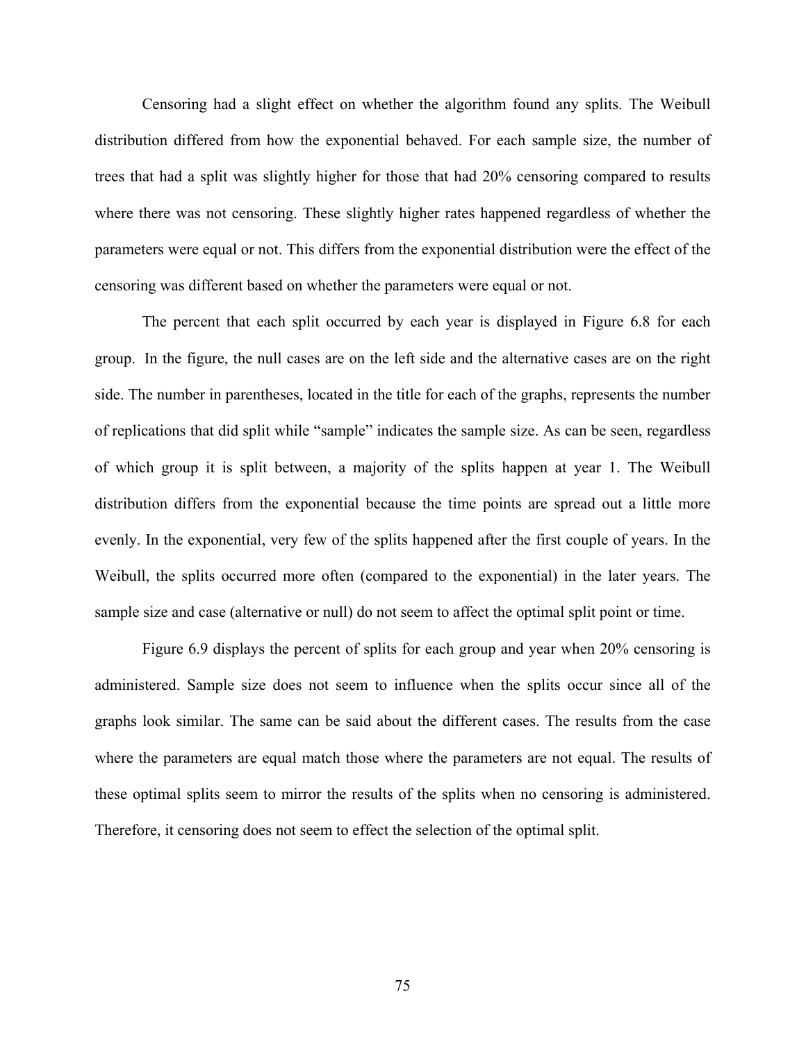Censoring had a slight effect on whether the algorithm found any splits. The Weibull distribution differed from how the exponential behaved. For each sample size, the number of trees that had a split was slightly higher for those that had 20% censoring compared to results where there was not censoring. These slightly higher rates happened regardless of whether the parameters were equal or not. This differs from the exponential distribution were the effect of the censoring was different based on whether the parameters were equal or not.

The percent that each split occurred by each year is displayed in Figure 6.8 for each group. In the figure, the null cases are on the left side and the alternative cases are on the right side. The number in parentheses, located in the title for each of the graphs, represents the number of replications that did split while "sample" indicates the sample size. As can be seen, regardless of which group it is split between, a majority of the splits happen at year 1. The Weibull distribution differs from the exponential because the time points are spread out a little more evenly. In the exponential, very few of the splits happened after the first couple of years. In the Weibull, the splits occurred more often (compared to the exponential) in the later years. The sample size and case (alternative or null) do not seem to affect the optimal split point or time.

Figure 6.9 displays the percent of splits for each group and year when 20% censoring is administered. Sample size does not seem to influence when the splits occur since all of the graphs look similar. The same can be said about the different cases. The results from the case where the parameters are equal match those where the parameters are not equal. The results of these optimal splits seem to mirror the results of the splits when no censoring is administered. Therefore, it censoring does not seem to effect the selection of the optimal split.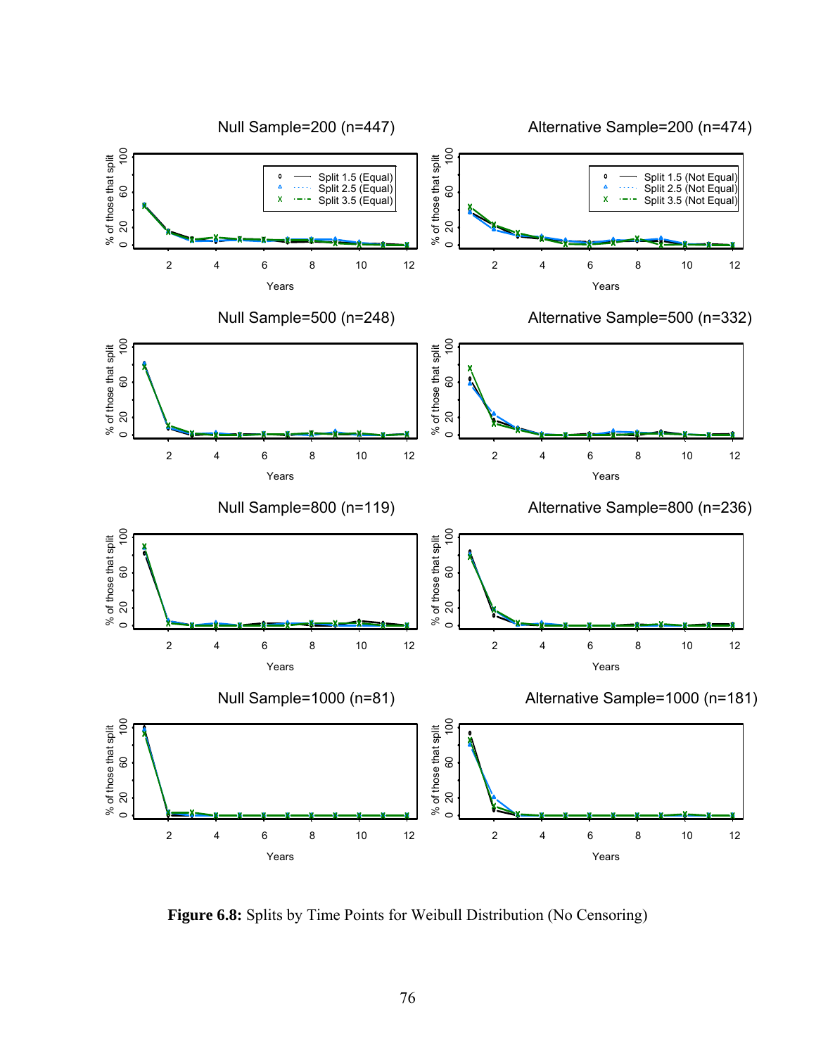**Figure 6.8:** Splits by Time Points for Weibull Distribution (No Censoring)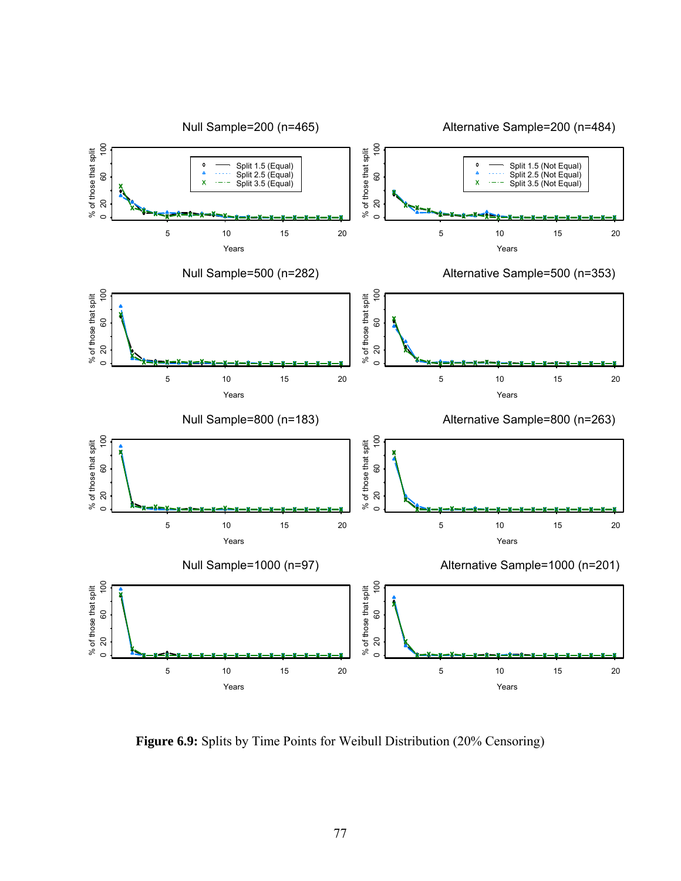**Figure 6.9:** Splits by Time Points for Weibull Distribution (20% Censoring)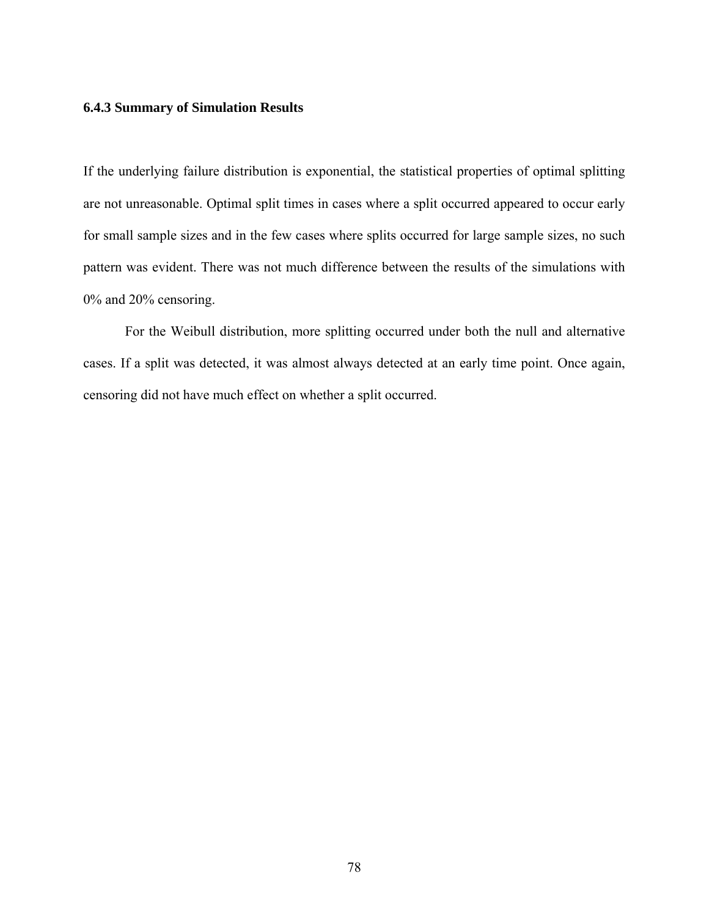### 6.4.3 Summary of Simulation Results

If the underlying failure distribution is exponential, the statistical properties of optimal splitting are not unreasonable. Optimal split times in cases where a split occurred appeared to occur early for small sample sizes and in the few cases where splits occurred for large sample sizes, no such pattern was evident. There was not much difference between the results of the simulations with 0% and 20% censoring.

For the Weibull distribution, more splitting occurred under both the null and alternative cases. If a split was detected, it was almost always detected at an early time point. Once again, censoring did not have much effect on whether a split occurred.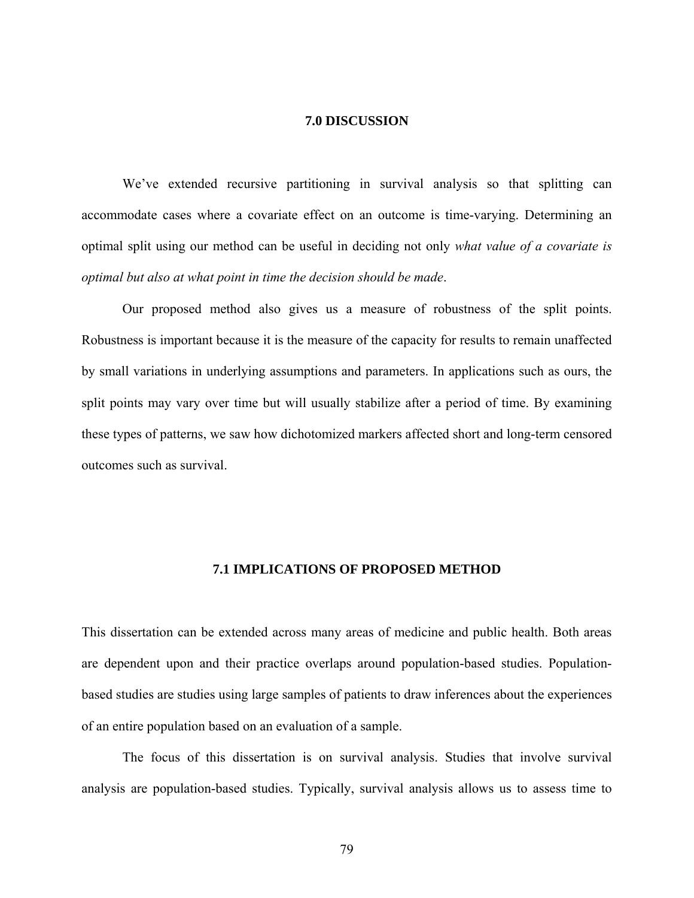# 7.0 DISCUSSION

We've extended recursive partitioning in survival analysis so that splitting can accommodate cases where a covariate effect on an outcome is time-varying. Determining an optimal split using our method can be useful in deciding not only *what value of a covariate is optimal but also at what point in time the decision should be made*.

Our proposed method also gives us a measure of robustness of the split points. Robustness is important because it is the measure of the capacity for results to remain unaffected by small variations in underlying assumptions and parameters. In applications such as ours, the split points may vary over time but will usually stabilize after a period of time. By examining these types of patterns, we saw how dichotomized markers affected short and long-term censored outcomes such as survival.

## 7.1 IMPLICATIONS OF PROPOSED METHOD

This dissertation can be extended across many areas of medicine and public health. Both areas are dependent upon and their practice overlaps around population-based studies. Population-based studies are studies using large samples of patients to draw inferences about the experiences of an entire population based on an evaluation of a sample.

The focus of this dissertation is on survival analysis. Studies that involve survival analysis are population-based studies. Typically, survival analysis allows us to assess time to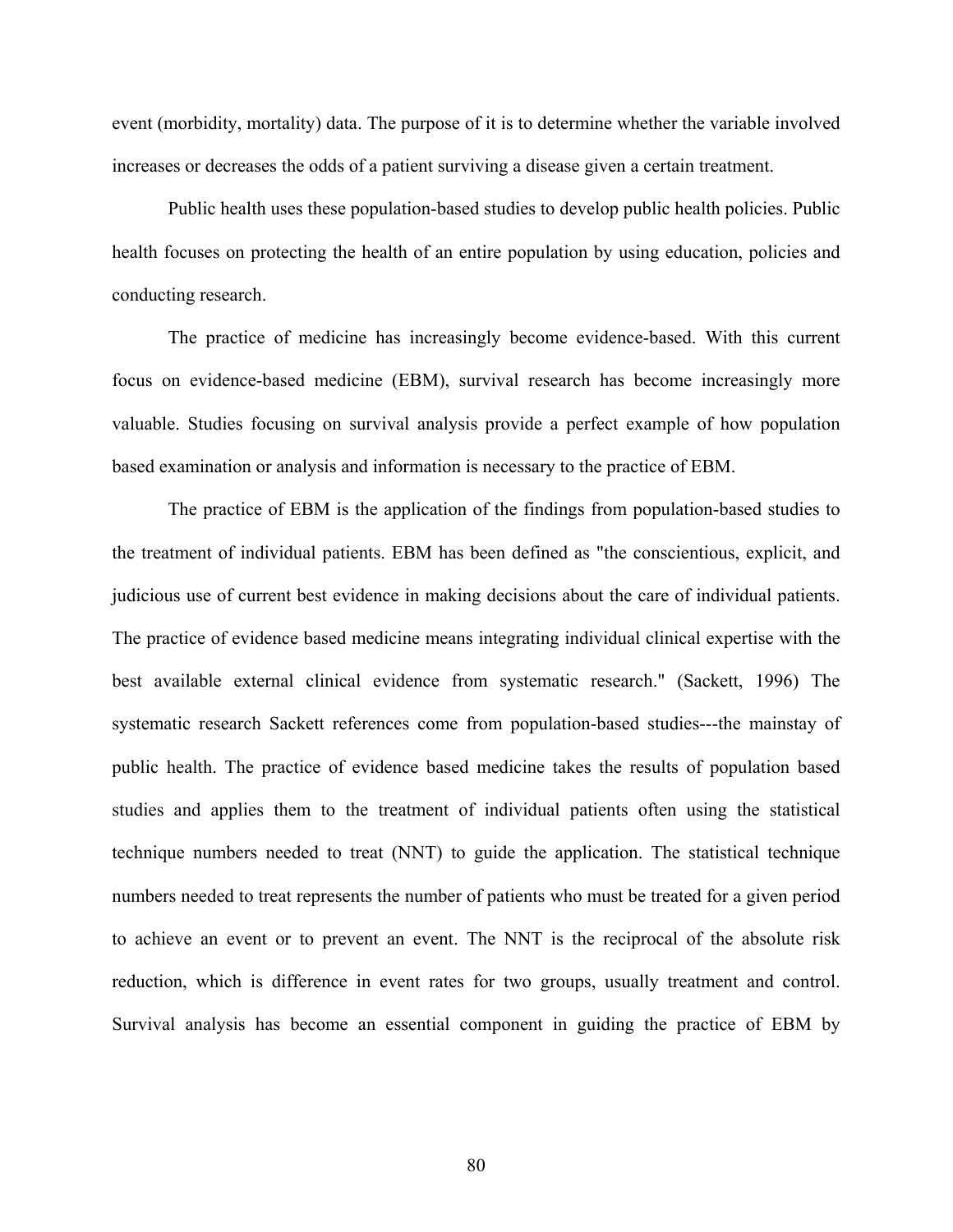event (morbidity, mortality) data. The purpose of it is to determine whether the variable involved increases or decreases the odds of a patient surviving a disease given a certain treatment.

Public health uses these population-based studies to develop public health policies. Public health focuses on protecting the health of an entire population by using education, policies and conducting research.

The practice of medicine has increasingly become evidence-based. With this current focus on evidence-based medicine (EBM), survival research has become increasingly more valuable. Studies focusing on survival analysis provide a perfect example of how population based examination or analysis and information is necessary to the practice of EBM.

The practice of EBM is the application of the findings from population-based studies to the treatment of individual patients. EBM has been defined as "the conscientious, explicit, and judicious use of current best evidence in making decisions about the care of individual patients. The practice of evidence based medicine means integrating individual clinical expertise with the best available external clinical evidence from systematic research." (Sackett, 1996) The systematic research Sackett references come from population-based studies---the mainstay of public health. The practice of evidence based medicine takes the results of population based studies and applies them to the treatment of individual patients often using the statistical technique numbers needed to treat (NNT) to guide the application. The statistical technique numbers needed to treat represents the number of patients who must be treated for a given period to achieve an event or to prevent an event. The NNT is the reciprocal of the absolute risk reduction, which is difference in event rates for two groups, usually treatment and control. Survival analysis has become an essential component in guiding the practice of EBM by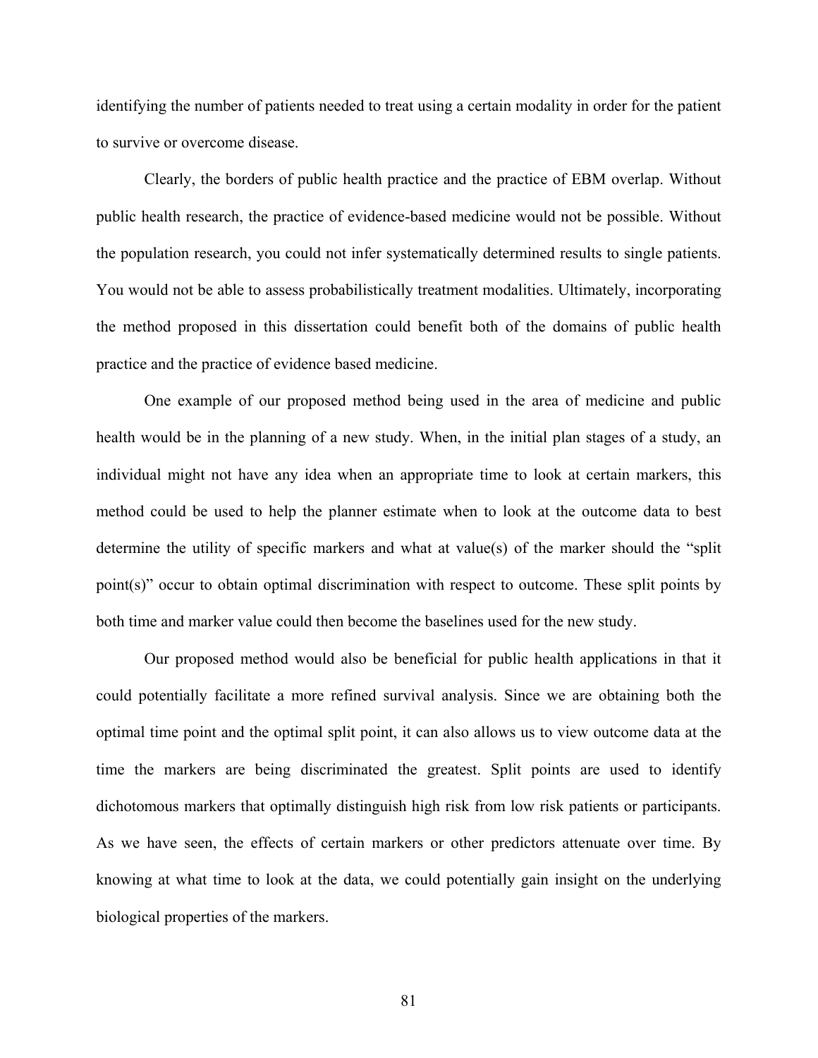identifying the number of patients needed to treat using a certain modality in order for the patient to survive or overcome disease.

Clearly, the borders of public health practice and the practice of EBM overlap. Without public health research, the practice of evidence-based medicine would not be possible. Without the population research, you could not infer systematically determined results to single patients. You would not be able to assess probabilistically treatment modalities. Ultimately, incorporating the method proposed in this dissertation could benefit both of the domains of public health practice and the practice of evidence based medicine.

One example of our proposed method being used in the area of medicine and public health would be in the planning of a new study. When, in the initial plan stages of a study, an individual might not have any idea when an appropriate time to look at certain markers, this method could be used to help the planner estimate when to look at the outcome data to best determine the utility of specific markers and what at value(s) of the marker should the "split point(s)" occur to obtain optimal discrimination with respect to outcome. These split points by both time and marker value could then become the baselines used for the new study.

Our proposed method would also be beneficial for public health applications in that it could potentially facilitate a more refined survival analysis. Since we are obtaining both the optimal time point and the optimal split point, it can also allows us to view outcome data at the time the markers are being discriminated the greatest. Split points are used to identify dichotomous markers that optimally distinguish high risk from low risk patients or participants. As we have seen, the effects of certain markers or other predictors attenuate over time. By knowing at what time to look at the data, we could potentially gain insight on the underlying biological properties of the markers.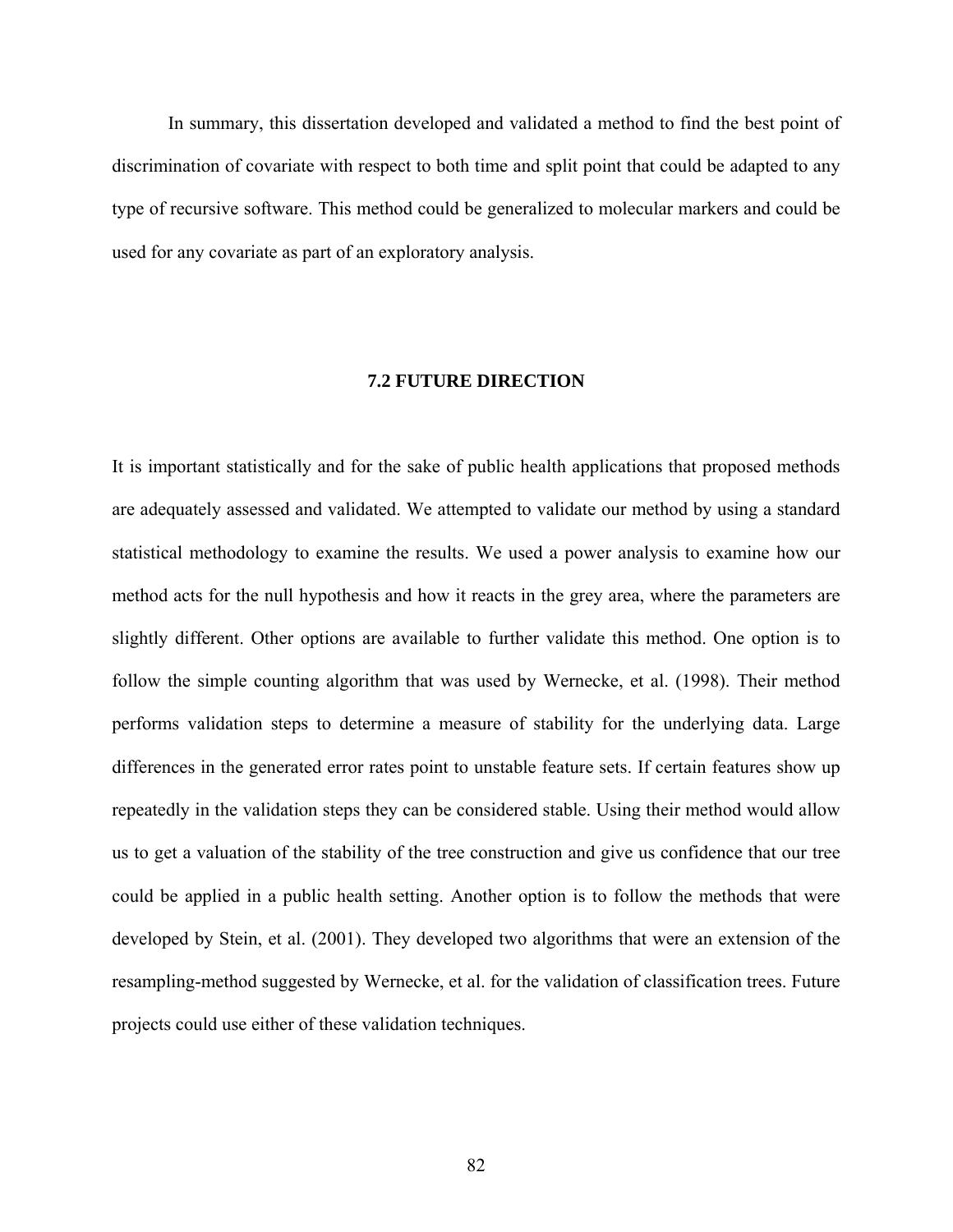In summary, this dissertation developed and validated a method to find the best point of discrimination of covariate with respect to both time and split point that could be adapted to any type of recursive software. This method could be generalized to molecular markers and could be used for any covariate as part of an exploratory analysis.

## 7.2 FUTURE DIRECTION

It is important statistically and for the sake of public health applications that proposed methods are adequately assessed and validated. We attempted to validate our method by using a standard statistical methodology to examine the results. We used a power analysis to examine how our method acts for the null hypothesis and how it reacts in the grey area, where the parameters are slightly different. Other options are available to further validate this method. One option is to follow the simple counting algorithm that was used by Wernecke, et al. (1998). Their method performs validation steps to determine a measure of stability for the underlying data. Large differences in the generated error rates point to unstable feature sets. If certain features show up repeatedly in the validation steps they can be considered stable. Using their method would allow us to get a valuation of the stability of the tree construction and give us confidence that our tree could be applied in a public health setting. Another option is to follow the methods that were developed by Stein, et al. (2001). They developed two algorithms that were an extension of the resampling-method suggested by Wernecke, et al. for the validation of classification trees. Future projects could use either of these validation techniques.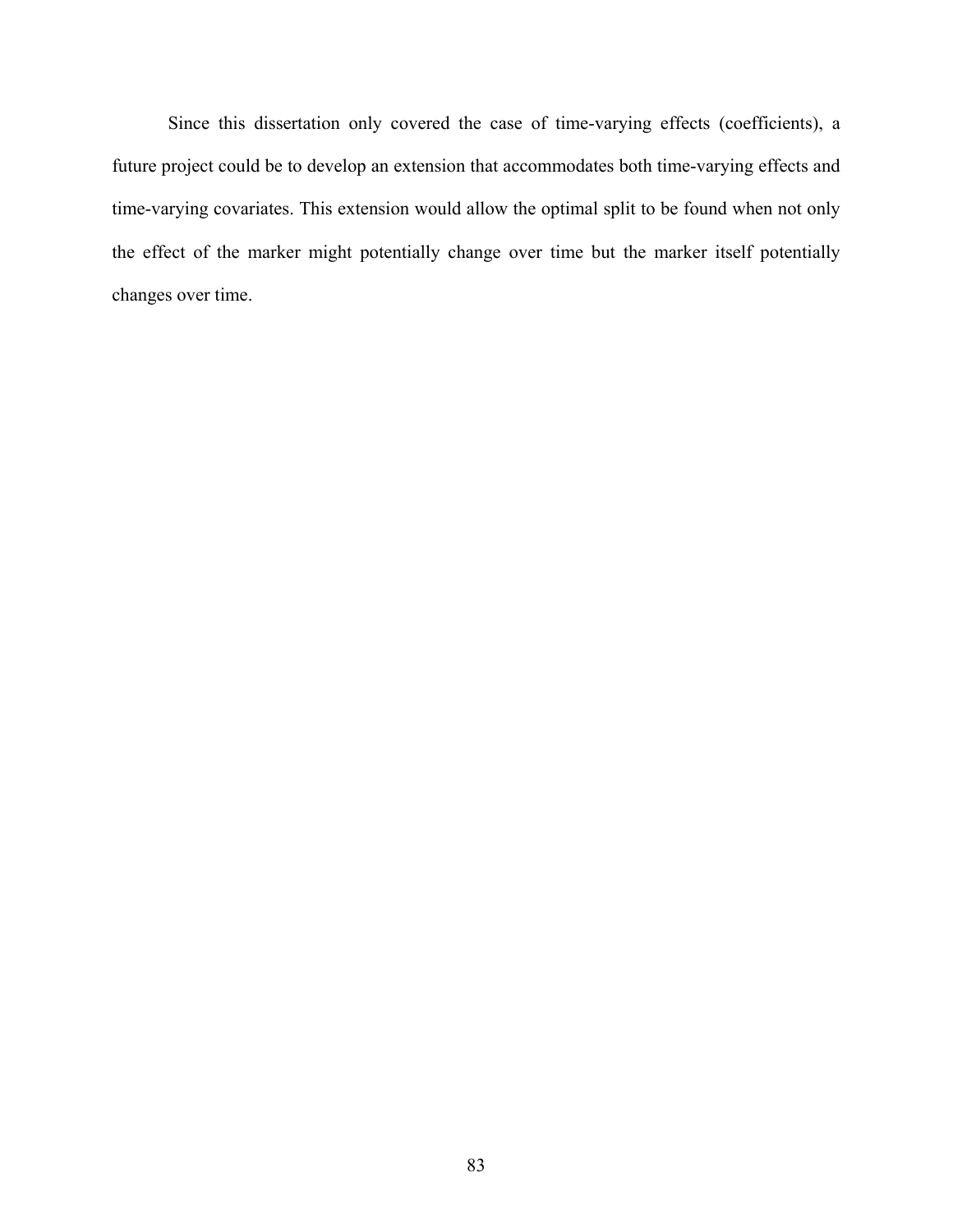Since this dissertation only covered the case of time-varying effects (coefficients), a future project could be to develop an extension that accommodates both time-varying effects and time-varying covariates. This extension would allow the optimal split to be found when not only the effect of the marker might potentially change over time but the marker itself potentially changes over time.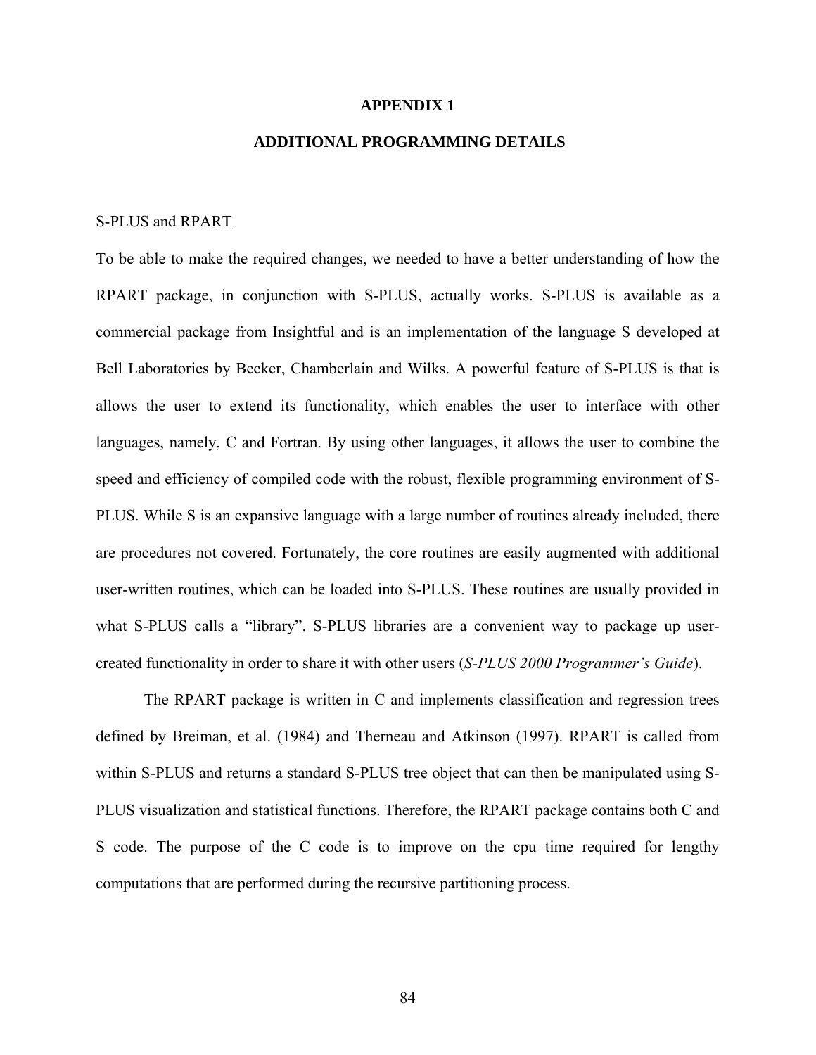# APPENDIX 1

## ADDITIONAL PROGRAMMING DETAILS

<u>S-PLUS and RPART</u>

To be able to make the required changes, we needed to have a better understanding of how the RPART package, in conjunction with S-PLUS, actually works. S-PLUS is available as a commercial package from Insightful and is an implementation of the language S developed at Bell Laboratories by Becker, Chamberlain and Wilks. A powerful feature of S-PLUS is that is allows the user to extend its functionality, which enables the user to interface with other languages, namely, C and Fortran. By using other languages, it allows the user to combine the speed and efficiency of compiled code with the robust, flexible programming environment of S-PLUS. While S is an expansive language with a large number of routines already included, there are procedures not covered. Fortunately, the core routines are easily augmented with additional user-written routines, which can be loaded into S-PLUS. These routines are usually provided in what S-PLUS calls a "library". S-PLUS libraries are a convenient way to package up user-created functionality in order to share it with other users (*S-PLUS 2000 Programmer's Guide*).

The RPART package is written in C and implements classification and regression trees defined by Breiman, et al. (1984) and Therneau and Atkinson (1997). RPART is called from within S-PLUS and returns a standard S-PLUS tree object that can then be manipulated using S-PLUS visualization and statistical functions. Therefore, the RPART package contains both C and S code. The purpose of the C code is to improve on the cpu time required for lengthy computations that are performed during the recursive partitioning process.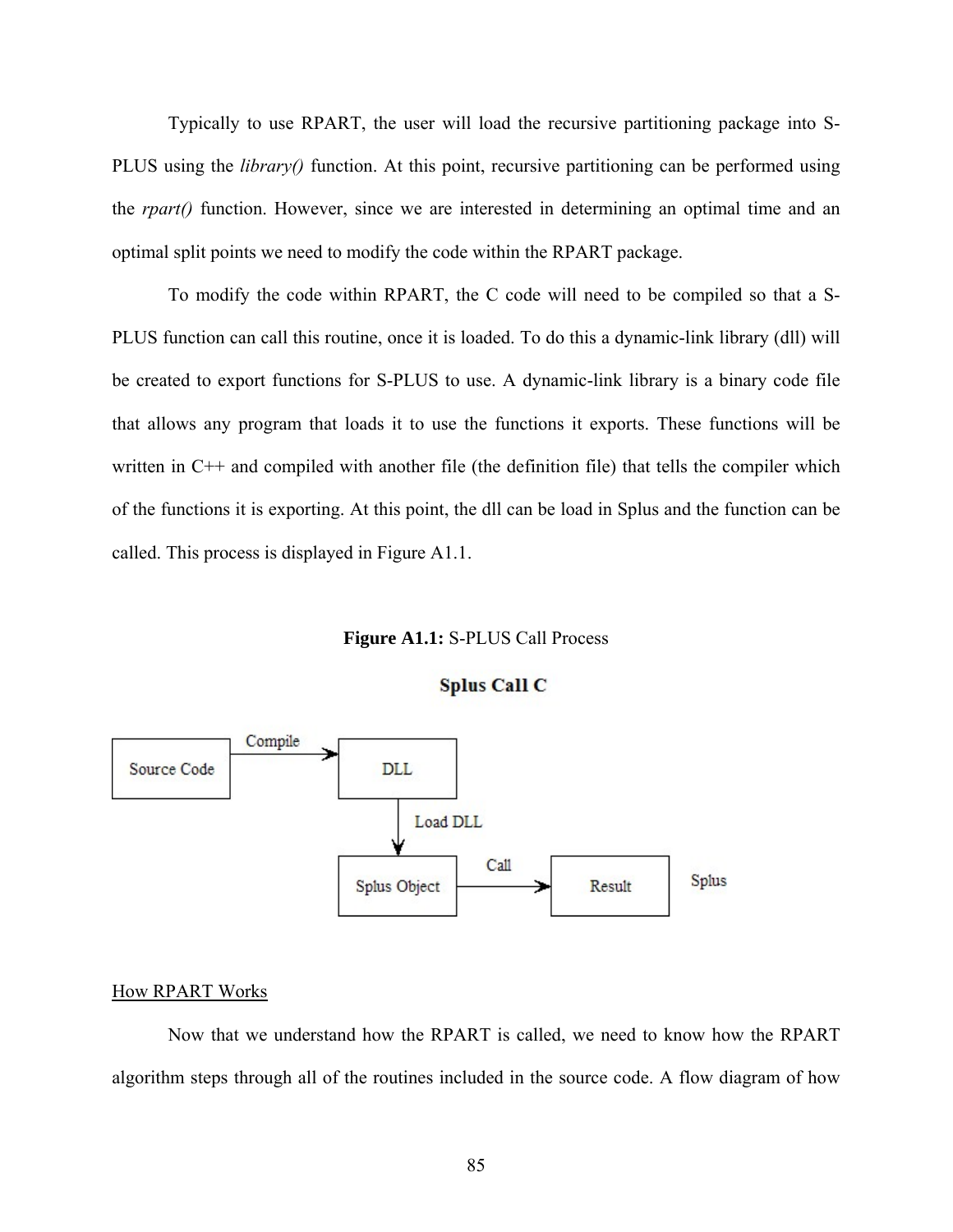Typically to use RPART, the user will load the recursive partitioning package into S-PLUS using the *library()* function. At this point, recursive partitioning can be performed using the *rpart()* function. However, since we are interested in determining an optimal time and an optimal split points we need to modify the code within the RPART package.

To modify the code within RPART, the C code will need to be compiled so that a S-PLUS function can call this routine, once it is loaded. To do this a dynamic-link library (dll) will be created to export functions for S-PLUS to use. A dynamic-link library is a binary code file that allows any program that loads it to use the functions it exports. These functions will be written in C++ and compiled with another file (the definition file) that tells the compiler which of the functions it is exporting. At this point, the dll can be load in Splus and the function can be called. This process is displayed in Figure A1.1.

**Figure A1.1:** S-PLUS Call Process

**Splus Call C**

Source Code → (Compile) → DLL → (Load DLL) → Splus Object → (Call) → Result

Splus

How RPART Works

Now that we understand how the RPART is called, we need to know how the RPART algorithm steps through all of the routines included in the source code. A flow diagram of how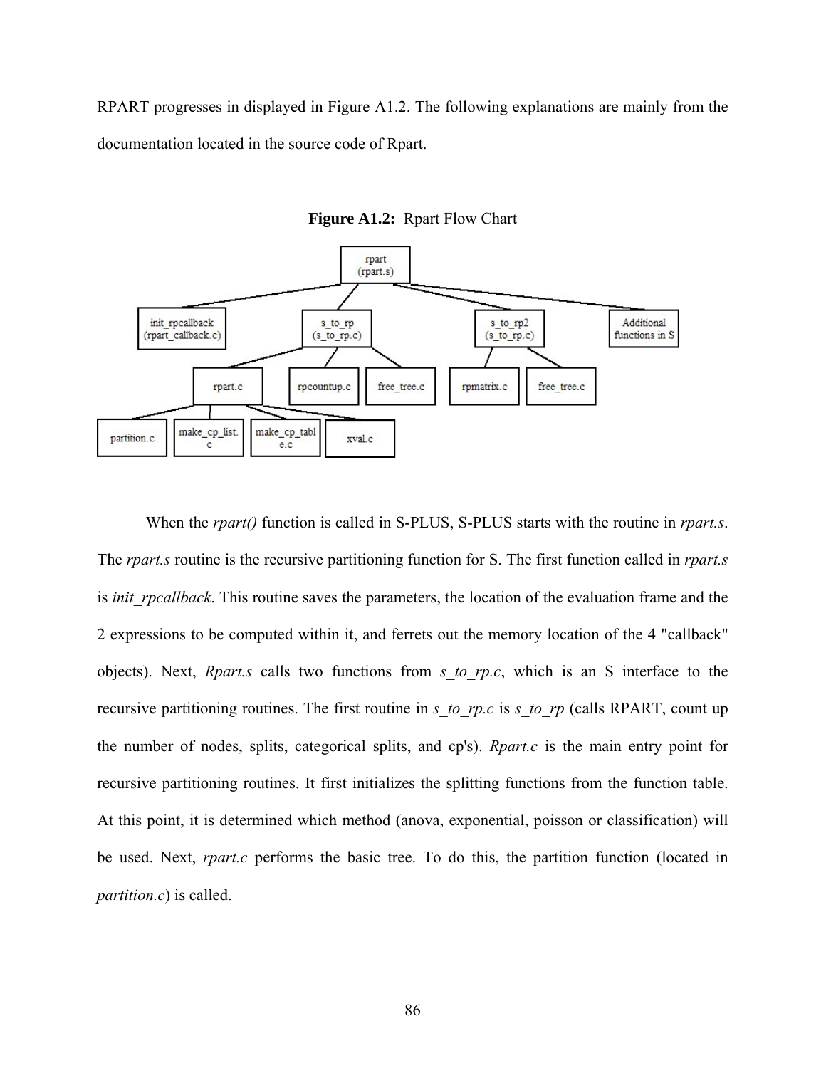RPART progresses in displayed in Figure A1.2. The following explanations are mainly from the documentation located in the source code of Rpart.

**Figure A1.2:** Rpart Flow Chart

When the *rpart()* function is called in S-PLUS, S-PLUS starts with the routine in *rpart.s*. The *rpart.s* routine is the recursive partitioning function for S. The first function called in *rpart.s* is *init_rpcallback*. This routine saves the parameters, the location of the evaluation frame and the 2 expressions to be computed within it, and ferrets out the memory location of the 4 "callback" objects). Next, *Rpart.s* calls two functions from *s_to_rp.c*, which is an S interface to the recursive partitioning routines. The first routine in *s_to_rp.c* is *s_to_rp* (calls RPART, count up the number of nodes, splits, categorical splits, and cp's). *Rpart.c* is the main entry point for recursive partitioning routines. It first initializes the splitting functions from the function table. At this point, it is determined which method (anova, exponential, poisson or classification) will be used. Next, *rpart.c* performs the basic tree. To do this, the partition function (located in *partition.c*) is called.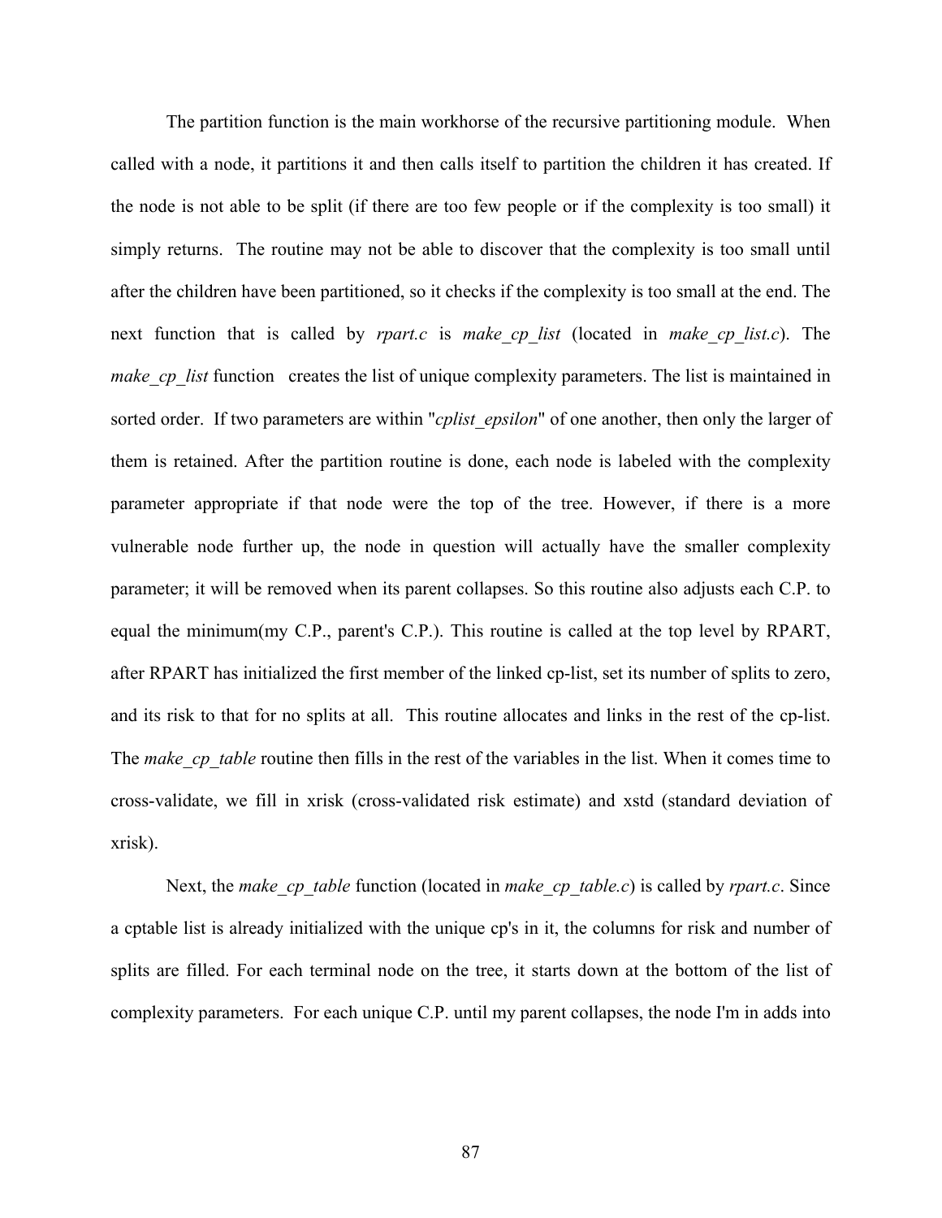The partition function is the main workhorse of the recursive partitioning module. When called with a node, it partitions it and then calls itself to partition the children it has created. If the node is not able to be split (if there are too few people or if the complexity is too small) it simply returns. The routine may not be able to discover that the complexity is too small until after the children have been partitioned, so it checks if the complexity is too small at the end. The next function that is called by *rpart.c* is *make_cp_list* (located in *make_cp_list.c*). The *make_cp_list* function creates the list of unique complexity parameters. The list is maintained in sorted order. If two parameters are within "*cplist_epsilon*" of one another, then only the larger of them is retained. After the partition routine is done, each node is labeled with the complexity parameter appropriate if that node were the top of the tree. However, if there is a more vulnerable node further up, the node in question will actually have the smaller complexity parameter; it will be removed when its parent collapses. So this routine also adjusts each C.P. to equal the minimum(my C.P., parent's C.P.). This routine is called at the top level by RPART, after RPART has initialized the first member of the linked cp-list, set its number of splits to zero, and its risk to that for no splits at all. This routine allocates and links in the rest of the cp-list. The *make_cp_table* routine then fills in the rest of the variables in the list. When it comes time to cross-validate, we fill in xrisk (cross-validated risk estimate) and xstd (standard deviation of xrisk).

Next, the *make_cp_table* function (located in *make_cp_table.c*) is called by *rpart.c*. Since a cptable list is already initialized with the unique cp's in it, the columns for risk and number of splits are filled. For each terminal node on the tree, it starts down at the bottom of the list of complexity parameters. For each unique C.P. until my parent collapses, the node I'm in adds into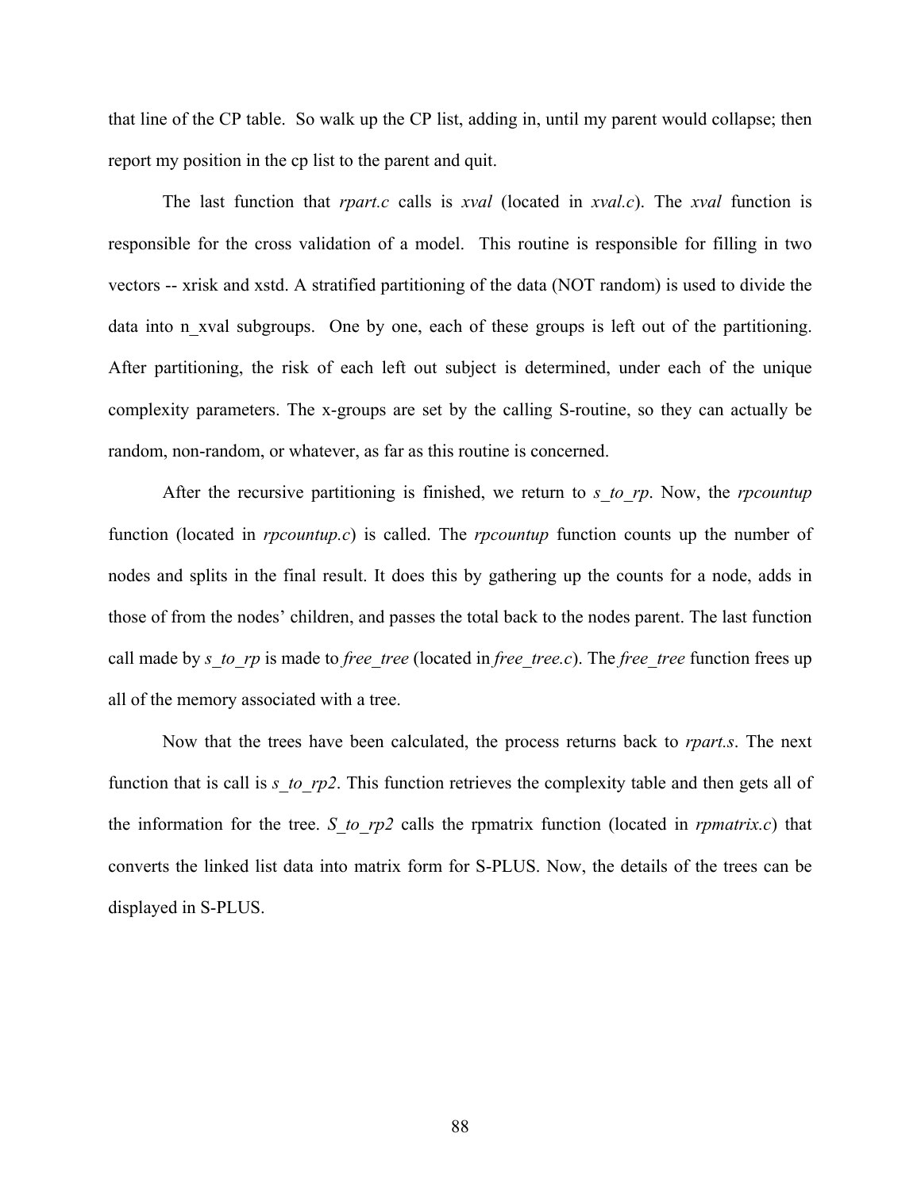that line of the CP table. So walk up the CP list, adding in, until my parent would collapse; then report my position in the cp list to the parent and quit.

The last function that *rpart.c* calls is *xval* (located in *xval.c*). The *xval* function is responsible for the cross validation of a model. This routine is responsible for filling in two vectors -- xrisk and xstd. A stratified partitioning of the data (NOT random) is used to divide the data into n_xval subgroups. One by one, each of these groups is left out of the partitioning. After partitioning, the risk of each left out subject is determined, under each of the unique complexity parameters. The x-groups are set by the calling S-routine, so they can actually be random, non-random, or whatever, as far as this routine is concerned.

After the recursive partitioning is finished, we return to *s_to_rp*. Now, the *rpcountup* function (located in *rpcountup.c*) is called. The *rpcountup* function counts up the number of nodes and splits in the final result. It does this by gathering up the counts for a node, adds in those of from the nodes' children, and passes the total back to the nodes parent. The last function call made by *s_to_rp* is made to *free_tree* (located in *free_tree.c*). The *free_tree* function frees up all of the memory associated with a tree.

Now that the trees have been calculated, the process returns back to *rpart.s*. The next function that is call is *s_to_rp2*. This function retrieves the complexity table and then gets all of the information for the tree. *S_to_rp2* calls the rpmatrix function (located in *rpmatrix.c*) that converts the linked list data into matrix form for S-PLUS. Now, the details of the trees can be displayed in S-PLUS.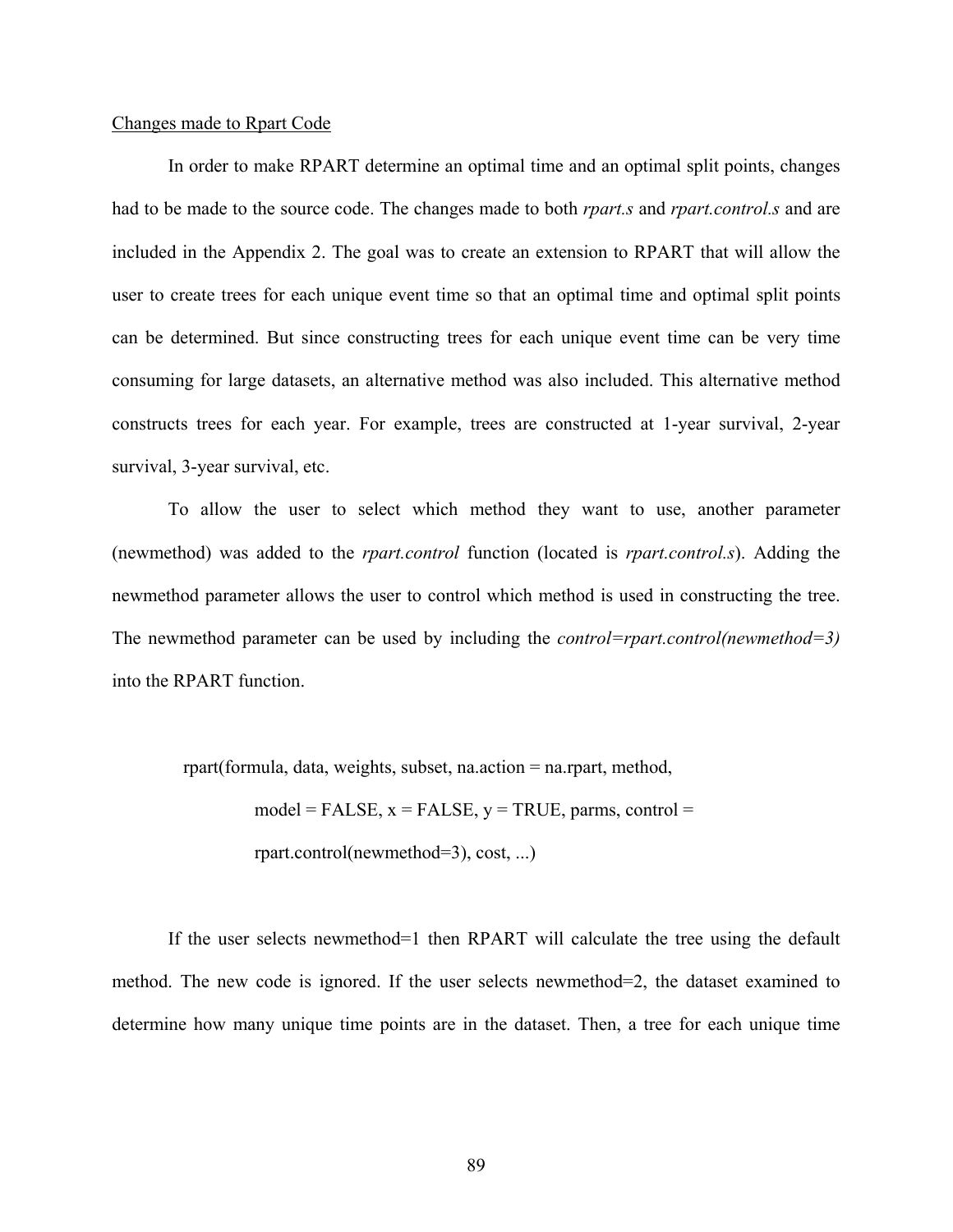<u>Changes made to Rpart Code</u>

In order to make RPART determine an optimal time and an optimal split points, changes had to be made to the source code. The changes made to both *rpart.s* and *rpart.control.s* and are included in the Appendix 2. The goal was to create an extension to RPART that will allow the user to create trees for each unique event time so that an optimal time and optimal split points can be determined. But since constructing trees for each unique event time can be very time consuming for large datasets, an alternative method was also included. This alternative method constructs trees for each year. For example, trees are constructed at 1-year survival, 2-year survival, 3-year survival, etc.

To allow the user to select which method they want to use, another parameter (newmethod) was added to the *rpart.control* function (located is *rpart.control.s*). Adding the newmethod parameter allows the user to control which method is used in constructing the tree. The newmethod parameter can be used by including the *control=rpart.control(newmethod=3)* into the RPART function.

```
rpart(formula, data, weights, subset, na.action = na.rpart, method,
        model = FALSE, x = FALSE, y = TRUE, parms, control =
        rpart.control(newmethod=3), cost, ...)
```

If the user selects newmethod=1 then RPART will calculate the tree using the default method. The new code is ignored. If the user selects newmethod=2, the dataset examined to determine how many unique time points are in the dataset. Then, a tree for each unique time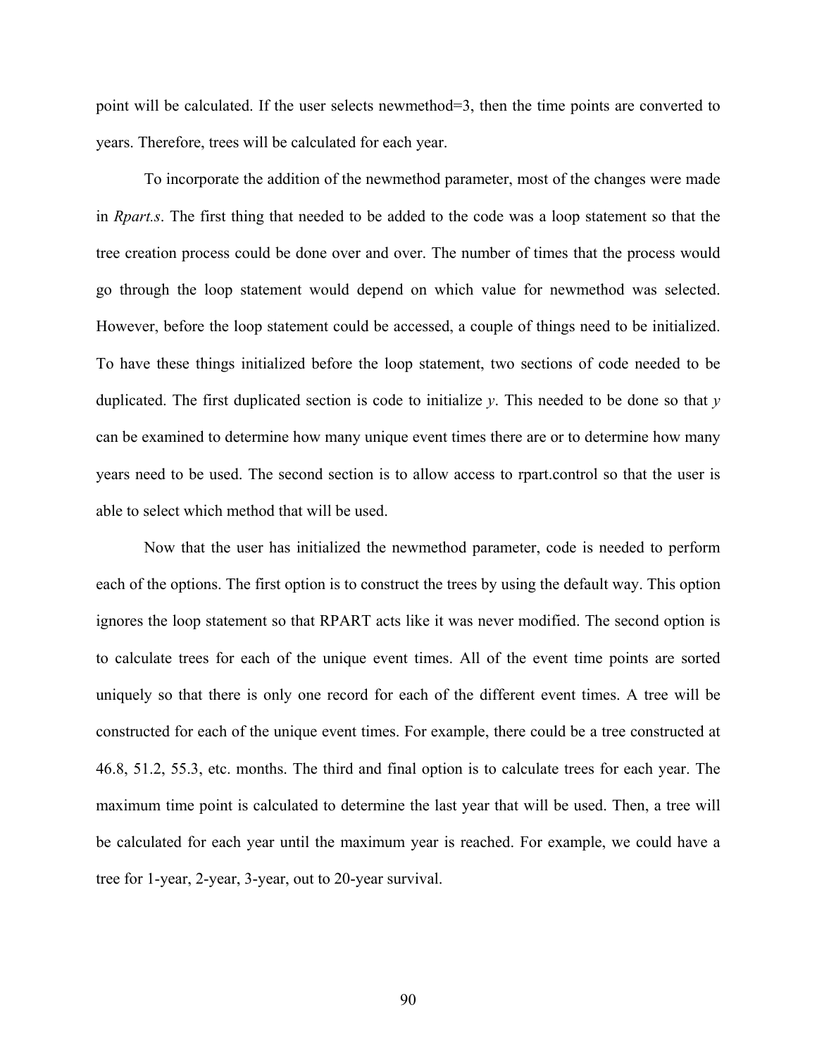point will be calculated. If the user selects newmethod=3, then the time points are converted to years. Therefore, trees will be calculated for each year.

To incorporate the addition of the newmethod parameter, most of the changes were made in *Rpart.s*. The first thing that needed to be added to the code was a loop statement so that the tree creation process could be done over and over. The number of times that the process would go through the loop statement would depend on which value for newmethod was selected. However, before the loop statement could be accessed, a couple of things need to be initialized. To have these things initialized before the loop statement, two sections of code needed to be duplicated. The first duplicated section is code to initialize *y*. This needed to be done so that *y* can be examined to determine how many unique event times there are or to determine how many years need to be used. The second section is to allow access to rpart.control so that the user is able to select which method that will be used.

Now that the user has initialized the newmethod parameter, code is needed to perform each of the options. The first option is to construct the trees by using the default way. This option ignores the loop statement so that RPART acts like it was never modified. The second option is to calculate trees for each of the unique event times. All of the event time points are sorted uniquely so that there is only one record for each of the different event times. A tree will be constructed for each of the unique event times. For example, there could be a tree constructed at 46.8, 51.2, 55.3, etc. months. The third and final option is to calculate trees for each year. The maximum time point is calculated to determine the last year that will be used. Then, a tree will be calculated for each year until the maximum year is reached. For example, we could have a tree for 1-year, 2-year, 3-year, out to 20-year survival.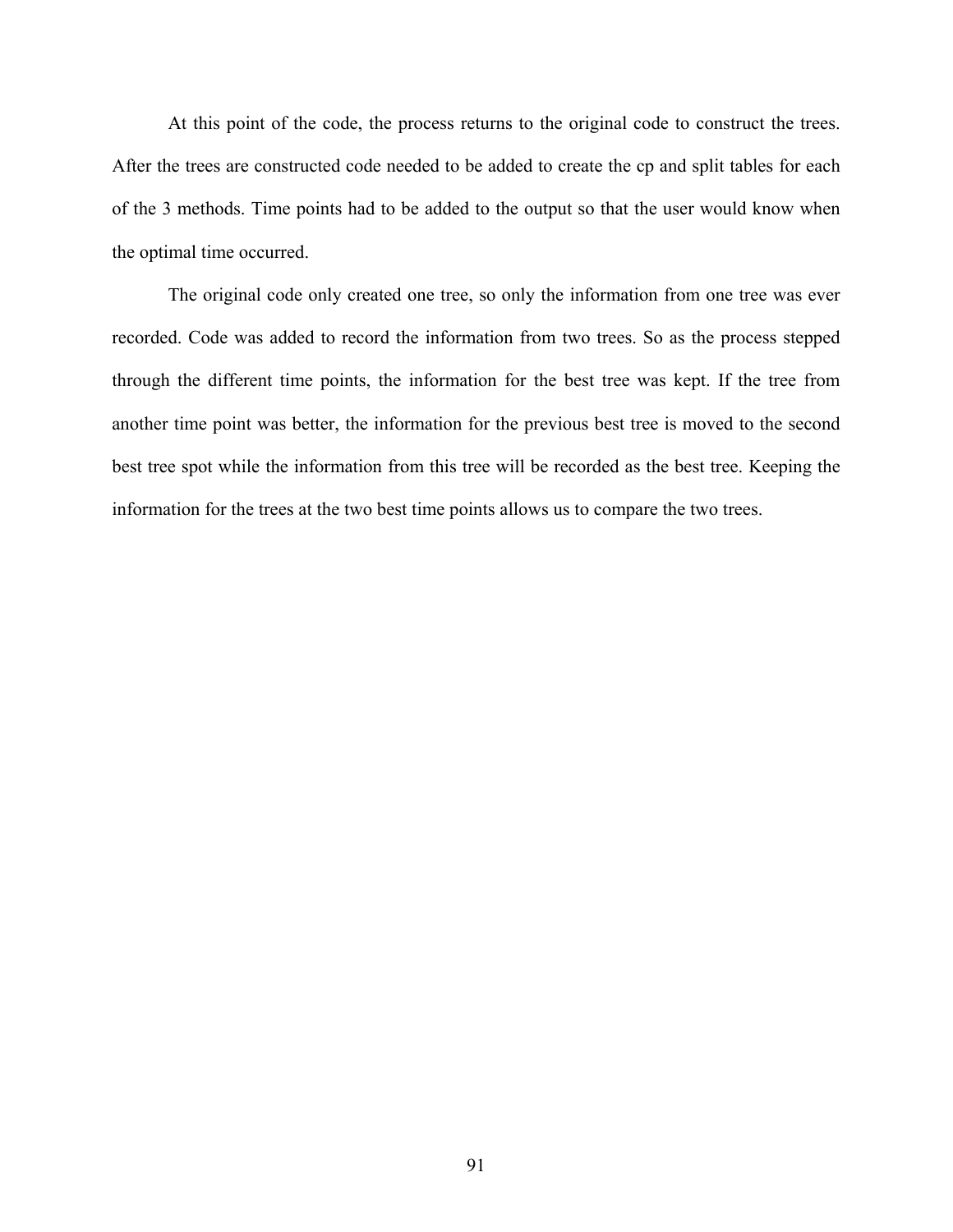At this point of the code, the process returns to the original code to construct the trees. After the trees are constructed code needed to be added to create the cp and split tables for each of the 3 methods. Time points had to be added to the output so that the user would know when the optimal time occurred.

The original code only created one tree, so only the information from one tree was ever recorded. Code was added to record the information from two trees. So as the process stepped through the different time points, the information for the best tree was kept. If the tree from another time point was better, the information for the previous best tree is moved to the second best tree spot while the information from this tree will be recorded as the best tree. Keeping the information for the trees at the two best time points allows us to compare the two trees.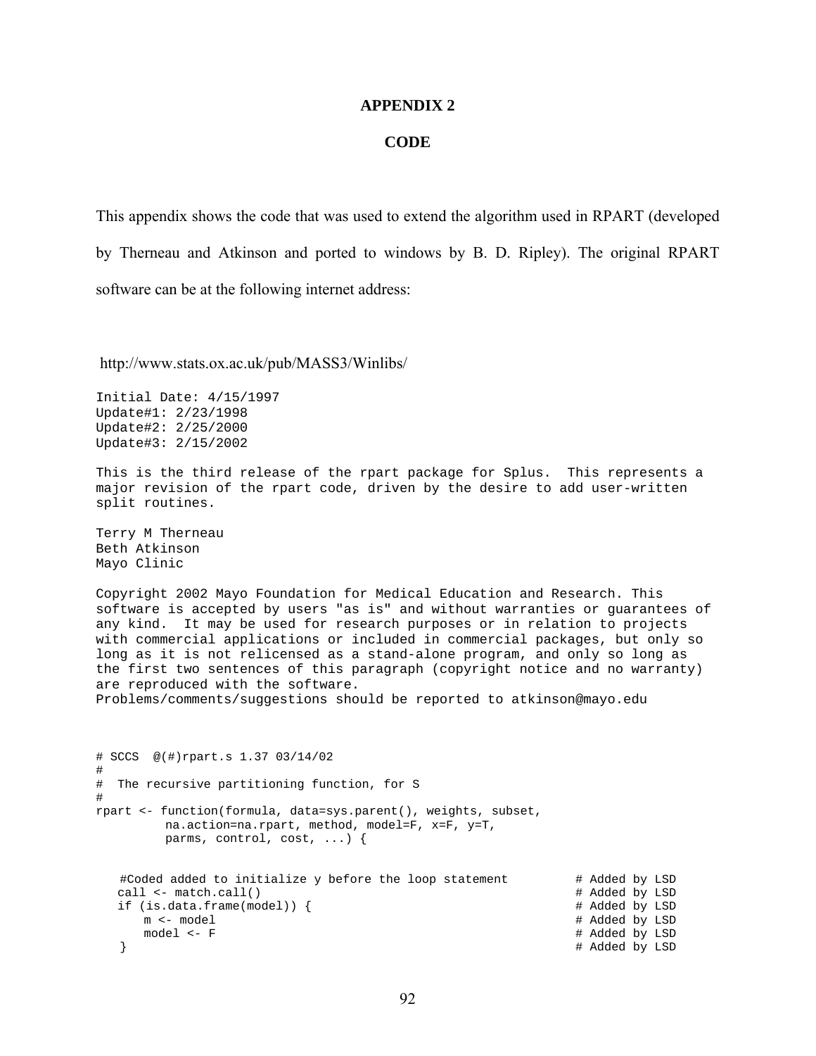## APPENDIX 2

## CODE

This appendix shows the code that was used to extend the algorithm used in RPART (developed by Therneau and Atkinson and ported to windows by B. D. Ripley). The original RPART software can be at the following internet address:

http://www.stats.ox.ac.uk/pub/MASS3/Winlibs/

```
Initial Date: 4/15/1997
Update#1: 2/23/1998
Update#2: 2/25/2000
Update#3: 2/15/2002

This is the third release of the rpart package for Splus.  This represents a
major revision of the rpart code, driven by the desire to add user-written
split routines.

Terry M Therneau
Beth Atkinson
Mayo Clinic

Copyright 2002 Mayo Foundation for Medical Education and Research. This
software is accepted by users "as is" and without warranties or guarantees of
any kind.  It may be used for research purposes or in relation to projects
with commercial applications or included in commercial packages, but only so
long as it is not relicensed as a stand-alone program, and only so long as
the first two sentences of this paragraph (copyright notice and no warranty)
are reproduced with the software.
Problems/comments/suggestions should be reported to atkinson@mayo.edu
```

```
# SCCS  @(#)rpart.s 1.37 03/14/02
#
#  The recursive partitioning function, for S
#
rpart <- function(formula, data=sys.parent(), weights, subset,
          na.action=na.rpart, method, model=F, x=F, y=T,
          parms, control, cost, ...) {

   #Coded added to initialize y before the loop statement          # Added by LSD
   call <- match.call()                                            # Added by LSD
   if (is.data.frame(model)) {                                     # Added by LSD
       m <- model                                                  # Added by LSD
       model <- F                                                  # Added by LSD
   }                                                               # Added by LSD
```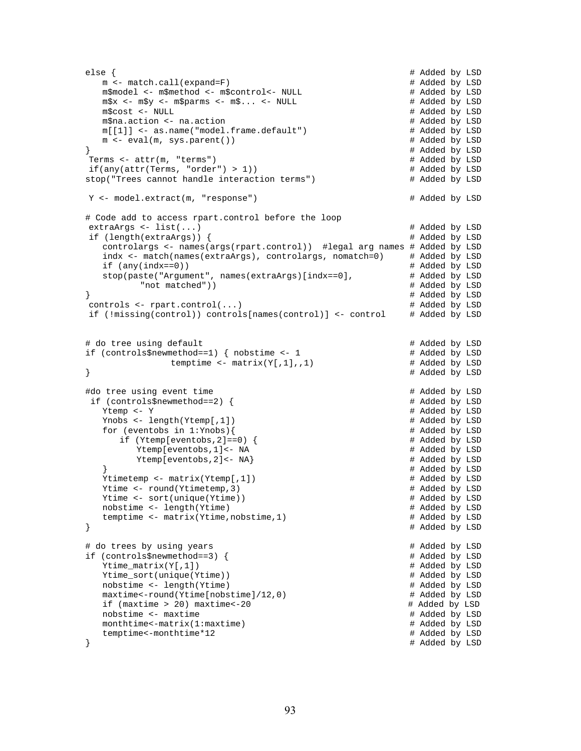```
else {                                                          # Added by LSD
   m <- match.call(expand=F)                                    # Added by LSD
   m$model <- m$method <- m$control<- NULL                      # Added by LSD
   m$x <- m$y <- m$parms <- m$... <- NULL                       # Added by LSD
   m$cost <- NULL                                               # Added by LSD
   m$na.action <- na.action                                     # Added by LSD
   m[[1]] <- as.name("model.frame.default")                     # Added by LSD
   m <- eval(m, sys.parent())                                   # Added by LSD
}                                                               # Added by LSD
 Terms <- attr(m, "terms")                                      # Added by LSD
 if(any(attr(Terms, "order") > 1))                              # Added by LSD
stop("Trees cannot handle interaction terms")                   # Added by LSD

 Y <- model.extract(m, "response")                              # Added by LSD

# Code add to access rpart.control before the loop
 extraArgs <- list(...)                                         # Added by LSD
 if (length(extraArgs)) {                                       # Added by LSD
   controlargs <- names(args(rpart.control))  #legal arg names # Added by LSD
   indx <- match(names(extraArgs), controlargs, nomatch=0)     # Added by LSD
   if (any(indx==0))                                            # Added by LSD
   stop(paste("Argument", names(extraArgs)[indx==0],           # Added by LSD
         "not matched"))                                        # Added by LSD
}                                                               # Added by LSD
 controls <- rpart.control(...)                                 # Added by LSD
 if (!missing(control)) controls[names(control)] <- control     # Added by LSD


# do tree using default                                         # Added by LSD
if (controls$newmethod==1) { nobstime <- 1                      # Added by LSD
                temptime <- matrix(Y[,1],,1)                    # Added by LSD
}                                                               # Added by LSD

#do tree using event time                                       # Added by LSD
 if (controls$newmethod==2) {                                   # Added by LSD
   Ytemp <- Y                                                   # Added by LSD
   Ynobs <- length(Ytemp[,1])                                   # Added by LSD
   for (eventobs in 1:Ynobs){                                   # Added by LSD
      if (Ytemp[eventobs,2]==0) {                               # Added by LSD
         Ytemp[eventobs,1]<- NA                                 # Added by LSD
         Ytemp[eventobs,2]<- NA}                                # Added by LSD
   }                                                            # Added by LSD
   Ytimetemp <- matrix(Ytemp[,1])                               # Added by LSD
   Ytime <- round(Ytimetemp,3)                                  # Added by LSD
   Ytime <- sort(unique(Ytime))                                 # Added by LSD
   nobstime <- length(Ytime)                                    # Added by LSD
   temptime <- matrix(Ytime,nobstime,1)                         # Added by LSD
}                                                               # Added by LSD

# do trees by using years                                       # Added by LSD
if (controls$newmethod==3) {                                    # Added by LSD
   Ytime_matrix(Y[,1])                                          # Added by LSD
   Ytime_sort(unique(Ytime))                                    # Added by LSD
   nobstime <- length(Ytime)                                    # Added by LSD
   maxtime<-round(Ytime[nobstime]/12,0)                         # Added by LSD
   if (maxtime > 20) maxtime<-20                               # Added by LSD
   nobstime <- maxtime                                          # Added by LSD
   monthtime<-matrix(1:maxtime)                                 # Added by LSD
   temptime<-monthtime*12                                       # Added by LSD
}                                                               # Added by LSD
```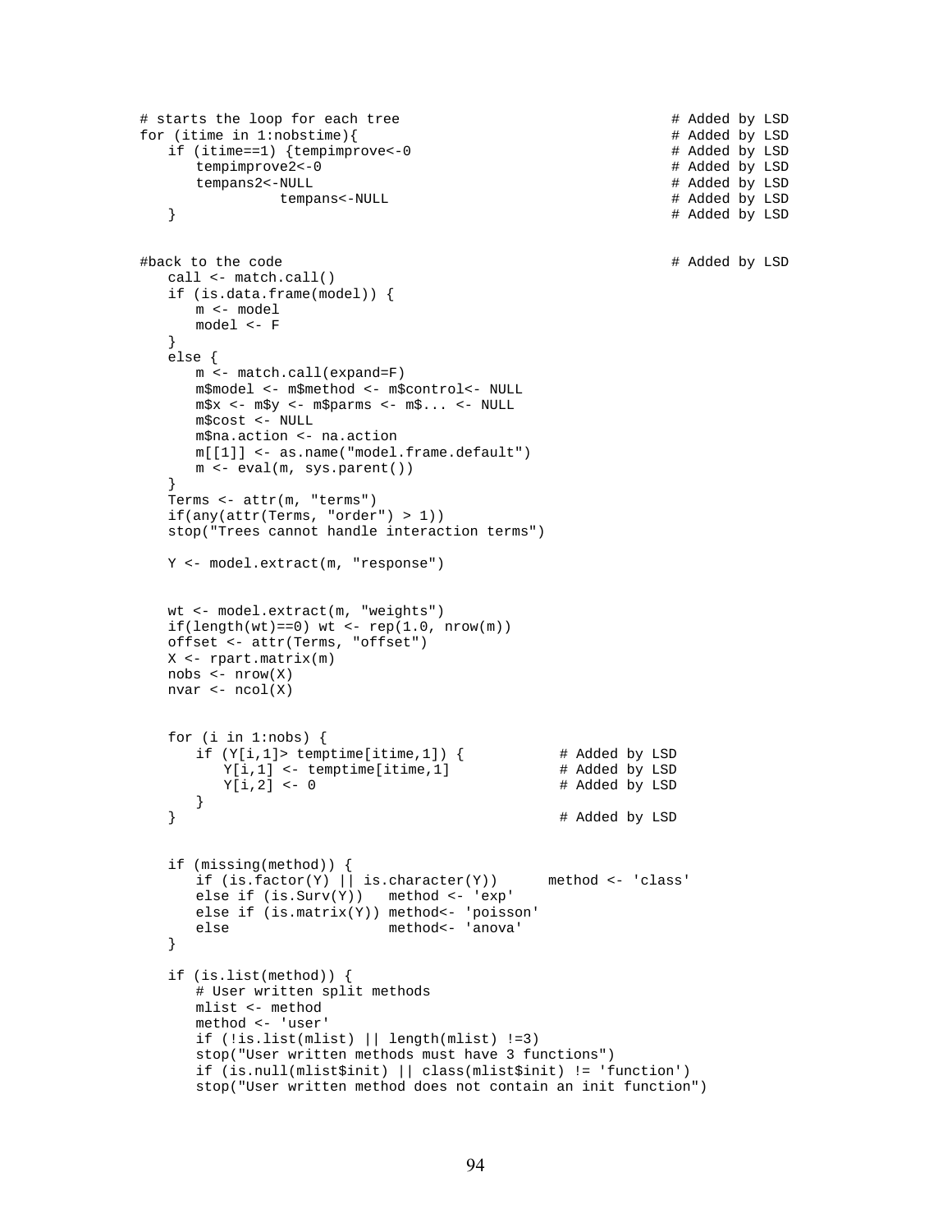```
# starts the loop for each tree                                  # Added by LSD
for (itime in 1:nobstime){                                       # Added by LSD
   if (itime==1) {tempimprove<-0                                 # Added by LSD
      tempimprove2<-0                                            # Added by LSD
      tempans2<-NULL                                             # Added by LSD
               tempans<-NULL                                     # Added by LSD
   }                                                             # Added by LSD


#back to the code                                                # Added by LSD
   call <- match.call()
   if (is.data.frame(model)) {
      m <- model
      model <- F
   }
   else {
      m <- match.call(expand=F)
      m$model <- m$method <- m$control<- NULL
      m$x <- m$y <- m$parms <- m$... <- NULL
      m$cost <- NULL
      m$na.action <- na.action
      m[[1]] <- as.name("model.frame.default")
      m <- eval(m, sys.parent())
   }
   Terms <- attr(m, "terms")
   if(any(attr(Terms, "order") > 1))
   stop("Trees cannot handle interaction terms")

   Y <- model.extract(m, "response")


   wt <- model.extract(m, "weights")
   if(length(wt)==0) wt <- rep(1.0, nrow(m))
   offset <- attr(Terms, "offset")
   X <- rpart.matrix(m)
   nobs <- nrow(X)
   nvar <- ncol(X)


   for (i in 1:nobs) {
      if (Y[i,1]> temptime[itime,1]) {           # Added by LSD
         Y[i,1] <- temptime[itime,1]             # Added by LSD
         Y[i,2] <- 0                             # Added by LSD
      }
   }                                             # Added by LSD


   if (missing(method)) {
      if (is.factor(Y) || is.character(Y))      method <- 'class'
      else if (is.Surv(Y))   method <- 'exp'
      else if (is.matrix(Y)) method<- 'poisson'
      else                   method<- 'anova'
   }

   if (is.list(method)) {
      # User written split methods
      mlist <- method
      method <- 'user'
      if (!is.list(mlist) || length(mlist) !=3)
      stop("User written methods must have 3 functions")
      if (is.null(mlist$init) || class(mlist$init) != 'function')
      stop("User written method does not contain an init function")
```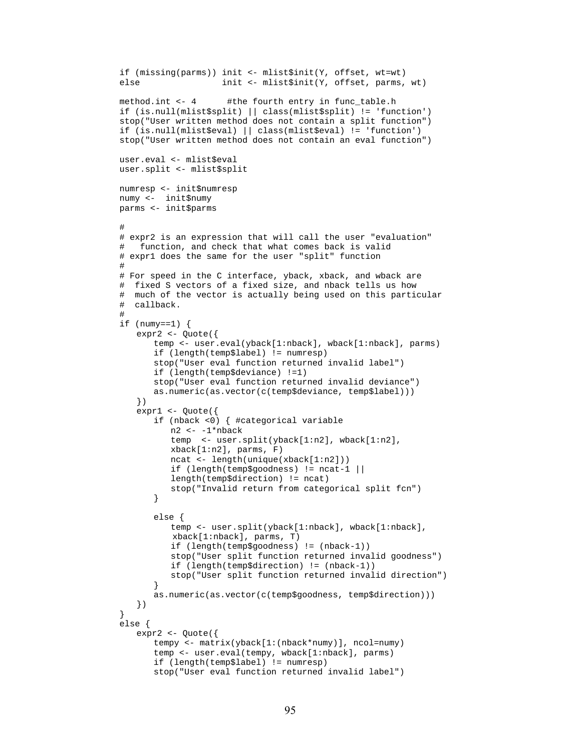```
if (missing(parms)) init <- mlist$init(Y, offset, wt=wt)
else                init <- mlist$init(Y, offset, parms, wt)

method.int <- 4      #the fourth entry in func_table.h
if (is.null(mlist$split) || class(mlist$split) != 'function')
stop("User written method does not contain a split function")
if (is.null(mlist$eval) || class(mlist$eval) != 'function')
stop("User written method does not contain an eval function")

user.eval <- mlist$eval
user.split <- mlist$split

numresp <- init$numresp
numy <-  init$numy
parms <- init$parms

#
# expr2 is an expression that will call the user "evaluation"
#   function, and check that what comes back is valid
# expr1 does the same for the user "split" function
#
# For speed in the C interface, yback, xback, and wback are
#  fixed S vectors of a fixed size, and nback tells us how
#  much of the vector is actually being used on this particular
#  callback.
#
if (numy==1) {
   expr2 <- Quote({
      temp <- user.eval(yback[1:nback], wback[1:nback], parms)
      if (length(temp$label) != numresp)
      stop("User eval function returned invalid label")
      if (length(temp$deviance) !=1)
      stop("User eval function returned invalid deviance")
      as.numeric(as.vector(c(temp$deviance, temp$label)))
   })
   expr1 <- Quote({
      if (nback <0) { #categorical variable
         n2 <- -1*nback
         temp  <- user.split(yback[1:n2], wback[1:n2],
         xback[1:n2], parms, F)
         ncat <- length(unique(xback[1:n2]))
         if (length(temp$goodness) != ncat-1 ||
         length(temp$direction) != ncat)
         stop("Invalid return from categorical split fcn")
      }

      else {
         temp <- user.split(yback[1:nback], wback[1:nback],
          xback[1:nback], parms, T)
         if (length(temp$goodness) != (nback-1))
         stop("User split function returned invalid goodness")
         if (length(temp$direction) != (nback-1))
         stop("User split function returned invalid direction")
      }
      as.numeric(as.vector(c(temp$goodness, temp$direction)))
   })
}
else {
   expr2 <- Quote({
      tempy <- matrix(yback[1:(nback*numy)], ncol=numy)
      temp <- user.eval(tempy, wback[1:nback], parms)
      if (length(temp$label) != numresp)
      stop("User eval function returned invalid label")
```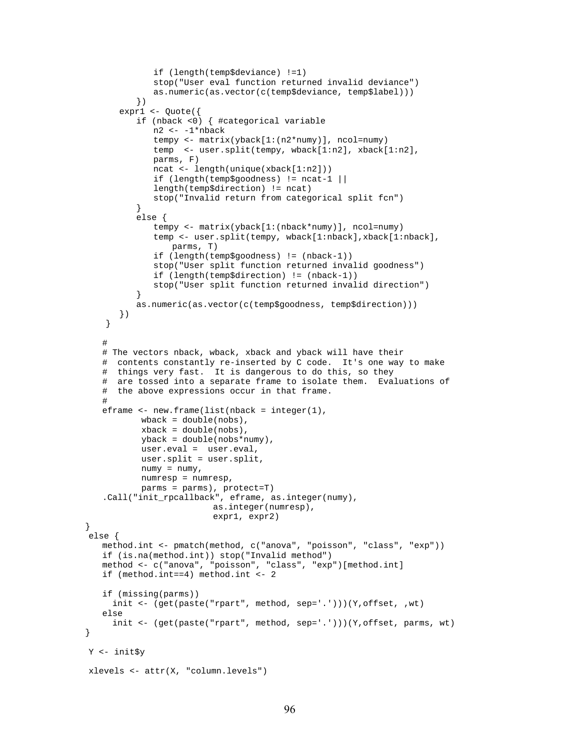```
            if (length(temp$deviance) !=1)
            stop("User eval function returned invalid deviance")
            as.numeric(as.vector(c(temp$deviance, temp$label)))
          })
      expr1 <- Quote({
          if (nback <0) { #categorical variable
              n2 <- -1*nback
              tempy <- matrix(yback[1:(n2*numy)], ncol=numy)
              temp  <- user.split(tempy, wback[1:n2], xback[1:n2],
              parms, F)
              ncat <- length(unique(xback[1:n2]))
              if (length(temp$goodness) != ncat-1 ||
              length(temp$direction) != ncat)
              stop("Invalid return from categorical split fcn")
          }
          else {
              tempy <- matrix(yback[1:(nback*numy)], ncol=numy)
              temp <- user.split(tempy, wback[1:nback],xback[1:nback],
                  parms, T)
              if (length(temp$goodness) != (nback-1))
              stop("User split function returned invalid goodness")
              if (length(temp$direction) != (nback-1))
              stop("User split function returned invalid direction")
          }
          as.numeric(as.vector(c(temp$goodness, temp$direction)))
      })
    }

   #
   # The vectors nback, wback, xback and yback will have their
   #  contents constantly re-inserted by C code.  It's one way to make
   #  things very fast.  It is dangerous to do this, so they
   #  are tossed into a separate frame to isolate them.  Evaluations of
   #  the above expressions occur in that frame.
   #
   eframe <- new.frame(list(nback = integer(1),
           wback = double(nobs),
           xback = double(nobs),
           yback = double(nobs*numy),
           user.eval =  user.eval,
           user.split = user.split,
           numy = numy,
           numresp = numresp,
           parms = parms), protect=T)
   .Call("init_rpcallback", eframe, as.integer(numy),
                          as.integer(numresp),
                          expr1, expr2)
}
 else {
   method.int <- pmatch(method, c("anova", "poisson", "class", "exp"))
   if (is.na(method.int)) stop("Invalid method")
   method <- c("anova", "poisson", "class", "exp")[method.int]
   if (method.int==4) method.int <- 2

   if (missing(parms))
     init <- (get(paste("rpart", method, sep='.')))(Y,offset, ,wt)
   else
     init <- (get(paste("rpart", method, sep='.')))(Y,offset, parms, wt)
}

 Y <- init$y

 xlevels <- attr(X, "column.levels")
```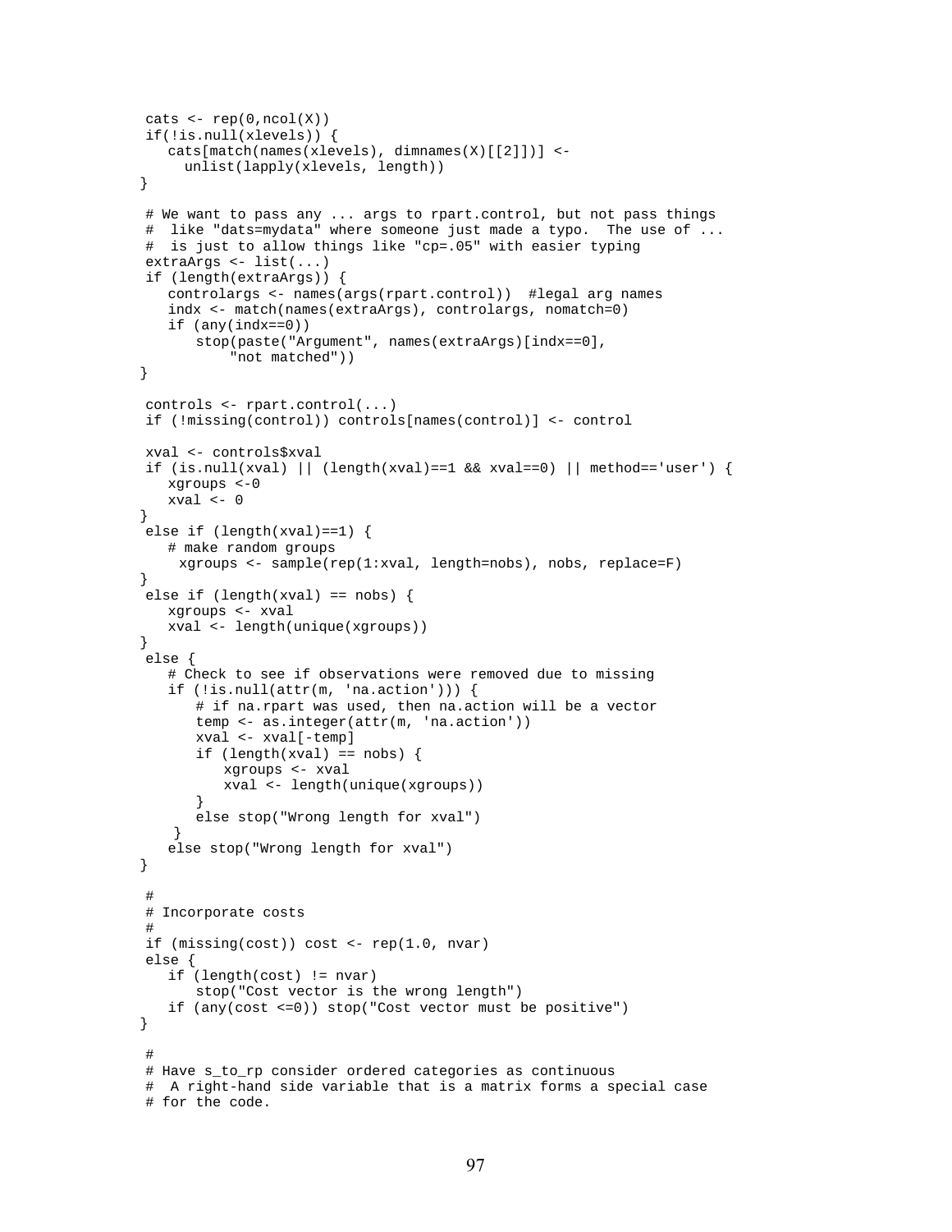```
 cats <- rep(0,ncol(X))
 if(!is.null(xlevels)) {
    cats[match(names(xlevels), dimnames(X)[[2]])] <-
      unlist(lapply(xlevels, length))
}

 # We want to pass any ... args to rpart.control, but not pass things
 #  like "dats=mydata" where someone just made a typo.  The use of ...
 #  is just to allow things like "cp=.05" with easier typing
 extraArgs <- list(...)
 if (length(extraArgs)) {
    controlargs <- names(args(rpart.control))  #legal arg names
    indx <- match(names(extraArgs), controlargs, nomatch=0)
    if (any(indx==0))
        stop(paste("Argument", names(extraArgs)[indx==0],
             "not matched"))
}

 controls <- rpart.control(...)
 if (!missing(control)) controls[names(control)] <- control

 xval <- controls$xval
 if (is.null(xval) || (length(xval)==1 && xval==0) || method=='user') {
    xgroups <-0
    xval <- 0
}
 else if (length(xval)==1) {
    # make random groups
     xgroups <- sample(rep(1:xval, length=nobs), nobs, replace=F)
}
 else if (length(xval) == nobs) {
    xgroups <- xval
    xval <- length(unique(xgroups))
}
 else {
    # Check to see if observations were removed due to missing
    if (!is.null(attr(m, 'na.action'))) {
        # if na.rpart was used, then na.action will be a vector
        temp <- as.integer(attr(m, 'na.action'))
        xval <- xval[-temp]
        if (length(xval) == nobs) {
           xgroups <- xval
           xval <- length(unique(xgroups))
        }
        else stop("Wrong length for xval")
     }
    else stop("Wrong length for xval")
}

 #
 # Incorporate costs
 #
 if (missing(cost)) cost <- rep(1.0, nvar)
 else {
    if (length(cost) != nvar)
        stop("Cost vector is the wrong length")
    if (any(cost <=0)) stop("Cost vector must be positive")
}

 #
 # Have s_to_rp consider ordered categories as continuous
 #  A right-hand side variable that is a matrix forms a special case
 # for the code.
```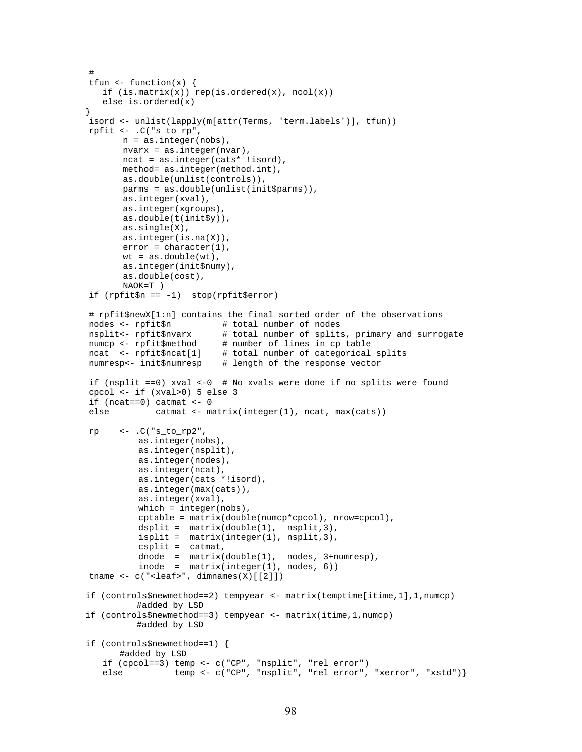```
 #
 tfun <- function(x) {
    if (is.matrix(x)) rep(is.ordered(x), ncol(x))
    else is.ordered(x)
}
 isord <- unlist(lapply(m[attr(Terms, 'term.labels')], tfun))
 rpfit <- .C("s_to_rp",
        n = as.integer(nobs),
        nvarx = as.integer(nvar),
        ncat = as.integer(cats* !isord),
        method= as.integer(method.int),
        as.double(unlist(controls)),
        parms = as.double(unlist(init$parms)),
        as.integer(xval),
        as.integer(xgroups),
        as.double(t(init$y)),
        as.single(X),
        as.integer(is.na(X)),
        error = character(1),
        wt = as.double(wt),
        as.integer(init$numy),
        as.double(cost),
        NAOK=T )
 if (rpfit$n == -1)  stop(rpfit$error)

 # rpfit$newX[1:n] contains the final sorted order of the observations
 nodes <- rpfit$n          # total number of nodes
 nsplit<- rpfit$nvarx      # total number of splits, primary and surrogate
 numcp <- rpfit$method     # number of lines in cp table
 ncat  <- rpfit$ncat[1]    # total number of categorical splits
 numresp<- init$numresp    # length of the response vector

 if (nsplit ==0) xval <-0  # No xvals were done if no splits were found
 cpcol <- if (xval>0) 5 else 3
 if (ncat==0) catmat <- 0
 else         catmat <- matrix(integer(1), ncat, max(cats))

 rp    <- .C("s_to_rp2",
           as.integer(nobs),
           as.integer(nsplit),
           as.integer(nodes),
           as.integer(ncat),
           as.integer(cats *!isord),
           as.integer(max(cats)),
           as.integer(xval),
           which = integer(nobs),
           cptable = matrix(double(numcp*cpcol), nrow=cpcol),
           dsplit =  matrix(double(1),  nsplit,3),
           isplit =  matrix(integer(1), nsplit,3),
           csplit =  catmat,
           dnode  =  matrix(double(1),  nodes, 3+numresp),
           inode  =  matrix(integer(1), nodes, 6))
 tname <- c("<leaf>", dimnames(X)[[2]])

if (controls$newmethod==2) tempyear <- matrix(temptime[itime,1],1,numcp)
          #added by LSD
if (controls$newmethod==3) tempyear <- matrix(itime,1,numcp)
          #added by LSD

if (controls$newmethod==1) {
       #added by LSD
   if (cpcol==3) temp <- c("CP", "nsplit", "rel error")
   else          temp <- c("CP", "nsplit", "rel error", "xerror", "xstd")}
```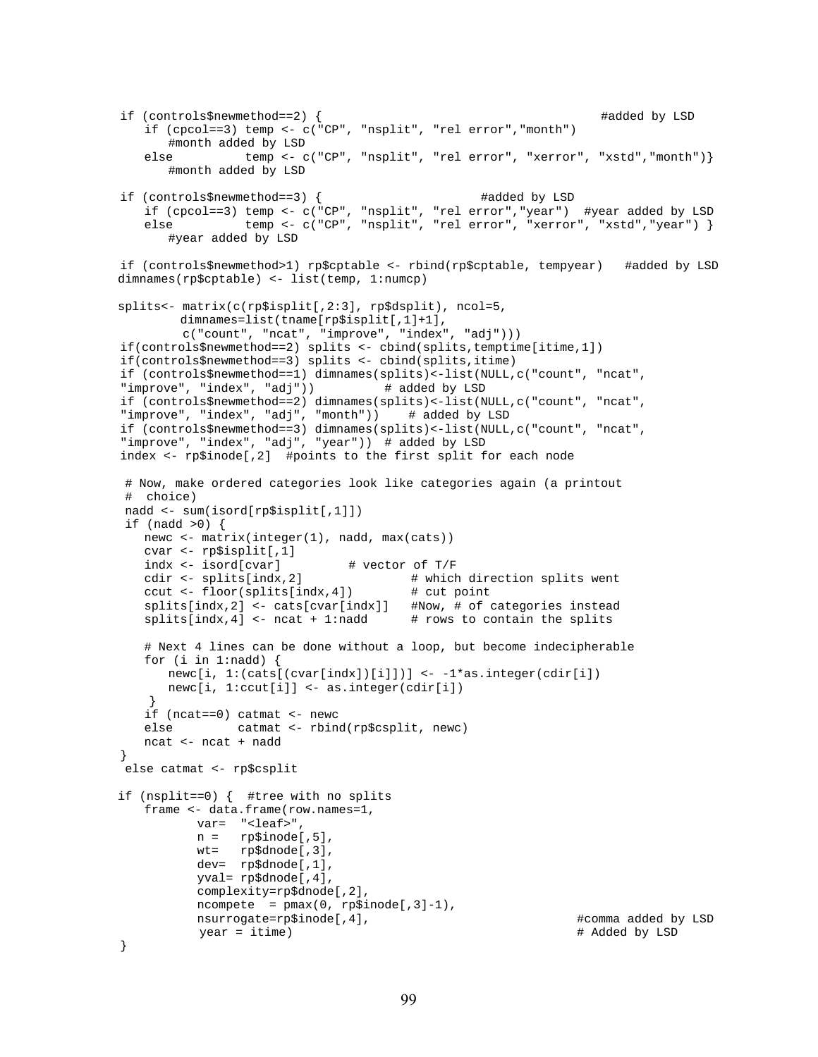```
 if (controls$newmethod==2) {                                        #added by LSD
    if (cpcol==3) temp <- c("CP", "nsplit", "rel error","month")
       #month added by LSD
    else          temp <- c("CP", "nsplit", "rel error", "xerror", "xstd","month")}
       #month added by LSD

 if (controls$newmethod==3) {                      #added by LSD
    if (cpcol==3) temp <- c("CP", "nsplit", "rel error","year")  #year added by LSD
    else          temp <- c("CP", "nsplit", "rel error", "xerror", "xstd","year") }
       #year added by LSD

 if (controls$newmethod>1) rp$cptable <- rbind(rp$cptable, tempyear)   #added by LSD
dimnames(rp$cptable) <- list(temp, 1:numcp)

splits<- matrix(c(rp$isplit[,2:3], rp$dsplit), ncol=5,
        dimnames=list(tname[rp$isplit[,1]+1],
         c("count", "ncat", "improve", "index", "adj")))
 if(controls$newmethod==2) splits <- cbind(splits,temptime[itime,1])
 if(controls$newmethod==3) splits <- cbind(splits,itime)
 if (controls$newmethod==1) dimnames(splits)<-list(NULL,c("count", "ncat",
 "improve", "index", "adj"))          # added by LSD
 if (controls$newmethod==2) dimnames(splits)<-list(NULL,c("count", "ncat",
 "improve", "index", "adj", "month"))    # added by LSD
 if (controls$newmethod==3) dimnames(splits)<-list(NULL,c("count", "ncat",
 "improve", "index", "adj", "year"))  # added by LSD
 index <- rp$inode[,2]  #points to the first split for each node

  # Now, make ordered categories look like categories again (a printout
  #  choice)
  nadd <- sum(isord[rp$isplit[,1]])
  if (nadd >0) {
    newc <- matrix(integer(1), nadd, max(cats))
    cvar <- rp$isplit[,1]
    indx <- isord[cvar]         # vector of T/F
    cdir <- splits[indx,2]               # which direction splits went
    ccut <- floor(splits[indx,4])        # cut point
    splits[indx,2] <- cats[cvar[indx]]   #Now, # of categories instead
    splits[indx,4] <- ncat + 1:nadd      # rows to contain the splits

    # Next 4 lines can be done without a loop, but become indecipherable
    for (i in 1:nadd) {
       newc[i, 1:(cats[(cvar[indx])[i]])] <- -1*as.integer(cdir[i])
       newc[i, 1:ccut[i]] <- as.integer(cdir[i])
     }
    if (ncat==0) catmat <- newc
    else         catmat <- rbind(rp$csplit, newc)
    ncat <- ncat + nadd
 }
  else catmat <- rp$csplit

if (nsplit==0) {  #tree with no splits
    frame <- data.frame(row.names=1,
          var=  "<leaf>",
          n =   rp$inode[,5],
          wt=   rp$dnode[,3],
          dev=  rp$dnode[,1],
          yval= rp$dnode[,4],
          complexity=rp$dnode[,2],
          ncompete  = pmax(0, rp$inode[,3]-1),
          nsurrogate=rp$inode[,4],                          #comma added by LSD
           year = itime)                                    # Added by LSD
 }
```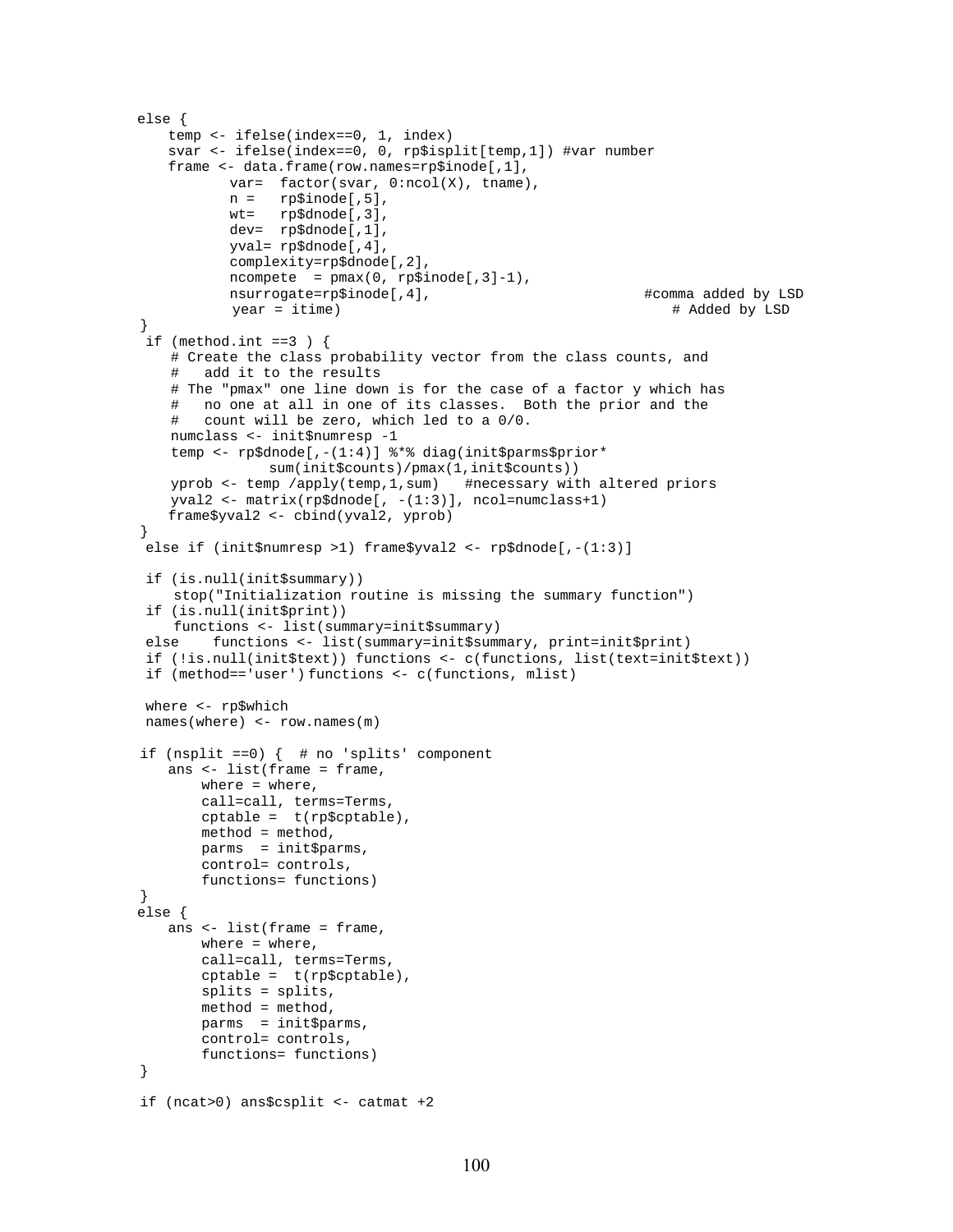```
else {
    temp <- ifelse(index==0, 1, index)
    svar <- ifelse(index==0, 0, rp$isplit[temp,1]) #var number
    frame <- data.frame(row.names=rp$inode[,1],
           var=  factor(svar, 0:ncol(X), tname),
           n =   rp$inode[,5],
           wt=   rp$dnode[,3],
           dev=  rp$dnode[,1],
           yval= rp$dnode[,4],
           complexity=rp$dnode[,2],
           ncompete  = pmax(0, rp$inode[,3]-1),
           nsurrogate=rp$inode[,4],                          #comma added by LSD
            year = itime)                                       # Added by LSD
 }
  if (method.int ==3 ) {
     # Create the class probability vector from the class counts, and
     #   add it to the results
     # The "pmax" one line down is for the case of a factor y which has
     #   no one at all in one of its classes.  Both the prior and the
     #   count will be zero, which led to a 0/0.
     numclass <- init$numresp -1
     temp <- rp$dnode[,-(1:4)] %*% diag(init$parms$prior*
                sum(init$counts)/pmax(1,init$counts))
     yprob <- temp /apply(temp,1,sum)   #necessary with altered priors
     yval2 <- matrix(rp$dnode[, -(1:3)], ncol=numclass+1)
     frame$yval2 <- cbind(yval2, yprob)
 }
  else if (init$numresp >1) frame$yval2 <- rp$dnode[,-(1:3)]

  if (is.null(init$summary))
      stop("Initialization routine is missing the summary function")
  if (is.null(init$print))
      functions <- list(summary=init$summary)
  else    functions <- list(summary=init$summary, print=init$print)
  if (!is.null(init$text)) functions <- c(functions, list(text=init$text))
  if (method=='user') functions <- c(functions, mlist)

  where <- rp$which
  names(where) <- row.names(m)

 if (nsplit ==0) {  # no 'splits' component
    ans <- list(frame = frame,
        where = where,
        call=call, terms=Terms,
        cptable =  t(rp$cptable),
        method = method,
        parms  = init$parms,
        control= controls,
        functions= functions)
 }
else {
    ans <- list(frame = frame,
        where = where,
        call=call, terms=Terms,
        cptable =  t(rp$cptable),
        splits = splits,
        method = method,
        parms  = init$parms,
        control= controls,
        functions= functions)
 }

 if (ncat>0) ans$csplit <- catmat +2
```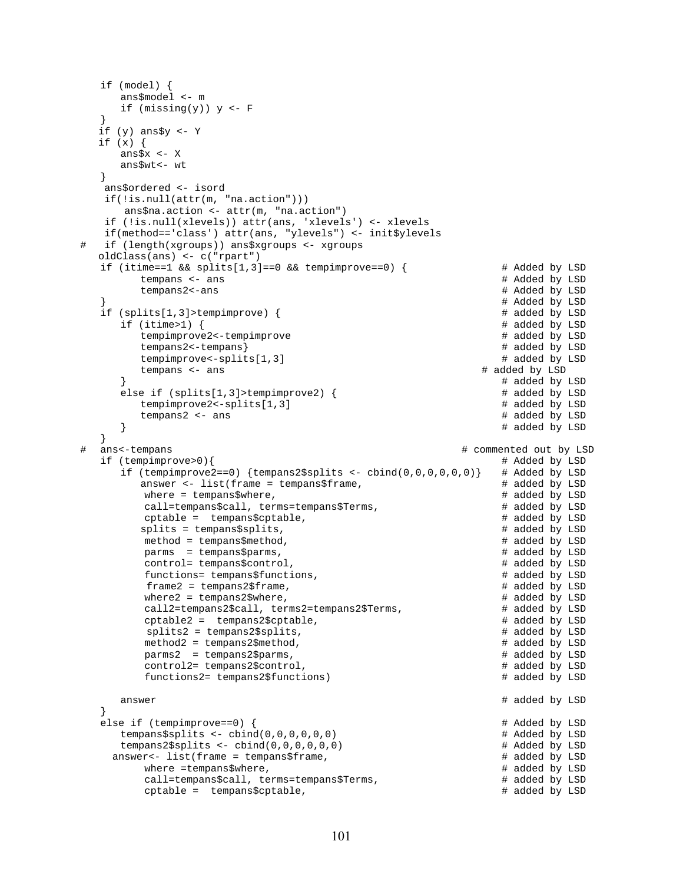```
    if (model) {
       ans$model <- m
       if (missing(y)) y <- F
    }
    if (y) ans$y <- Y
    if (x) {
       ans$x <- X
       ans$wt<- wt
    }
     ans$ordered <- isord
     if(!is.null(attr(m, "na.action")))
        ans$na.action <- attr(m, "na.action")
     if (!is.null(xlevels)) attr(ans, 'xlevels') <- xlevels
     if(method=='class') attr(ans, "ylevels") <- init$ylevels
#    if (length(xgroups)) ans$xgroups <- xgroups
    oldClass(ans) <- c("rpart")
    if (itime==1 && splits[1,3]==0 && tempimprove==0) {               # Added by LSD
          tempans <- ans                                              # Added by LSD
          tempans2<-ans                                               # Added by LSD
    }                                                                 # Added by LSD
    if (splits[1,3]>tempimprove) {                                    # added by LSD
       if (itime>1) {                                                 # added by LSD
          tempimprove2<-tempimprove                                   # added by LSD
          tempans2<-tempans}                                          # added by LSD
          tempimprove<-splits[1,3]                                    # added by LSD
          tempans <- ans                                            # added by LSD
       }                                                              # added by LSD
       else if (splits[1,3]>tempimprove2) {                           # added by LSD
          tempimprove2<-splits[1,3]                                   # added by LSD
          tempans2 <- ans                                             # added by LSD
       }                                                              # added by LSD
    }
#   ans<-tempans                                                # commented out by LSD
    if (tempimprove>0){                                               # Added by LSD
       if (tempimprove2==0) {tempans2$splits <- cbind(0,0,0,0,0,0)}   # Added by LSD
          answer <- list(frame = tempans$frame,                       # added by LSD
           where = tempans$where,                                     # added by LSD
           call=tempans$call, terms=tempans$Terms,                    # added by LSD
           cptable =  tempans$cptable,                                # added by LSD
          splits = tempans$splits,                                    # added by LSD
           method = tempans$method,                                   # added by LSD
           parms  = tempans$parms,                                    # added by LSD
           control= tempans$control,                                  # added by LSD
           functions= tempans$functions,                              # added by LSD
            frame2 = tempans2$frame,                                  # added by LSD
           where2 = tempans2$where,                                   # added by LSD
           call2=tempans2$call, terms2=tempans2$Terms,                # added by LSD
           cptable2 =  tempans2$cptable,                              # added by LSD
            splits2 = tempans2$splits,                                # added by LSD
           method2 = tempans2$method,                                 # added by LSD
           parms2  = tempans2$parms,                                  # added by LSD
           control2= tempans2$control,                                # added by LSD
           functions2= tempans2$functions)                            # added by LSD

       answer                                                         # added by LSD
    }
    else if (tempimprove==0) {                                        # Added by LSD
       tempans$splits <- cbind(0,0,0,0,0,0)                           # Added by LSD
       tempans2$splits <- cbind(0,0,0,0,0,0)                          # Added by LSD
     answer<- list(frame = tempans$frame,                             # added by LSD
           where =tempans$where,                                      # added by LSD
           call=tempans$call, terms=tempans$Terms,                    # added by LSD
           cptable =  tempans$cptable,                                # added by LSD
```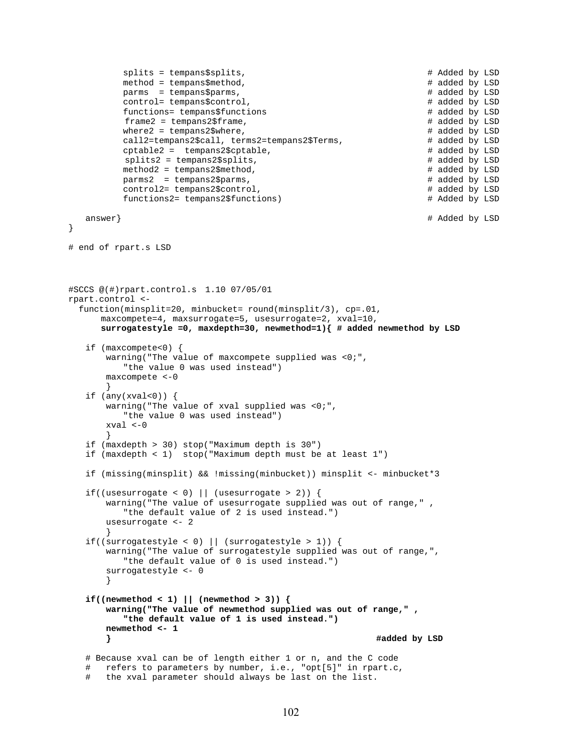```
          splits = tempans$splits,                                 # Added by LSD
          method = tempans$method,                                 # added by LSD
          parms  = tempans$parms,                                  # added by LSD
          control= tempans$control,                                # added by LSD
          functions= tempans$functions                             # added by LSD
           frame2 = tempans2$frame,                                # added by LSD
          where2 = tempans2$where,                                 # added by LSD
          call2=tempans2$call, terms2=tempans2$Terms,              # added by LSD
          cptable2 =  tempans2$cptable,                            # added by LSD
           splits2 = tempans2$splits,                              # added by LSD
          method2 = tempans2$method,                               # added by LSD
          parms2  = tempans2$parms,                                # added by LSD
          control2= tempans2$control,                              # added by LSD
          functions2= tempans2$functions)                          # Added by LSD

    answer}                                                        # Added by LSD
}

# end of rpart.s LSD



#SCCS @(#)rpart.control.s  1.10 07/05/01
rpart.control <-
  function(minsplit=20, minbucket= round(minsplit/3), cp=.01,
       maxcompete=4, maxsurrogate=5, usesurrogate=2, xval=10,
       surrogatestyle =0, maxdepth=30, newmethod=1){ # added newmethod by LSD

    if (maxcompete<0) {
        warning("The value of maxcompete supplied was <0;",
            "the value 0 was used instead")
        maxcompete <-0
        }
    if (any(xval<0)) {
        warning("The value of xval supplied was <0;",
            "the value 0 was used instead")
        xval <-0
        }
    if (maxdepth > 30) stop("Maximum depth is 30")
    if (maxdepth < 1)  stop("Maximum depth must be at least 1")

    if (missing(minsplit) && !missing(minbucket)) minsplit <- minbucket*3

    if((usesurrogate < 0) || (usesurrogate > 2)) {
        warning("The value of usesurrogate supplied was out of range," ,
            "the default value of 2 is used instead.")
        usesurrogate <- 2
        }
    if((surrogatestyle < 0) || (surrogatestyle > 1)) {
        warning("The value of surrogatestyle supplied was out of range,",
            "the default value of 0 is used instead.")
        surrogatestyle <- 0
        }

    if((newmethod < 1) || (newmethod > 3)) {
        warning("The value of newmethod supplied was out of range," ,
            "the default value of 1 is used instead.")
        newmethod <- 1
        }                                                 #added by LSD

    # Because xval can be of length either 1 or n, and the C code
    #   refers to parameters by number, i.e., "opt[5]" in rpart.c,
    #   the xval parameter should always be last on the list.
```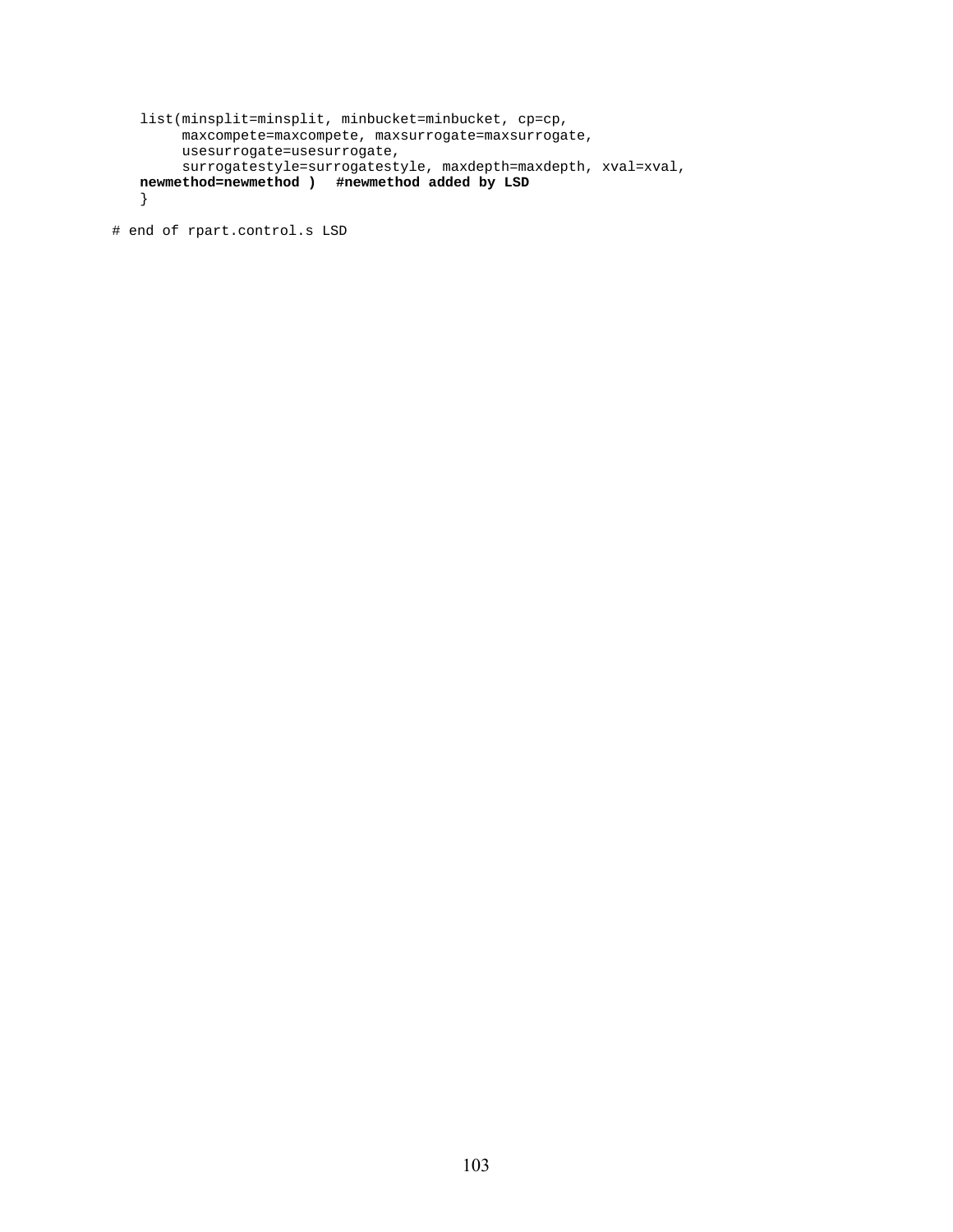```
    list(minsplit=minsplit, minbucket=minbucket, cp=cp,
         maxcompete=maxcompete, maxsurrogate=maxsurrogate,
         usesurrogate=usesurrogate,
         surrogatestyle=surrogatestyle, maxdepth=maxdepth, xval=xval,
    newmethod=newmethod )  #newmethod added by LSD
    }

# end of rpart.control.s LSD
```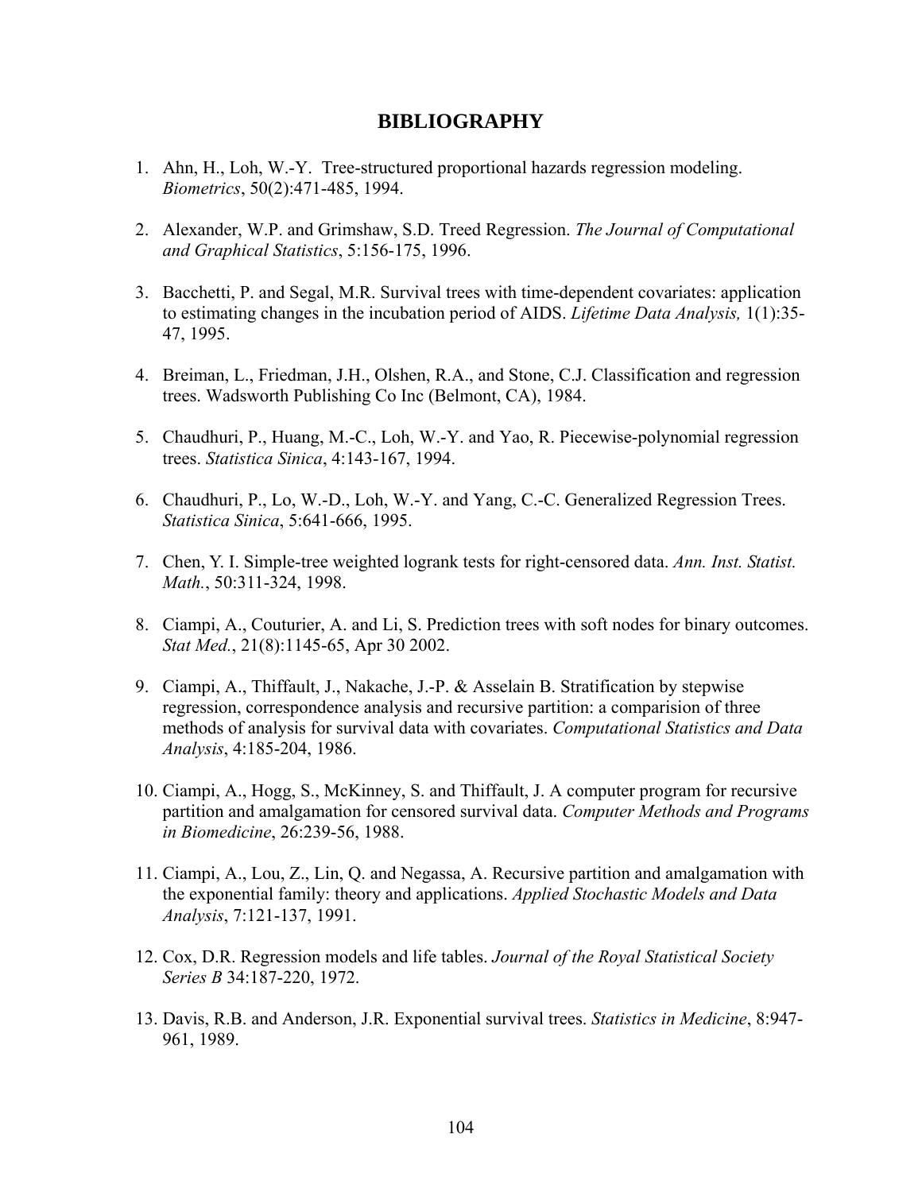# BIBLIOGRAPHY

1. Ahn, H., Loh, W.-Y. Tree-structured proportional hazards regression modeling. *Biometrics*, 50(2):471-485, 1994.

2. Alexander, W.P. and Grimshaw, S.D. Treed Regression. *The Journal of Computational and Graphical Statistics*, 5:156-175, 1996.

3. Bacchetti, P. and Segal, M.R. Survival trees with time-dependent covariates: application to estimating changes in the incubation period of AIDS. *Lifetime Data Analysis,* 1(1):35-47, 1995.

4. Breiman, L., Friedman, J.H., Olshen, R.A., and Stone, C.J. Classification and regression trees. Wadsworth Publishing Co Inc (Belmont, CA), 1984.

5. Chaudhuri, P., Huang, M.-C., Loh, W.-Y. and Yao, R. Piecewise-polynomial regression trees. *Statistica Sinica*, 4:143-167, 1994.

6. Chaudhuri, P., Lo, W.-D., Loh, W.-Y. and Yang, C.-C. Generalized Regression Trees. *Statistica Sinica*, 5:641-666, 1995.

7. Chen, Y. I. Simple-tree weighted logrank tests for right-censored data. *Ann. Inst. Statist. Math.*, 50:311-324, 1998.

8. Ciampi, A., Couturier, A. and Li, S. Prediction trees with soft nodes for binary outcomes. *Stat Med.*, 21(8):1145-65, Apr 30 2002.

9. Ciampi, A., Thiffault, J., Nakache, J.-P. & Asselain B. Stratification by stepwise regression, correspondence analysis and recursive partition: a comparision of three methods of analysis for survival data with covariates. *Computational Statistics and Data Analysis*, 4:185-204, 1986.

10. Ciampi, A., Hogg, S., McKinney, S. and Thiffault, J. A computer program for recursive partition and amalgamation for censored survival data. *Computer Methods and Programs in Biomedicine*, 26:239-56, 1988.

11. Ciampi, A., Lou, Z., Lin, Q. and Negassa, A. Recursive partition and amalgamation with the exponential family: theory and applications. *Applied Stochastic Models and Data Analysis*, 7:121-137, 1991.

12. Cox, D.R. Regression models and life tables. *Journal of the Royal Statistical Society Series B* 34:187-220, 1972.

13. Davis, R.B. and Anderson, J.R. Exponential survival trees. *Statistics in Medicine*, 8:947-961, 1989.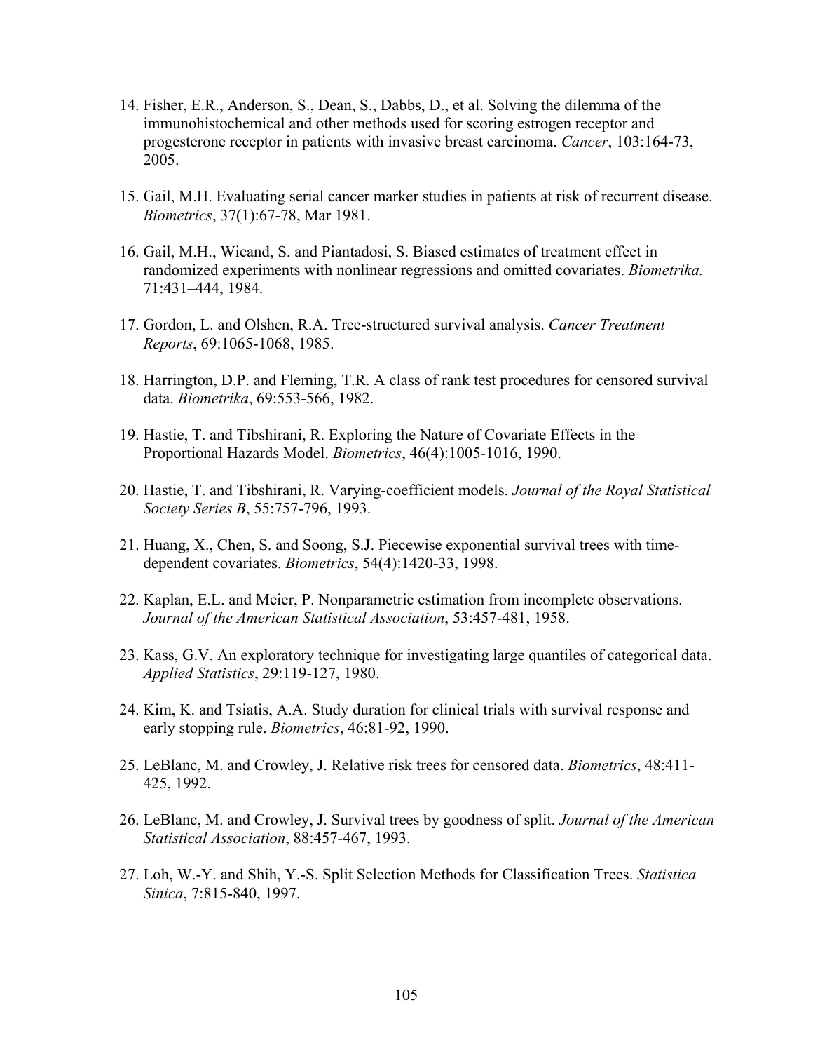14. Fisher, E.R., Anderson, S., Dean, S., Dabbs, D., et al. Solving the dilemma of the immunohistochemical and other methods used for scoring estrogen receptor and progesterone receptor in patients with invasive breast carcinoma. *Cancer*, 103:164-73, 2005.

15. Gail, M.H. Evaluating serial cancer marker studies in patients at risk of recurrent disease. *Biometrics*, 37(1):67-78, Mar 1981.

16. Gail, M.H., Wieand, S. and Piantadosi, S. Biased estimates of treatment effect in randomized experiments with nonlinear regressions and omitted covariates. *Biometrika.* 71:431–444, 1984.

17. Gordon, L. and Olshen, R.A. Tree-structured survival analysis. *Cancer Treatment Reports*, 69:1065-1068, 1985.

18. Harrington, D.P. and Fleming, T.R. A class of rank test procedures for censored survival data. *Biometrika*, 69:553-566, 1982.

19. Hastie, T. and Tibshirani, R. Exploring the Nature of Covariate Effects in the Proportional Hazards Model. *Biometrics*, 46(4):1005-1016, 1990.

20. Hastie, T. and Tibshirani, R. Varying-coefficient models. *Journal of the Royal Statistical Society Series B*, 55:757-796, 1993.

21. Huang, X., Chen, S. and Soong, S.J. Piecewise exponential survival trees with time-dependent covariates. *Biometrics*, 54(4):1420-33, 1998.

22. Kaplan, E.L. and Meier, P. Nonparametric estimation from incomplete observations. *Journal of the American Statistical Association*, 53:457-481, 1958.

23. Kass, G.V. An exploratory technique for investigating large quantiles of categorical data. *Applied Statistics*, 29:119-127, 1980.

24. Kim, K. and Tsiatis, A.A. Study duration for clinical trials with survival response and early stopping rule. *Biometrics*, 46:81-92, 1990.

25. LeBlanc, M. and Crowley, J. Relative risk trees for censored data. *Biometrics*, 48:411-425, 1992.

26. LeBlanc, M. and Crowley, J. Survival trees by goodness of split. *Journal of the American Statistical Association*, 88:457-467, 1993.

27. Loh, W.-Y. and Shih, Y.-S. Split Selection Methods for Classification Trees. *Statistica Sinica*, 7:815-840, 1997.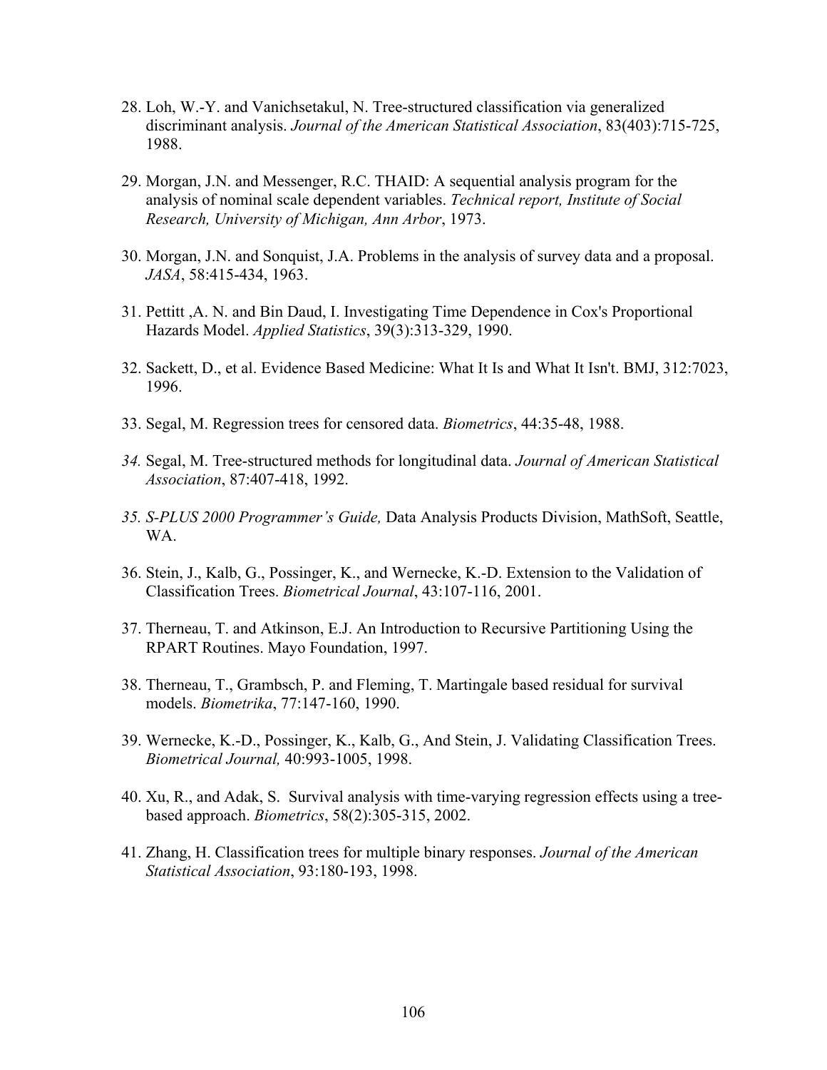28. Loh, W.-Y. and Vanichsetakul, N. Tree-structured classification via generalized discriminant analysis. *Journal of the American Statistical Association*, 83(403):715-725, 1988.

29. Morgan, J.N. and Messenger, R.C. THAID: A sequential analysis program for the analysis of nominal scale dependent variables. *Technical report, Institute of Social Research, University of Michigan, Ann Arbor*, 1973.

30. Morgan, J.N. and Sonquist, J.A. Problems in the analysis of survey data and a proposal. *JASA*, 58:415-434, 1963.

31. Pettitt ,A. N. and Bin Daud, I. Investigating Time Dependence in Cox's Proportional Hazards Model. *Applied Statistics*, 39(3):313-329, 1990.

32. Sackett, D., et al. Evidence Based Medicine: What It Is and What It Isn't. BMJ, 312:7023, 1996.

33. Segal, M. Regression trees for censored data. *Biometrics*, 44:35-48, 1988.

34. Segal, M. Tree-structured methods for longitudinal data. *Journal of American Statistical Association*, 87:407-418, 1992.

35. *S-PLUS 2000 Programmer's Guide,* Data Analysis Products Division, MathSoft, Seattle, WA.

36. Stein, J., Kalb, G., Possinger, K., and Wernecke, K.-D. Extension to the Validation of Classification Trees. *Biometrical Journal*, 43:107-116, 2001.

37. Therneau, T. and Atkinson, E.J. An Introduction to Recursive Partitioning Using the RPART Routines. Mayo Foundation, 1997.

38. Therneau, T., Grambsch, P. and Fleming, T. Martingale based residual for survival models. *Biometrika*, 77:147-160, 1990.

39. Wernecke, K.-D., Possinger, K., Kalb, G., And Stein, J. Validating Classification Trees. *Biometrical Journal,* 40:993-1005, 1998.

40. Xu, R., and Adak, S. Survival analysis with time-varying regression effects using a tree-based approach. *Biometrics*, 58(2):305-315, 2002.

41. Zhang, H. Classification trees for multiple binary responses. *Journal of the American Statistical Association*, 93:180-193, 1998.